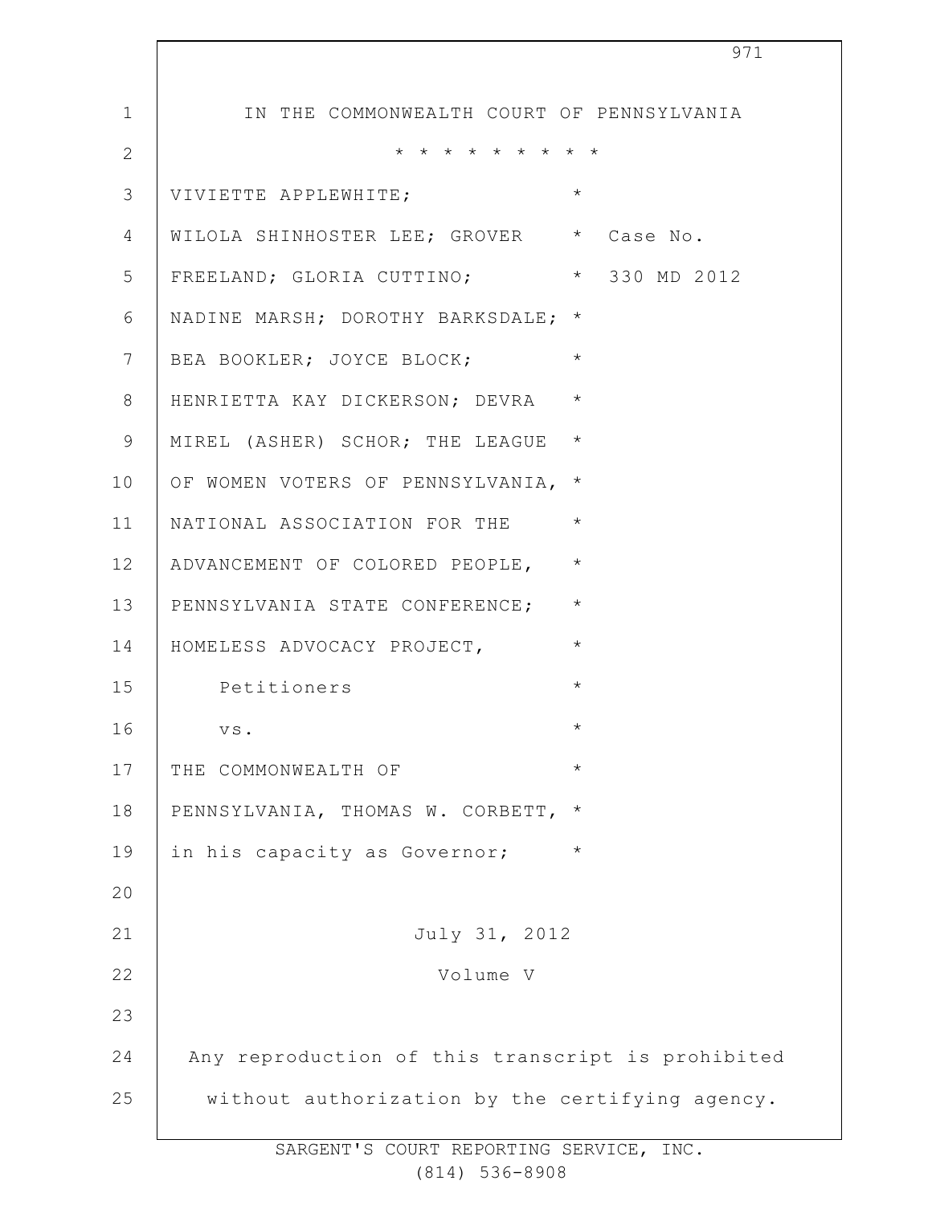IN THE COMMONWEALTH COURT OF PENNSYLVANIA

* * * * * * * * * *

VIVIETTE APPLEWHITE; WILOLA SHINHOSTER LEE; GROVER FREELAND; GLORIA CUTTINO; NADINE MARSH; DOROTHY BARKSDALE; BEA BOOKLER; JOYCE BLOCK; HENRIETTA KAY DICKERSON; DEVRA MIREL (ASHER) SCHOR; THE LEAGUE OF WOMEN VOTERS OF PENNSYLVANIA, NATIONAL ASSOCIATION FOR THE ADVANCEMENT OF COLORED PEOPLE, PENNSYLVANIA STATE CONFERENCE; HOMELESS ADVOCACY PROJECT,

Petitioners

vs.

THE COMMONWEALTH OF PENNSYLVANIA, THOMAS W. CORBETT, in his capacity as Governor;

Case No. 330 MD 2012

July 31, 2012

Volume V

Any reproduction of this transcript is prohibited without authorization by the certifying agency.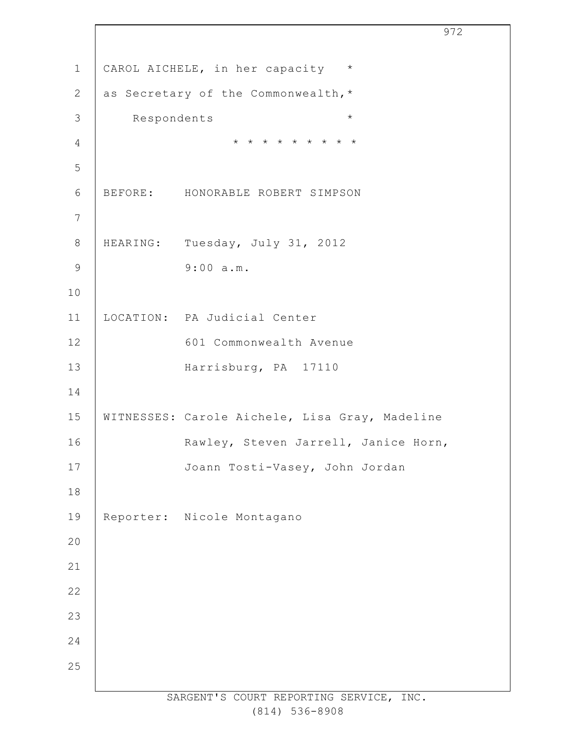CAROL AICHELE, in her capacity *
as Secretary of the Commonwealth,*
Respondents *

* * * * * * * * *

BEFORE: HONORABLE ROBERT SIMPSON

HEARING: Tuesday, July 31, 2012
9:00 a.m.

LOCATION: PA Judicial Center
601 Commonwealth Avenue
Harrisburg, PA 17110

WITNESSES: Carole Aichele, Lisa Gray, Madeline Rawley, Steven Jarrell, Janice Horn, Joann Tosti-Vasey, John Jordan

Reporter: Nicole Montagano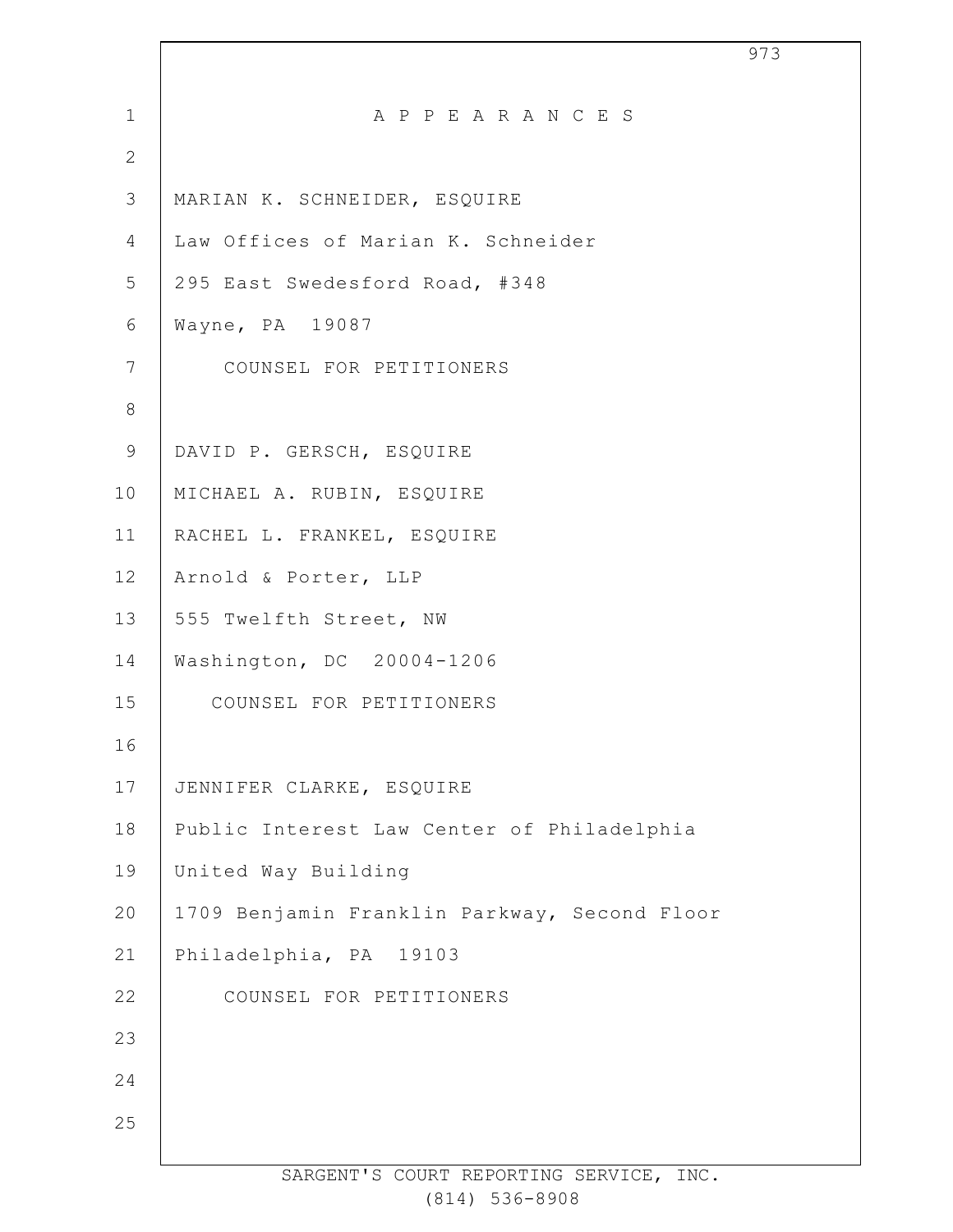# A P P E A R A N C E S

MARIAN K. SCHNEIDER, ESQUIRE
Law Offices of Marian K. Schneider
295 East Swedesford Road, #348
Wayne, PA 19087
COUNSEL FOR PETITIONERS

DAVID P. GERSCH, ESQUIRE
MICHAEL A. RUBIN, ESQUIRE
RACHEL L. FRANKEL, ESQUIRE
Arnold & Porter, LLP
555 Twelfth Street, NW
Washington, DC 20004-1206
COUNSEL FOR PETITIONERS

JENNIFER CLARKE, ESQUIRE
Public Interest Law Center of Philadelphia
United Way Building
1709 Benjamin Franklin Parkway, Second Floor
Philadelphia, PA 19103
COUNSEL FOR PETITIONERS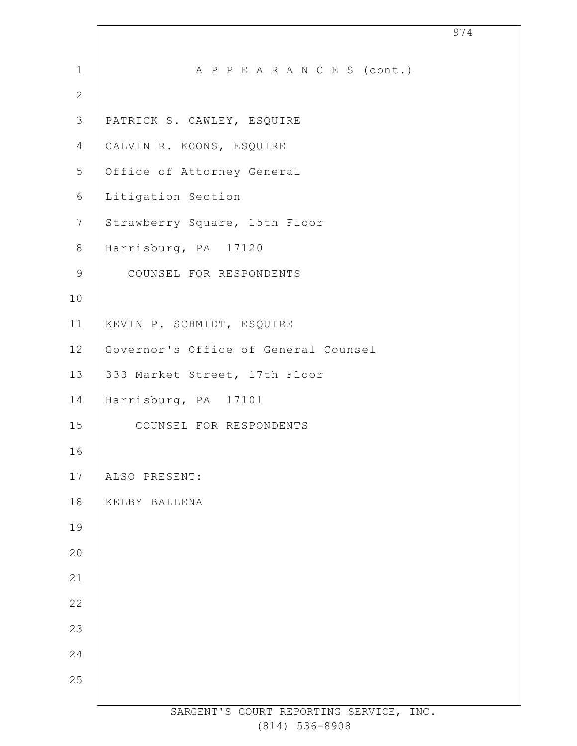A P P E A R A N C E S (cont.)

PATRICK S. CAWLEY, ESQUIRE
CALVIN R. KOONS, ESQUIRE
Office of Attorney General
Litigation Section
Strawberry Square, 15th Floor
Harrisburg, PA 17120
COUNSEL FOR RESPONDENTS

KEVIN P. SCHMIDT, ESQUIRE
Governor's Office of General Counsel
333 Market Street, 17th Floor
Harrisburg, PA 17101
COUNSEL FOR RESPONDENTS

ALSO PRESENT:
KELBY BALLENA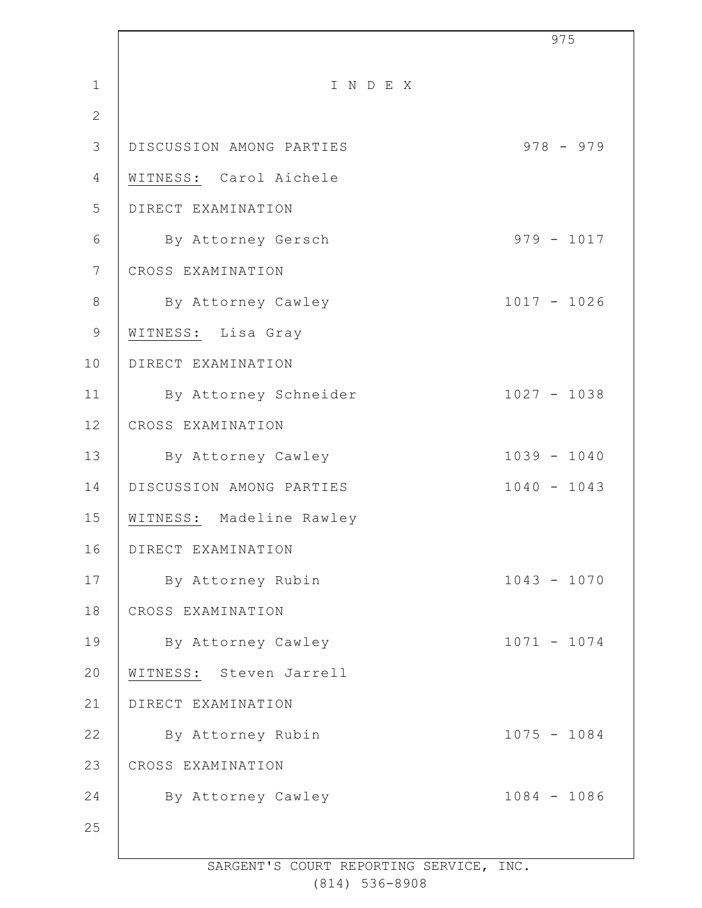# I N D E X

| | |
|---|---|
| DISCUSSION AMONG PARTIES | 978 - 979 |
| WITNESS: Carol Aichele | |
| DIRECT EXAMINATION | |
| By Attorney Gersch | 979 - 1017 |
| CROSS EXAMINATION | |
| By Attorney Cawley | 1017 - 1026 |
| WITNESS: Lisa Gray | |
| DIRECT EXAMINATION | |
| By Attorney Schneider | 1027 - 1038 |
| CROSS EXAMINATION | |
| By Attorney Cawley | 1039 - 1040 |
| DISCUSSION AMONG PARTIES | 1040 - 1043 |
| WITNESS: Madeline Rawley | |
| DIRECT EXAMINATION | |
| By Attorney Rubin | 1043 - 1070 |
| CROSS EXAMINATION | |
| By Attorney Cawley | 1071 - 1074 |
| WITNESS: Steven Jarrell | |
| DIRECT EXAMINATION | |
| By Attorney Rubin | 1075 - 1084 |
| CROSS EXAMINATION | |
| By Attorney Cawley | 1084 - 1086 |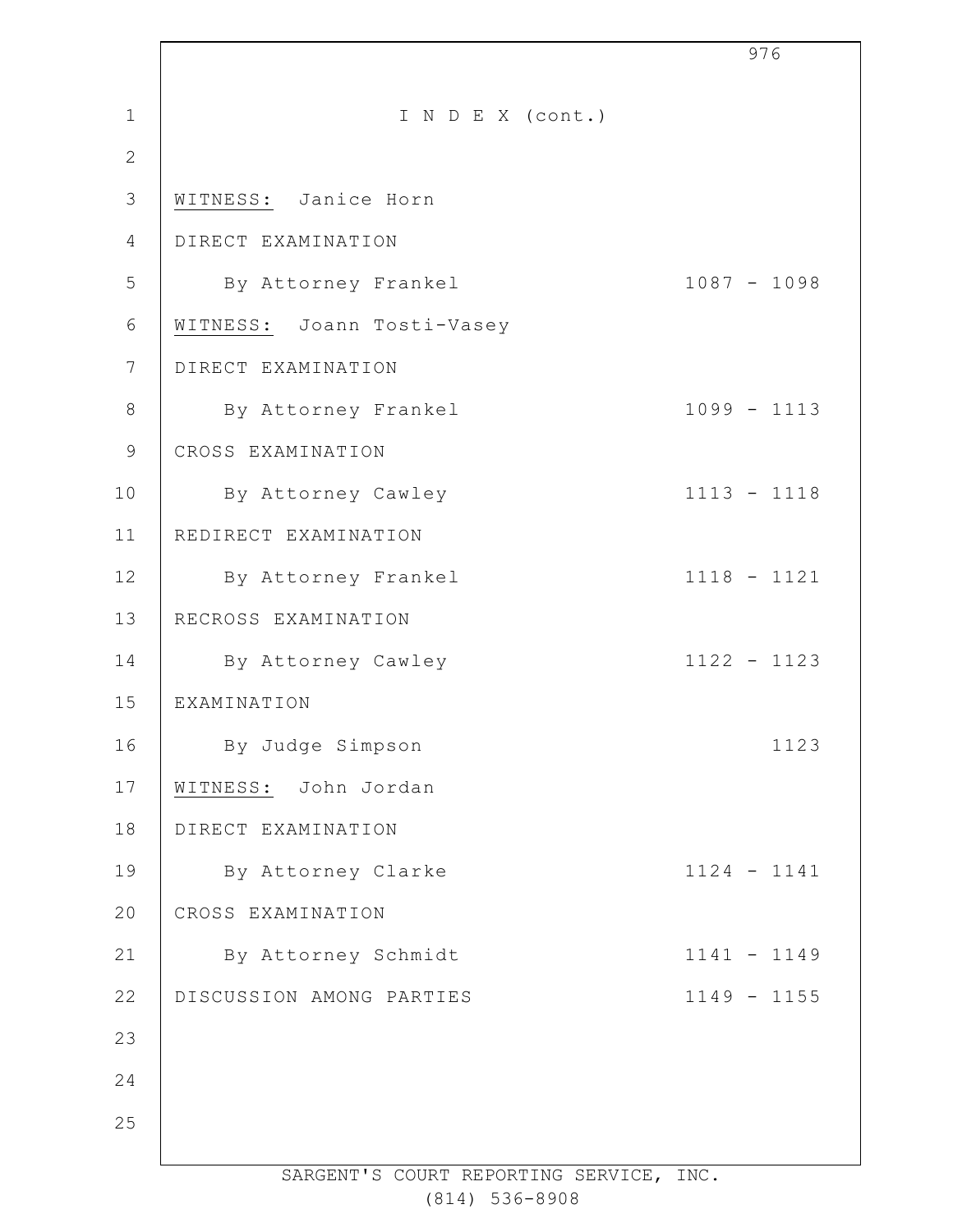# I N D E X (cont.)

WITNESS: Janice Horn

DIRECT EXAMINATION

| | |
|---|---|
| By Attorney Frankel | 1087 - 1098 |

WITNESS: Joann Tosti-Vasey

| | |
|---|---|
| DIRECT EXAMINATION | |
| By Attorney Frankel | 1099 - 1113 |
| CROSS EXAMINATION | |
| By Attorney Cawley | 1113 - 1118 |
| REDIRECT EXAMINATION | |
| By Attorney Frankel | 1118 - 1121 |
| RECROSS EXAMINATION | |
| By Attorney Cawley | 1122 - 1123 |
| EXAMINATION | |
| By Judge Simpson | 1123 |

WITNESS: John Jordan

| | |
|---|---|
| DIRECT EXAMINATION | |
| By Attorney Clarke | 1124 - 1141 |
| CROSS EXAMINATION | |
| By Attorney Schmidt | 1141 - 1149 |
| DISCUSSION AMONG PARTIES | 1149 - 1155 |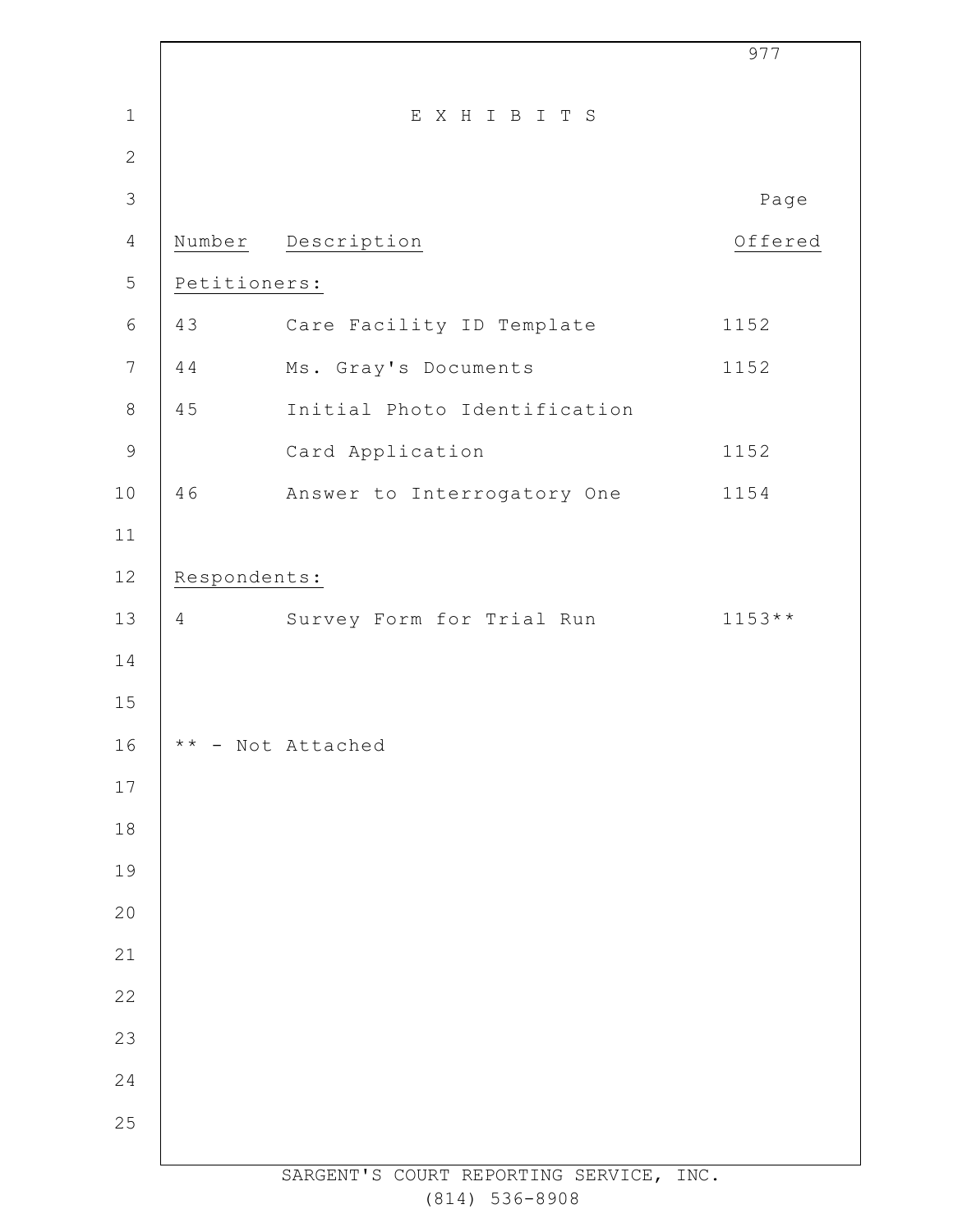# E X H I B I T S

| Number | Description | Page Offered |
|---|---|---|
| **Petitioners:** | | |
| 43 | Care Facility ID Template | 1152 |
| 44 | Ms. Gray's Documents | 1152 |
| 45 | Initial Photo Identification Card Application | 1152 |
| 46 | Answer to Interrogatory One | 1154 |
| **Respondents:** | | |
| 4 | Survey Form for Trial Run | 1153** |

** - Not Attached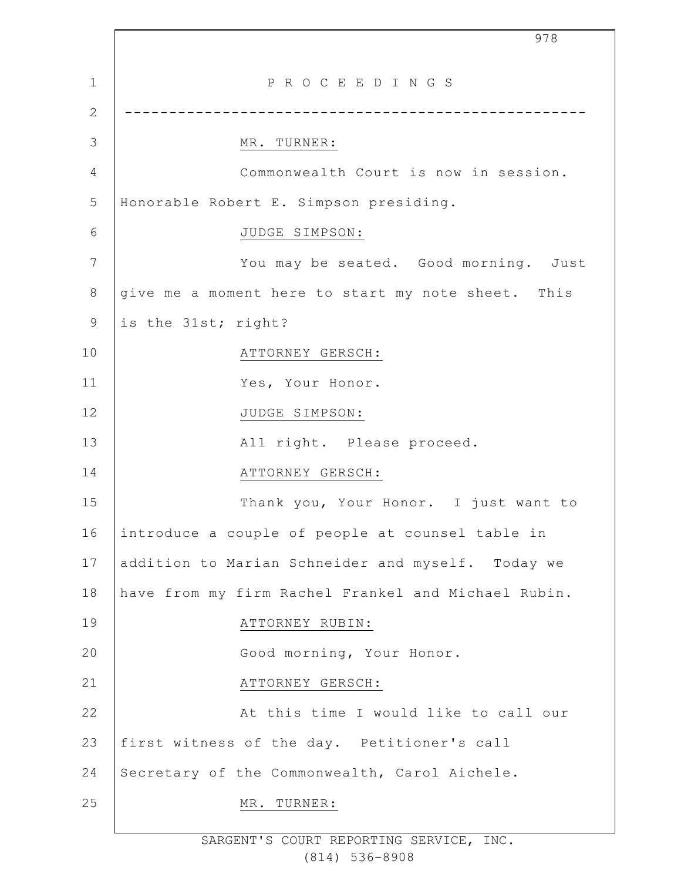P R O C E E D I N G S

---

MR. TURNER:

Commonwealth Court is now in session. Honorable Robert E. Simpson presiding.

JUDGE SIMPSON:

You may be seated. Good morning. Just give me a moment here to start my note sheet. This is the 31st; right?

ATTORNEY GERSCH:

Yes, Your Honor.

JUDGE SIMPSON:

All right. Please proceed.

ATTORNEY GERSCH:

Thank you, Your Honor. I just want to introduce a couple of people at counsel table in addition to Marian Schneider and myself. Today we have from my firm Rachel Frankel and Michael Rubin.

ATTORNEY RUBIN:

Good morning, Your Honor.

ATTORNEY GERSCH:

At this time I would like to call our first witness of the day. Petitioner's call Secretary of the Commonwealth, Carol Aichele.

MR. TURNER: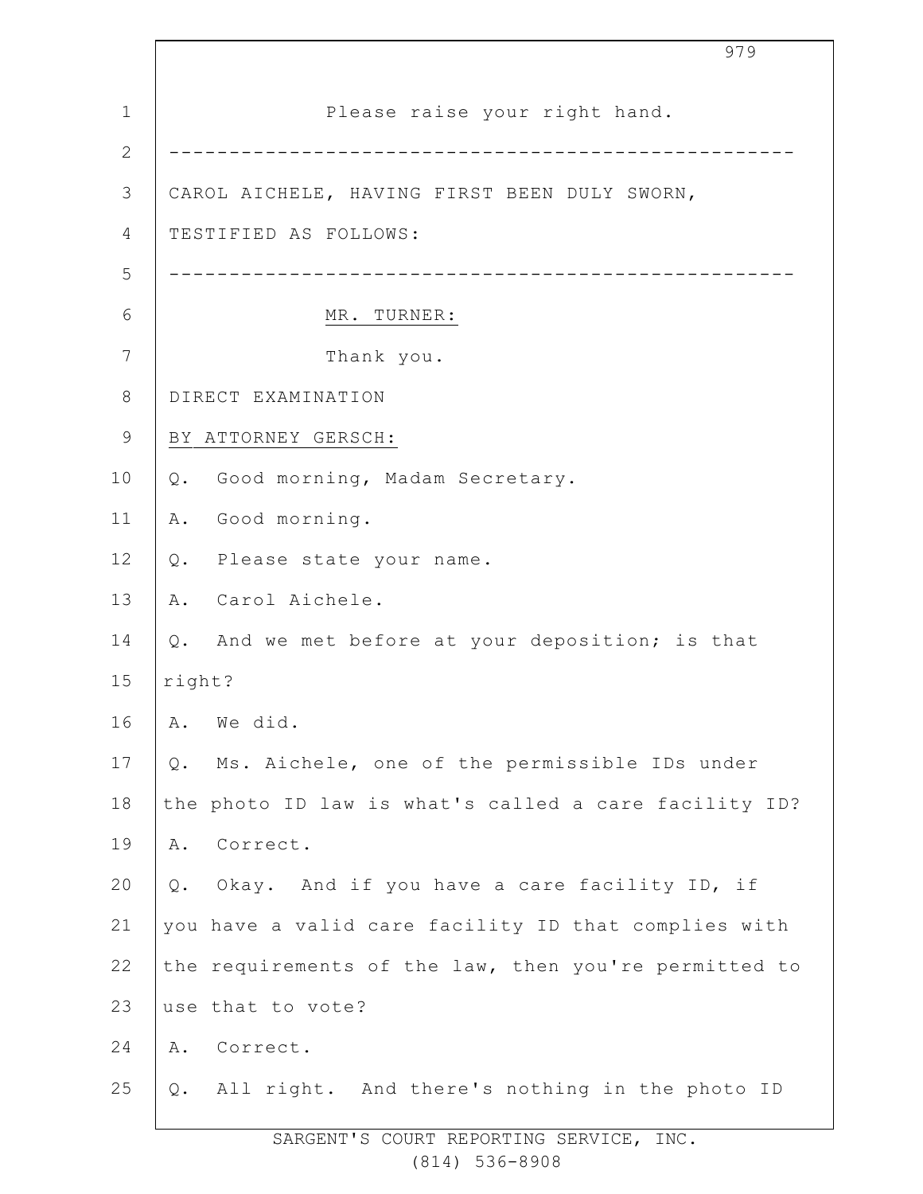Please raise your right hand.

---

CAROL AICHELE, HAVING FIRST BEEN DULY SWORN, TESTIFIED AS FOLLOWS:

---

MR. TURNER:

Thank you.

DIRECT EXAMINATION

BY ATTORNEY GERSCH:

Q. Good morning, Madam Secretary.

A. Good morning.

Q. Please state your name.

A. Carol Aichele.

Q. And we met before at your deposition; is that right?

A. We did.

Q. Ms. Aichele, one of the permissible IDs under the photo ID law is what's called a care facility ID?

A. Correct.

Q. Okay. And if you have a care facility ID, if you have a valid care facility ID that complies with the requirements of the law, then you're permitted to use that to vote?

A. Correct.

Q. All right. And there's nothing in the photo ID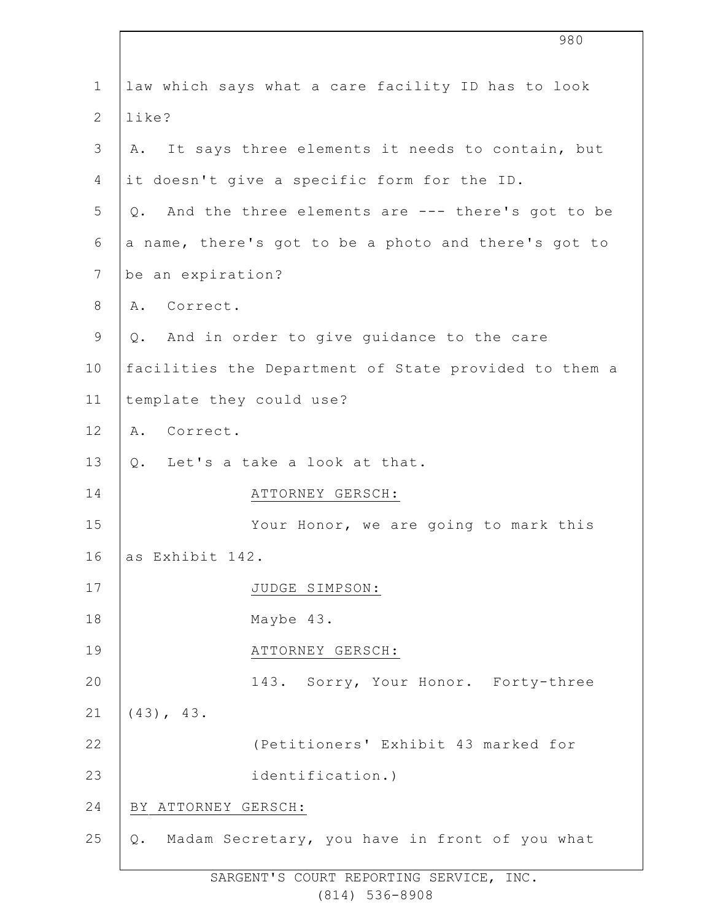law which says what a care facility ID has to look like?

A. It says three elements it needs to contain, but it doesn't give a specific form for the ID.

Q. And the three elements are --- there's got to be a name, there's got to be a photo and there's got to be an expiration?

A. Correct.

Q. And in order to give guidance to the care facilities the Department of State provided to them a template they could use?

A. Correct.

Q. Let's a take a look at that.

ATTORNEY GERSCH:

Your Honor, we are going to mark this as Exhibit 142.

JUDGE SIMPSON:

Maybe 43.

ATTORNEY GERSCH:

143. Sorry, Your Honor. Forty-three (43), 43.

(Petitioners' Exhibit 43 marked for identification.)

BY ATTORNEY GERSCH:

Q. Madam Secretary, you have in front of you what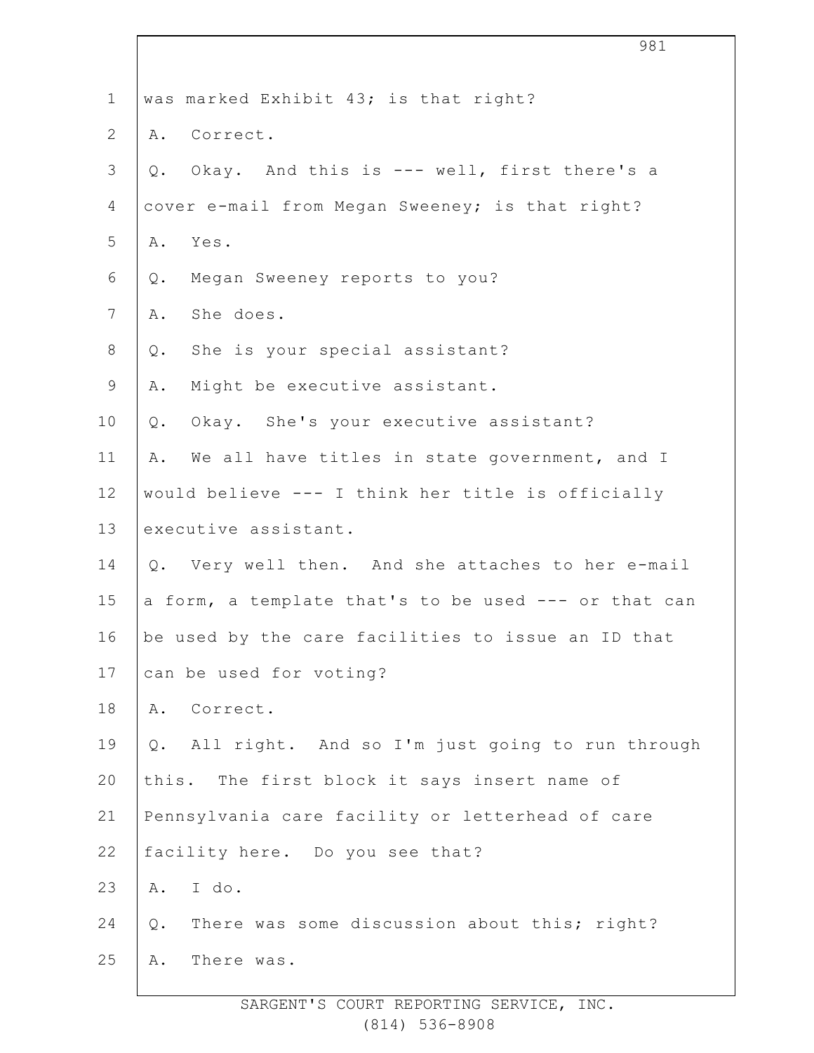was marked Exhibit 43; is that right?

A. Correct.

Q. Okay. And this is --- well, first there's a cover e-mail from Megan Sweeney; is that right?

A. Yes.

Q. Megan Sweeney reports to you?

A. She does.

Q. She is your special assistant?

A. Might be executive assistant.

Q. Okay. She's your executive assistant?

A. We all have titles in state government, and I would believe --- I think her title is officially executive assistant.

Q. Very well then. And she attaches to her e-mail a form, a template that's to be used --- or that can be used by the care facilities to issue an ID that can be used for voting?

A. Correct.

Q. All right. And so I'm just going to run through this. The first block it says insert name of Pennsylvania care facility or letterhead of care facility here. Do you see that?

A. I do.

Q. There was some discussion about this; right?

A. There was.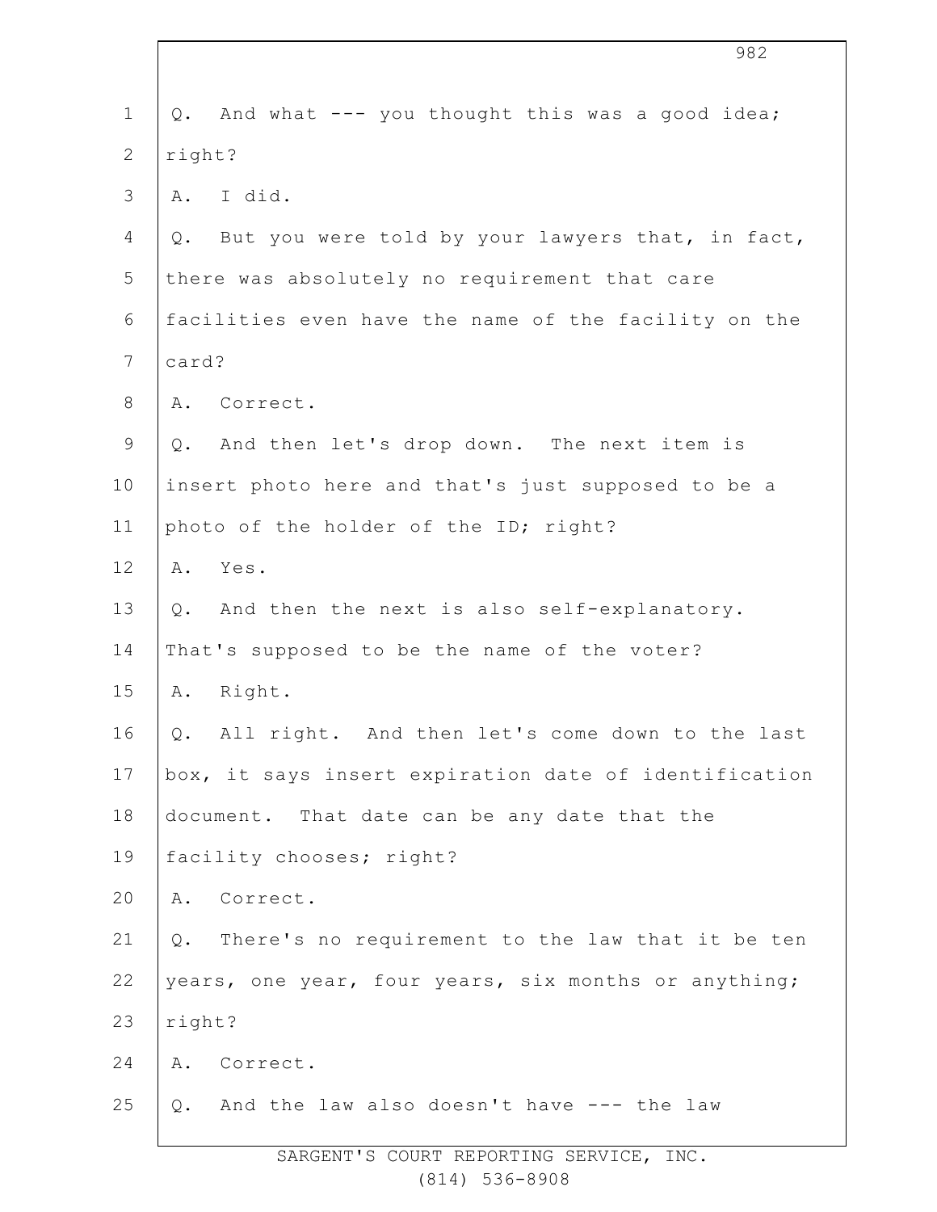Q. And what --- you thought this was a good idea; right?

A. I did.

Q. But you were told by your lawyers that, in fact, there was absolutely no requirement that care facilities even have the name of the facility on the card?

A. Correct.

Q. And then let's drop down. The next item is insert photo here and that's just supposed to be a photo of the holder of the ID; right?

A. Yes.

Q. And then the next is also self-explanatory. That's supposed to be the name of the voter?

A. Right.

Q. All right. And then let's come down to the last box, it says insert expiration date of identification document. That date can be any date that the facility chooses; right?

A. Correct.

Q. There's no requirement to the law that it be ten years, one year, four years, six months or anything; right?

A. Correct.

Q. And the law also doesn't have --- the law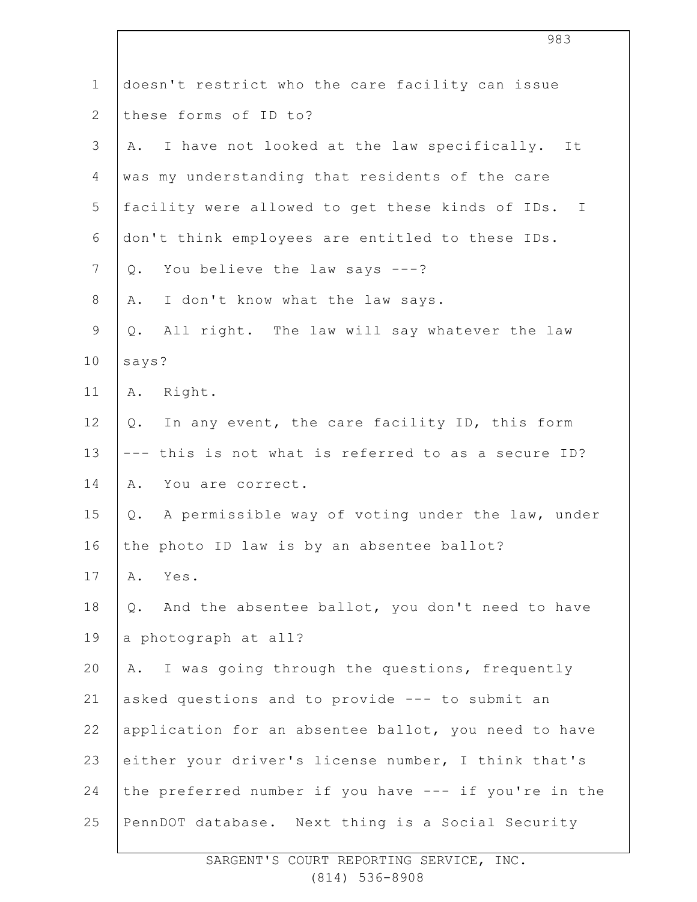doesn't restrict who the care facility can issue these forms of ID to?

A. I have not looked at the law specifically. It was my understanding that residents of the care facility were allowed to get these kinds of IDs. I don't think employees are entitled to these IDs.

Q. You believe the law says ---?

A. I don't know what the law says.

Q. All right. The law will say whatever the law says?

A. Right.

Q. In any event, the care facility ID, this form --- this is not what is referred to as a secure ID?

A. You are correct.

Q. A permissible way of voting under the law, under the photo ID law is by an absentee ballot?

A. Yes.

Q. And the absentee ballot, you don't need to have a photograph at all?

A. I was going through the questions, frequently asked questions and to provide --- to submit an application for an absentee ballot, you need to have either your driver's license number, I think that's the preferred number if you have --- if you're in the PennDOT database. Next thing is a Social Security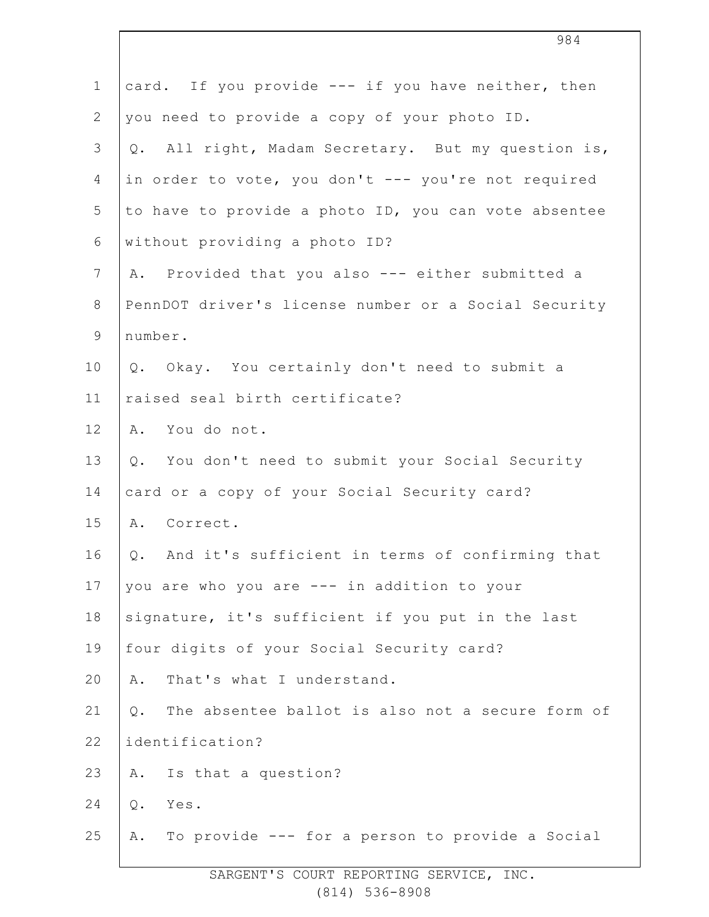card. If you provide --- if you have neither, then you need to provide a copy of your photo ID.

Q. All right, Madam Secretary. But my question is, in order to vote, you don't --- you're not required to have to provide a photo ID, you can vote absentee without providing a photo ID?

A. Provided that you also --- either submitted a PennDOT driver's license number or a Social Security number.

Q. Okay. You certainly don't need to submit a raised seal birth certificate?

A. You do not.

Q. You don't need to submit your Social Security card or a copy of your Social Security card?

A. Correct.

Q. And it's sufficient in terms of confirming that you are who you are --- in addition to your signature, it's sufficient if you put in the last four digits of your Social Security card?

A. That's what I understand.

Q. The absentee ballot is also not a secure form of identification?

A. Is that a question?

Q. Yes.

A. To provide --- for a person to provide a Social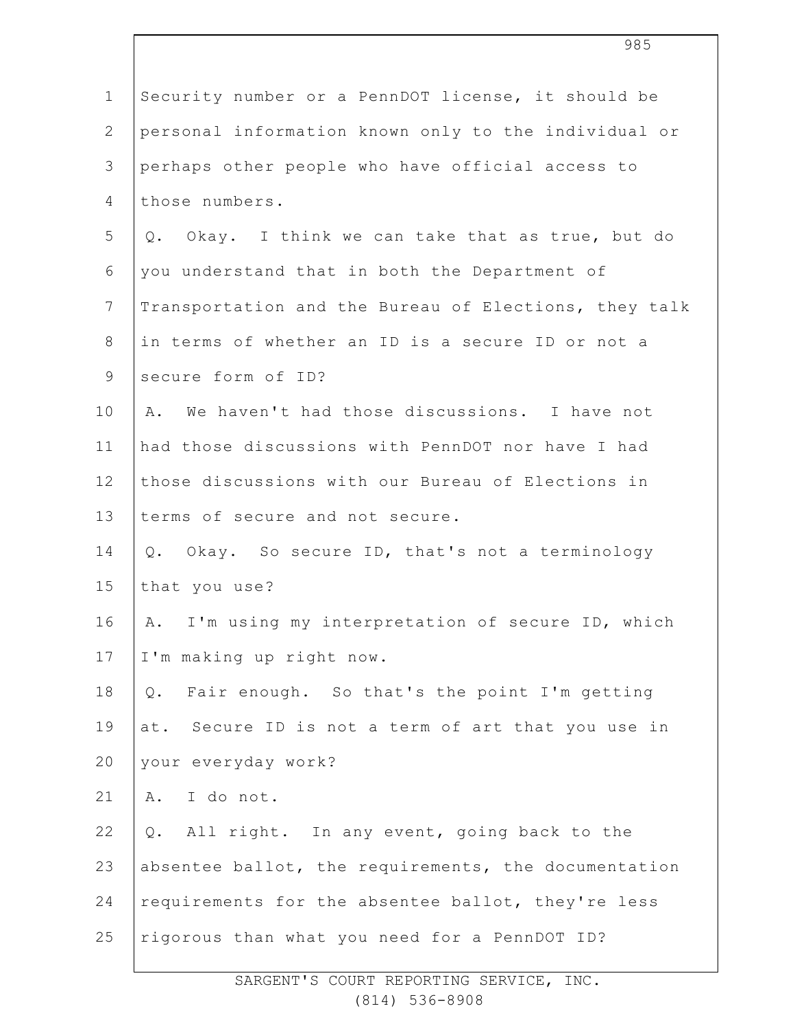Security number or a PennDOT license, it should be personal information known only to the individual or perhaps other people who have official access to those numbers.

Q. Okay. I think we can take that as true, but do you understand that in both the Department of Transportation and the Bureau of Elections, they talk in terms of whether an ID is a secure ID or not a secure form of ID?

A. We haven't had those discussions. I have not had those discussions with PennDOT nor have I had those discussions with our Bureau of Elections in terms of secure and not secure.

Q. Okay. So secure ID, that's not a terminology that you use?

A. I'm using my interpretation of secure ID, which I'm making up right now.

Q. Fair enough. So that's the point I'm getting at. Secure ID is not a term of art that you use in your everyday work?

A. I do not.

Q. All right. In any event, going back to the absentee ballot, the requirements, the documentation requirements for the absentee ballot, they're less rigorous than what you need for a PennDOT ID?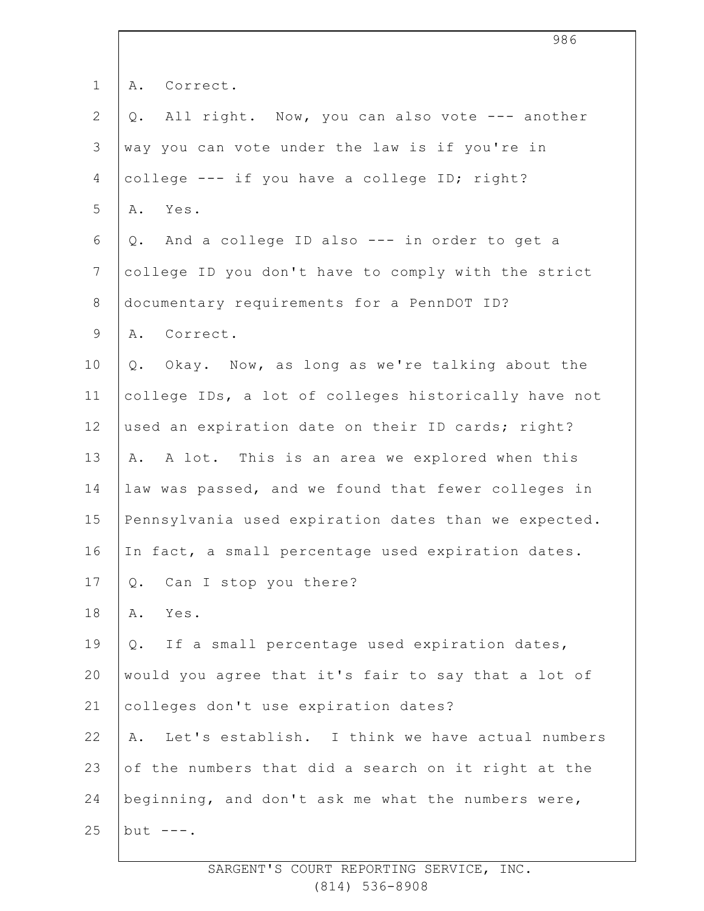A. Correct.

Q. All right. Now, you can also vote --- another way you can vote under the law is if you're in college --- if you have a college ID; right?

A. Yes.

Q. And a college ID also --- in order to get a college ID you don't have to comply with the strict documentary requirements for a PennDOT ID?

A. Correct.

Q. Okay. Now, as long as we're talking about the college IDs, a lot of colleges historically have not used an expiration date on their ID cards; right?

A. A lot. This is an area we explored when this law was passed, and we found that fewer colleges in Pennsylvania used expiration dates than we expected. In fact, a small percentage used expiration dates.

Q. Can I stop you there?

A. Yes.

Q. If a small percentage used expiration dates, would you agree that it's fair to say that a lot of colleges don't use expiration dates?

A. Let's establish. I think we have actual numbers of the numbers that did a search on it right at the beginning, and don't ask me what the numbers were, but ---.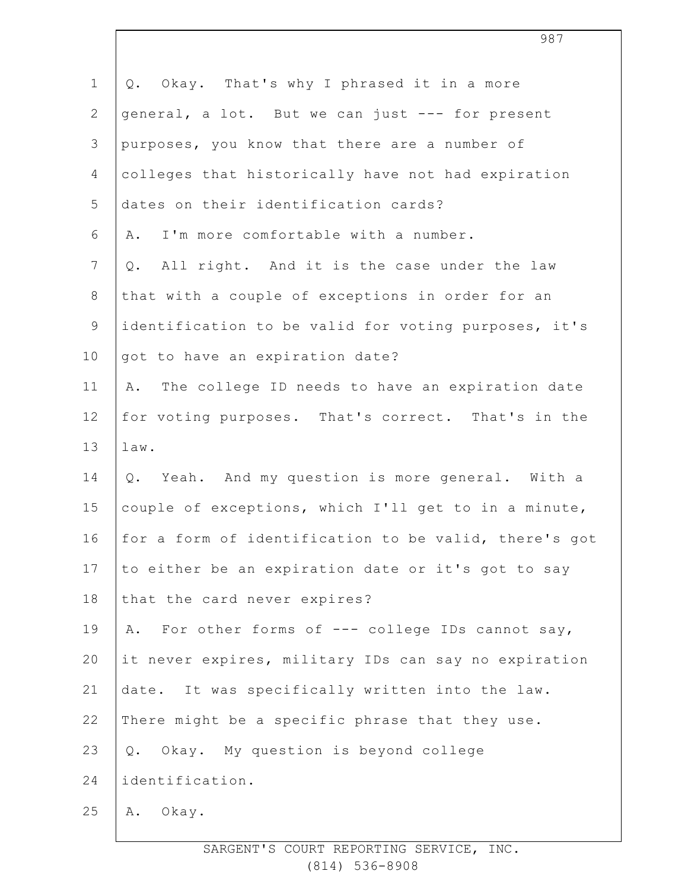Q. Okay. That's why I phrased it in a more general, a lot. But we can just --- for present purposes, you know that there are a number of colleges that historically have not had expiration dates on their identification cards?

A. I'm more comfortable with a number.

Q. All right. And it is the case under the law that with a couple of exceptions in order for an identification to be valid for voting purposes, it's got to have an expiration date?

A. The college ID needs to have an expiration date for voting purposes. That's correct. That's in the law.

Q. Yeah. And my question is more general. With a couple of exceptions, which I'll get to in a minute, for a form of identification to be valid, there's got to either be an expiration date or it's got to say that the card never expires?

A. For other forms of --- college IDs cannot say, it never expires, military IDs can say no expiration date. It was specifically written into the law. There might be a specific phrase that they use.

Q. Okay. My question is beyond college identification.

A. Okay.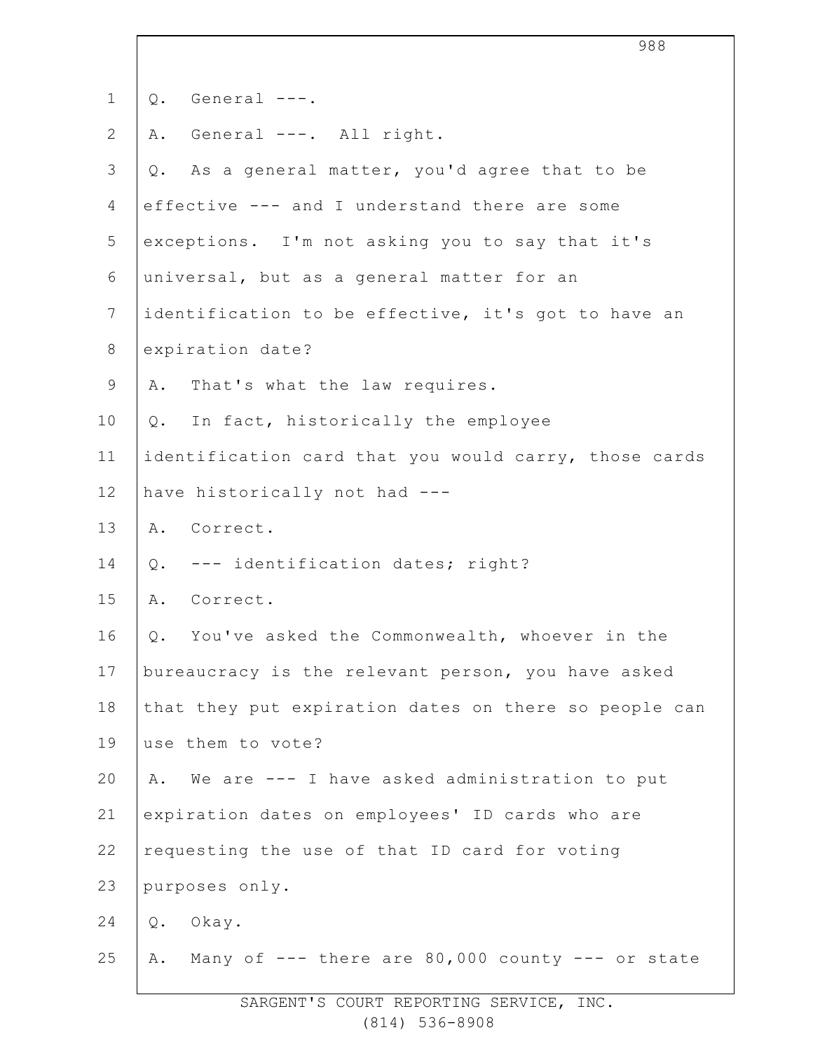Q. General ---.

A. General ---. All right.

Q. As a general matter, you'd agree that to be effective --- and I understand there are some exceptions. I'm not asking you to say that it's universal, but as a general matter for an identification to be effective, it's got to have an expiration date?

A. That's what the law requires.

Q. In fact, historically the employee identification card that you would carry, those cards have historically not had ---

A. Correct.

Q. --- identification dates; right?

A. Correct.

Q. You've asked the Commonwealth, whoever in the bureaucracy is the relevant person, you have asked that they put expiration dates on there so people can use them to vote?

A. We are --- I have asked administration to put expiration dates on employees' ID cards who are requesting the use of that ID card for voting purposes only.

Q. Okay.

A. Many of --- there are 80,000 county --- or state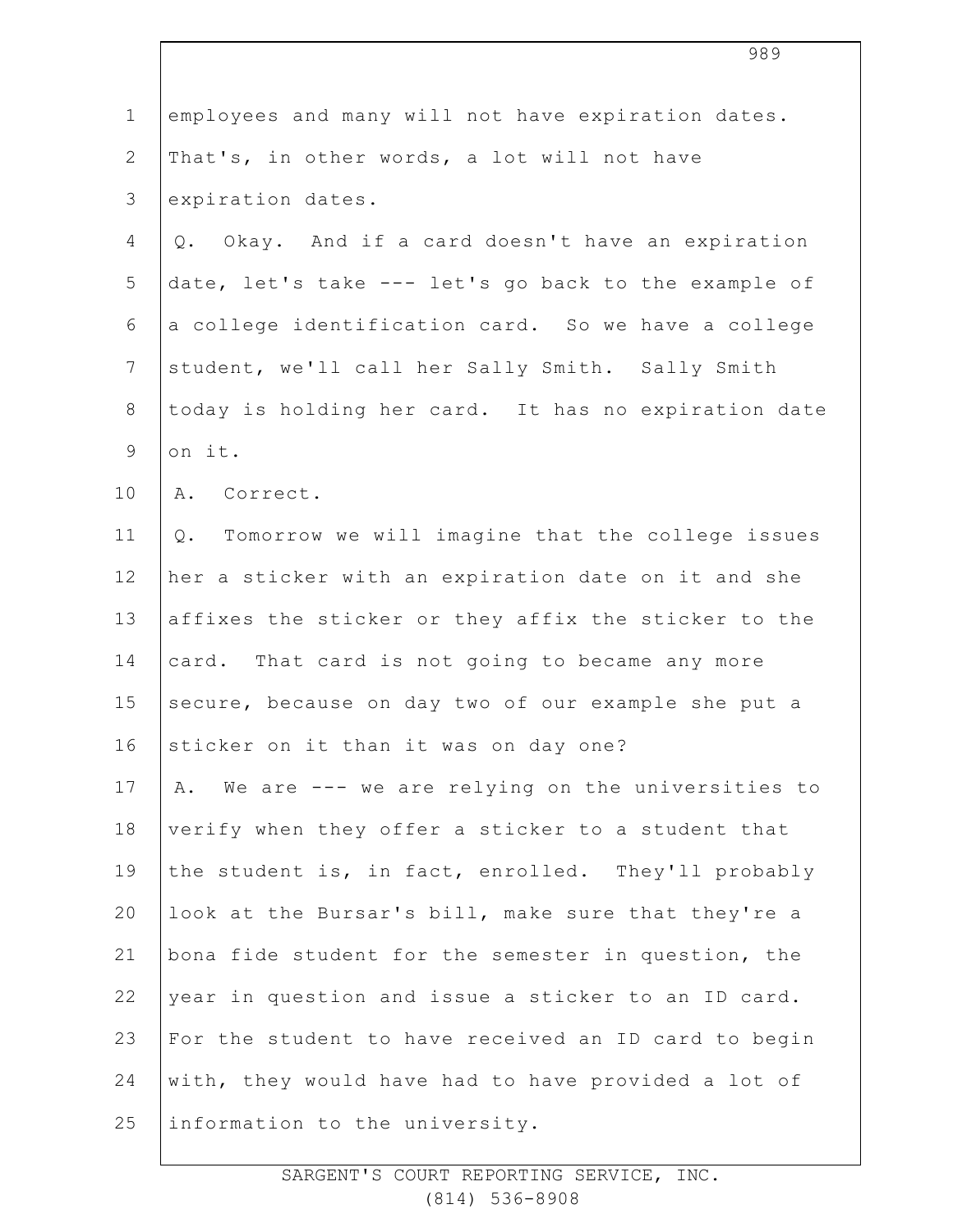employees and many will not have expiration dates. That's, in other words, a lot will not have expiration dates.

Q. Okay. And if a card doesn't have an expiration date, let's take --- let's go back to the example of a college identification card. So we have a college student, we'll call her Sally Smith. Sally Smith today is holding her card. It has no expiration date on it.

A. Correct.

Q. Tomorrow we will imagine that the college issues her a sticker with an expiration date on it and she affixes the sticker or they affix the sticker to the card. That card is not going to became any more secure, because on day two of our example she put a sticker on it than it was on day one?

A. We are --- we are relying on the universities to verify when they offer a sticker to a student that the student is, in fact, enrolled. They'll probably look at the Bursar's bill, make sure that they're a bona fide student for the semester in question, the year in question and issue a sticker to an ID card. For the student to have received an ID card to begin with, they would have had to have provided a lot of information to the university.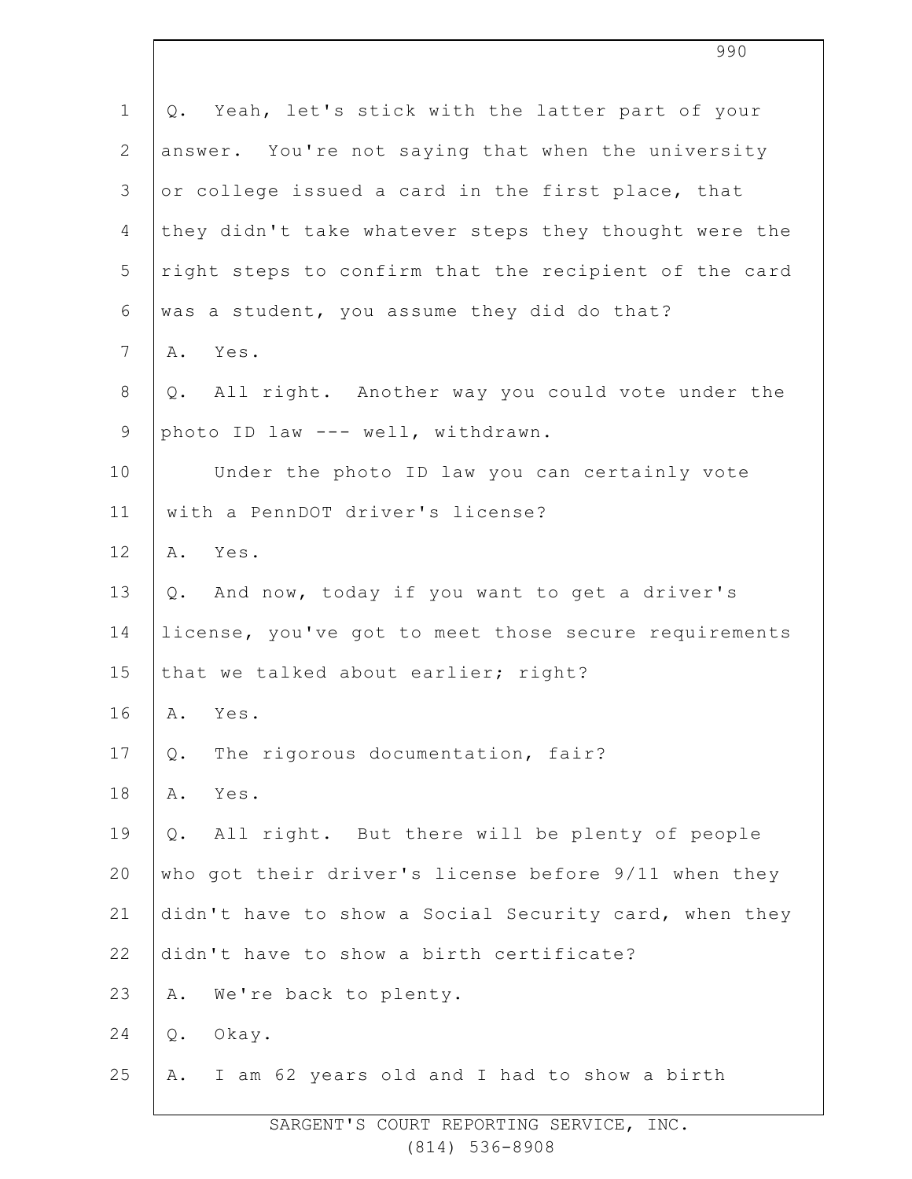Q. Yeah, let's stick with the latter part of your answer. You're not saying that when the university or college issued a card in the first place, that they didn't take whatever steps they thought were the right steps to confirm that the recipient of the card was a student, you assume they did do that?

A. Yes.

Q. All right. Another way you could vote under the photo ID law --- well, withdrawn.

Under the photo ID law you can certainly vote with a PennDOT driver's license?

A. Yes.

Q. And now, today if you want to get a driver's license, you've got to meet those secure requirements that we talked about earlier; right?

A. Yes.

Q. The rigorous documentation, fair?

A. Yes.

Q. All right. But there will be plenty of people who got their driver's license before 9/11 when they didn't have to show a Social Security card, when they didn't have to show a birth certificate?

A. We're back to plenty.

Q. Okay.

A. I am 62 years old and I had to show a birth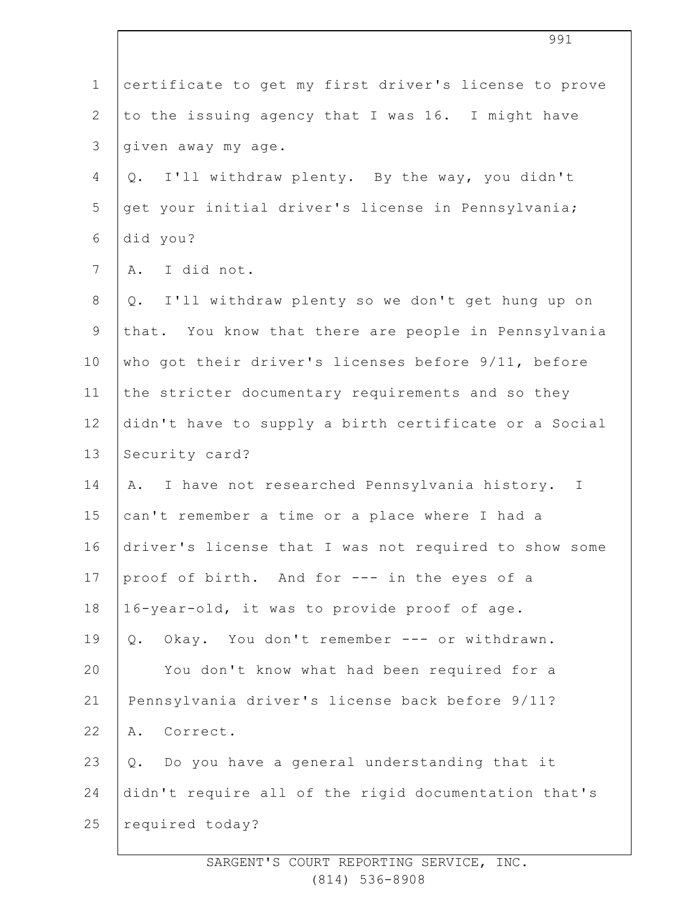certificate to get my first driver's license to prove to the issuing agency that I was 16. I might have given away my age.

Q. I'll withdraw plenty. By the way, you didn't get your initial driver's license in Pennsylvania; did you?

A. I did not.

Q. I'll withdraw plenty so we don't get hung up on that. You know that there are people in Pennsylvania who got their driver's licenses before 9/11, before the stricter documentary requirements and so they didn't have to supply a birth certificate or a Social Security card?

A. I have not researched Pennsylvania history. I can't remember a time or a place where I had a driver's license that I was not required to show some proof of birth. And for --- in the eyes of a 16-year-old, it was to provide proof of age.

Q. Okay. You don't remember --- or withdrawn.

You don't know what had been required for a Pennsylvania driver's license back before 9/11?

A. Correct.

Q. Do you have a general understanding that it didn't require all of the rigid documentation that's required today?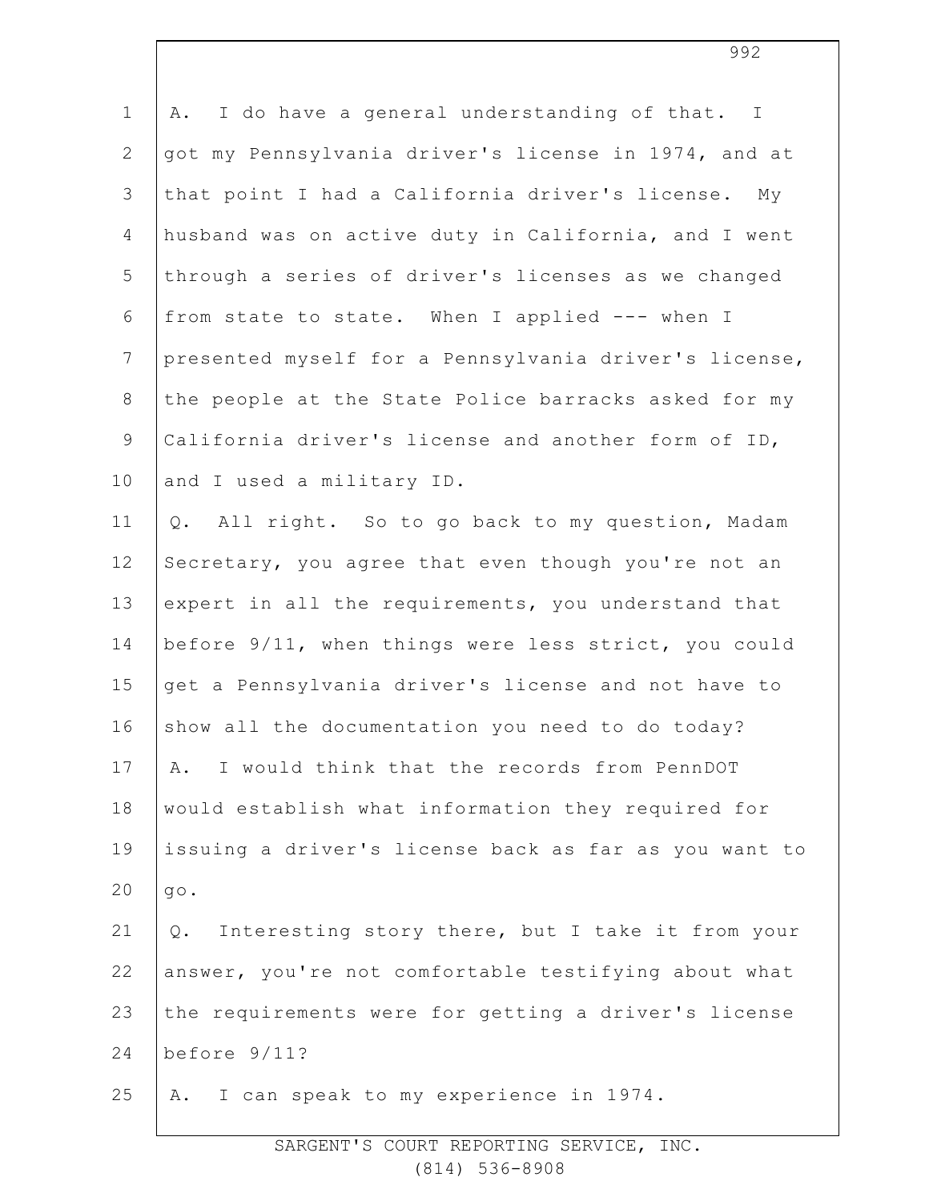A. I do have a general understanding of that. I got my Pennsylvania driver's license in 1974, and at that point I had a California driver's license. My husband was on active duty in California, and I went through a series of driver's licenses as we changed from state to state. When I applied --- when I presented myself for a Pennsylvania driver's license, the people at the State Police barracks asked for my California driver's license and another form of ID, and I used a military ID.

Q. All right. So to go back to my question, Madam Secretary, you agree that even though you're not an expert in all the requirements, you understand that before 9/11, when things were less strict, you could get a Pennsylvania driver's license and not have to show all the documentation you need to do today?

A. I would think that the records from PennDOT would establish what information they required for issuing a driver's license back as far as you want to go.

Q. Interesting story there, but I take it from your answer, you're not comfortable testifying about what the requirements were for getting a driver's license before 9/11?

A. I can speak to my experience in 1974.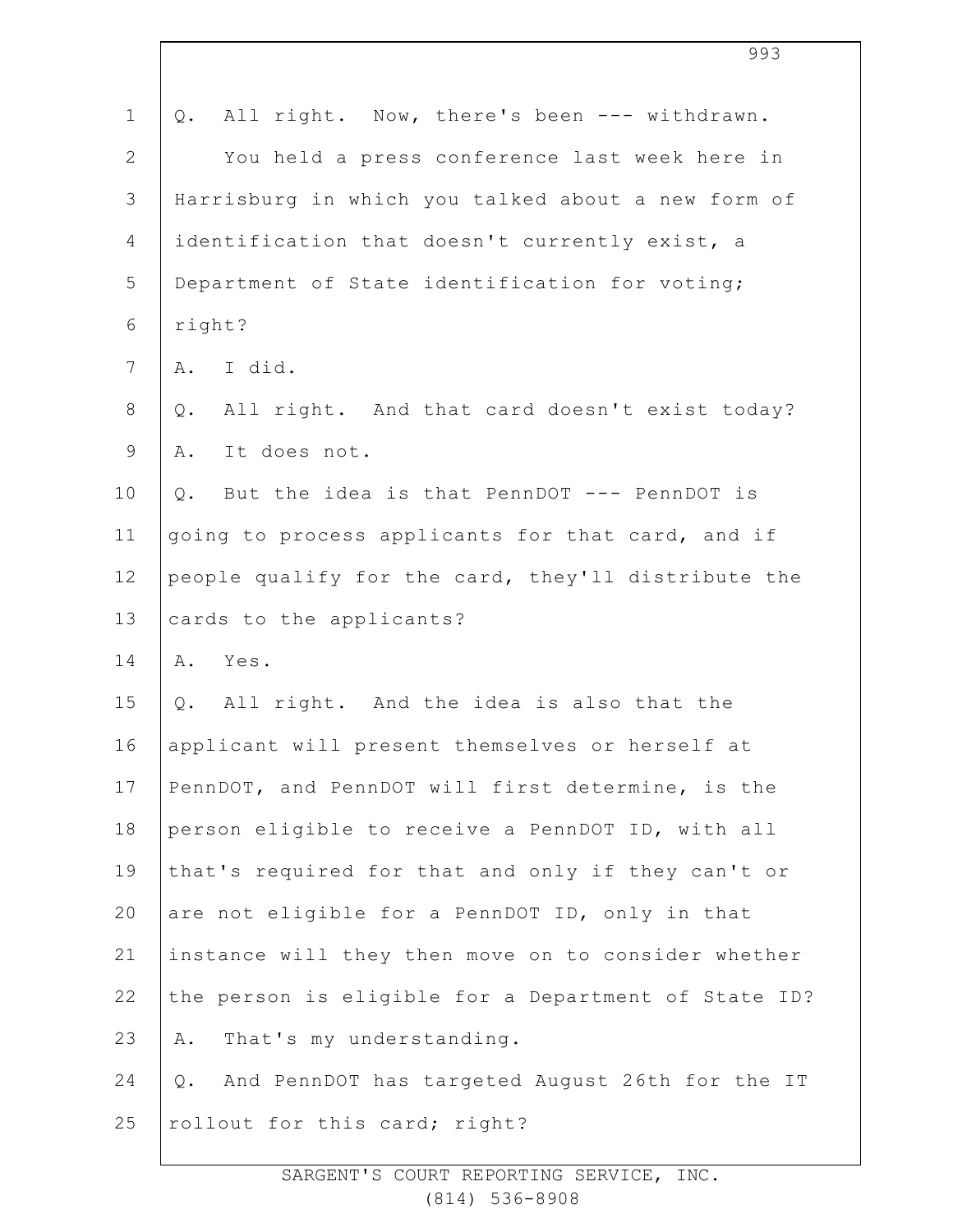Q. All right. Now, there's been --- withdrawn.

You held a press conference last week here in Harrisburg in which you talked about a new form of identification that doesn't currently exist, a Department of State identification for voting; right?

A. I did.

Q. All right. And that card doesn't exist today?

A. It does not.

Q. But the idea is that PennDOT --- PennDOT is going to process applicants for that card, and if people qualify for the card, they'll distribute the cards to the applicants?

A. Yes.

Q. All right. And the idea is also that the applicant will present themselves or herself at PennDOT, and PennDOT will first determine, is the person eligible to receive a PennDOT ID, with all that's required for that and only if they can't or are not eligible for a PennDOT ID, only in that instance will they then move on to consider whether the person is eligible for a Department of State ID?

A. That's my understanding.

Q. And PennDOT has targeted August 26th for the IT rollout for this card; right?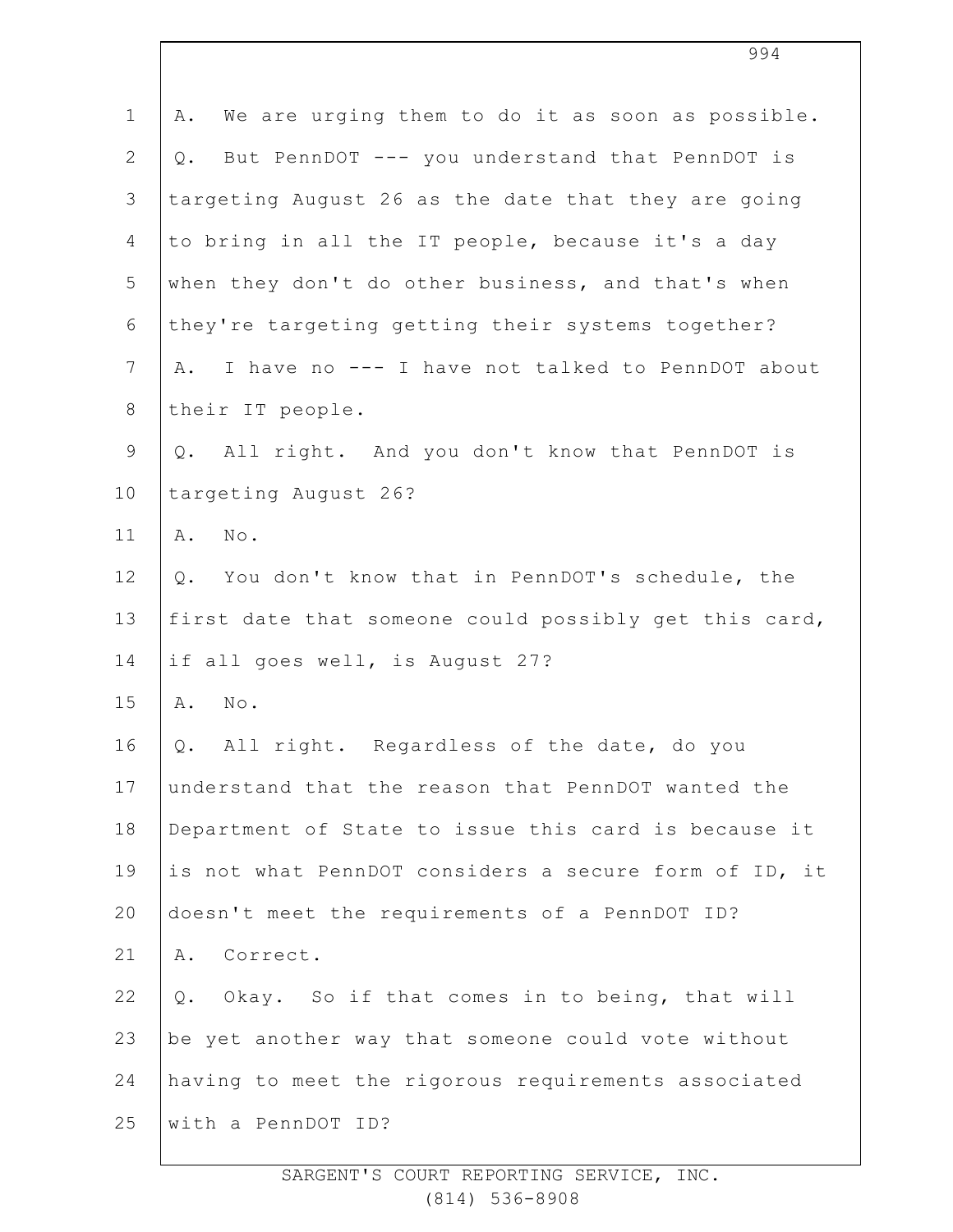A. We are urging them to do it as soon as possible.

Q. But PennDOT --- you understand that PennDOT is targeting August 26 as the date that they are going to bring in all the IT people, because it's a day when they don't do other business, and that's when they're targeting getting their systems together?

A. I have no --- I have not talked to PennDOT about their IT people.

Q. All right. And you don't know that PennDOT is targeting August 26?

A. No.

Q. You don't know that in PennDOT's schedule, the first date that someone could possibly get this card, if all goes well, is August 27?

A. No.

Q. All right. Regardless of the date, do you understand that the reason that PennDOT wanted the Department of State to issue this card is because it is not what PennDOT considers a secure form of ID, it doesn't meet the requirements of a PennDOT ID?

A. Correct.

Q. Okay. So if that comes in to being, that will be yet another way that someone could vote without having to meet the rigorous requirements associated with a PennDOT ID?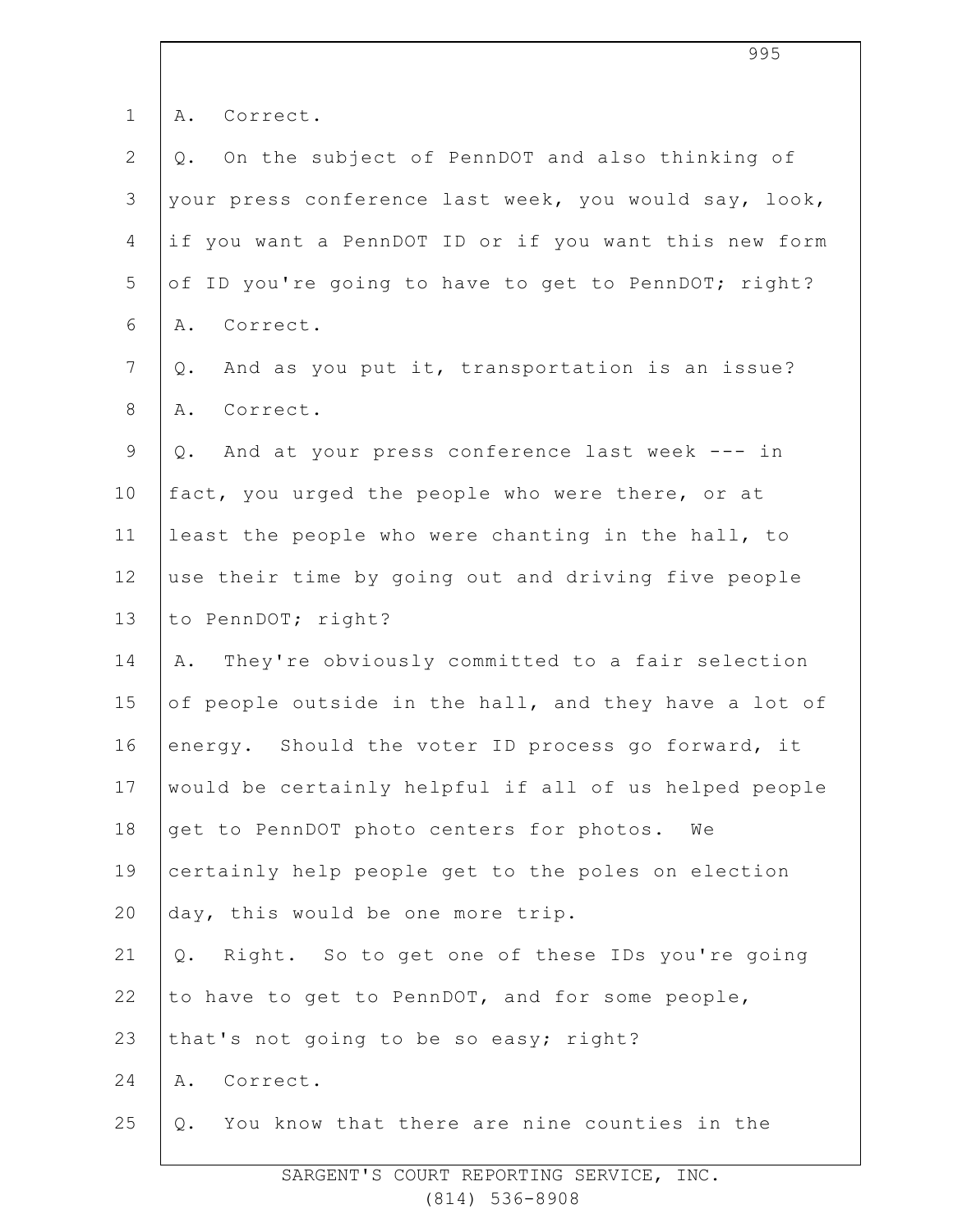A. Correct.

Q. On the subject of PennDOT and also thinking of your press conference last week, you would say, look, if you want a PennDOT ID or if you want this new form of ID you're going to have to get to PennDOT; right?

A. Correct.

Q. And as you put it, transportation is an issue?

A. Correct.

Q. And at your press conference last week --- in fact, you urged the people who were there, or at least the people who were chanting in the hall, to use their time by going out and driving five people to PennDOT; right?

A. They're obviously committed to a fair selection of people outside in the hall, and they have a lot of energy. Should the voter ID process go forward, it would be certainly helpful if all of us helped people get to PennDOT photo centers for photos. We certainly help people get to the poles on election day, this would be one more trip.

Q. Right. So to get one of these IDs you're going to have to get to PennDOT, and for some people, that's not going to be so easy; right?

A. Correct.

Q. You know that there are nine counties in the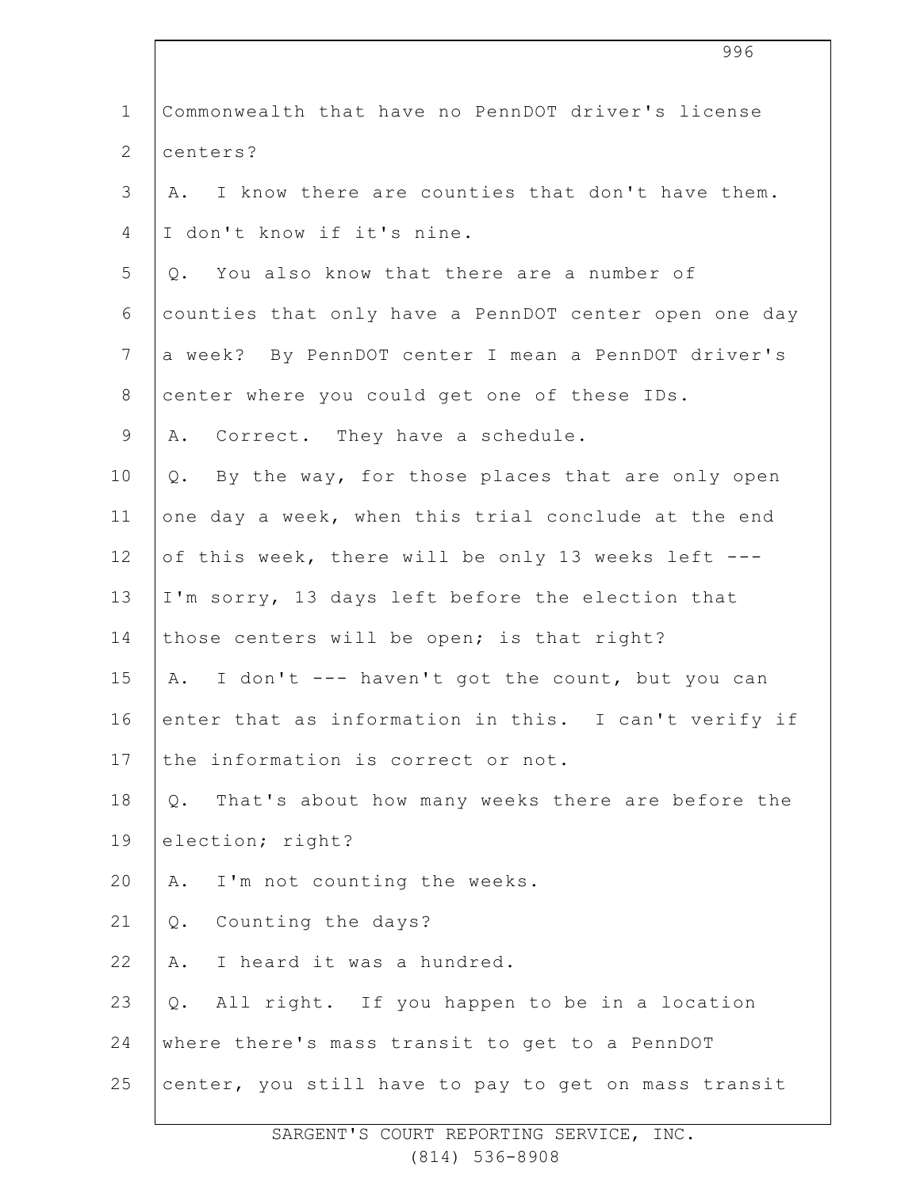Commonwealth that have no PennDOT driver's license centers?

A. I know there are counties that don't have them. I don't know if it's nine.

Q. You also know that there are a number of counties that only have a PennDOT center open one day a week? By PennDOT center I mean a PennDOT driver's center where you could get one of these IDs.

A. Correct. They have a schedule.

Q. By the way, for those places that are only open one day a week, when this trial conclude at the end of this week, there will be only 13 weeks left --- I'm sorry, 13 days left before the election that those centers will be open; is that right?

A. I don't --- haven't got the count, but you can enter that as information in this. I can't verify if the information is correct or not.

Q. That's about how many weeks there are before the election; right?

A. I'm not counting the weeks.

Q. Counting the days?

A. I heard it was a hundred.

Q. All right. If you happen to be in a location where there's mass transit to get to a PennDOT center, you still have to pay to get on mass transit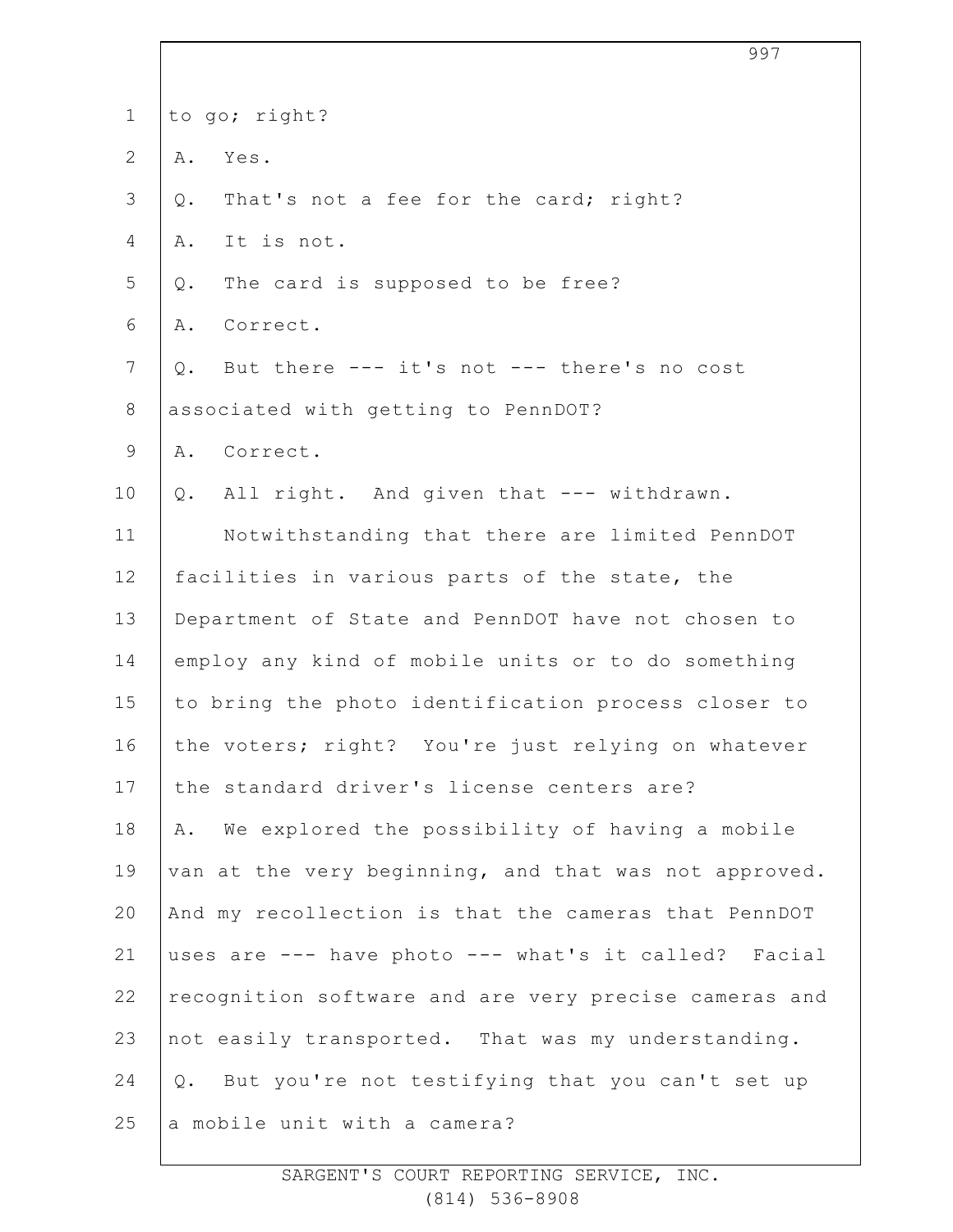to go; right?

A. Yes.

Q. That's not a fee for the card; right?

A. It is not.

Q. The card is supposed to be free?

A. Correct.

Q. But there --- it's not --- there's no cost associated with getting to PennDOT?

A. Correct.

Q. All right. And given that --- withdrawn.

Notwithstanding that there are limited PennDOT facilities in various parts of the state, the Department of State and PennDOT have not chosen to employ any kind of mobile units or to do something to bring the photo identification process closer to the voters; right? You're just relying on whatever the standard driver's license centers are?

A. We explored the possibility of having a mobile van at the very beginning, and that was not approved. And my recollection is that the cameras that PennDOT uses are --- have photo --- what's it called? Facial recognition software and are very precise cameras and not easily transported. That was my understanding.

Q. But you're not testifying that you can't set up a mobile unit with a camera?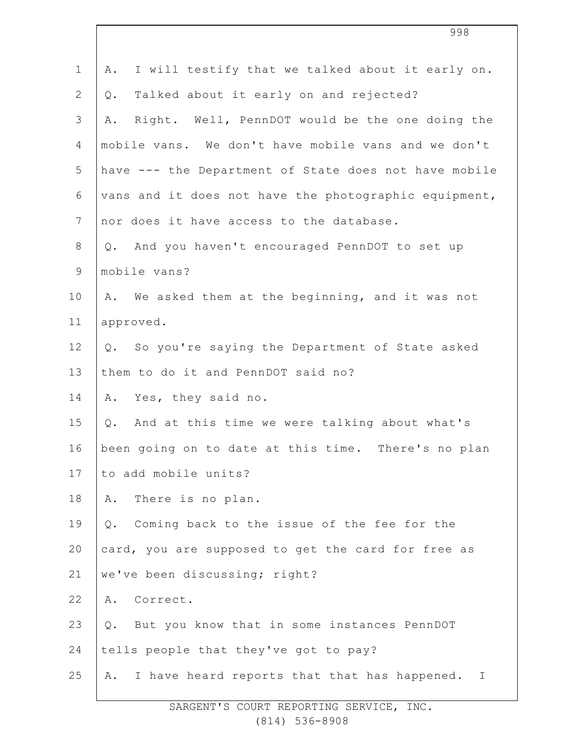A. I will testify that we talked about it early on.

Q. Talked about it early on and rejected?

A. Right. Well, PennDOT would be the one doing the mobile vans. We don't have mobile vans and we don't have --- the Department of State does not have mobile vans and it does not have the photographic equipment, nor does it have access to the database.

Q. And you haven't encouraged PennDOT to set up mobile vans?

A. We asked them at the beginning, and it was not approved.

Q. So you're saying the Department of State asked them to do it and PennDOT said no?

A. Yes, they said no.

Q. And at this time we were talking about what's been going on to date at this time. There's no plan to add mobile units?

A. There is no plan.

Q. Coming back to the issue of the fee for the card, you are supposed to get the card for free as we've been discussing; right?

A. Correct.

Q. But you know that in some instances PennDOT tells people that they've got to pay?

A. I have heard reports that that has happened. I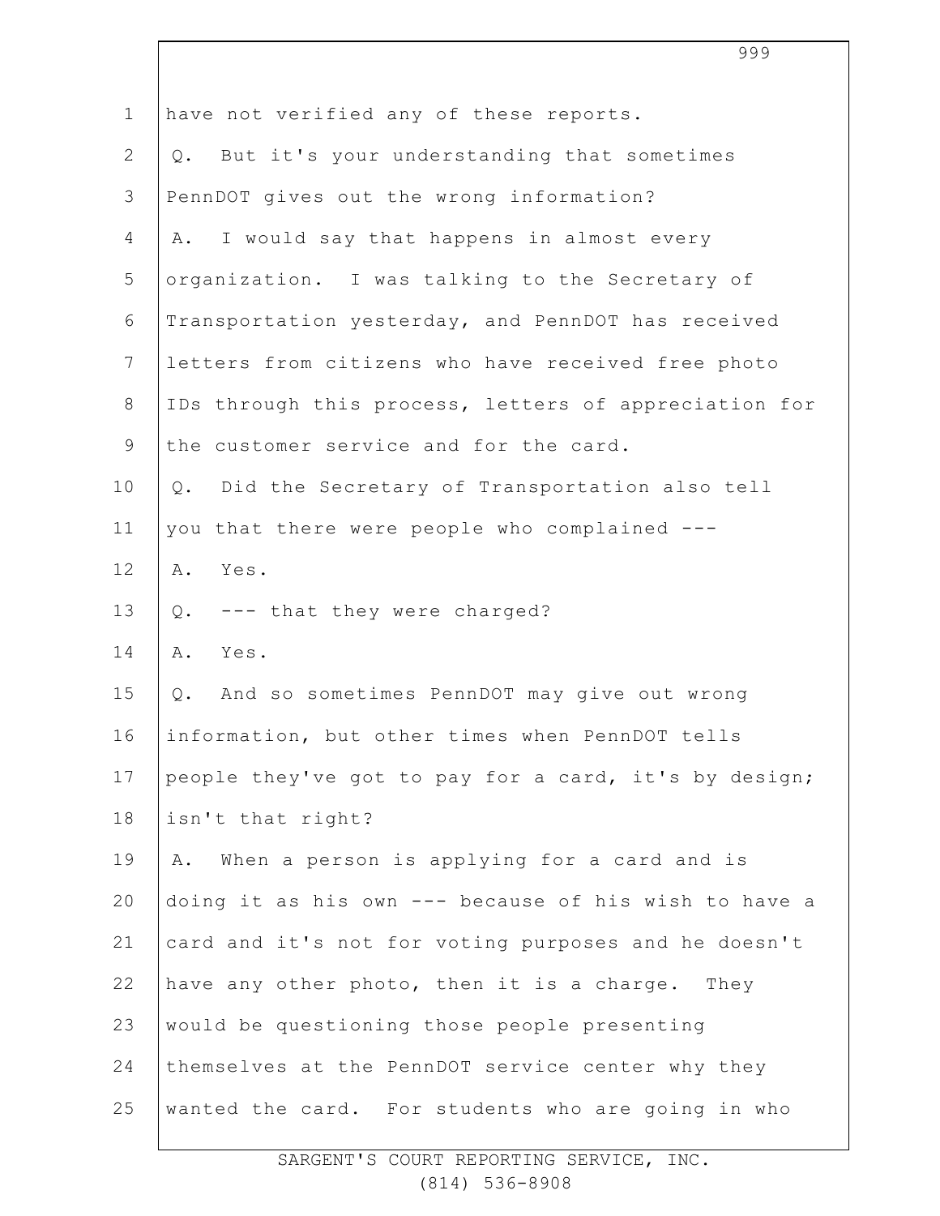have not verified any of these reports.

Q. But it's your understanding that sometimes PennDOT gives out the wrong information?

A. I would say that happens in almost every organization. I was talking to the Secretary of Transportation yesterday, and PennDOT has received letters from citizens who have received free photo IDs through this process, letters of appreciation for the customer service and for the card.

Q. Did the Secretary of Transportation also tell you that there were people who complained ---

A. Yes.

Q. --- that they were charged?

A. Yes.

Q. And so sometimes PennDOT may give out wrong information, but other times when PennDOT tells people they've got to pay for a card, it's by design; isn't that right?

A. When a person is applying for a card and is doing it as his own --- because of his wish to have a card and it's not for voting purposes and he doesn't have any other photo, then it is a charge. They would be questioning those people presenting themselves at the PennDOT service center why they wanted the card. For students who are going in who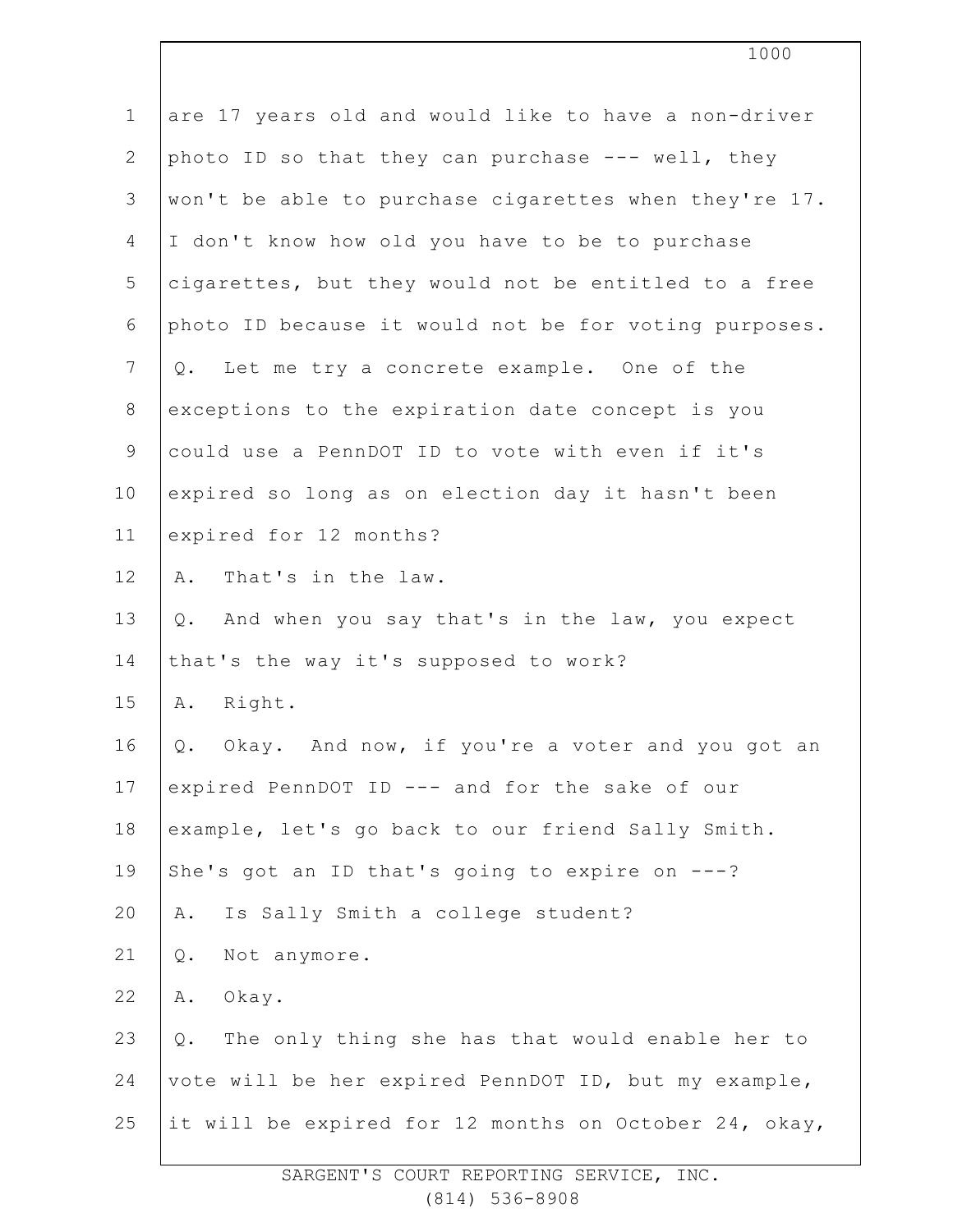1 are 17 years old and would like to have a non-driver
2 photo ID so that they can purchase --- well, they
3 won't be able to purchase cigarettes when they're 17.
4 I don't know how old you have to be to purchase
5 cigarettes, but they would not be entitled to a free
6 photo ID because it would not be for voting purposes.
7 Q. Let me try a concrete example. One of the
8 exceptions to the expiration date concept is you
9 could use a PennDOT ID to vote with even if it's
10 expired so long as on election day it hasn't been
11 expired for 12 months?
12 A. That's in the law.
13 Q. And when you say that's in the law, you expect
14 that's the way it's supposed to work?
15 A. Right.
16 Q. Okay. And now, if you're a voter and you got an
17 expired PennDOT ID --- and for the sake of our
18 example, let's go back to our friend Sally Smith.
19 She's got an ID that's going to expire on ---?
20 A. Is Sally Smith a college student?
21 Q. Not anymore.
22 A. Okay.
23 Q. The only thing she has that would enable her to
24 vote will be her expired PennDOT ID, but my example,
25 it will be expired for 12 months on October 24, okay,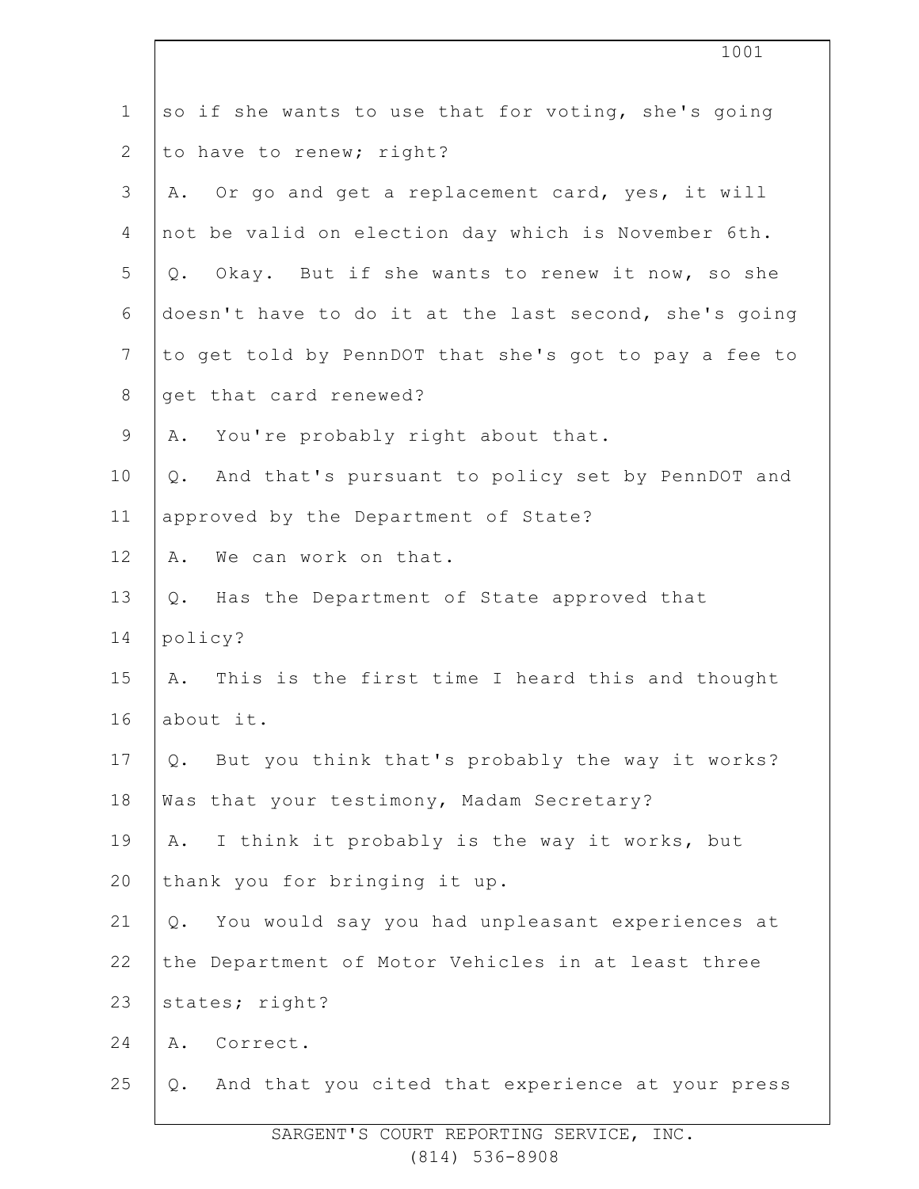so if she wants to use that for voting, she's going to have to renew; right?

A. Or go and get a replacement card, yes, it will not be valid on election day which is November 6th.

Q. Okay. But if she wants to renew it now, so she doesn't have to do it at the last second, she's going to get told by PennDOT that she's got to pay a fee to get that card renewed?

A. You're probably right about that.

Q. And that's pursuant to policy set by PennDOT and approved by the Department of State?

A. We can work on that.

Q. Has the Department of State approved that policy?

A. This is the first time I heard this and thought about it.

Q. But you think that's probably the way it works? Was that your testimony, Madam Secretary?

A. I think it probably is the way it works, but thank you for bringing it up.

Q. You would say you had unpleasant experiences at the Department of Motor Vehicles in at least three states; right?

A. Correct.

Q. And that you cited that experience at your press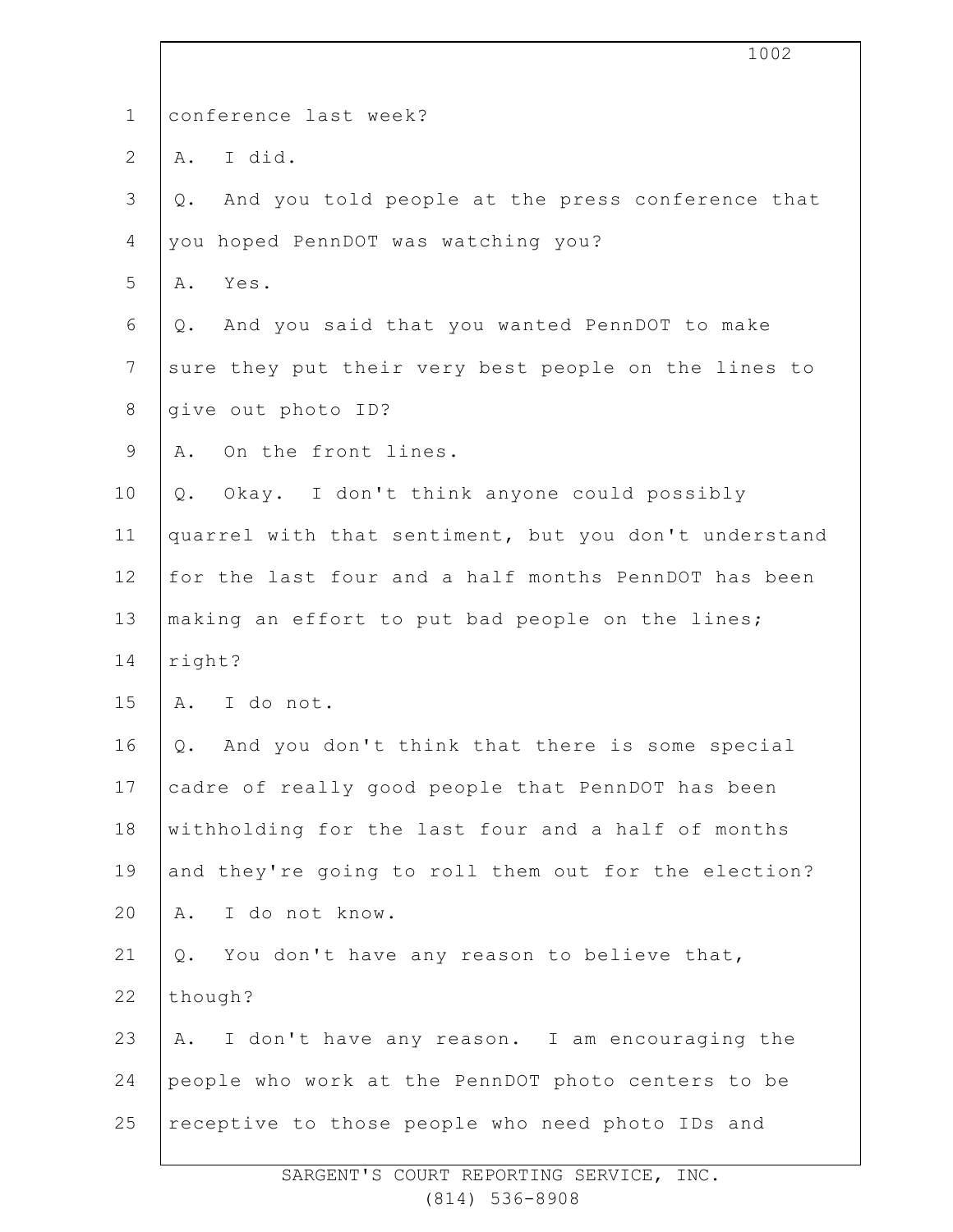conference last week?

A. I did.

Q. And you told people at the press conference that you hoped PennDOT was watching you?

A. Yes.

Q. And you said that you wanted PennDOT to make sure they put their very best people on the lines to give out photo ID?

A. On the front lines.

Q. Okay. I don't think anyone could possibly quarrel with that sentiment, but you don't understand for the last four and a half months PennDOT has been making an effort to put bad people on the lines; right?

A. I do not.

Q. And you don't think that there is some special cadre of really good people that PennDOT has been withholding for the last four and a half of months and they're going to roll them out for the election?

A. I do not know.

Q. You don't have any reason to believe that, though?

A. I don't have any reason. I am encouraging the people who work at the PennDOT photo centers to be receptive to those people who need photo IDs and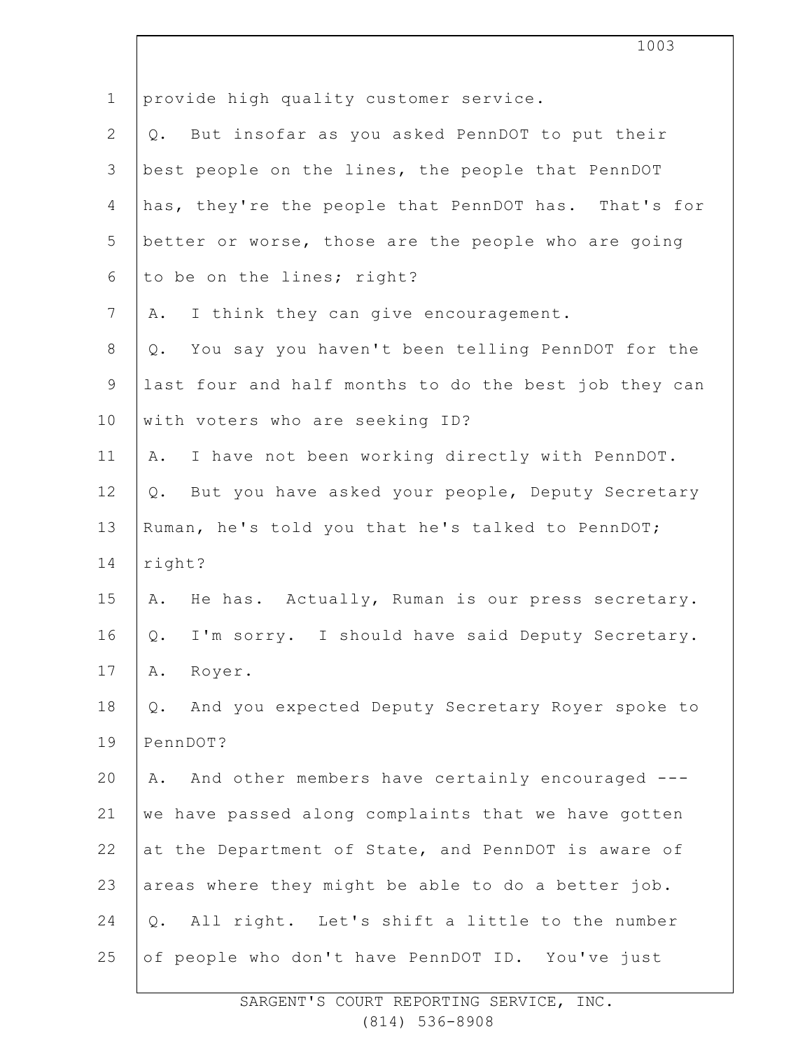provide high quality customer service.

Q. But insofar as you asked PennDOT to put their best people on the lines, the people that PennDOT has, they're the people that PennDOT has. That's for better or worse, those are the people who are going to be on the lines; right?

A. I think they can give encouragement.

Q. You say you haven't been telling PennDOT for the last four and half months to do the best job they can with voters who are seeking ID?

A. I have not been working directly with PennDOT.

Q. But you have asked your people, Deputy Secretary Ruman, he's told you that he's talked to PennDOT; right?

A. He has. Actually, Ruman is our press secretary.

Q. I'm sorry. I should have said Deputy Secretary.

A. Royer.

Q. And you expected Deputy Secretary Royer spoke to PennDOT?

A. And other members have certainly encouraged --- we have passed along complaints that we have gotten at the Department of State, and PennDOT is aware of areas where they might be able to do a better job.

Q. All right. Let's shift a little to the number of people who don't have PennDOT ID. You've just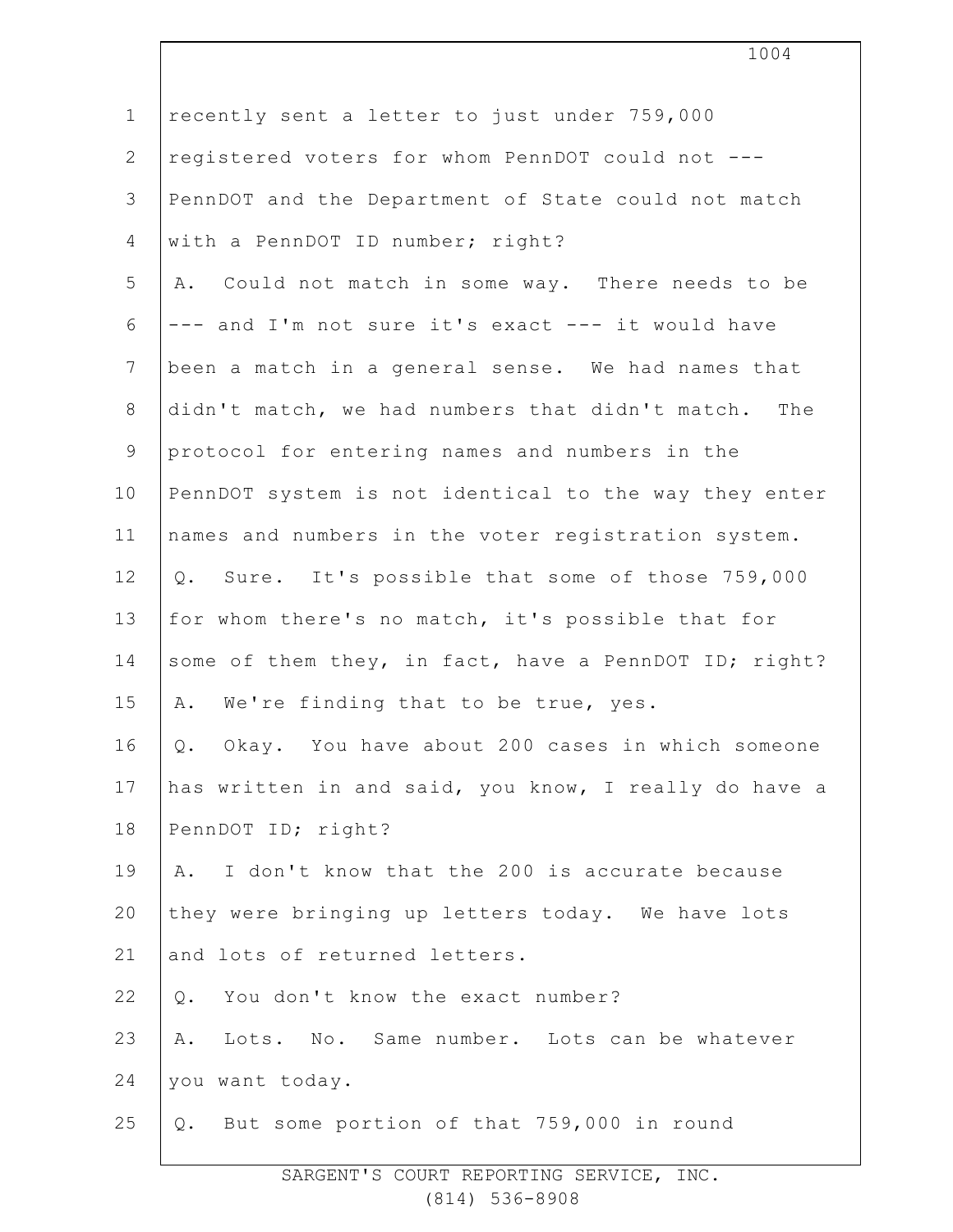recently sent a letter to just under 759,000 registered voters for whom PennDOT could not --- PennDOT and the Department of State could not match with a PennDOT ID number; right?

A. Could not match in some way. There needs to be --- and I'm not sure it's exact --- it would have been a match in a general sense. We had names that didn't match, we had numbers that didn't match. The protocol for entering names and numbers in the PennDOT system is not identical to the way they enter names and numbers in the voter registration system.

Q. Sure. It's possible that some of those 759,000 for whom there's no match, it's possible that for some of them they, in fact, have a PennDOT ID; right?

A. We're finding that to be true, yes.

Q. Okay. You have about 200 cases in which someone has written in and said, you know, I really do have a PennDOT ID; right?

A. I don't know that the 200 is accurate because they were bringing up letters today. We have lots and lots of returned letters.

Q. You don't know the exact number?

A. Lots. No. Same number. Lots can be whatever you want today.

Q. But some portion of that 759,000 in round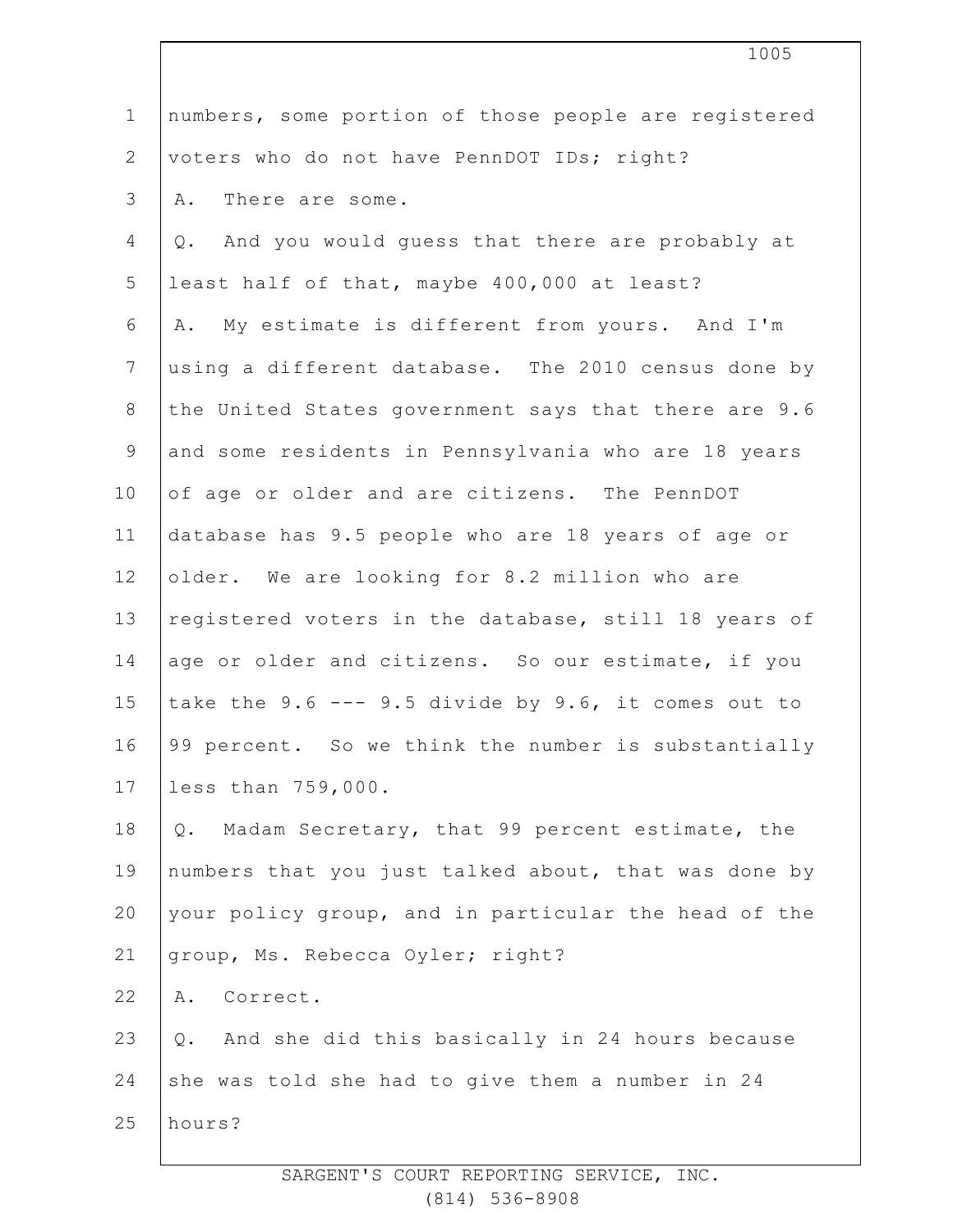numbers, some portion of those people are registered voters who do not have PennDOT IDs; right?

A. There are some.

Q. And you would guess that there are probably at least half of that, maybe 400,000 at least?

A. My estimate is different from yours. And I'm using a different database. The 2010 census done by the United States government says that there are 9.6 and some residents in Pennsylvania who are 18 years of age or older and are citizens. The PennDOT database has 9.5 people who are 18 years of age or older. We are looking for 8.2 million who are registered voters in the database, still 18 years of age or older and citizens. So our estimate, if you take the 9.6 --- 9.5 divide by 9.6, it comes out to 99 percent. So we think the number is substantially less than 759,000.

Q. Madam Secretary, that 99 percent estimate, the numbers that you just talked about, that was done by your policy group, and in particular the head of the group, Ms. Rebecca Oyler; right?

A. Correct.

Q. And she did this basically in 24 hours because she was told she had to give them a number in 24 hours?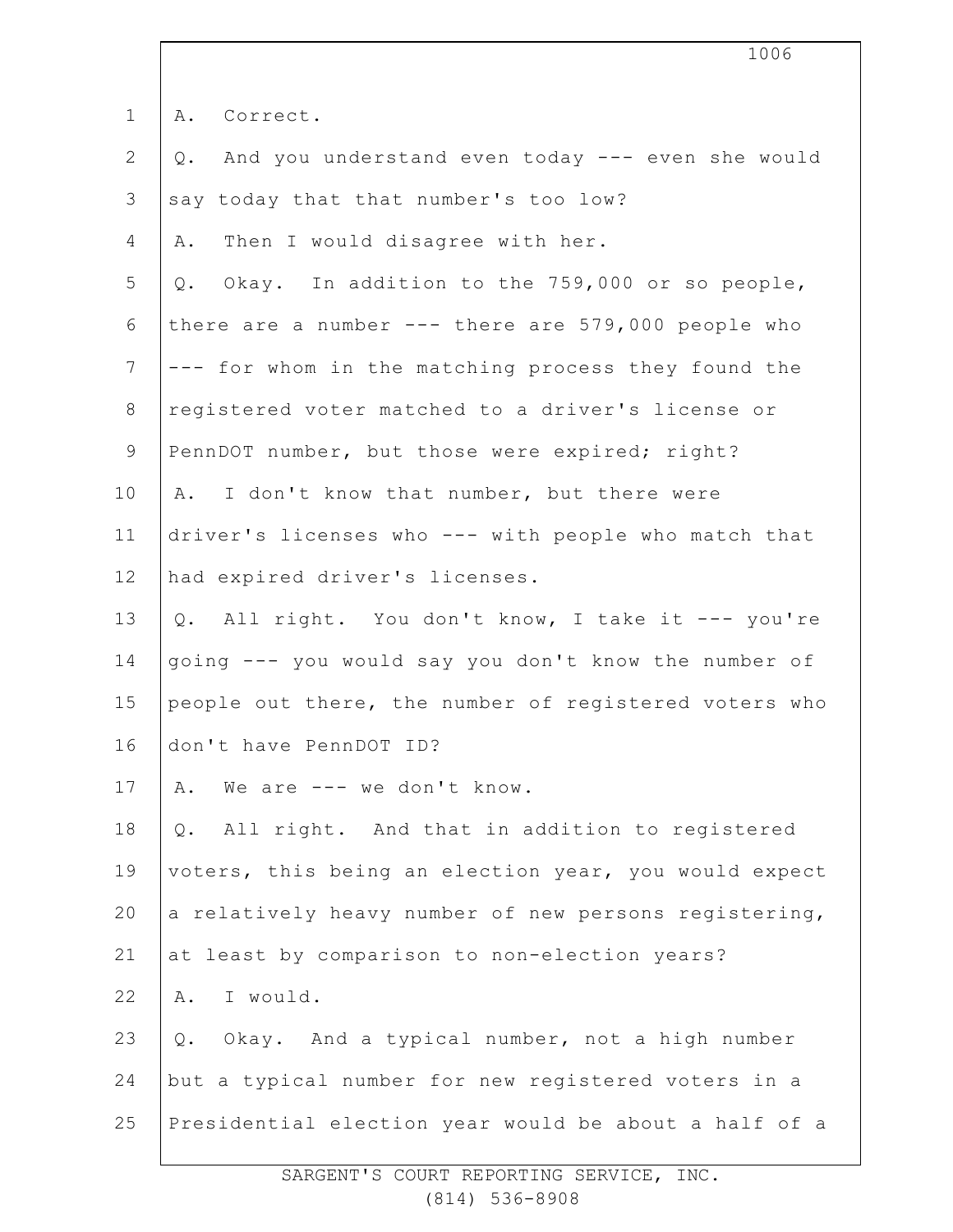1 A. Correct.

2 Q. And you understand even today --- even she would

3 say today that that number's too low?

4 A. Then I would disagree with her.

5 Q. Okay. In addition to the 759,000 or so people,

6 there are a number --- there are 579,000 people who

7 --- for whom in the matching process they found the

8 registered voter matched to a driver's license or

9 PennDOT number, but those were expired; right?

10 A. I don't know that number, but there were

11 driver's licenses who --- with people who match that

12 had expired driver's licenses.

13 Q. All right. You don't know, I take it --- you're

14 going --- you would say you don't know the number of

15 people out there, the number of registered voters who

16 don't have PennDOT ID?

17 A. We are --- we don't know.

18 Q. All right. And that in addition to registered

19 voters, this being an election year, you would expect

20 a relatively heavy number of new persons registering,

21 at least by comparison to non-election years?

22 A. I would.

23 Q. Okay. And a typical number, not a high number

24 but a typical number for new registered voters in a

25 Presidential election year would be about a half of a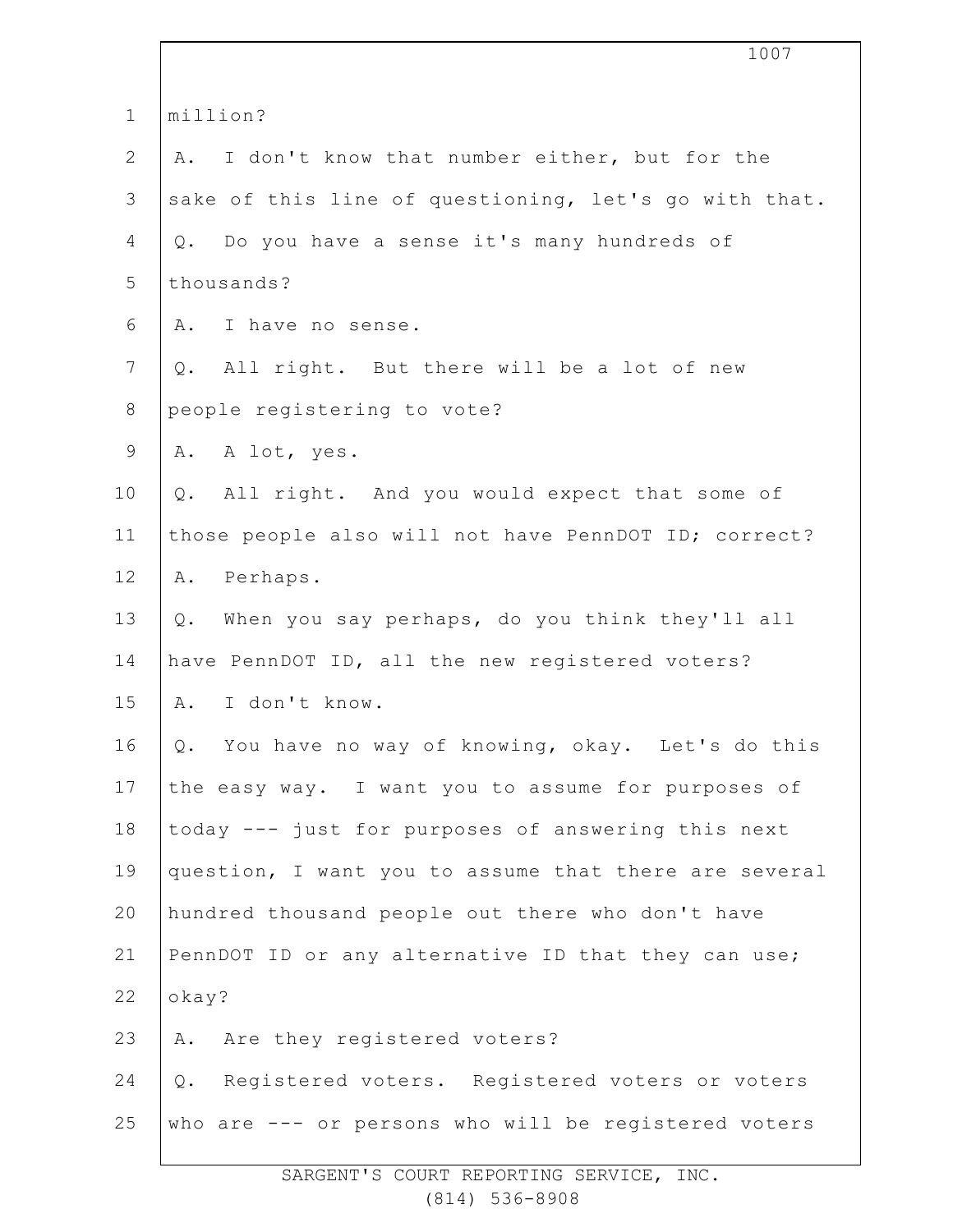million?

A. I don't know that number either, but for the sake of this line of questioning, let's go with that.

Q. Do you have a sense it's many hundreds of thousands?

A. I have no sense.

Q. All right. But there will be a lot of new people registering to vote?

A. A lot, yes.

Q. All right. And you would expect that some of those people also will not have PennDOT ID; correct?

A. Perhaps.

Q. When you say perhaps, do you think they'll all have PennDOT ID, all the new registered voters?

A. I don't know.

Q. You have no way of knowing, okay. Let's do this the easy way. I want you to assume for purposes of today --- just for purposes of answering this next question, I want you to assume that there are several hundred thousand people out there who don't have PennDOT ID or any alternative ID that they can use; okay?

A. Are they registered voters?

Q. Registered voters. Registered voters or voters who are --- or persons who will be registered voters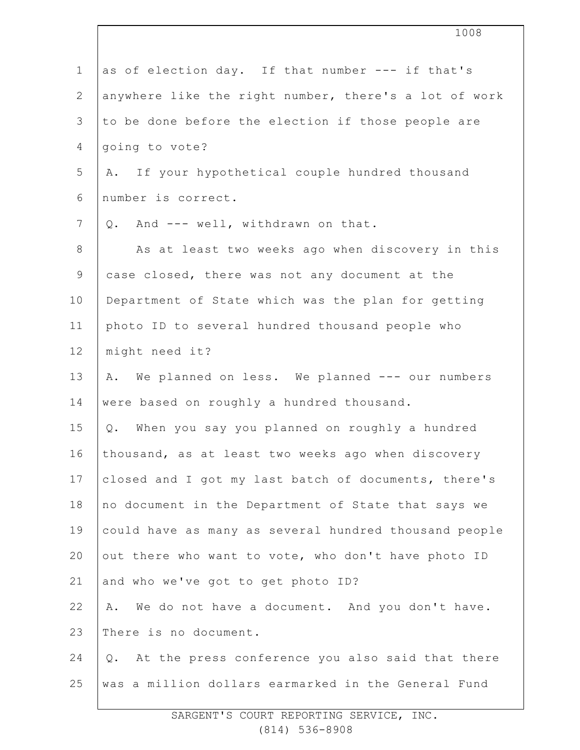as of election day. If that number --- if that's anywhere like the right number, there's a lot of work to be done before the election if those people are going to vote?

A. If your hypothetical couple hundred thousand number is correct.

Q. And --- well, withdrawn on that.

As at least two weeks ago when discovery in this case closed, there was not any document at the Department of State which was the plan for getting photo ID to several hundred thousand people who might need it?

A. We planned on less. We planned --- our numbers were based on roughly a hundred thousand.

Q. When you say you planned on roughly a hundred thousand, as at least two weeks ago when discovery closed and I got my last batch of documents, there's no document in the Department of State that says we could have as many as several hundred thousand people out there who want to vote, who don't have photo ID and who we've got to get photo ID?

A. We do not have a document. And you don't have. There is no document.

Q. At the press conference you also said that there was a million dollars earmarked in the General Fund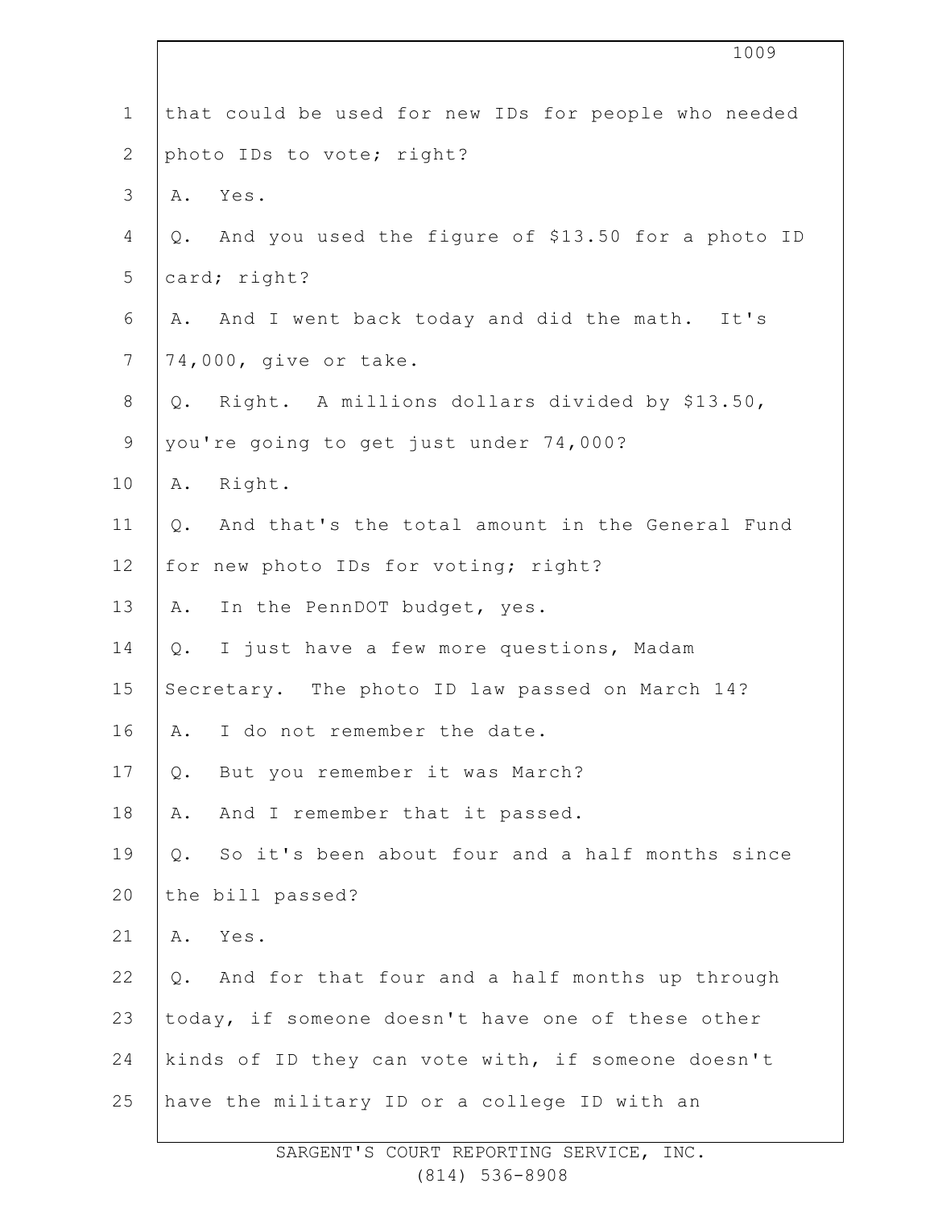that could be used for new IDs for people who needed photo IDs to vote; right?

A. Yes.

Q. And you used the figure of $13.50 for a photo ID card; right?

A. And I went back today and did the math. It's 74,000, give or take.

Q. Right. A millions dollars divided by $13.50, you're going to get just under 74,000?

A. Right.

Q. And that's the total amount in the General Fund for new photo IDs for voting; right?

A. In the PennDOT budget, yes.

Q. I just have a few more questions, Madam Secretary. The photo ID law passed on March 14?

A. I do not remember the date.

Q. But you remember it was March?

A. And I remember that it passed.

Q. So it's been about four and a half months since the bill passed?

A. Yes.

Q. And for that four and a half months up through today, if someone doesn't have one of these other kinds of ID they can vote with, if someone doesn't have the military ID or a college ID with an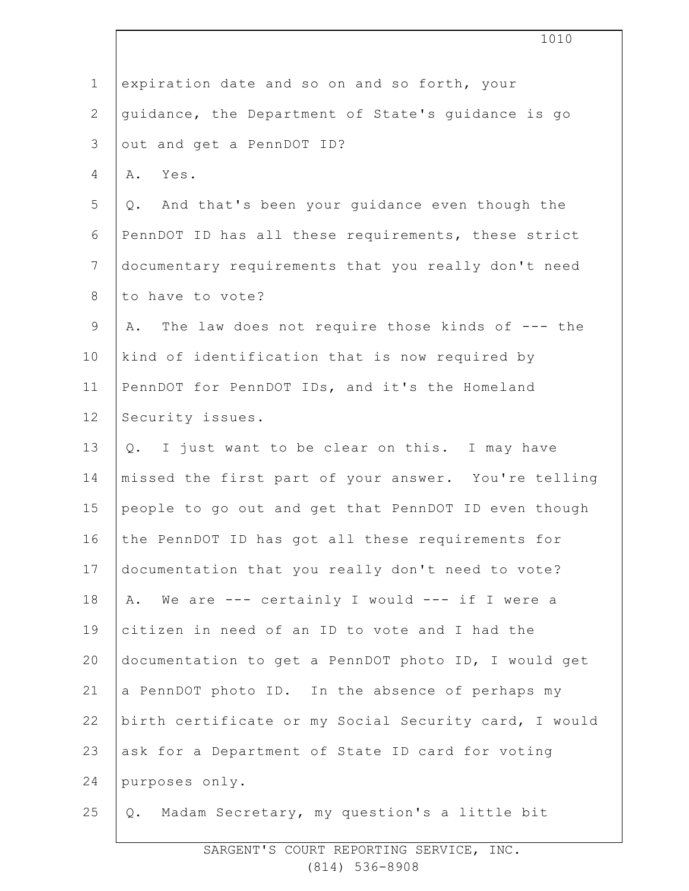expiration date and so on and so forth, your guidance, the Department of State's guidance is go out and get a PennDOT ID?

A. Yes.

Q. And that's been your guidance even though the PennDOT ID has all these requirements, these strict documentary requirements that you really don't need to have to vote?

A. The law does not require those kinds of --- the kind of identification that is now required by PennDOT for PennDOT IDs, and it's the Homeland Security issues.

Q. I just want to be clear on this. I may have missed the first part of your answer. You're telling people to go out and get that PennDOT ID even though the PennDOT ID has got all these requirements for documentation that you really don't need to vote?

A. We are --- certainly I would --- if I were a citizen in need of an ID to vote and I had the documentation to get a PennDOT photo ID, I would get a PennDOT photo ID. In the absence of perhaps my birth certificate or my Social Security card, I would ask for a Department of State ID card for voting purposes only.

Q. Madam Secretary, my question's a little bit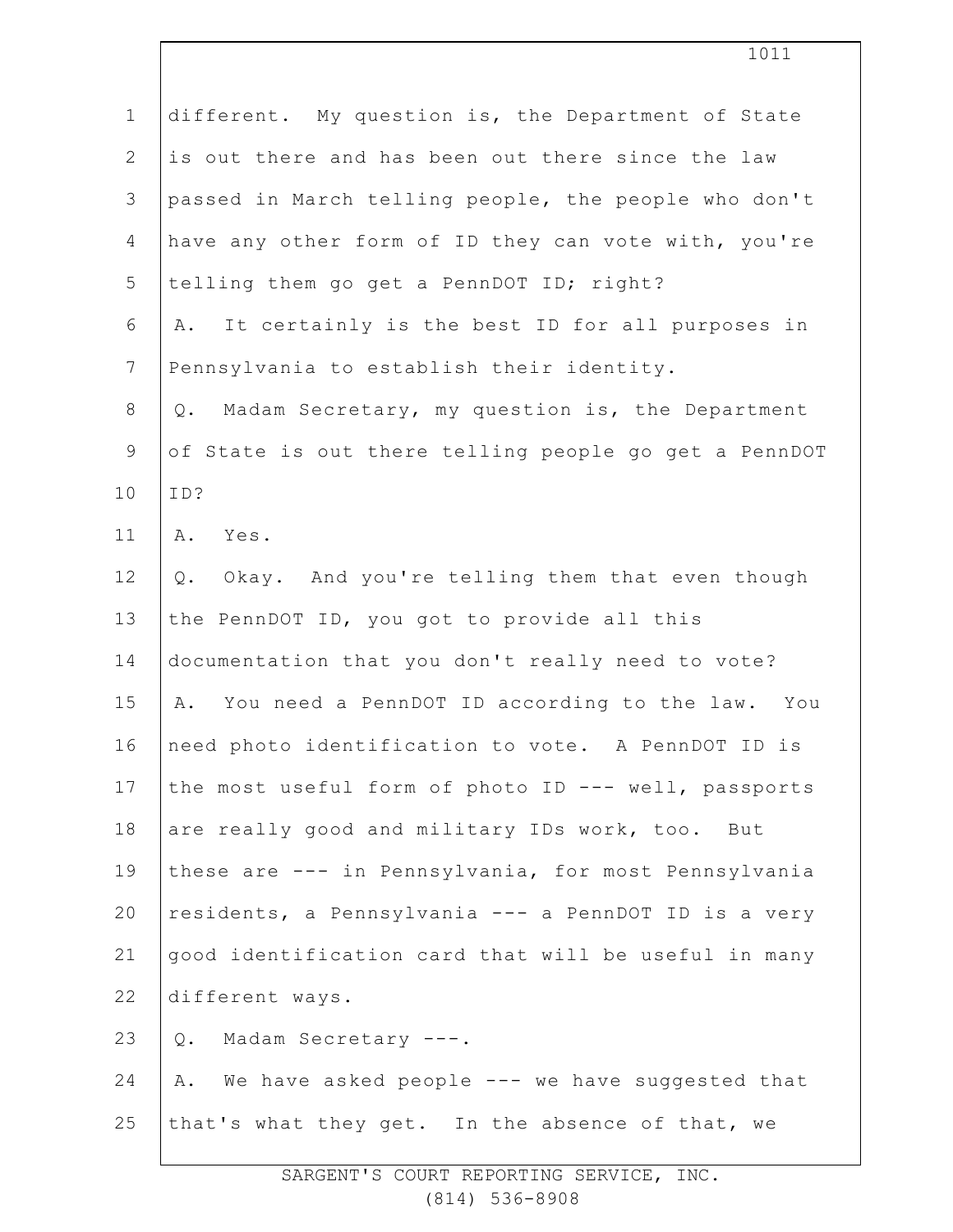different. My question is, the Department of State is out there and has been out there since the law passed in March telling people, the people who don't have any other form of ID they can vote with, you're telling them go get a PennDOT ID; right?

A. It certainly is the best ID for all purposes in Pennsylvania to establish their identity.

Q. Madam Secretary, my question is, the Department of State is out there telling people go get a PennDOT ID?

A. Yes.

Q. Okay. And you're telling them that even though the PennDOT ID, you got to provide all this documentation that you don't really need to vote?

A. You need a PennDOT ID according to the law. You need photo identification to vote. A PennDOT ID is the most useful form of photo ID --- well, passports are really good and military IDs work, too. But these are --- in Pennsylvania, for most Pennsylvania residents, a Pennsylvania --- a PennDOT ID is a very good identification card that will be useful in many different ways.

Q. Madam Secretary ---.

A. We have asked people --- we have suggested that that's what they get. In the absence of that, we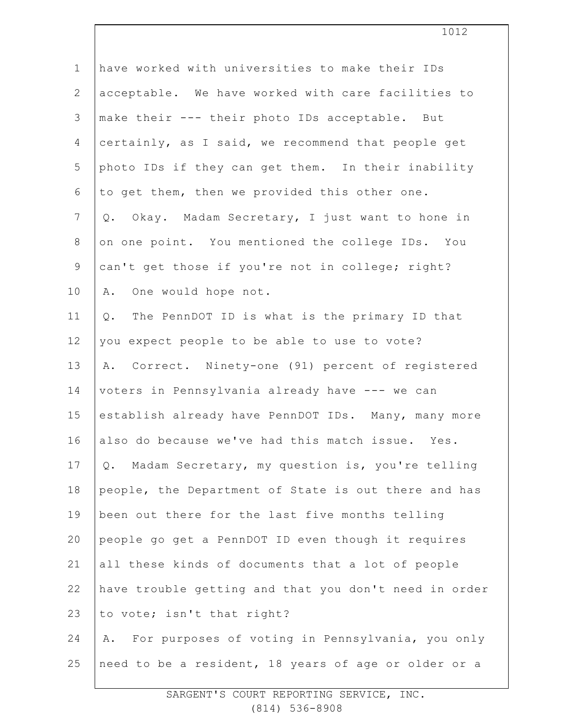have worked with universities to make their IDs acceptable. We have worked with care facilities to make their --- their photo IDs acceptable. But certainly, as I said, we recommend that people get photo IDs if they can get them. In their inability to get them, then we provided this other one.

Q. Okay. Madam Secretary, I just want to hone in on one point. You mentioned the college IDs. You can't get those if you're not in college; right?

A. One would hope not.

Q. The PennDOT ID is what is the primary ID that you expect people to be able to use to vote?

A. Correct. Ninety-one (91) percent of registered voters in Pennsylvania already have --- we can establish already have PennDOT IDs. Many, many more also do because we've had this match issue. Yes.

Q. Madam Secretary, my question is, you're telling people, the Department of State is out there and has been out there for the last five months telling people go get a PennDOT ID even though it requires all these kinds of documents that a lot of people have trouble getting and that you don't need in order to vote; isn't that right?

A. For purposes of voting in Pennsylvania, you only need to be a resident, 18 years of age or older or a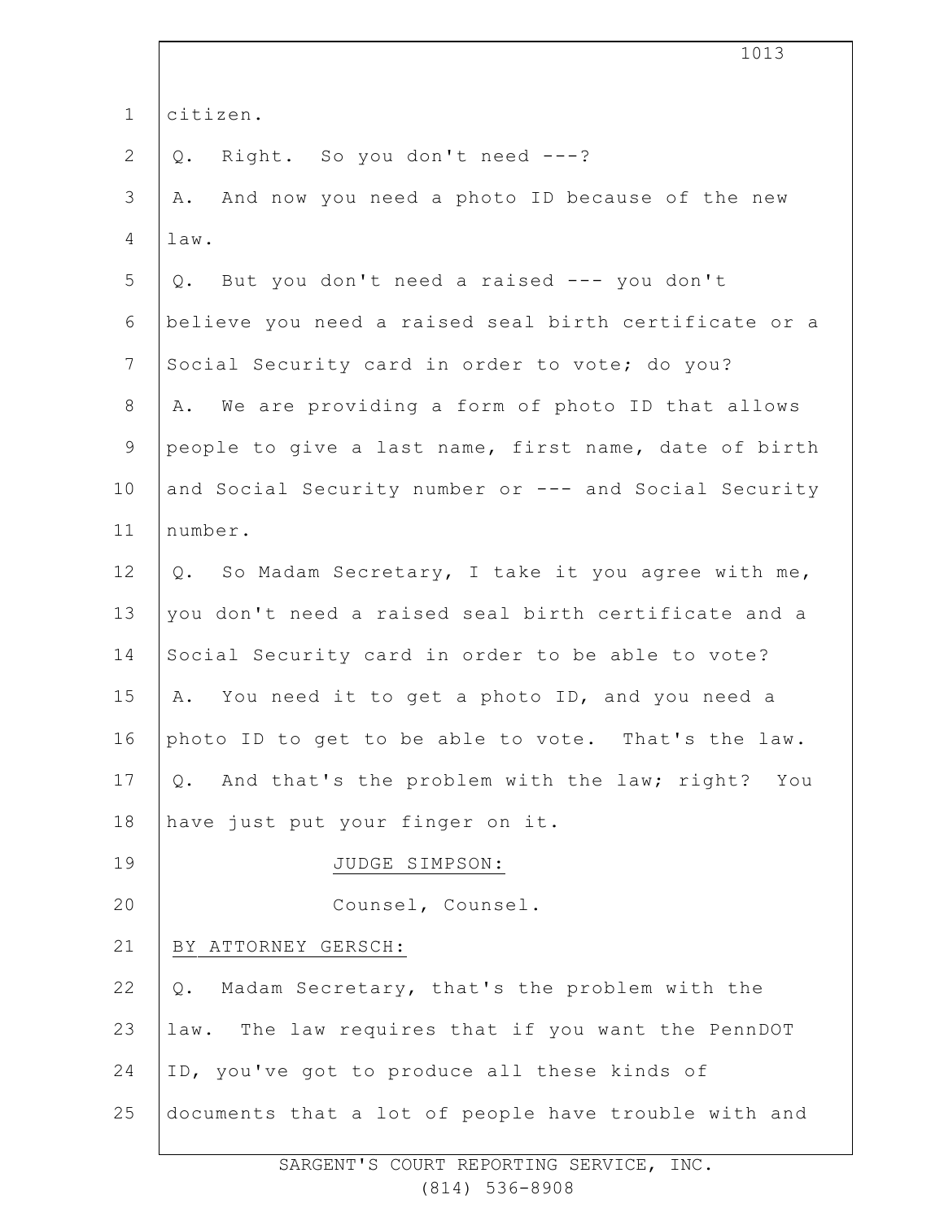citizen.

Q. Right. So you don't need ---?

A. And now you need a photo ID because of the new law.

Q. But you don't need a raised --- you don't believe you need a raised seal birth certificate or a Social Security card in order to vote; do you?

A. We are providing a form of photo ID that allows people to give a last name, first name, date of birth and Social Security number or --- and Social Security number.

Q. So Madam Secretary, I take it you agree with me, you don't need a raised seal birth certificate and a Social Security card in order to be able to vote?

A. You need it to get a photo ID, and you need a photo ID to get to be able to vote. That's the law.

Q. And that's the problem with the law; right? You have just put your finger on it.

JUDGE SIMPSON:

Counsel, Counsel.

BY ATTORNEY GERSCH:

Q. Madam Secretary, that's the problem with the law. The law requires that if you want the PennDOT ID, you've got to produce all these kinds of documents that a lot of people have trouble with and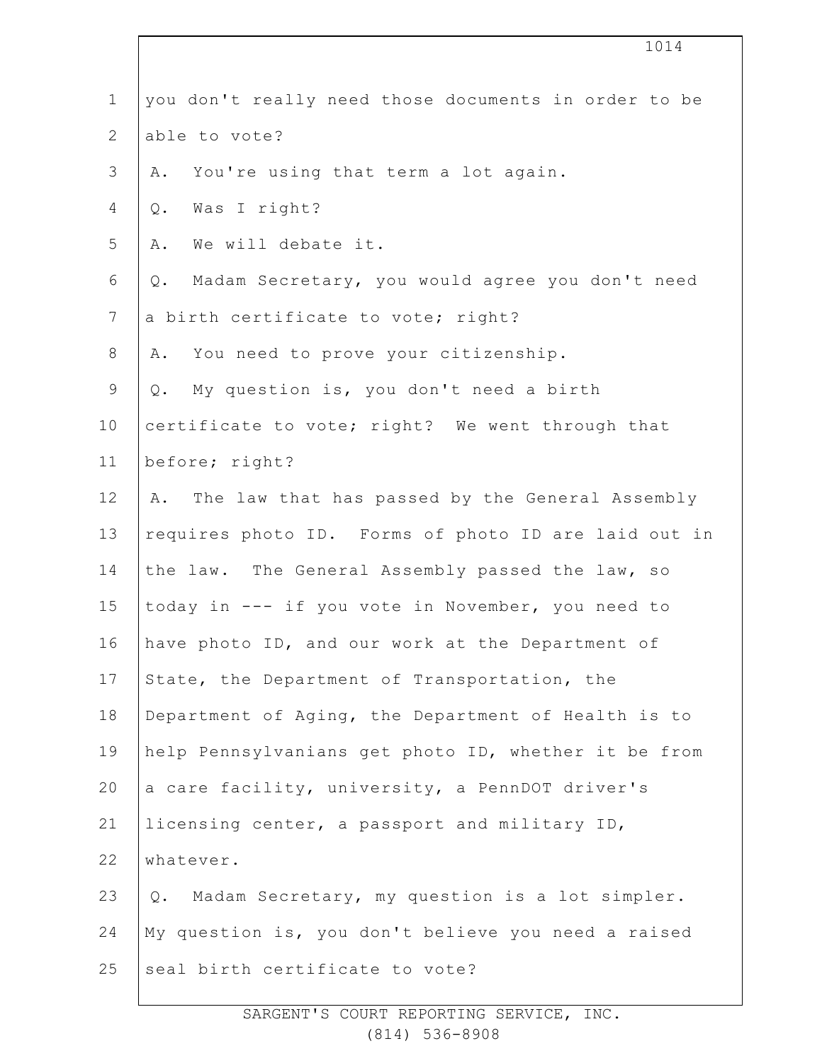you don't really need those documents in order to be able to vote?

A. You're using that term a lot again.

Q. Was I right?

A. We will debate it.

Q. Madam Secretary, you would agree you don't need a birth certificate to vote; right?

A. You need to prove your citizenship.

Q. My question is, you don't need a birth certificate to vote; right? We went through that before; right?

A. The law that has passed by the General Assembly requires photo ID. Forms of photo ID are laid out in the law. The General Assembly passed the law, so today in --- if you vote in November, you need to have photo ID, and our work at the Department of State, the Department of Transportation, the Department of Aging, the Department of Health is to help Pennsylvanians get photo ID, whether it be from a care facility, university, a PennDOT driver's licensing center, a passport and military ID, whatever.

Q. Madam Secretary, my question is a lot simpler. My question is, you don't believe you need a raised seal birth certificate to vote?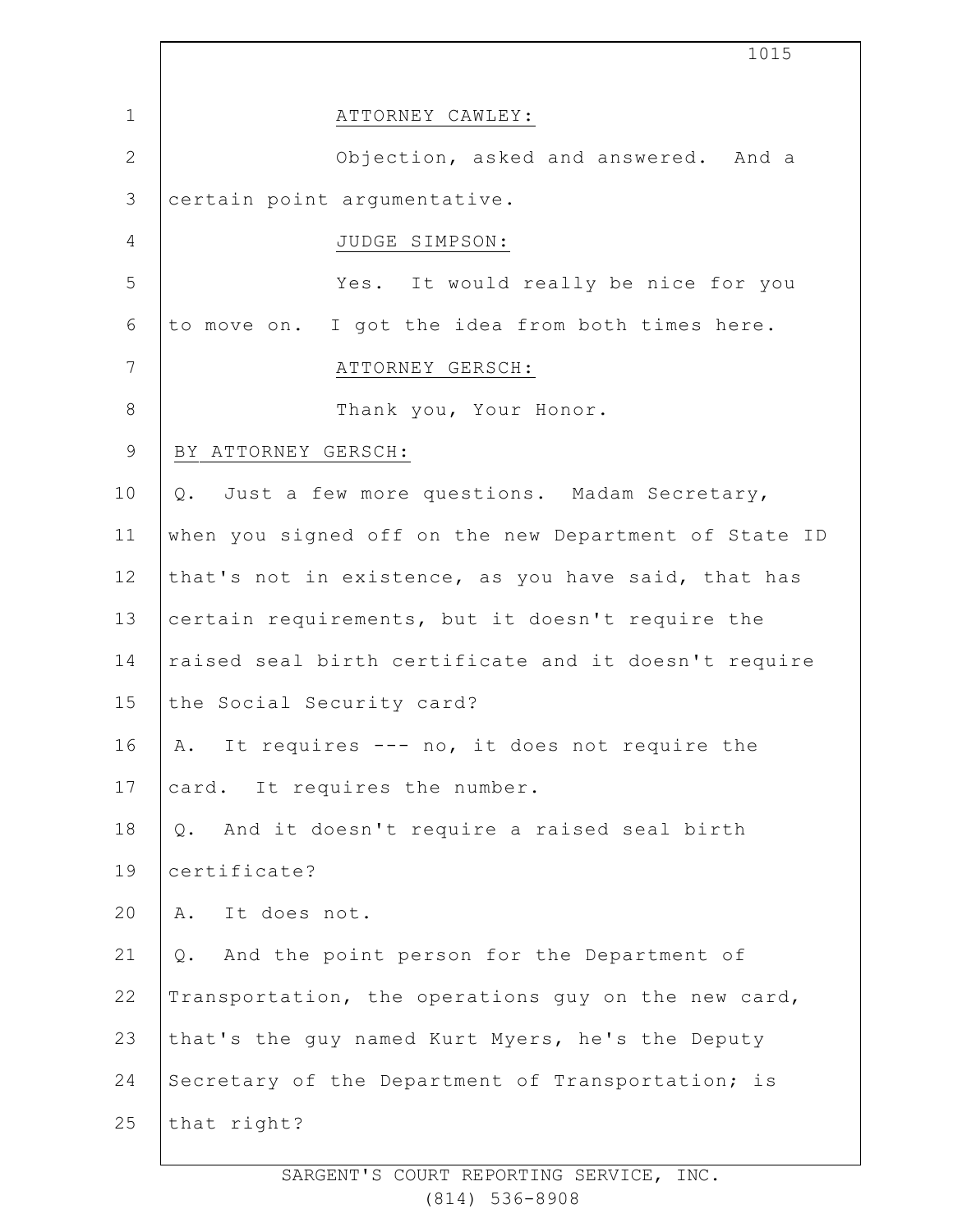ATTORNEY CAWLEY:

Objection, asked and answered. And a certain point argumentative.

JUDGE SIMPSON:

Yes. It would really be nice for you to move on. I got the idea from both times here.

ATTORNEY GERSCH:

Thank you, Your Honor.

BY ATTORNEY GERSCH:

Q. Just a few more questions. Madam Secretary, when you signed off on the new Department of State ID that's not in existence, as you have said, that has certain requirements, but it doesn't require the raised seal birth certificate and it doesn't require the Social Security card?

A. It requires --- no, it does not require the card. It requires the number.

Q. And it doesn't require a raised seal birth certificate?

A. It does not.

Q. And the point person for the Department of Transportation, the operations guy on the new card, that's the guy named Kurt Myers, he's the Deputy Secretary of the Department of Transportation; is that right?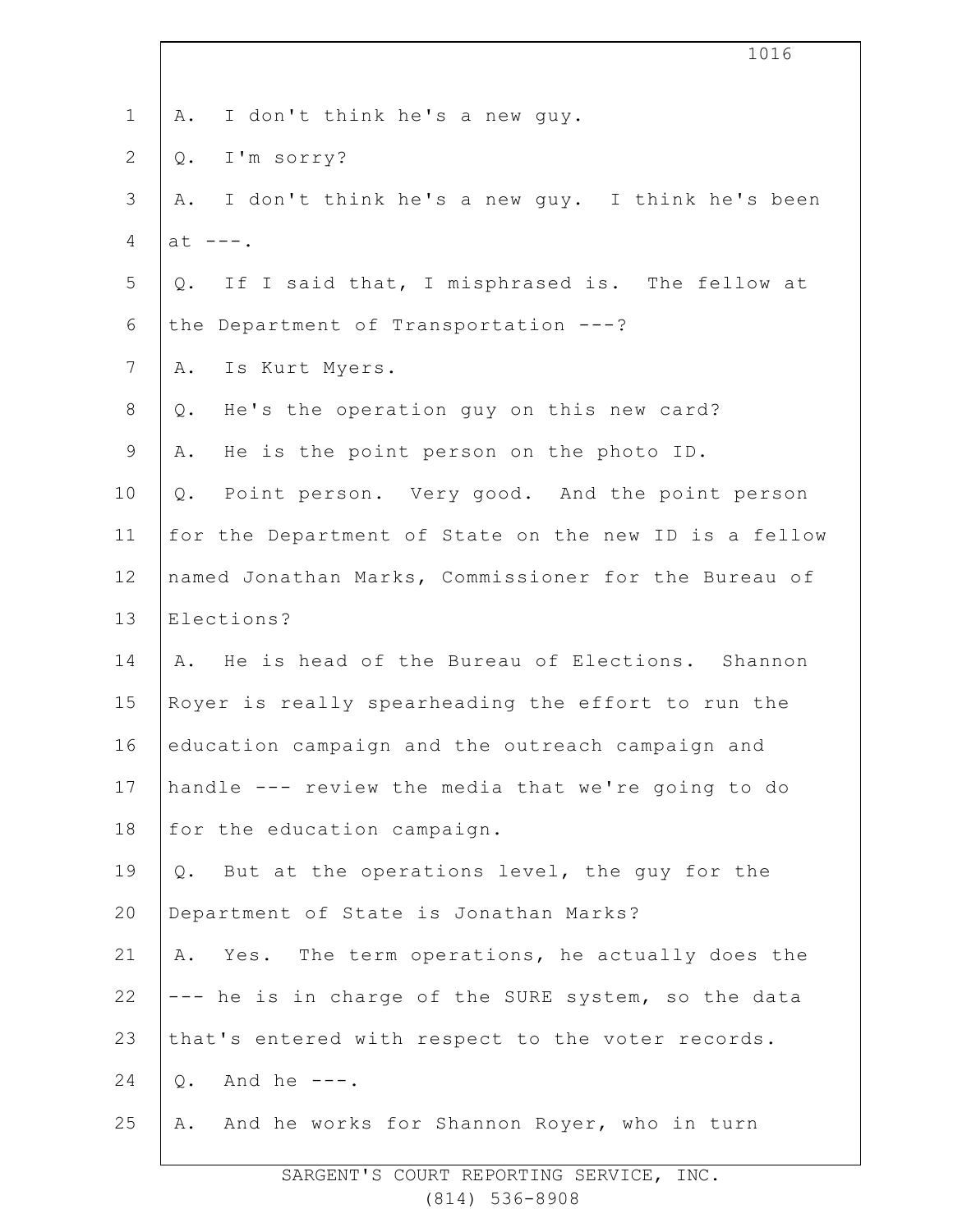A. I don't think he's a new guy.

Q. I'm sorry?

A. I don't think he's a new guy. I think he's been at ---.

Q. If I said that, I misphrased is. The fellow at the Department of Transportation ---?

A. Is Kurt Myers.

Q. He's the operation guy on this new card?

A. He is the point person on the photo ID.

Q. Point person. Very good. And the point person for the Department of State on the new ID is a fellow named Jonathan Marks, Commissioner for the Bureau of Elections?

A. He is head of the Bureau of Elections. Shannon Royer is really spearheading the effort to run the education campaign and the outreach campaign and handle --- review the media that we're going to do for the education campaign.

Q. But at the operations level, the guy for the Department of State is Jonathan Marks?

A. Yes. The term operations, he actually does the --- he is in charge of the SURE system, so the data that's entered with respect to the voter records.

Q. And he ---.

A. And he works for Shannon Royer, who in turn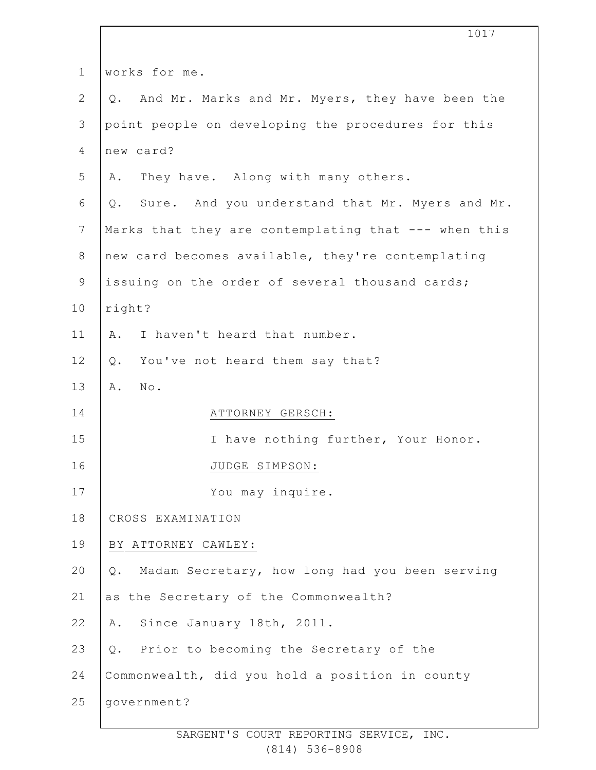works for me.

Q. And Mr. Marks and Mr. Myers, they have been the point people on developing the procedures for this new card?

A. They have. Along with many others.

Q. Sure. And you understand that Mr. Myers and Mr. Marks that they are contemplating that --- when this new card becomes available, they're contemplating issuing on the order of several thousand cards; right?

A. I haven't heard that number.

Q. You've not heard them say that?

A. No.

ATTORNEY GERSCH:

I have nothing further, Your Honor.

JUDGE SIMPSON:

You may inquire.

CROSS EXAMINATION

BY ATTORNEY CAWLEY:

Q. Madam Secretary, how long had you been serving as the Secretary of the Commonwealth?

A. Since January 18th, 2011.

Q. Prior to becoming the Secretary of the Commonwealth, did you hold a position in county government?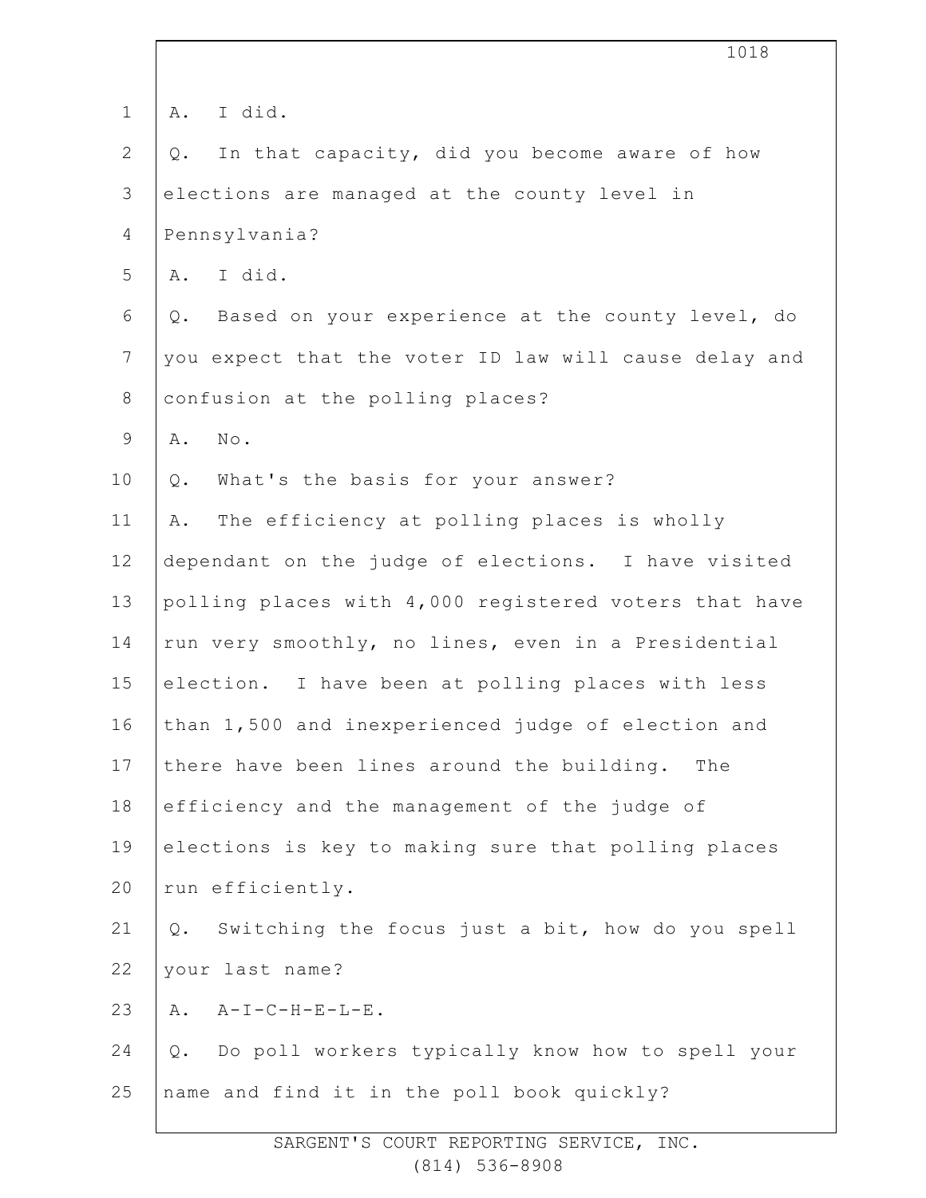A. I did.

Q. In that capacity, did you become aware of how elections are managed at the county level in Pennsylvania?

A. I did.

Q. Based on your experience at the county level, do you expect that the voter ID law will cause delay and confusion at the polling places?

A. No.

Q. What's the basis for your answer?

A. The efficiency at polling places is wholly dependant on the judge of elections. I have visited polling places with 4,000 registered voters that have run very smoothly, no lines, even in a Presidential election. I have been at polling places with less than 1,500 and inexperienced judge of election and there have been lines around the building. The efficiency and the management of the judge of elections is key to making sure that polling places run efficiently.

Q. Switching the focus just a bit, how do you spell your last name?

A. A-I-C-H-E-L-E.

Q. Do poll workers typically know how to spell your name and find it in the poll book quickly?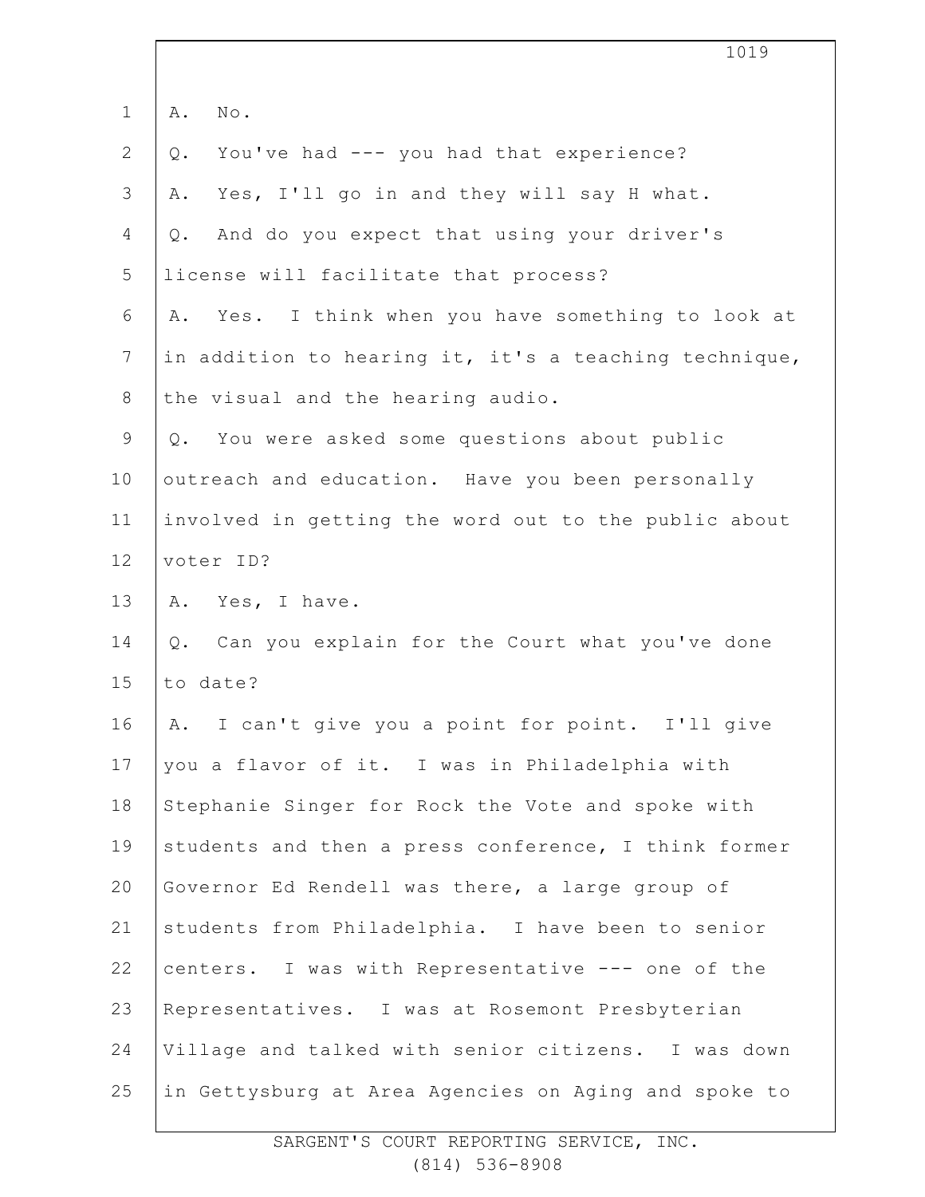A. No.

Q. You've had --- you had that experience?

A. Yes, I'll go in and they will say H what.

Q. And do you expect that using your driver's license will facilitate that process?

A. Yes. I think when you have something to look at in addition to hearing it, it's a teaching technique, the visual and the hearing audio.

Q. You were asked some questions about public outreach and education. Have you been personally involved in getting the word out to the public about voter ID?

A. Yes, I have.

Q. Can you explain for the Court what you've done to date?

A. I can't give you a point for point. I'll give you a flavor of it. I was in Philadelphia with Stephanie Singer for Rock the Vote and spoke with students and then a press conference, I think former Governor Ed Rendell was there, a large group of students from Philadelphia. I have been to senior centers. I was with Representative --- one of the Representatives. I was at Rosemont Presbyterian Village and talked with senior citizens. I was down in Gettysburg at Area Agencies on Aging and spoke to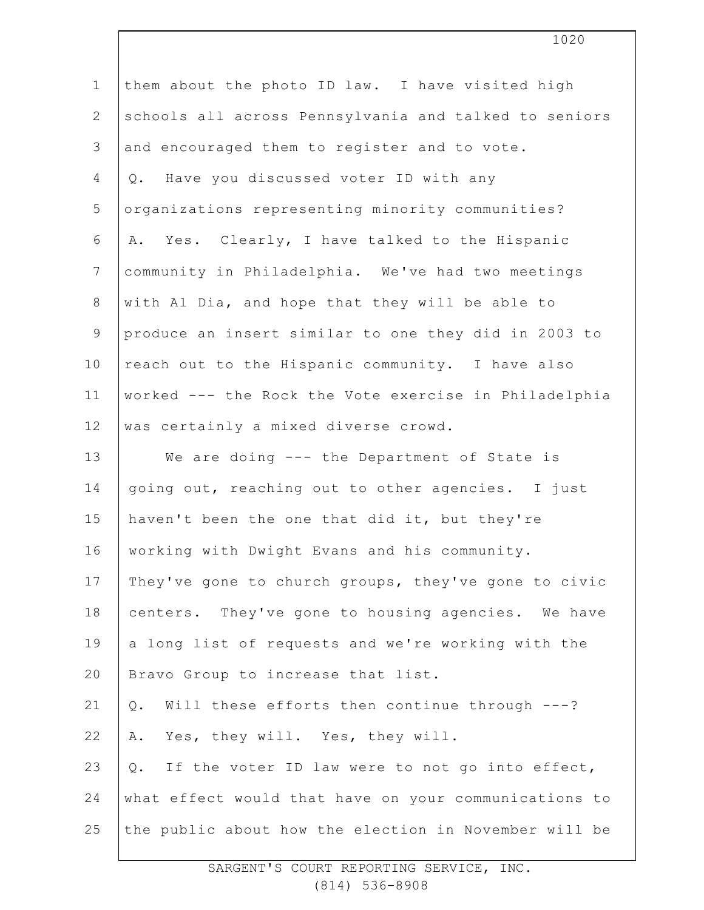them about the photo ID law. I have visited high schools all across Pennsylvania and talked to seniors and encouraged them to register and to vote.

Q. Have you discussed voter ID with any organizations representing minority communities?

A. Yes. Clearly, I have talked to the Hispanic community in Philadelphia. We've had two meetings with Al Dia, and hope that they will be able to produce an insert similar to one they did in 2003 to reach out to the Hispanic community. I have also worked --- the Rock the Vote exercise in Philadelphia was certainly a mixed diverse crowd.

We are doing --- the Department of State is going out, reaching out to other agencies. I just haven't been the one that did it, but they're working with Dwight Evans and his community. They've gone to church groups, they've gone to civic centers. They've gone to housing agencies. We have a long list of requests and we're working with the Bravo Group to increase that list.

Q. Will these efforts then continue through ---?

A. Yes, they will. Yes, they will.

Q. If the voter ID law were to not go into effect, what effect would that have on your communications to the public about how the election in November will be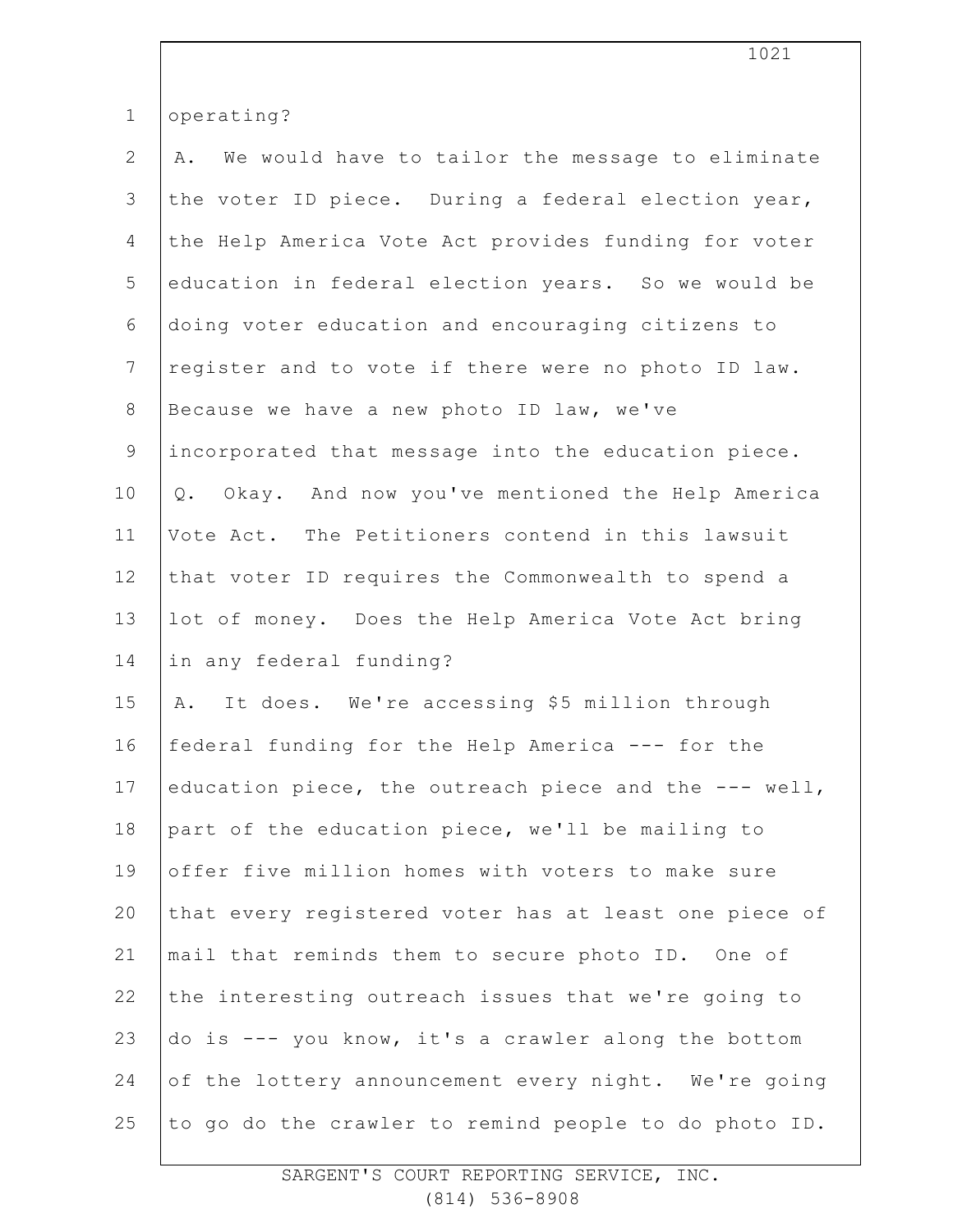operating?

A. We would have to tailor the message to eliminate the voter ID piece. During a federal election year, the Help America Vote Act provides funding for voter education in federal election years. So we would be doing voter education and encouraging citizens to register and to vote if there were no photo ID law. Because we have a new photo ID law, we've incorporated that message into the education piece.

Q. Okay. And now you've mentioned the Help America Vote Act. The Petitioners contend in this lawsuit that voter ID requires the Commonwealth to spend a lot of money. Does the Help America Vote Act bring in any federal funding?

A. It does. We're accessing $5 million through federal funding for the Help America --- for the education piece, the outreach piece and the --- well, part of the education piece, we'll be mailing to offer five million homes with voters to make sure that every registered voter has at least one piece of mail that reminds them to secure photo ID. One of the interesting outreach issues that we're going to do is --- you know, it's a crawler along the bottom of the lottery announcement every night. We're going to go do the crawler to remind people to do photo ID.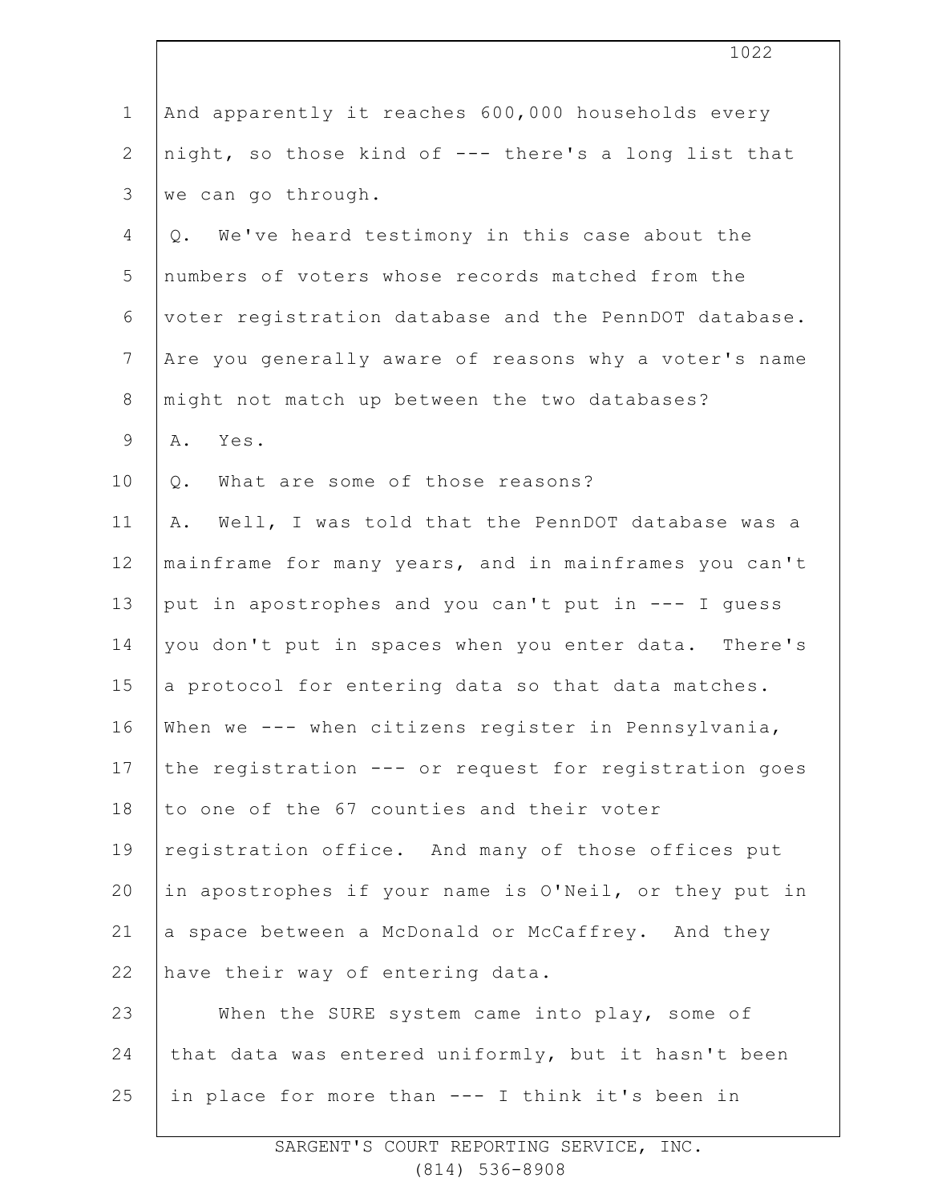And apparently it reaches 600,000 households every night, so those kind of --- there's a long list that we can go through.

Q. We've heard testimony in this case about the numbers of voters whose records matched from the voter registration database and the PennDOT database. Are you generally aware of reasons why a voter's name might not match up between the two databases?

A. Yes.

Q. What are some of those reasons?

A. Well, I was told that the PennDOT database was a mainframe for many years, and in mainframes you can't put in apostrophes and you can't put in --- I guess you don't put in spaces when you enter data. There's a protocol for entering data so that data matches. When we --- when citizens register in Pennsylvania, the registration --- or request for registration goes to one of the 67 counties and their voter registration office. And many of those offices put in apostrophes if your name is O'Neil, or they put in a space between a McDonald or McCaffrey. And they have their way of entering data.

When the SURE system came into play, some of that data was entered uniformly, but it hasn't been in place for more than --- I think it's been in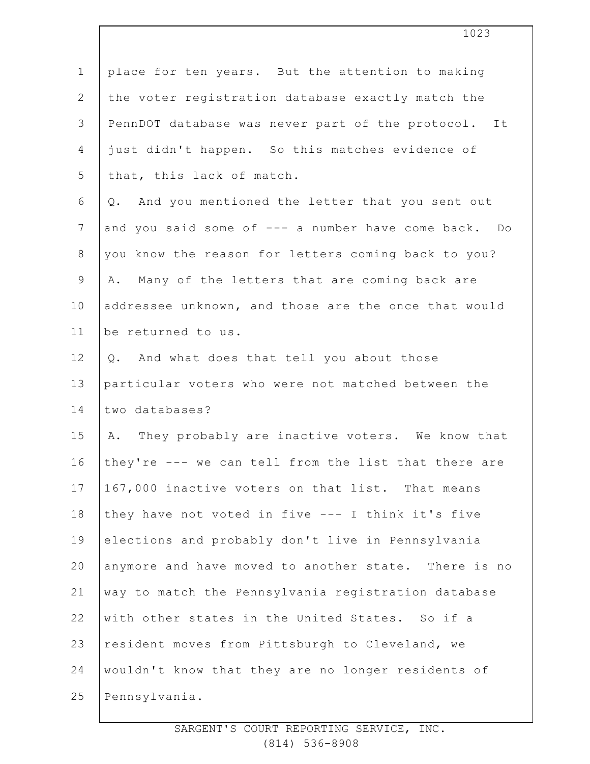place for ten years. But the attention to making the voter registration database exactly match the PennDOT database was never part of the protocol. It just didn't happen. So this matches evidence of that, this lack of match.

Q. And you mentioned the letter that you sent out and you said some of --- a number have come back. Do you know the reason for letters coming back to you?

A. Many of the letters that are coming back are addressee unknown, and those are the once that would be returned to us.

Q. And what does that tell you about those particular voters who were not matched between the two databases?

A. They probably are inactive voters. We know that they're --- we can tell from the list that there are 167,000 inactive voters on that list. That means they have not voted in five --- I think it's five elections and probably don't live in Pennsylvania anymore and have moved to another state. There is no way to match the Pennsylvania registration database with other states in the United States. So if a resident moves from Pittsburgh to Cleveland, we wouldn't know that they are no longer residents of Pennsylvania.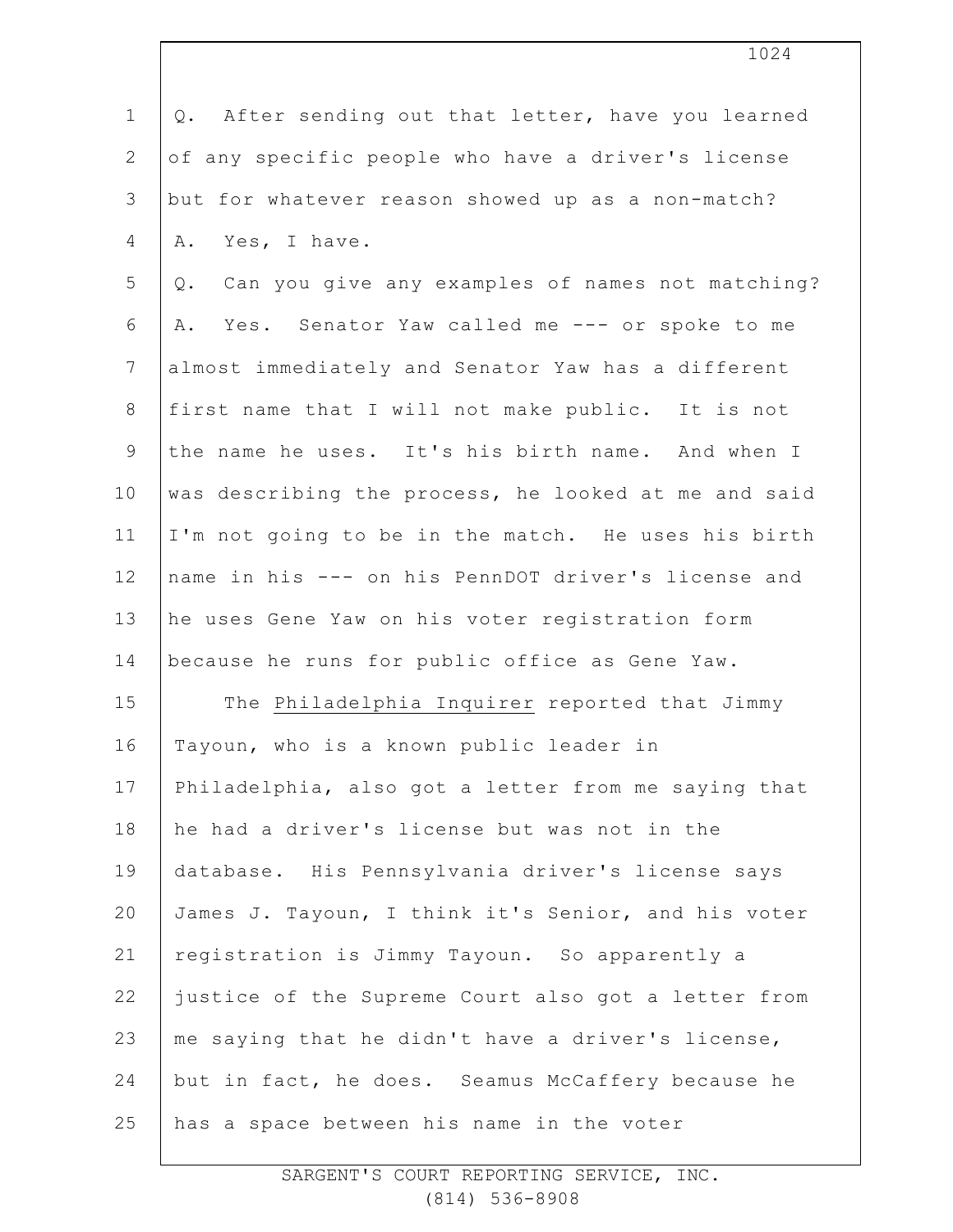Q. After sending out that letter, have you learned of any specific people who have a driver's license but for whatever reason showed up as a non-match?

A. Yes, I have.

Q. Can you give any examples of names not matching?

A. Yes. Senator Yaw called me --- or spoke to me almost immediately and Senator Yaw has a different first name that I will not make public. It is not the name he uses. It's his birth name. And when I was describing the process, he looked at me and said I'm not going to be in the match. He uses his birth name in his --- on his PennDOT driver's license and he uses Gene Yaw on his voter registration form because he runs for public office as Gene Yaw.

The Philadelphia Inquirer reported that Jimmy Tayoun, who is a known public leader in Philadelphia, also got a letter from me saying that he had a driver's license but was not in the database. His Pennsylvania driver's license says James J. Tayoun, I think it's Senior, and his voter registration is Jimmy Tayoun. So apparently a justice of the Supreme Court also got a letter from me saying that he didn't have a driver's license, but in fact, he does. Seamus McCaffery because he has a space between his name in the voter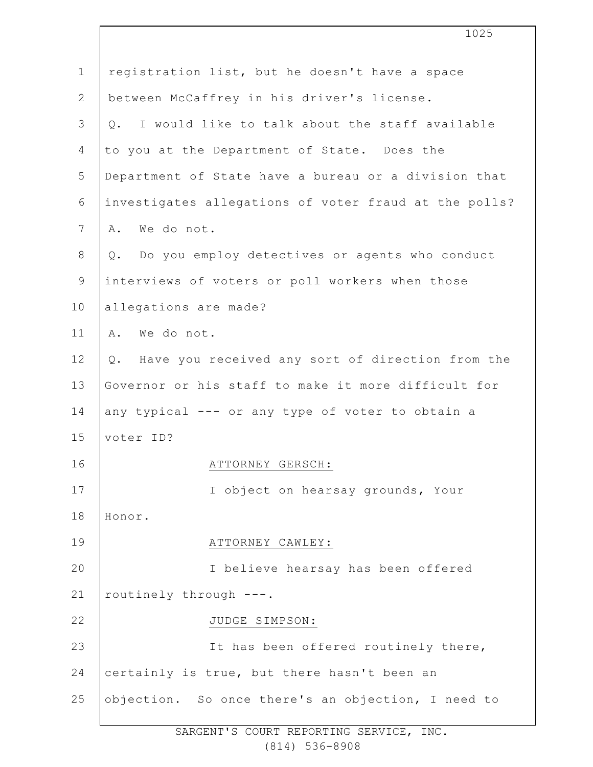registration list, but he doesn't have a space between McCaffrey in his driver's license.

Q. I would like to talk about the staff available to you at the Department of State. Does the Department of State have a bureau or a division that investigates allegations of voter fraud at the polls?

A. We do not.

Q. Do you employ detectives or agents who conduct interviews of voters or poll workers when those allegations are made?

A. We do not.

Q. Have you received any sort of direction from the Governor or his staff to make it more difficult for any typical --- or any type of voter to obtain a voter ID?

ATTORNEY GERSCH:

I object on hearsay grounds, Your Honor.

ATTORNEY CAWLEY:

I believe hearsay has been offered routinely through ---.

JUDGE SIMPSON:

It has been offered routinely there, certainly is true, but there hasn't been an objection. So once there's an objection, I need to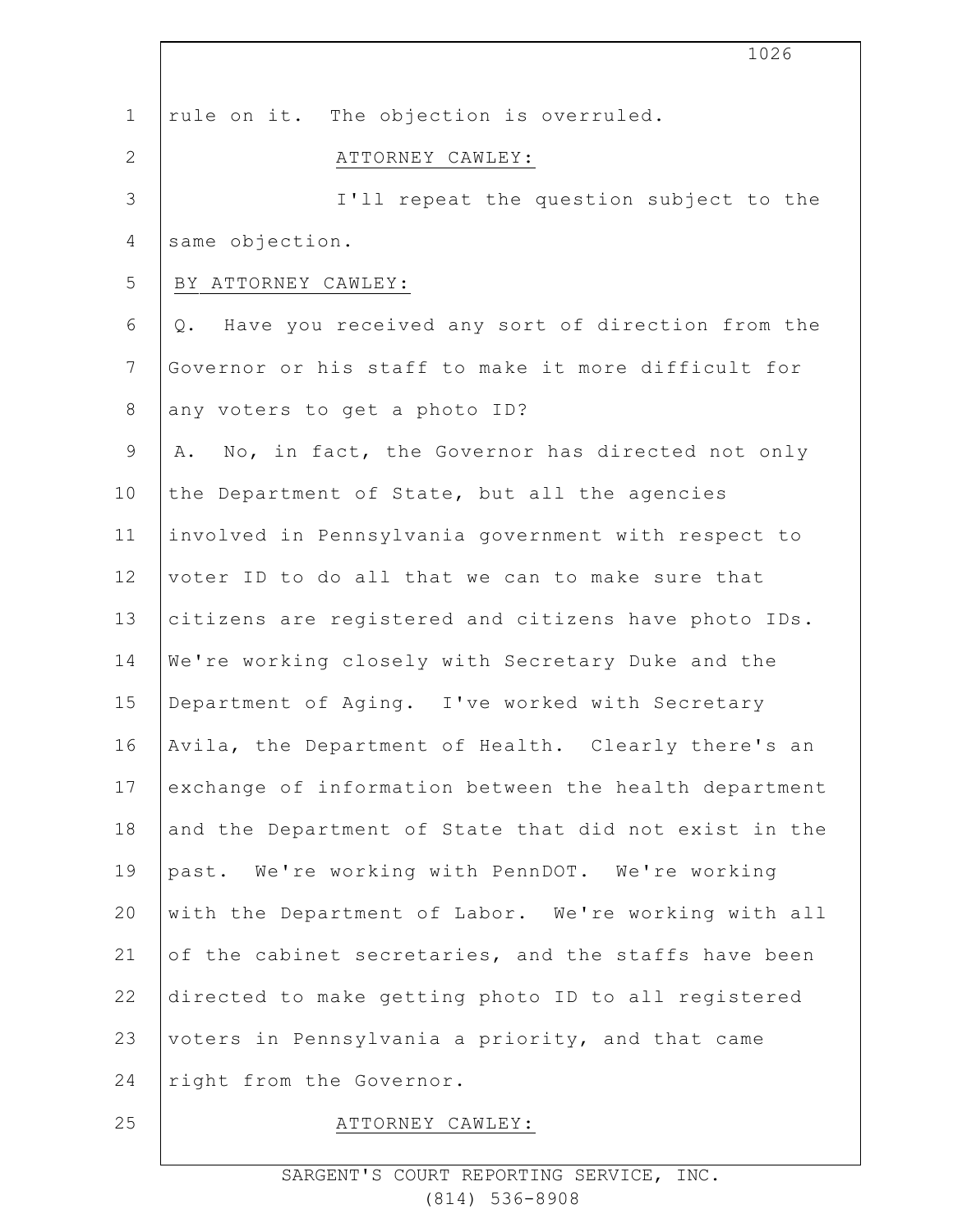rule on it. The objection is overruled.

ATTORNEY CAWLEY:

I'll repeat the question subject to the same objection.

BY ATTORNEY CAWLEY:

Q. Have you received any sort of direction from the Governor or his staff to make it more difficult for any voters to get a photo ID?

A. No, in fact, the Governor has directed not only the Department of State, but all the agencies involved in Pennsylvania government with respect to voter ID to do all that we can to make sure that citizens are registered and citizens have photo IDs. We're working closely with Secretary Duke and the Department of Aging. I've worked with Secretary Avila, the Department of Health. Clearly there's an exchange of information between the health department and the Department of State that did not exist in the past. We're working with PennDOT. We're working with the Department of Labor. We're working with all of the cabinet secretaries, and the staffs have been directed to make getting photo ID to all registered voters in Pennsylvania a priority, and that came right from the Governor.

ATTORNEY CAWLEY: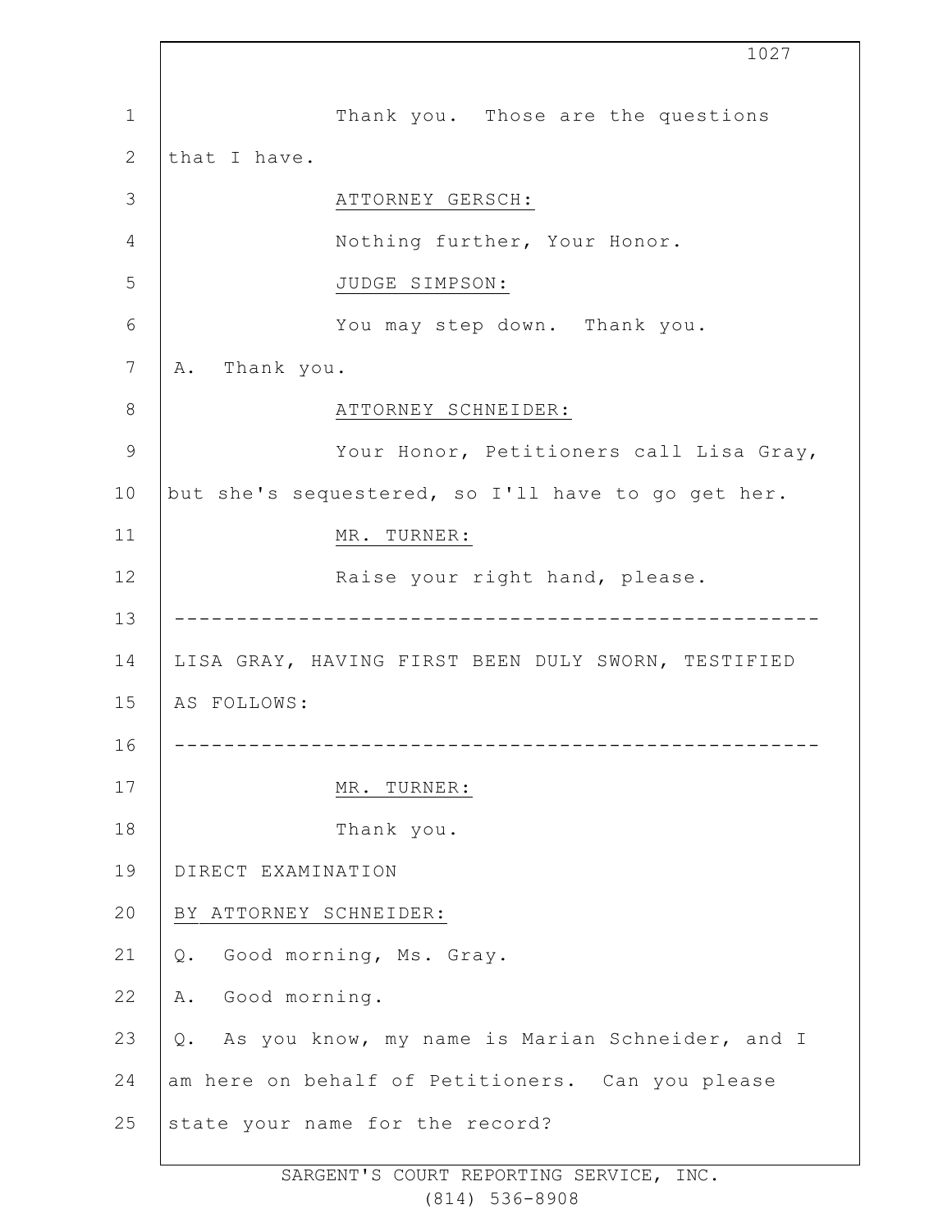Thank you. Those are the questions that I have.

ATTORNEY GERSCH:

Nothing further, Your Honor.

JUDGE SIMPSON:

You may step down. Thank you.

A. Thank you.

ATTORNEY SCHNEIDER:

Your Honor, Petitioners call Lisa Gray, but she's sequestered, so I'll have to go get her.

MR. TURNER:

Raise your right hand, please.

---

LISA GRAY, HAVING FIRST BEEN DULY SWORN, TESTIFIED AS FOLLOWS:

---

MR. TURNER:

Thank you.

DIRECT EXAMINATION

BY ATTORNEY SCHNEIDER:

Q. Good morning, Ms. Gray.

A. Good morning.

Q. As you know, my name is Marian Schneider, and I am here on behalf of Petitioners. Can you please state your name for the record?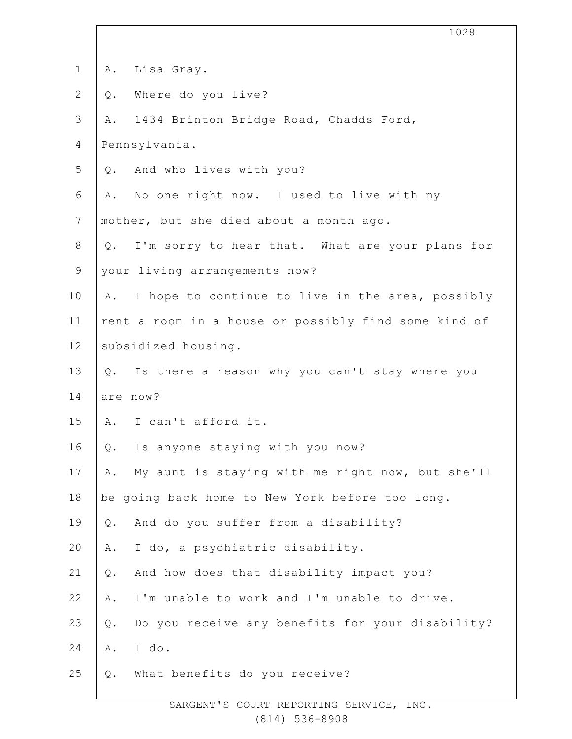A. Lisa Gray.

Q. Where do you live?

A. 1434 Brinton Bridge Road, Chadds Ford, Pennsylvania.

Q. And who lives with you?

A. No one right now. I used to live with my mother, but she died about a month ago.

Q. I'm sorry to hear that. What are your plans for your living arrangements now?

A. I hope to continue to live in the area, possibly rent a room in a house or possibly find some kind of subsidized housing.

Q. Is there a reason why you can't stay where you are now?

A. I can't afford it.

Q. Is anyone staying with you now?

A. My aunt is staying with me right now, but she'll be going back home to New York before too long.

Q. And do you suffer from a disability?

A. I do, a psychiatric disability.

Q. And how does that disability impact you?

A. I'm unable to work and I'm unable to drive.

Q. Do you receive any benefits for your disability?

A. I do.

Q. What benefits do you receive?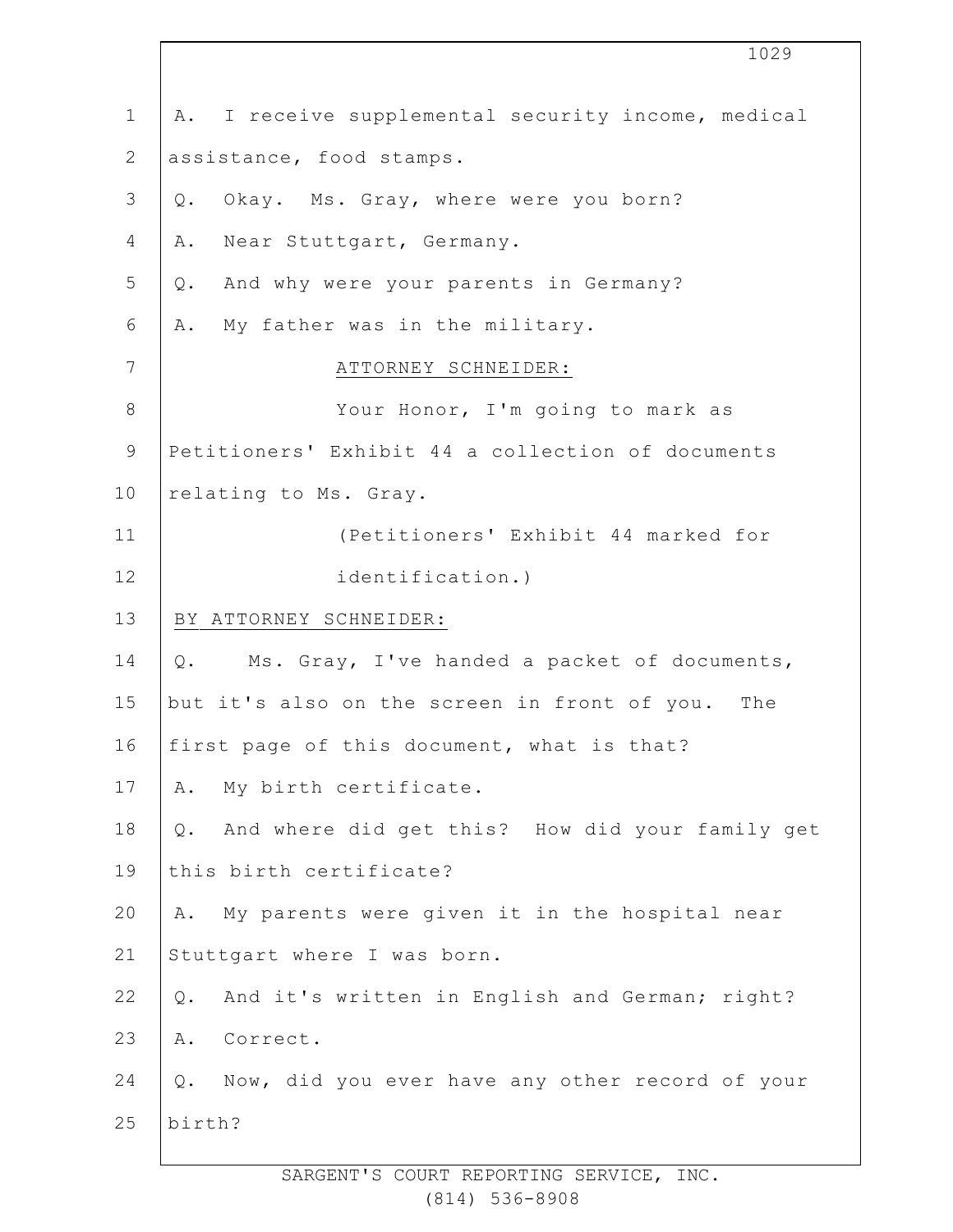A. I receive supplemental security income, medical assistance, food stamps.

Q. Okay. Ms. Gray, where were you born?

A. Near Stuttgart, Germany.

Q. And why were your parents in Germany?

A. My father was in the military.

ATTORNEY SCHNEIDER:

Your Honor, I'm going to mark as Petitioners' Exhibit 44 a collection of documents relating to Ms. Gray.

(Petitioners' Exhibit 44 marked for identification.)

BY ATTORNEY SCHNEIDER:

Q. Ms. Gray, I've handed a packet of documents, but it's also on the screen in front of you. The first page of this document, what is that?

A. My birth certificate.

Q. And where did get this? How did your family get this birth certificate?

A. My parents were given it in the hospital near Stuttgart where I was born.

Q. And it's written in English and German; right?

A. Correct.

Q. Now, did you ever have any other record of your birth?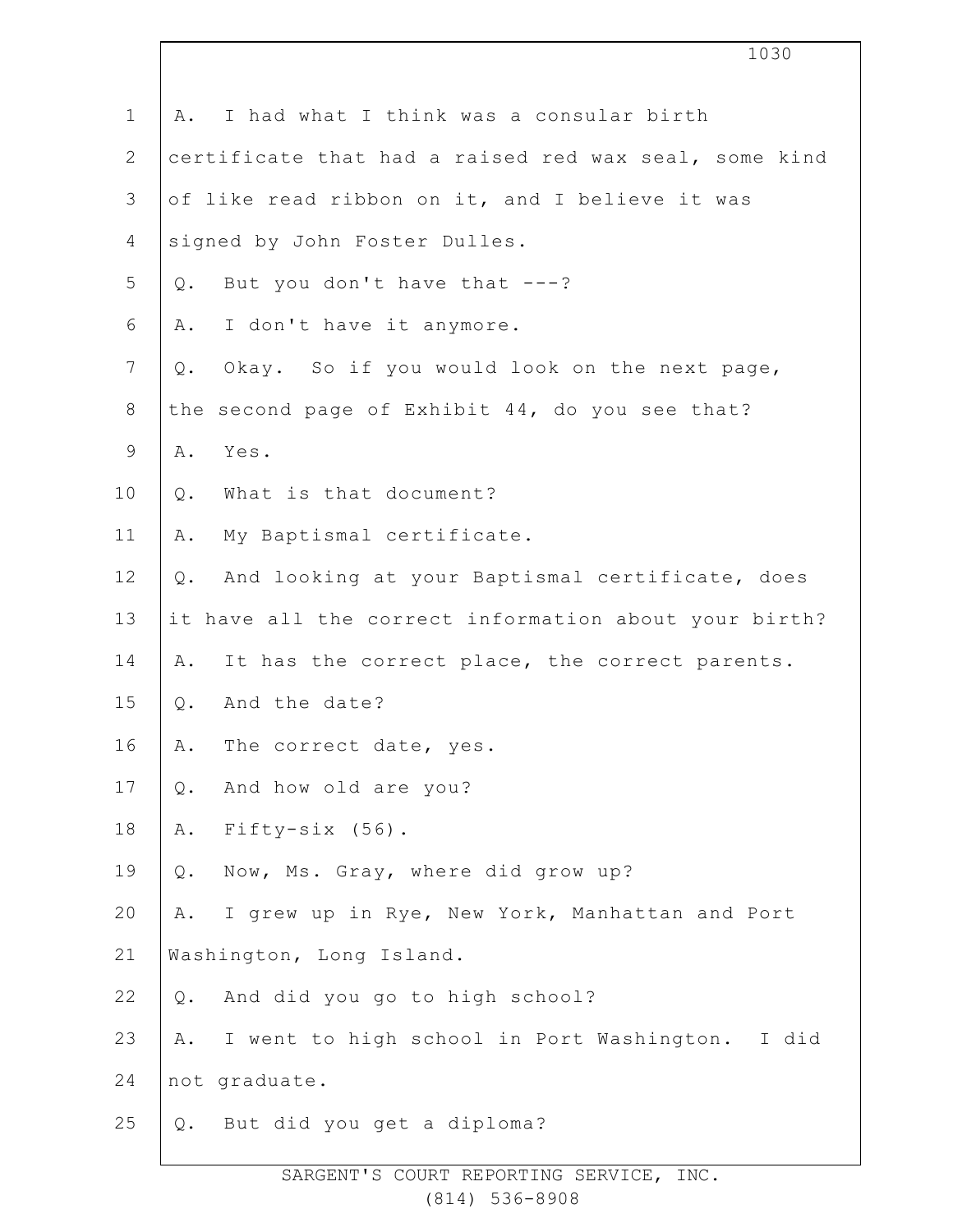A. I had what I think was a consular birth certificate that had a raised red wax seal, some kind of like read ribbon on it, and I believe it was signed by John Foster Dulles.

Q. But you don't have that ---?

A. I don't have it anymore.

Q. Okay. So if you would look on the next page, the second page of Exhibit 44, do you see that?

A. Yes.

Q. What is that document?

A. My Baptismal certificate.

Q. And looking at your Baptismal certificate, does it have all the correct information about your birth?

A. It has the correct place, the correct parents.

Q. And the date?

A. The correct date, yes.

Q. And how old are you?

A. Fifty-six (56).

Q. Now, Ms. Gray, where did grow up?

A. I grew up in Rye, New York, Manhattan and Port Washington, Long Island.

Q. And did you go to high school?

A. I went to high school in Port Washington. I did not graduate.

Q. But did you get a diploma?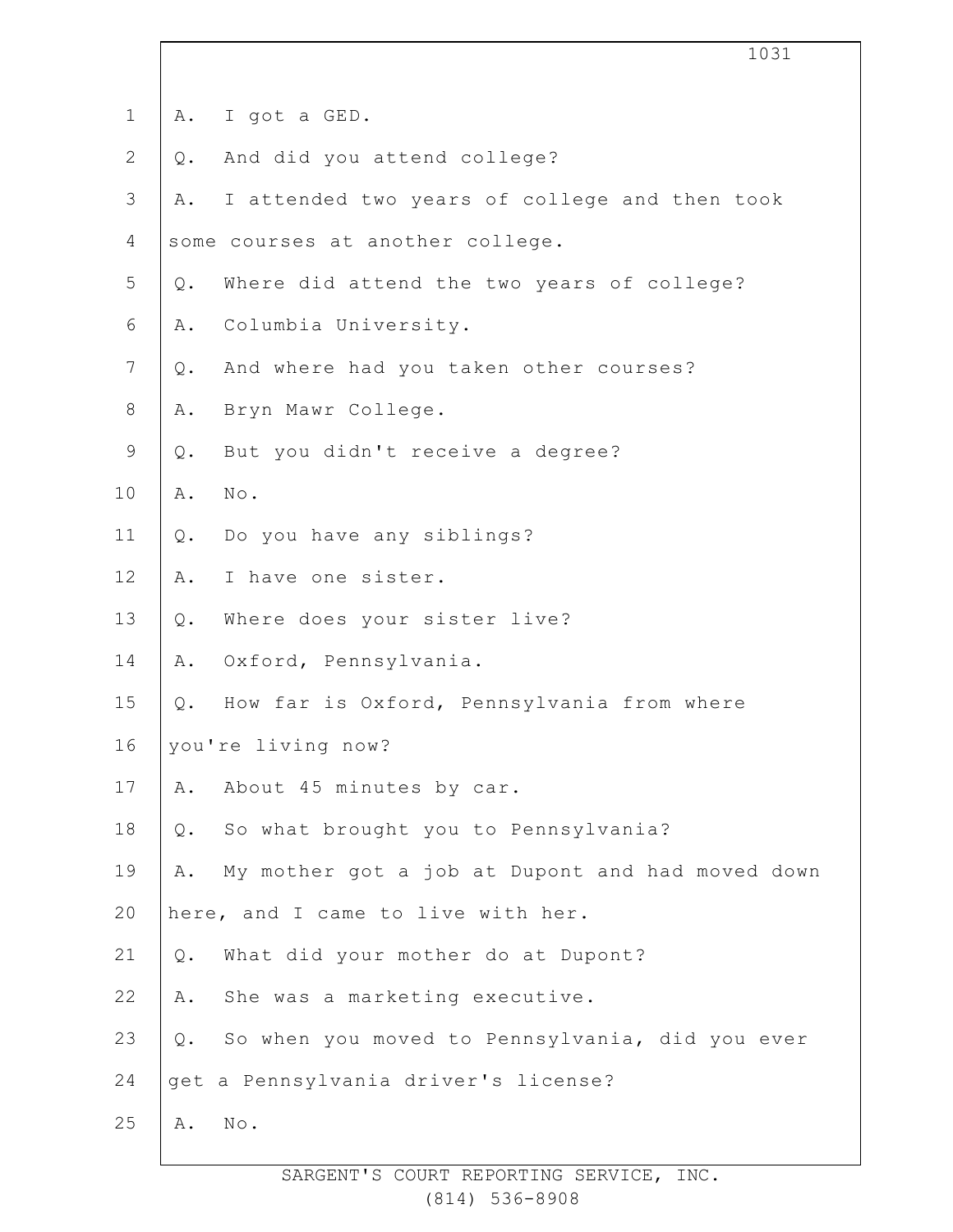A. I got a GED.

Q. And did you attend college?

A. I attended two years of college and then took some courses at another college.

Q. Where did attend the two years of college?

A. Columbia University.

Q. And where had you taken other courses?

A. Bryn Mawr College.

Q. But you didn't receive a degree?

A. No.

Q. Do you have any siblings?

A. I have one sister.

Q. Where does your sister live?

A. Oxford, Pennsylvania.

Q. How far is Oxford, Pennsylvania from where you're living now?

A. About 45 minutes by car.

Q. So what brought you to Pennsylvania?

A. My mother got a job at Dupont and had moved down here, and I came to live with her.

Q. What did your mother do at Dupont?

A. She was a marketing executive.

Q. So when you moved to Pennsylvania, did you ever get a Pennsylvania driver's license?

A. No.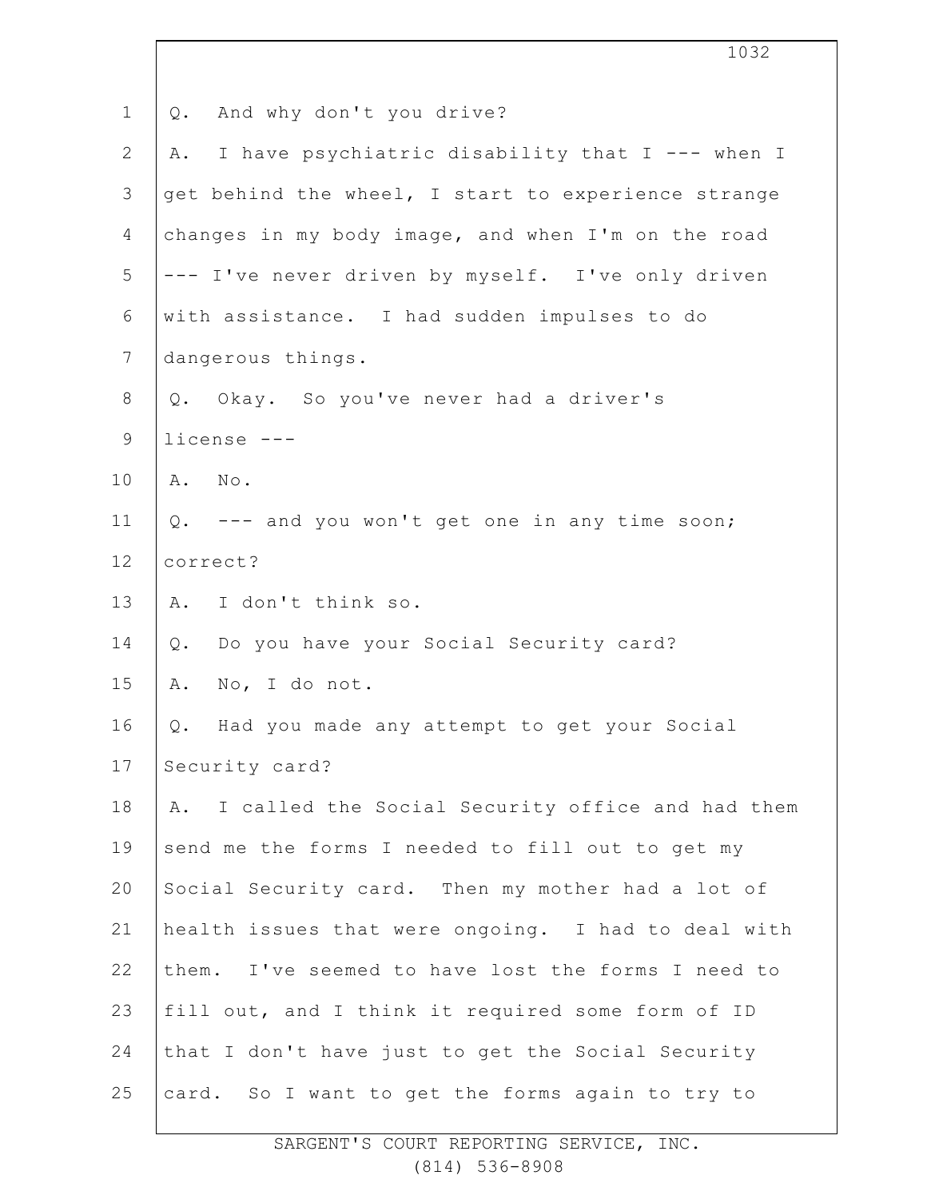Q. And why don't you drive?

A. I have psychiatric disability that I --- when I get behind the wheel, I start to experience strange changes in my body image, and when I'm on the road --- I've never driven by myself. I've only driven with assistance. I had sudden impulses to do dangerous things.

Q. Okay. So you've never had a driver's license ---

A. No.

Q. --- and you won't get one in any time soon; correct?

A. I don't think so.

Q. Do you have your Social Security card?

A. No, I do not.

Q. Had you made any attempt to get your Social Security card?

A. I called the Social Security office and had them send me the forms I needed to fill out to get my Social Security card. Then my mother had a lot of health issues that were ongoing. I had to deal with them. I've seemed to have lost the forms I need to fill out, and I think it required some form of ID that I don't have just to get the Social Security card. So I want to get the forms again to try to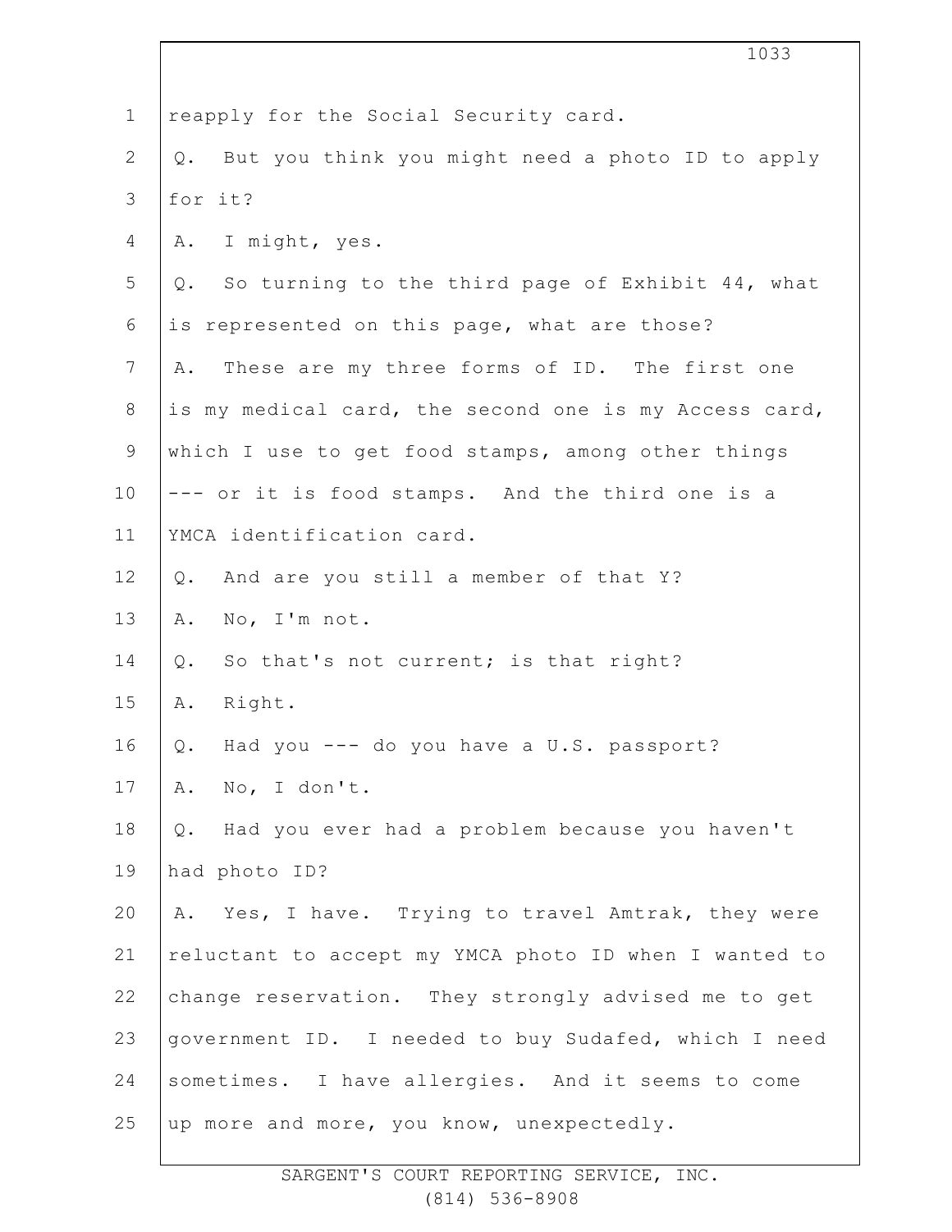reapply for the Social Security card.

Q. But you think you might need a photo ID to apply for it?

A. I might, yes.

Q. So turning to the third page of Exhibit 44, what is represented on this page, what are those?

A. These are my three forms of ID. The first one is my medical card, the second one is my Access card, which I use to get food stamps, among other things --- or it is food stamps. And the third one is a YMCA identification card.

Q. And are you still a member of that Y?

A. No, I'm not.

Q. So that's not current; is that right?

A. Right.

Q. Had you --- do you have a U.S. passport?

A. No, I don't.

Q. Had you ever had a problem because you haven't had photo ID?

A. Yes, I have. Trying to travel Amtrak, they were reluctant to accept my YMCA photo ID when I wanted to change reservation. They strongly advised me to get government ID. I needed to buy Sudafed, which I need sometimes. I have allergies. And it seems to come up more and more, you know, unexpectedly.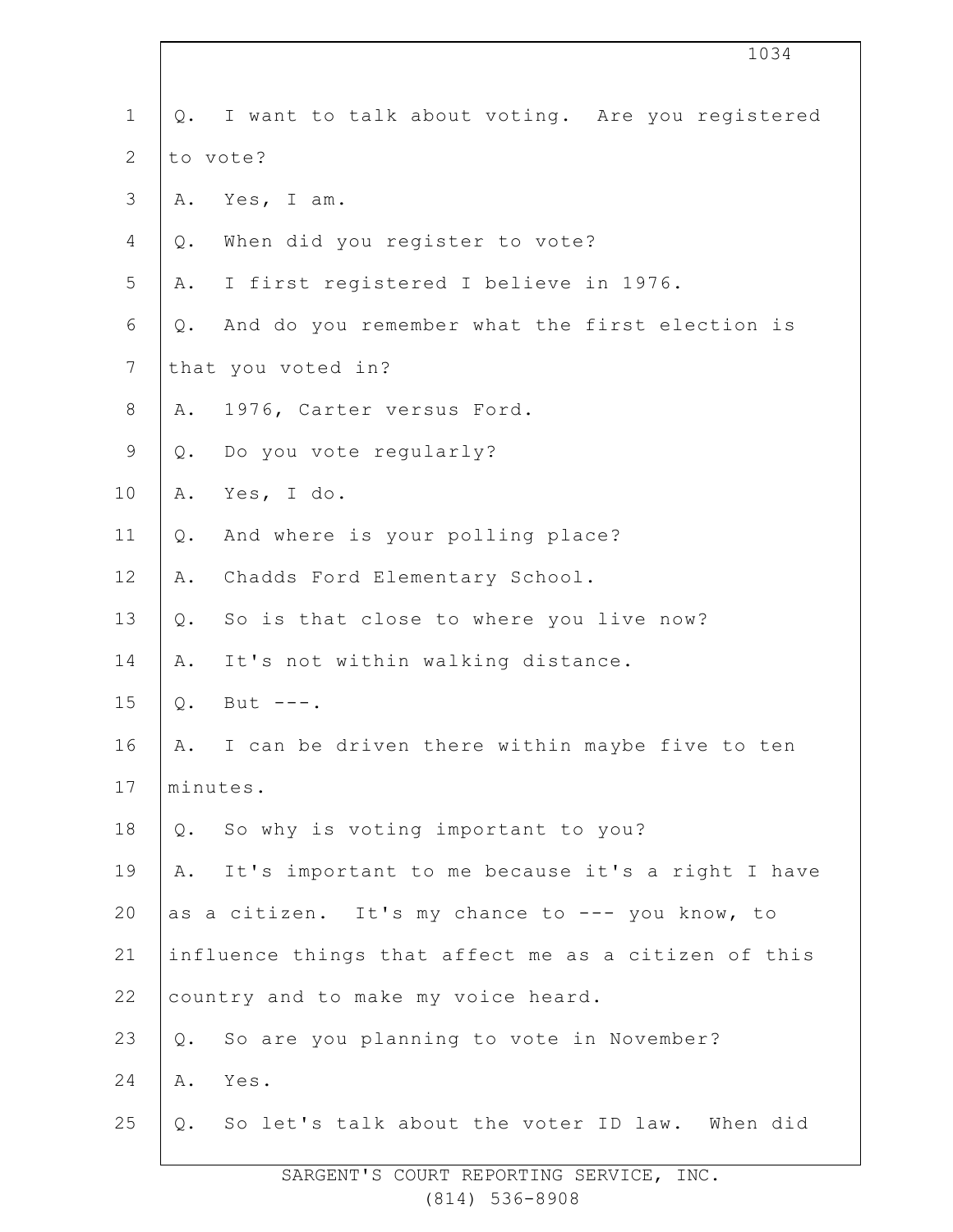Q. I want to talk about voting. Are you registered to vote?

A. Yes, I am.

Q. When did you register to vote?

A. I first registered I believe in 1976.

Q. And do you remember what the first election is that you voted in?

A. 1976, Carter versus Ford.

Q. Do you vote regularly?

A. Yes, I do.

Q. And where is your polling place?

A. Chadds Ford Elementary School.

Q. So is that close to where you live now?

A. It's not within walking distance.

Q. But ---.

A. I can be driven there within maybe five to ten minutes.

Q. So why is voting important to you?

A. It's important to me because it's a right I have as a citizen. It's my chance to --- you know, to influence things that affect me as a citizen of this country and to make my voice heard.

Q. So are you planning to vote in November?

A. Yes.

Q. So let's talk about the voter ID law. When did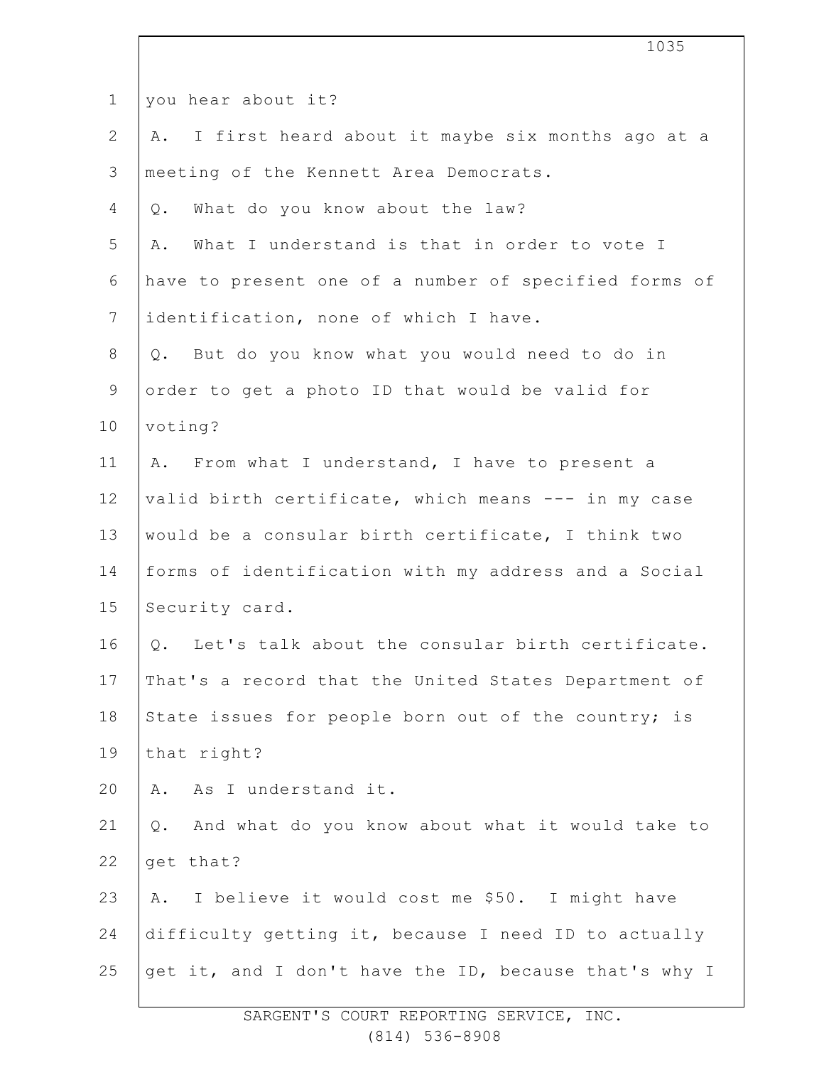you hear about it?

A. I first heard about it maybe six months ago at a meeting of the Kennett Area Democrats.

Q. What do you know about the law?

A. What I understand is that in order to vote I have to present one of a number of specified forms of identification, none of which I have.

Q. But do you know what you would need to do in order to get a photo ID that would be valid for voting?

A. From what I understand, I have to present a valid birth certificate, which means --- in my case would be a consular birth certificate, I think two forms of identification with my address and a Social Security card.

Q. Let's talk about the consular birth certificate. That's a record that the United States Department of State issues for people born out of the country; is that right?

A. As I understand it.

Q. And what do you know about what it would take to get that?

A. I believe it would cost me $50. I might have difficulty getting it, because I need ID to actually get it, and I don't have the ID, because that's why I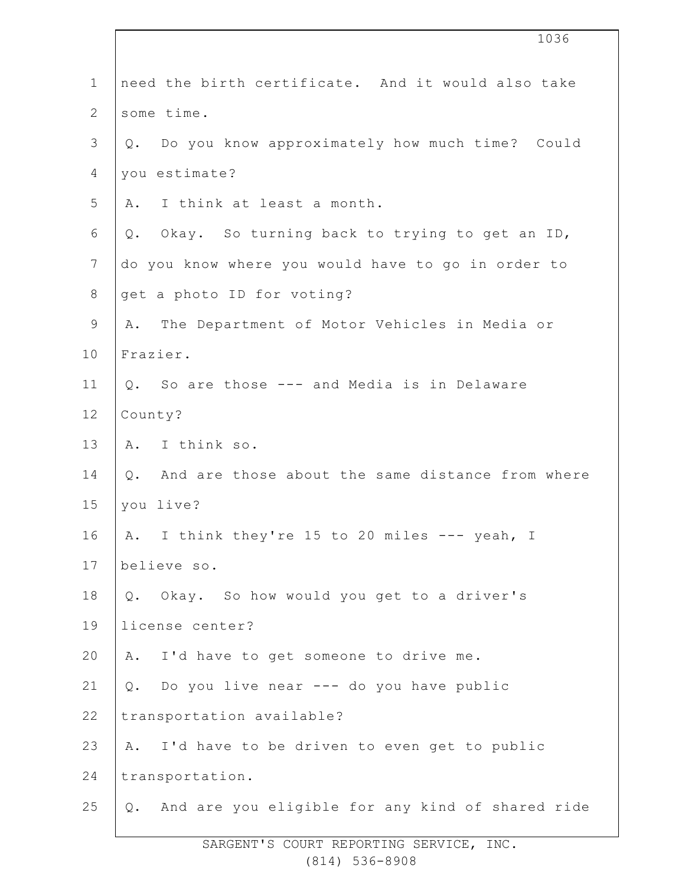need the birth certificate. And it would also take some time.

Q. Do you know approximately how much time? Could you estimate?

A. I think at least a month.

Q. Okay. So turning back to trying to get an ID, do you know where you would have to go in order to get a photo ID for voting?

A. The Department of Motor Vehicles in Media or Frazier.

Q. So are those --- and Media is in Delaware County?

A. I think so.

Q. And are those about the same distance from where you live?

A. I think they're 15 to 20 miles --- yeah, I believe so.

Q. Okay. So how would you get to a driver's license center?

A. I'd have to get someone to drive me.

Q. Do you live near --- do you have public transportation available?

A. I'd have to be driven to even get to public transportation.

Q. And are you eligible for any kind of shared ride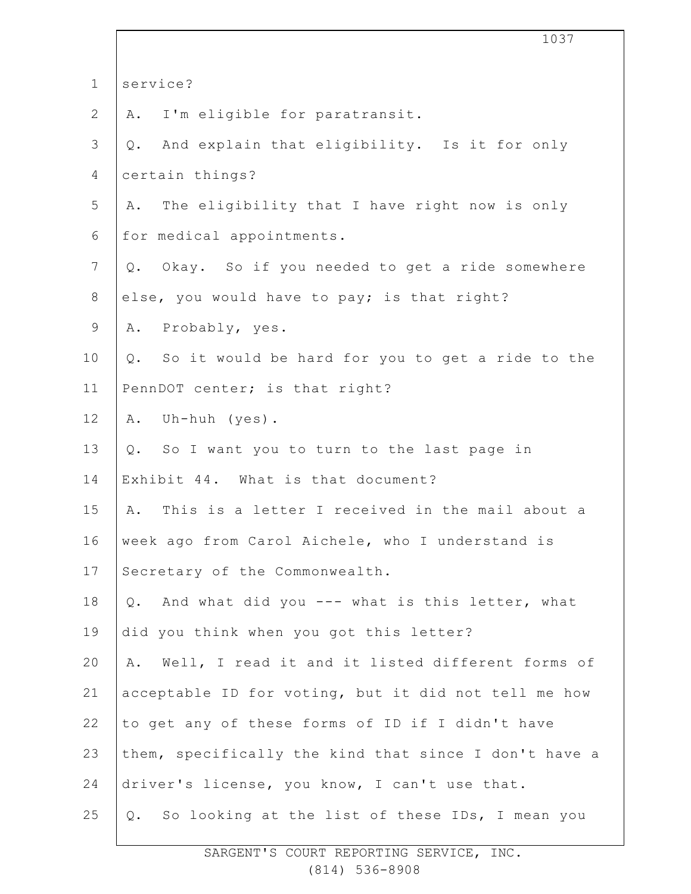service?

A. I'm eligible for paratransit.

Q. And explain that eligibility. Is it for only certain things?

A. The eligibility that I have right now is only for medical appointments.

Q. Okay. So if you needed to get a ride somewhere else, you would have to pay; is that right?

A. Probably, yes.

Q. So it would be hard for you to get a ride to the PennDOT center; is that right?

A. Uh-huh (yes).

Q. So I want you to turn to the last page in Exhibit 44. What is that document?

A. This is a letter I received in the mail about a week ago from Carol Aichele, who I understand is Secretary of the Commonwealth.

Q. And what did you --- what is this letter, what did you think when you got this letter?

A. Well, I read it and it listed different forms of acceptable ID for voting, but it did not tell me how to get any of these forms of ID if I didn't have them, specifically the kind that since I don't have a driver's license, you know, I can't use that.

Q. So looking at the list of these IDs, I mean you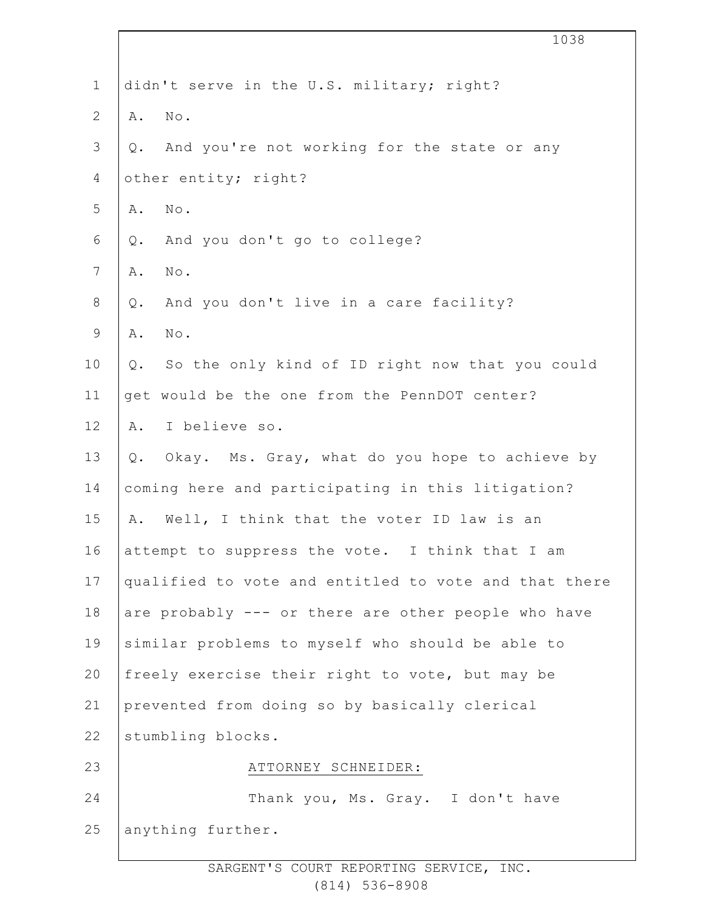didn't serve in the U.S. military; right?

A. No.

Q. And you're not working for the state or any other entity; right?

A. No.

Q. And you don't go to college?

A. No.

Q. And you don't live in a care facility?

A. No.

Q. So the only kind of ID right now that you could get would be the one from the PennDOT center?

A. I believe so.

Q. Okay. Ms. Gray, what do you hope to achieve by coming here and participating in this litigation?

A. Well, I think that the voter ID law is an attempt to suppress the vote. I think that I am qualified to vote and entitled to vote and that there are probably --- or there are other people who have similar problems to myself who should be able to freely exercise their right to vote, but may be prevented from doing so by basically clerical stumbling blocks.

ATTORNEY SCHNEIDER:

Thank you, Ms. Gray. I don't have anything further.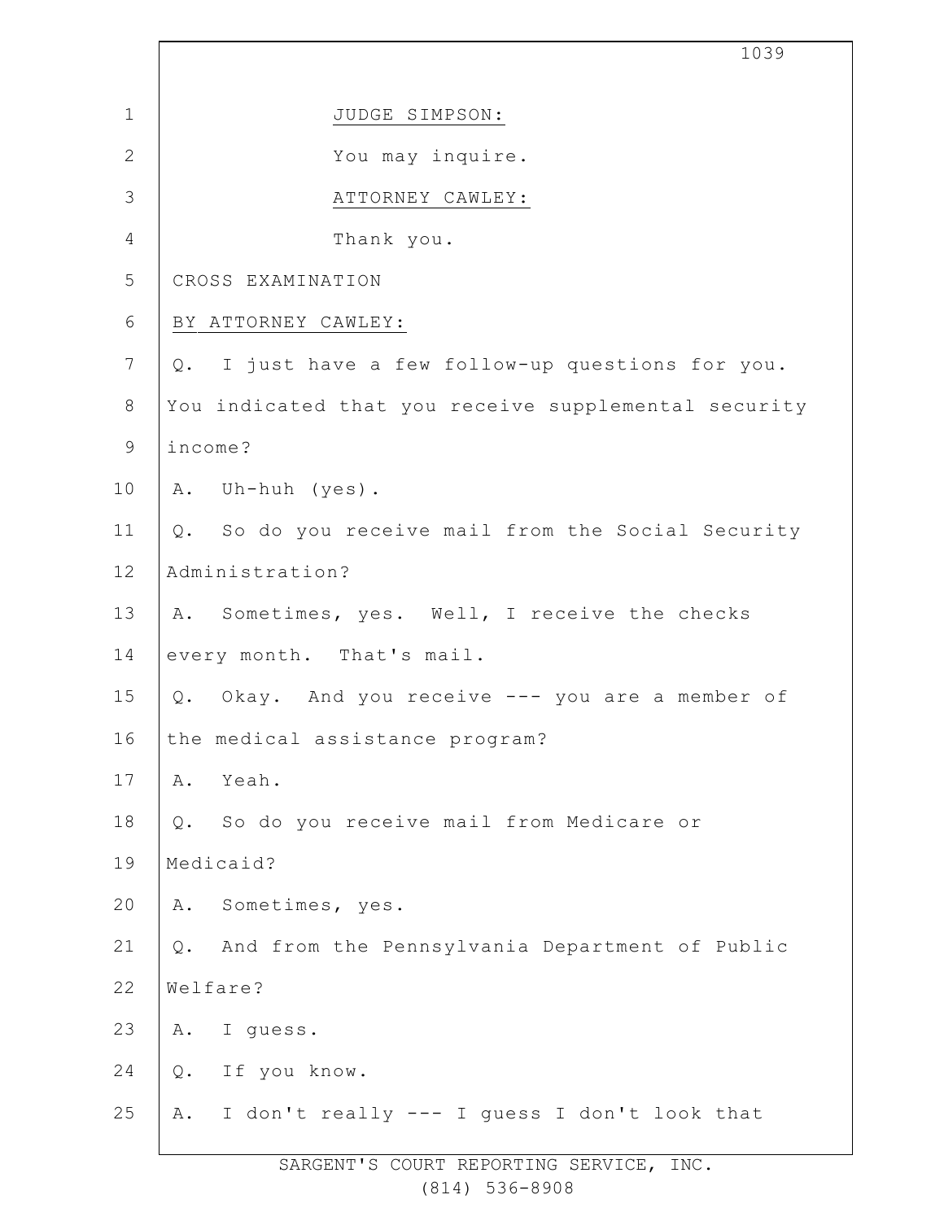JUDGE SIMPSON:

You may inquire.

ATTORNEY CAWLEY:

Thank you.

CROSS EXAMINATION

BY ATTORNEY CAWLEY:

Q. I just have a few follow-up questions for you. You indicated that you receive supplemental security income?

A. Uh-huh (yes).

Q. So do you receive mail from the Social Security Administration?

A. Sometimes, yes. Well, I receive the checks every month. That's mail.

Q. Okay. And you receive --- you are a member of the medical assistance program?

A. Yeah.

Q. So do you receive mail from Medicare or Medicaid?

A. Sometimes, yes.

Q. And from the Pennsylvania Department of Public Welfare?

A. I guess.

Q. If you know.

A. I don't really --- I guess I don't look that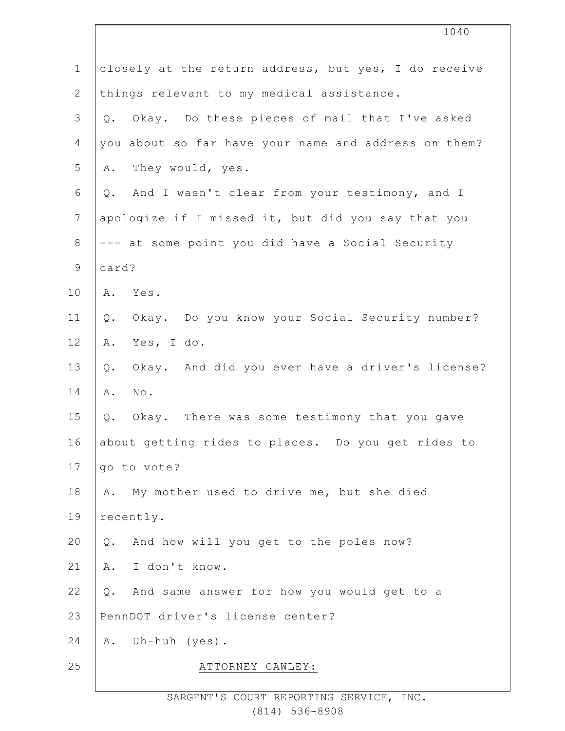closely at the return address, but yes, I do receive things relevant to my medical assistance.

Q. Okay. Do these pieces of mail that I've asked you about so far have your name and address on them?

A. They would, yes.

Q. And I wasn't clear from your testimony, and I apologize if I missed it, but did you say that you --- at some point you did have a Social Security card?

A. Yes.

Q. Okay. Do you know your Social Security number?

A. Yes, I do.

Q. Okay. And did you ever have a driver's license?

A. No.

Q. Okay. There was some testimony that you gave about getting rides to places. Do you get rides to go to vote?

A. My mother used to drive me, but she died recently.

Q. And how will you get to the poles now?

A. I don't know.

Q. And same answer for how you would get to a PennDOT driver's license center?

A. Uh-huh (yes).

ATTORNEY CAWLEY: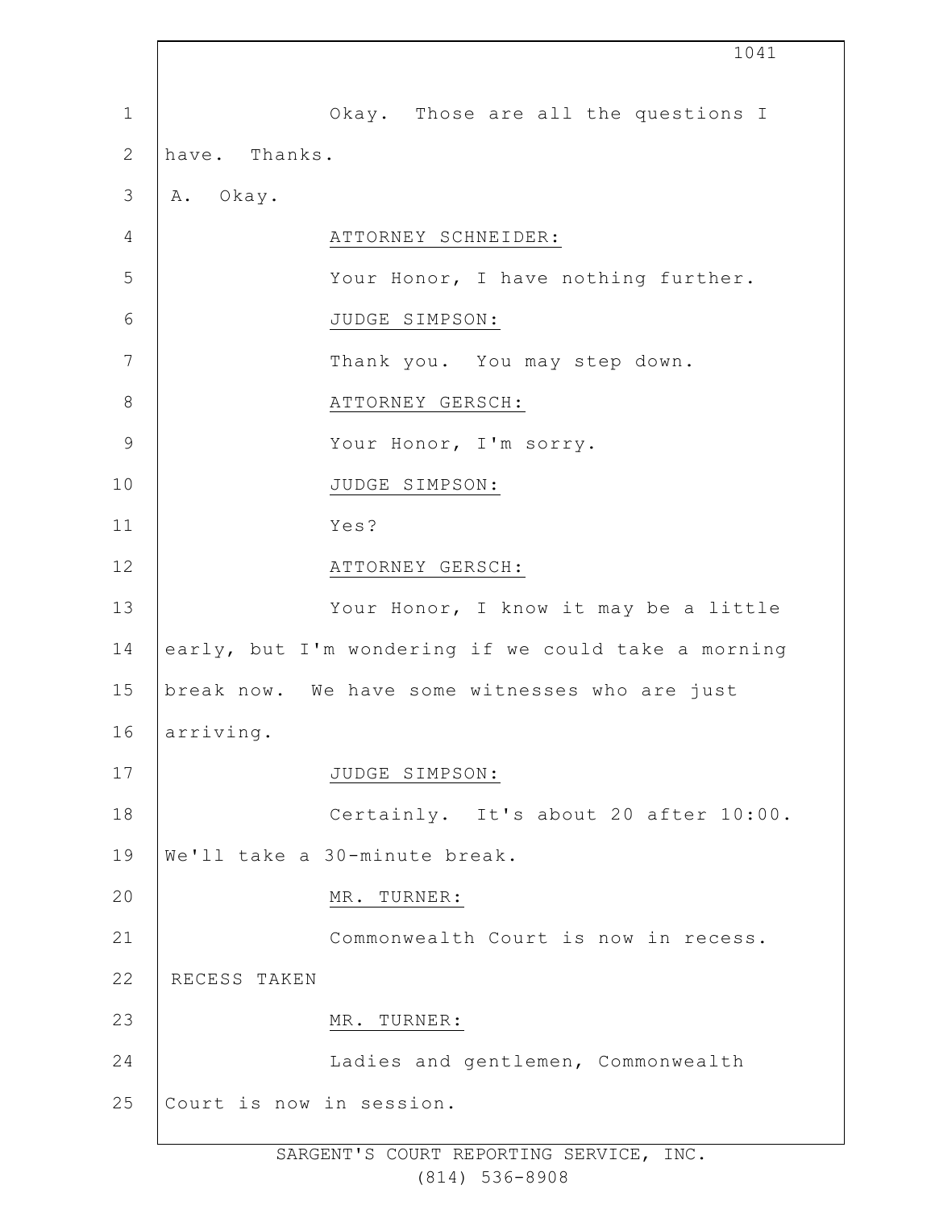Okay. Those are all the questions I have. Thanks.

A. Okay.

ATTORNEY SCHNEIDER:

Your Honor, I have nothing further.

JUDGE SIMPSON:

Thank you. You may step down.

ATTORNEY GERSCH:

Your Honor, I'm sorry.

JUDGE SIMPSON:

Yes?

ATTORNEY GERSCH:

Your Honor, I know it may be a little early, but I'm wondering if we could take a morning break now. We have some witnesses who are just arriving.

JUDGE SIMPSON:

Certainly. It's about 20 after 10:00. We'll take a 30-minute break.

MR. TURNER:

Commonwealth Court is now in recess.

RECESS TAKEN

MR. TURNER:

Ladies and gentlemen, Commonwealth Court is now in session.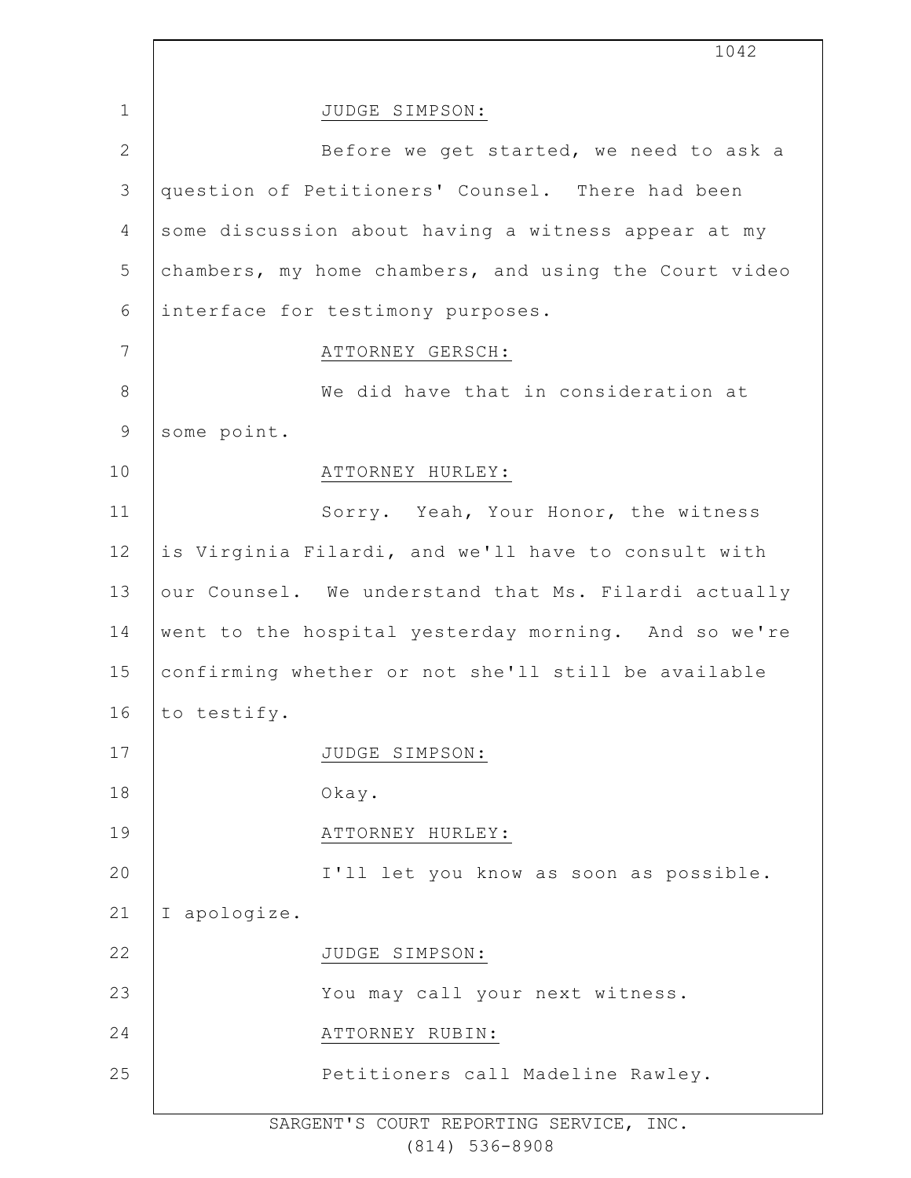JUDGE SIMPSON:

Before we get started, we need to ask a question of Petitioners' Counsel. There had been some discussion about having a witness appear at my chambers, my home chambers, and using the Court video interface for testimony purposes.

ATTORNEY GERSCH:

We did have that in consideration at some point.

ATTORNEY HURLEY:

Sorry. Yeah, Your Honor, the witness is Virginia Filardi, and we'll have to consult with our Counsel. We understand that Ms. Filardi actually went to the hospital yesterday morning. And so we're confirming whether or not she'll still be available to testify.

JUDGE SIMPSON:

Okay.

ATTORNEY HURLEY:

I'll let you know as soon as possible. I apologize.

JUDGE SIMPSON:

You may call your next witness.

ATTORNEY RUBIN:

Petitioners call Madeline Rawley.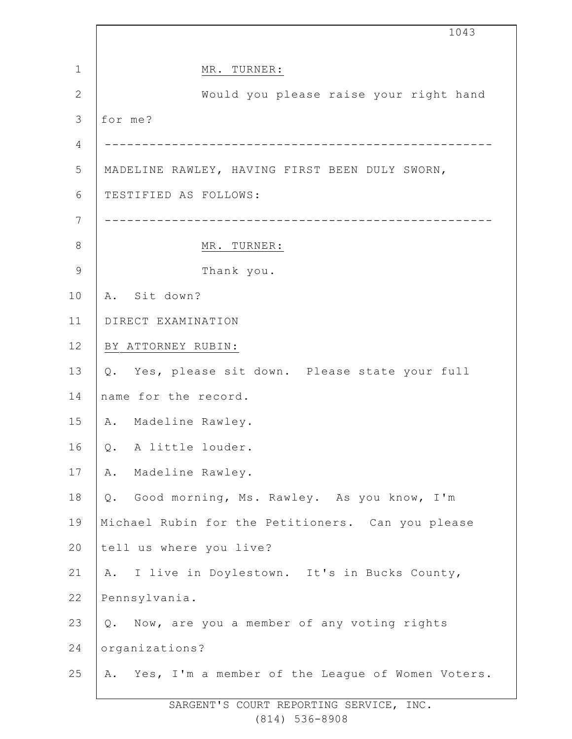MR. TURNER:

Would you please raise your right hand for me?

---

MADELINE RAWLEY, HAVING FIRST BEEN DULY SWORN, TESTIFIED AS FOLLOWS:

---

MR. TURNER:

Thank you.

A. Sit down?

DIRECT EXAMINATION

BY ATTORNEY RUBIN:

Q. Yes, please sit down. Please state your full name for the record.

A. Madeline Rawley.

Q. A little louder.

A. Madeline Rawley.

Q. Good morning, Ms. Rawley. As you know, I'm Michael Rubin for the Petitioners. Can you please tell us where you live?

A. I live in Doylestown. It's in Bucks County, Pennsylvania.

Q. Now, are you a member of any voting rights organizations?

A. Yes, I'm a member of the League of Women Voters.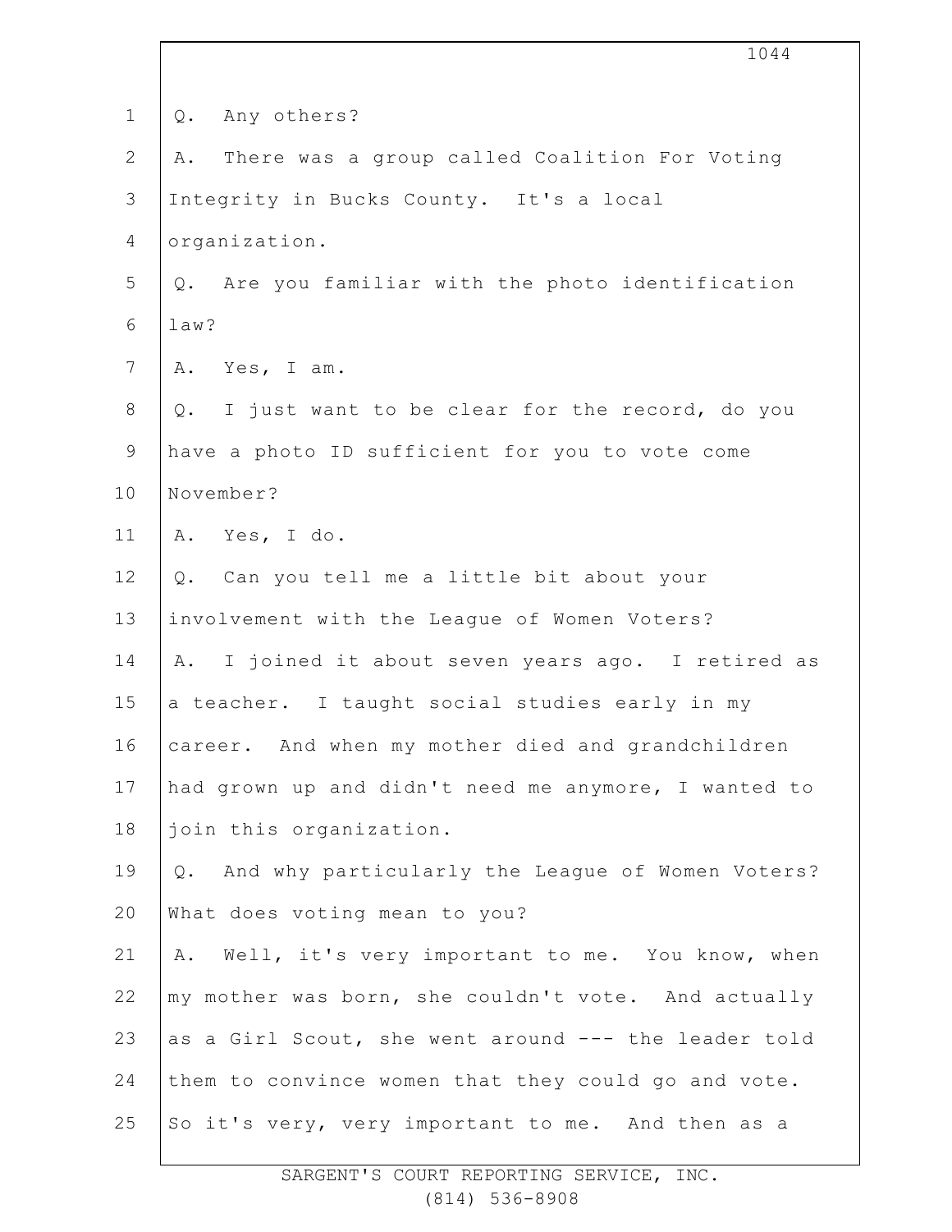Q. Any others?

A. There was a group called Coalition For Voting Integrity in Bucks County. It's a local organization.

Q. Are you familiar with the photo identification law?

A. Yes, I am.

Q. I just want to be clear for the record, do you have a photo ID sufficient for you to vote come November?

A. Yes, I do.

Q. Can you tell me a little bit about your involvement with the League of Women Voters?

A. I joined it about seven years ago. I retired as a teacher. I taught social studies early in my career. And when my mother died and grandchildren had grown up and didn't need me anymore, I wanted to join this organization.

Q. And why particularly the League of Women Voters? What does voting mean to you?

A. Well, it's very important to me. You know, when my mother was born, she couldn't vote. And actually as a Girl Scout, she went around --- the leader told them to convince women that they could go and vote. So it's very, very important to me. And then as a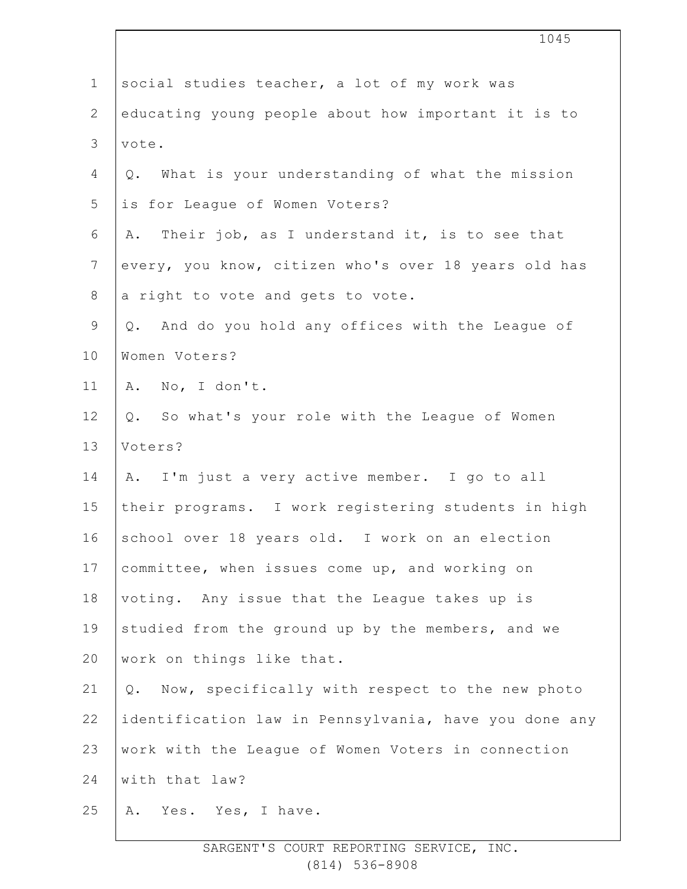social studies teacher, a lot of my work was educating young people about how important it is to vote.

Q. What is your understanding of what the mission is for League of Women Voters?

A. Their job, as I understand it, is to see that every, you know, citizen who's over 18 years old has a right to vote and gets to vote.

Q. And do you hold any offices with the League of Women Voters?

A. No, I don't.

Q. So what's your role with the League of Women Voters?

A. I'm just a very active member. I go to all their programs. I work registering students in high school over 18 years old. I work on an election committee, when issues come up, and working on voting. Any issue that the League takes up is studied from the ground up by the members, and we work on things like that.

Q. Now, specifically with respect to the new photo identification law in Pennsylvania, have you done any work with the League of Women Voters in connection with that law?

A. Yes. Yes, I have.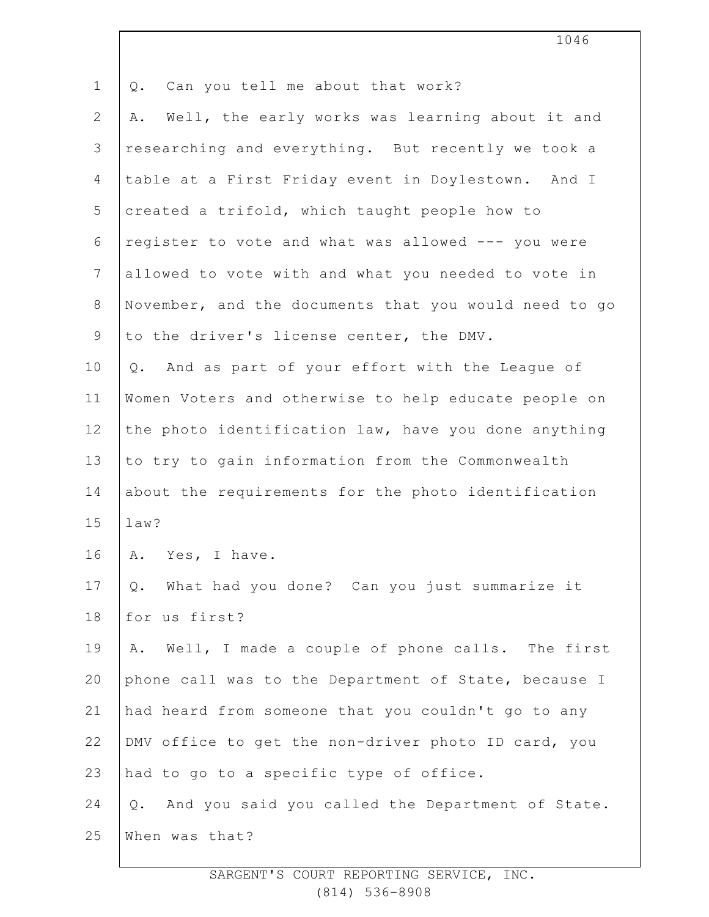Q. Can you tell me about that work?

A. Well, the early works was learning about it and researching and everything. But recently we took a table at a First Friday event in Doylestown. And I created a trifold, which taught people how to register to vote and what was allowed --- you were allowed to vote with and what you needed to vote in November, and the documents that you would need to go to the driver's license center, the DMV.

Q. And as part of your effort with the League of Women Voters and otherwise to help educate people on the photo identification law, have you done anything to try to gain information from the Commonwealth about the requirements for the photo identification law?

A. Yes, I have.

Q. What had you done? Can you just summarize it for us first?

A. Well, I made a couple of phone calls. The first phone call was to the Department of State, because I had heard from someone that you couldn't go to any DMV office to get the non-driver photo ID card, you had to go to a specific type of office.

Q. And you said you called the Department of State. When was that?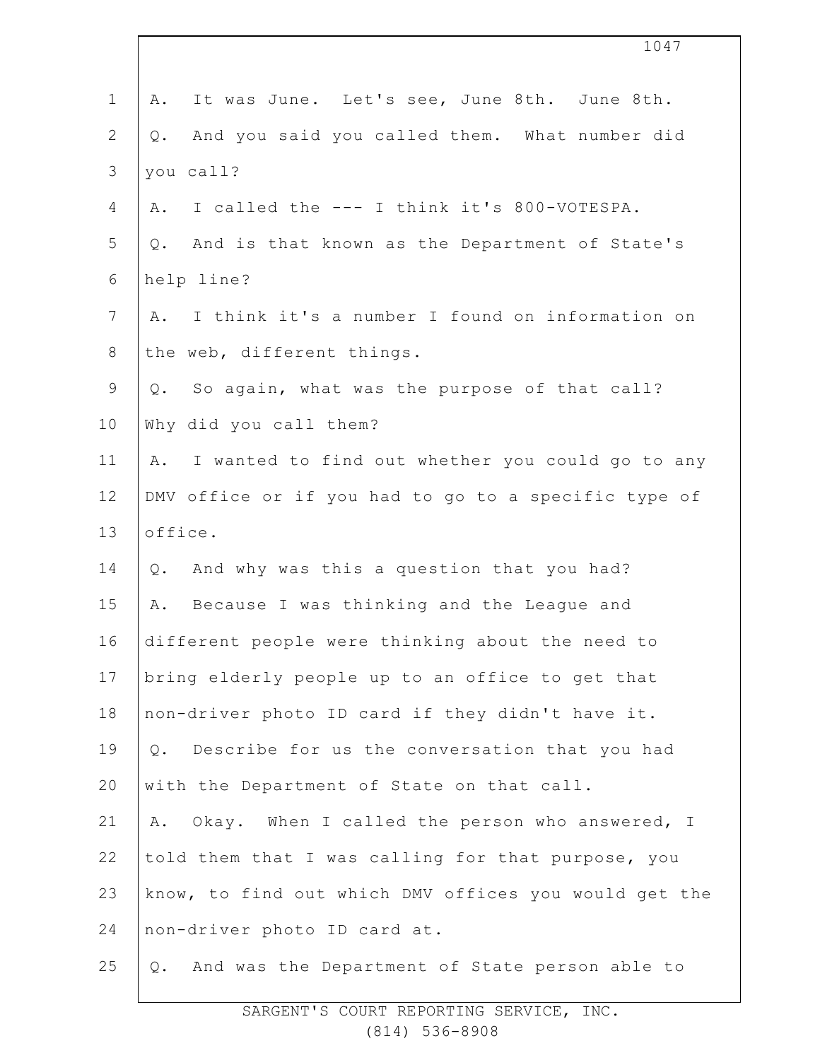A. It was June. Let's see, June 8th. June 8th.

Q. And you said you called them. What number did you call?

A. I called the --- I think it's 800-VOTESPA.

Q. And is that known as the Department of State's help line?

A. I think it's a number I found on information on the web, different things.

Q. So again, what was the purpose of that call? Why did you call them?

A. I wanted to find out whether you could go to any DMV office or if you had to go to a specific type of office.

Q. And why was this a question that you had?

A. Because I was thinking and the League and different people were thinking about the need to bring elderly people up to an office to get that non-driver photo ID card if they didn't have it.

Q. Describe for us the conversation that you had with the Department of State on that call.

A. Okay. When I called the person who answered, I told them that I was calling for that purpose, you know, to find out which DMV offices you would get the non-driver photo ID card at.

Q. And was the Department of State person able to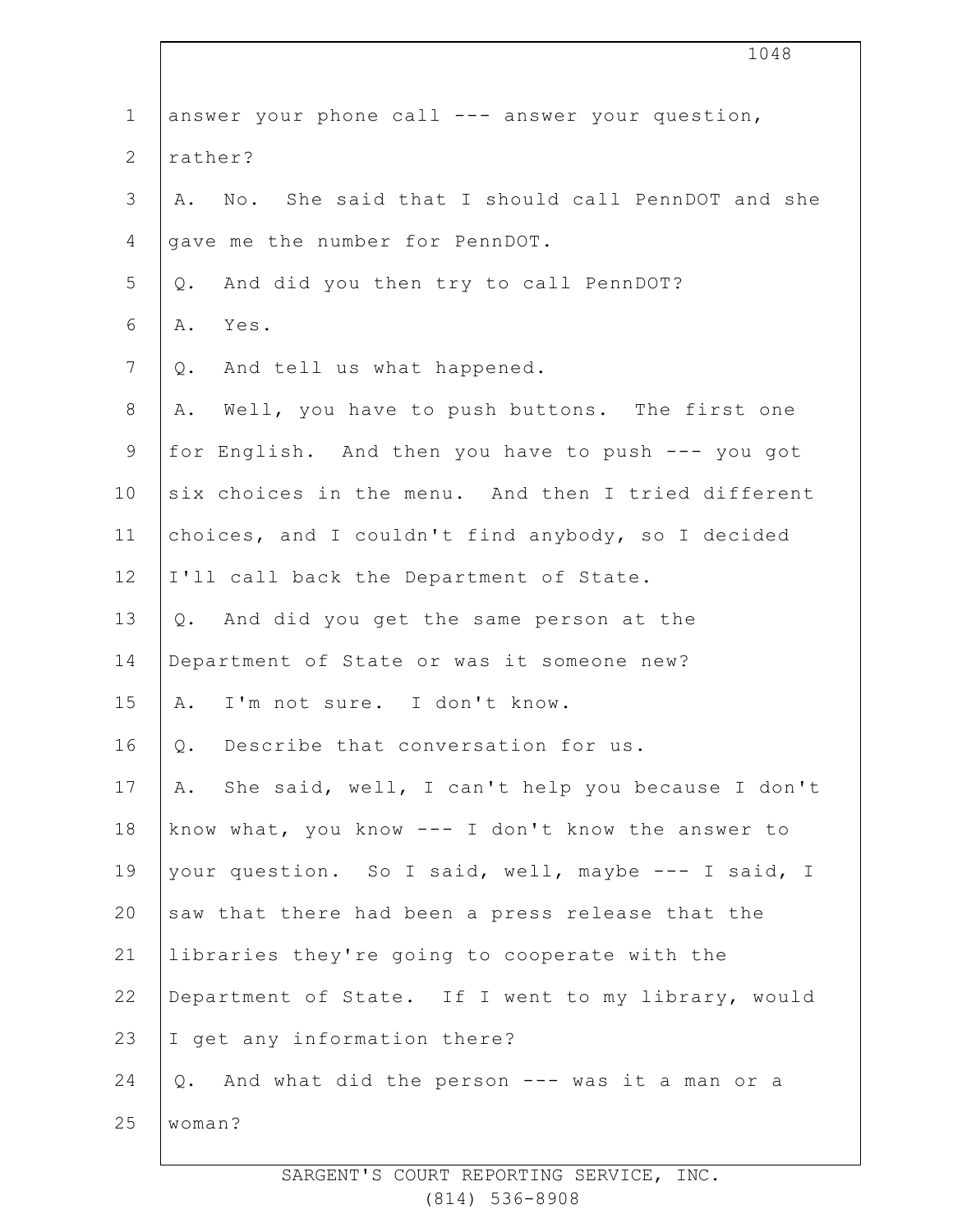answer your phone call --- answer your question, rather?

A. No. She said that I should call PennDOT and she gave me the number for PennDOT.

Q. And did you then try to call PennDOT?

A. Yes.

Q. And tell us what happened.

A. Well, you have to push buttons. The first one for English. And then you have to push --- you got six choices in the menu. And then I tried different choices, and I couldn't find anybody, so I decided I'll call back the Department of State.

Q. And did you get the same person at the Department of State or was it someone new?

A. I'm not sure. I don't know.

Q. Describe that conversation for us.

A. She said, well, I can't help you because I don't know what, you know --- I don't know the answer to your question. So I said, well, maybe --- I said, I saw that there had been a press release that the libraries they're going to cooperate with the Department of State. If I went to my library, would I get any information there?

Q. And what did the person --- was it a man or a woman?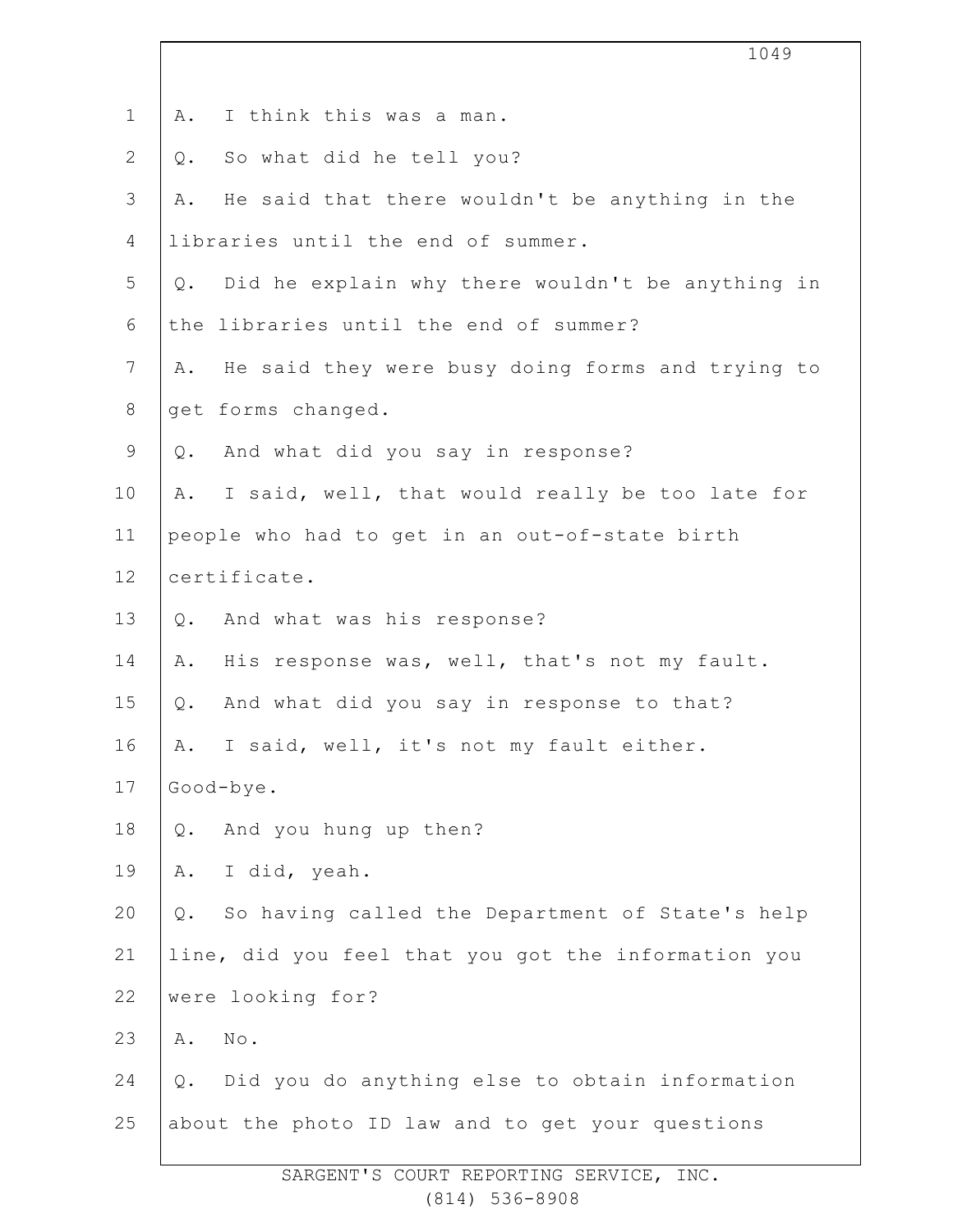A. I think this was a man.

Q. So what did he tell you?

A. He said that there wouldn't be anything in the libraries until the end of summer.

Q. Did he explain why there wouldn't be anything in the libraries until the end of summer?

A. He said they were busy doing forms and trying to get forms changed.

Q. And what did you say in response?

A. I said, well, that would really be too late for people who had to get in an out-of-state birth certificate.

Q. And what was his response?

A. His response was, well, that's not my fault.

Q. And what did you say in response to that?

A. I said, well, it's not my fault either. Good-bye.

Q. And you hung up then?

A. I did, yeah.

Q. So having called the Department of State's help line, did you feel that you got the information you were looking for?

A. No.

Q. Did you do anything else to obtain information about the photo ID law and to get your questions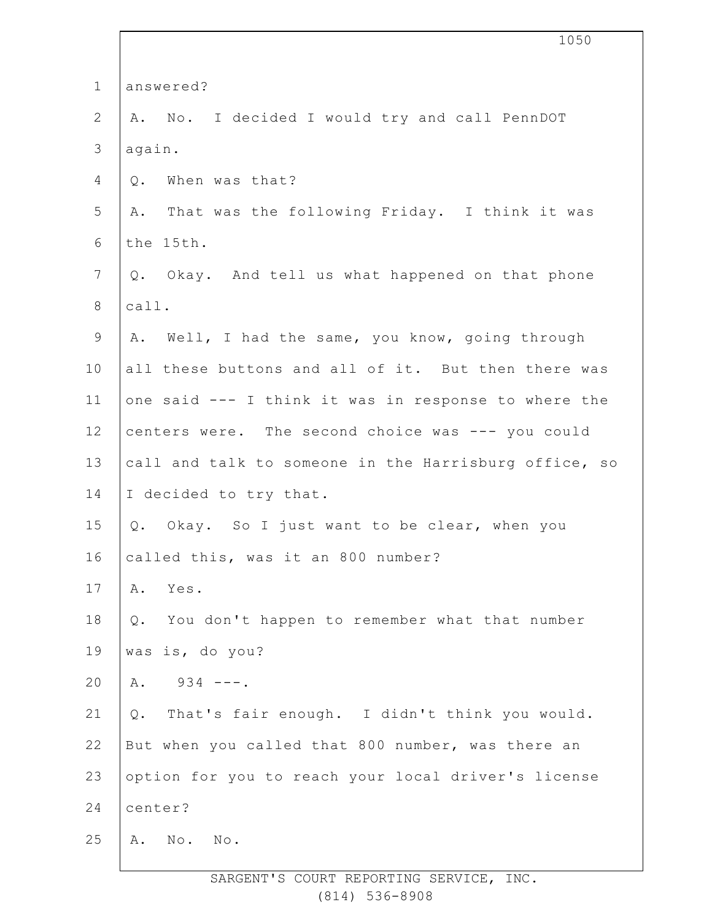answered?

A. No. I decided I would try and call PennDOT again.

Q. When was that?

A. That was the following Friday. I think it was the 15th.

Q. Okay. And tell us what happened on that phone call.

A. Well, I had the same, you know, going through all these buttons and all of it. But then there was one said --- I think it was in response to where the centers were. The second choice was --- you could call and talk to someone in the Harrisburg office, so I decided to try that.

Q. Okay. So I just want to be clear, when you called this, was it an 800 number?

A. Yes.

Q. You don't happen to remember what that number was is, do you?

A. 934 ---.

Q. That's fair enough. I didn't think you would. But when you called that 800 number, was there an option for you to reach your local driver's license center?

A. No. No.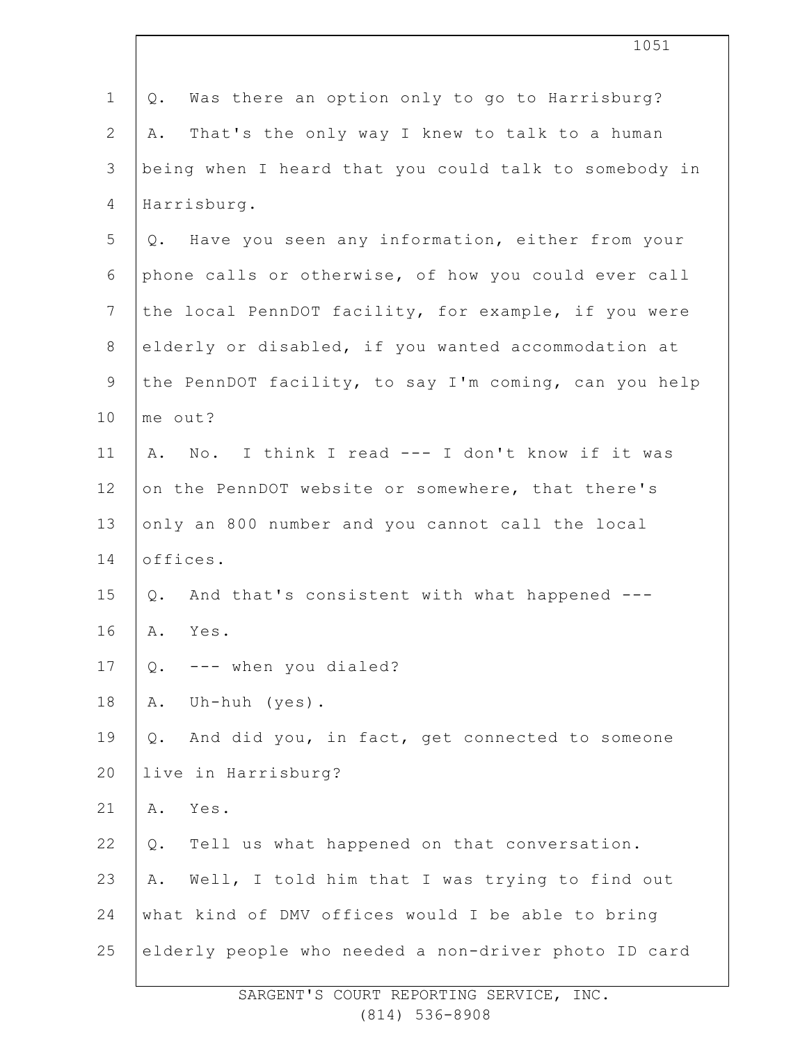Q. Was there an option only to go to Harrisburg?

A. That's the only way I knew to talk to a human being when I heard that you could talk to somebody in Harrisburg.

Q. Have you seen any information, either from your phone calls or otherwise, of how you could ever call the local PennDOT facility, for example, if you were elderly or disabled, if you wanted accommodation at the PennDOT facility, to say I'm coming, can you help me out?

A. No. I think I read --- I don't know if it was on the PennDOT website or somewhere, that there's only an 800 number and you cannot call the local offices.

Q. And that's consistent with what happened ---

A. Yes.

Q. --- when you dialed?

A. Uh-huh (yes).

Q. And did you, in fact, get connected to someone live in Harrisburg?

A. Yes.

Q. Tell us what happened on that conversation.

A. Well, I told him that I was trying to find out what kind of DMV offices would I be able to bring elderly people who needed a non-driver photo ID card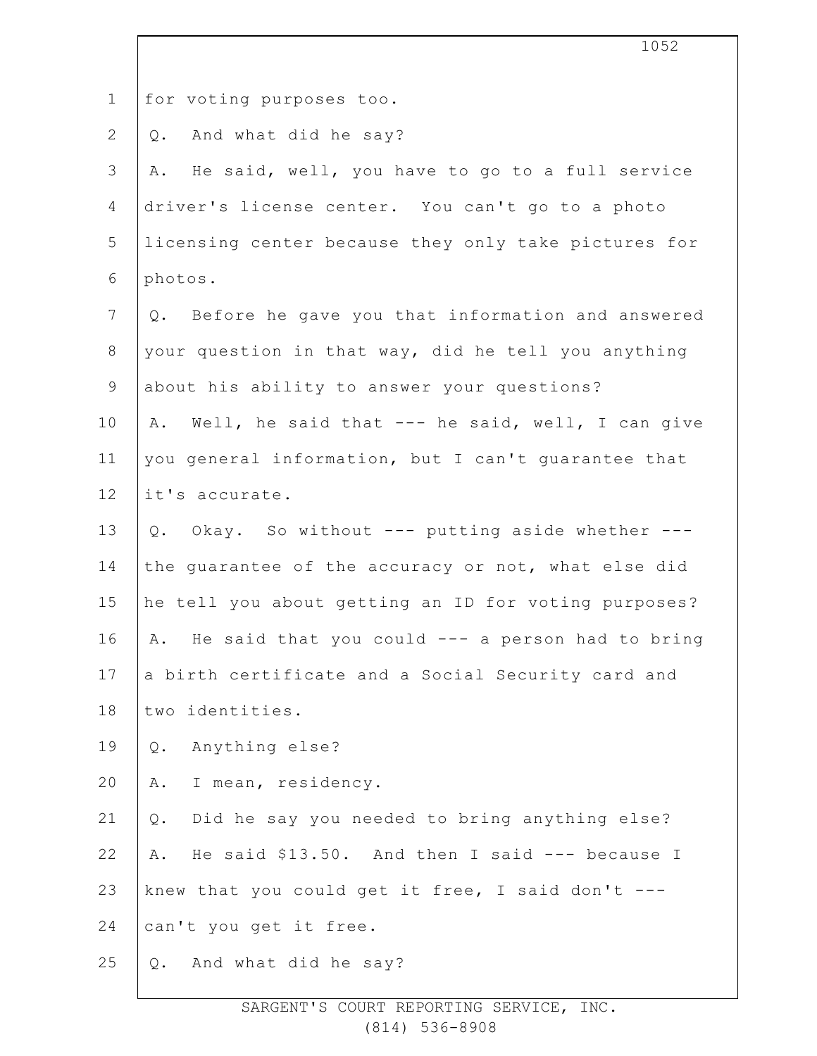for voting purposes too.

Q. And what did he say?

A. He said, well, you have to go to a full service driver's license center. You can't go to a photo licensing center because they only take pictures for photos.

Q. Before he gave you that information and answered your question in that way, did he tell you anything about his ability to answer your questions?

A. Well, he said that --- he said, well, I can give you general information, but I can't guarantee that it's accurate.

Q. Okay. So without --- putting aside whether --- the guarantee of the accuracy or not, what else did he tell you about getting an ID for voting purposes?

A. He said that you could --- a person had to bring a birth certificate and a Social Security card and two identities.

Q. Anything else?

A. I mean, residency.

Q. Did he say you needed to bring anything else?

A. He said $13.50. And then I said --- because I knew that you could get it free, I said don't --- can't you get it free.

Q. And what did he say?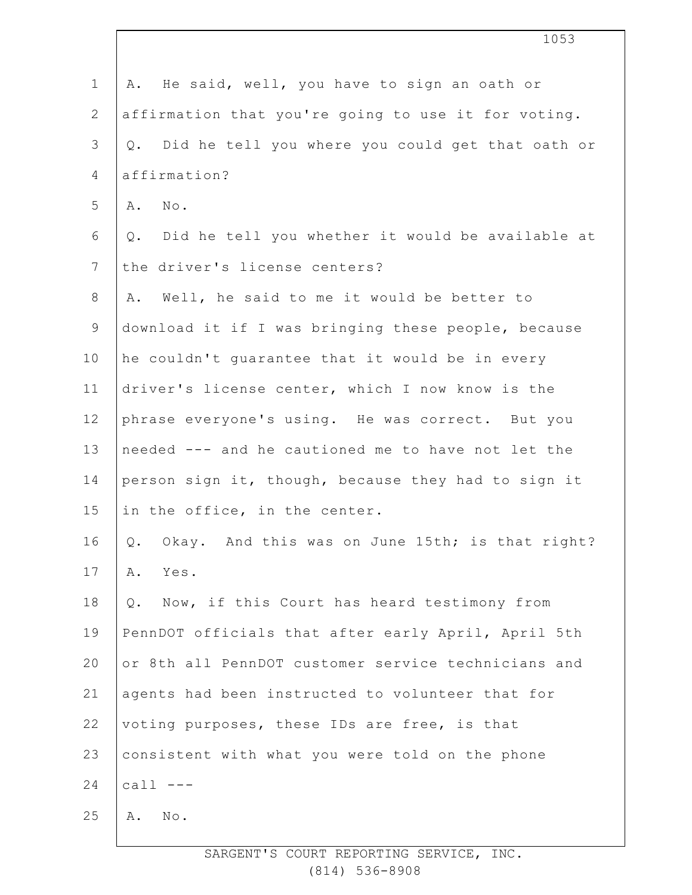A. He said, well, you have to sign an oath or affirmation that you're going to use it for voting.

Q. Did he tell you where you could get that oath or affirmation?

A. No.

Q. Did he tell you whether it would be available at the driver's license centers?

A. Well, he said to me it would be better to download it if I was bringing these people, because he couldn't guarantee that it would be in every driver's license center, which I now know is the phrase everyone's using. He was correct. But you needed --- and he cautioned me to have not let the person sign it, though, because they had to sign it in the office, in the center.

Q. Okay. And this was on June 15th; is that right?

A. Yes.

Q. Now, if this Court has heard testimony from PennDOT officials that after early April, April 5th or 8th all PennDOT customer service technicians and agents had been instructed to volunteer that for voting purposes, these IDs are free, is that consistent with what you were told on the phone call ---

A. No.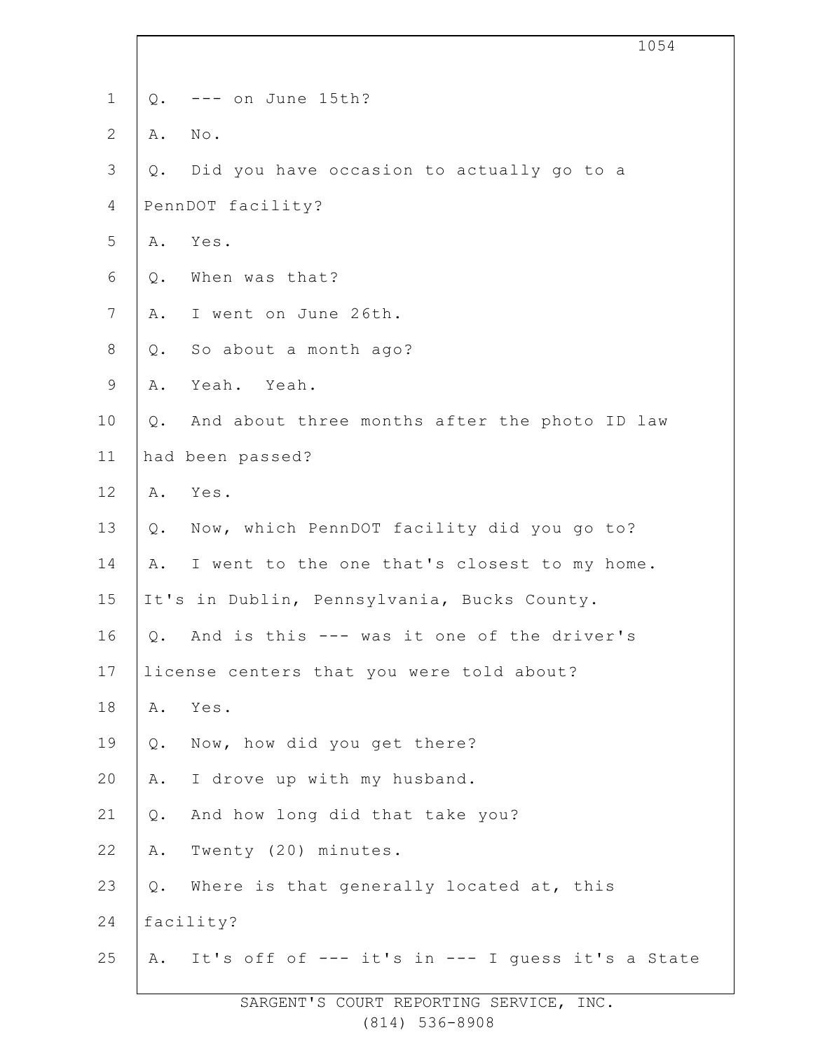Q. --- on June 15th?

A. No.

Q. Did you have occasion to actually go to a PennDOT facility?

A. Yes.

Q. When was that?

A. I went on June 26th.

Q. So about a month ago?

A. Yeah. Yeah.

Q. And about three months after the photo ID law had been passed?

A. Yes.

Q. Now, which PennDOT facility did you go to?

A. I went to the one that's closest to my home. It's in Dublin, Pennsylvania, Bucks County.

Q. And is this --- was it one of the driver's license centers that you were told about?

A. Yes.

Q. Now, how did you get there?

A. I drove up with my husband.

Q. And how long did that take you?

A. Twenty (20) minutes.

Q. Where is that generally located at, this facility?

A. It's off of --- it's in --- I guess it's a State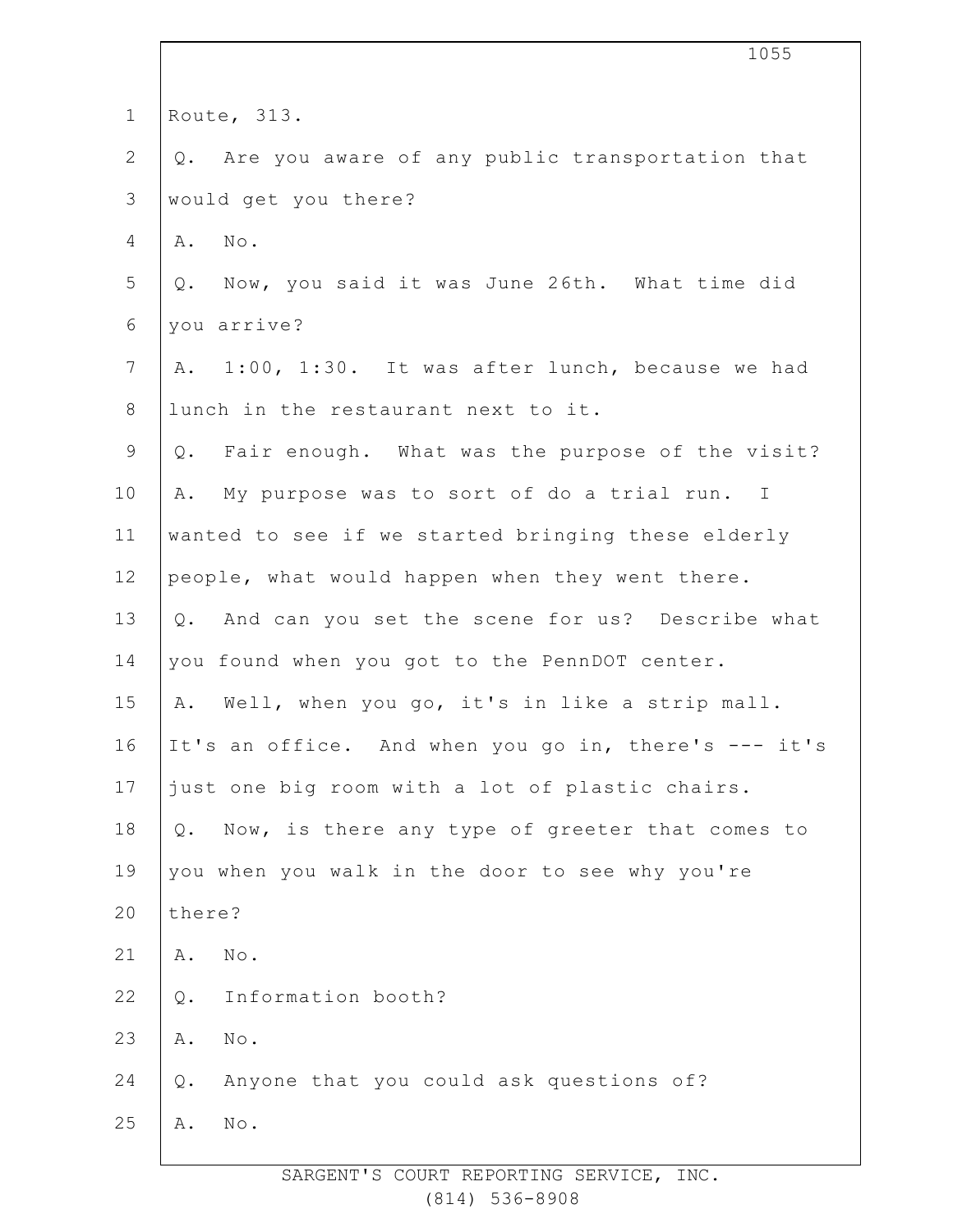Route, 313.

Q. Are you aware of any public transportation that would get you there?

A. No.

Q. Now, you said it was June 26th. What time did you arrive?

A. 1:00, 1:30. It was after lunch, because we had lunch in the restaurant next to it.

Q. Fair enough. What was the purpose of the visit?

A. My purpose was to sort of do a trial run. I wanted to see if we started bringing these elderly people, what would happen when they went there.

Q. And can you set the scene for us? Describe what you found when you got to the PennDOT center.

A. Well, when you go, it's in like a strip mall. It's an office. And when you go in, there's --- it's just one big room with a lot of plastic chairs.

Q. Now, is there any type of greeter that comes to you when you walk in the door to see why you're there?

A. No.

Q. Information booth?

A. No.

Q. Anyone that you could ask questions of?

A. No.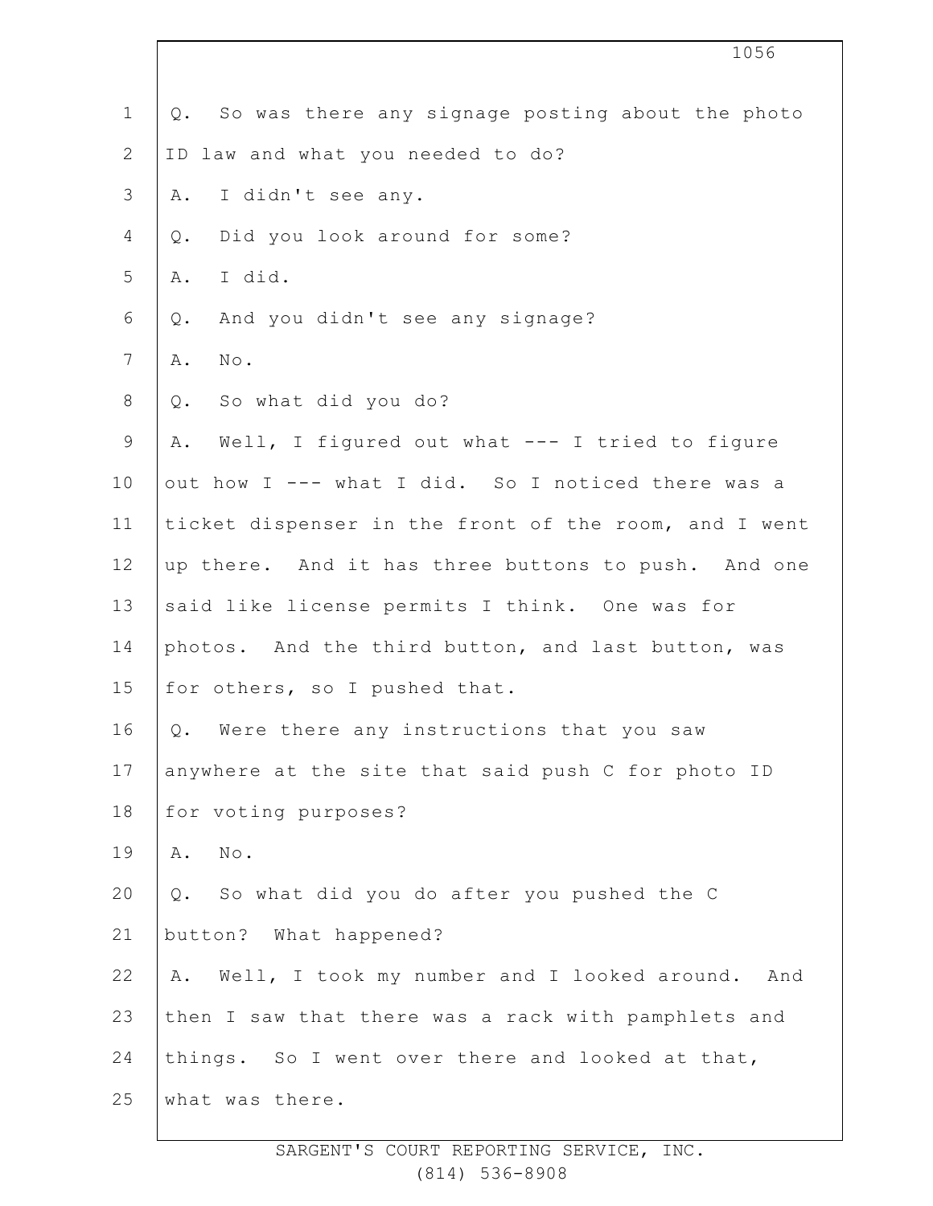Q. So was there any signage posting about the photo ID law and what you needed to do?

A. I didn't see any.

Q. Did you look around for some?

A. I did.

Q. And you didn't see any signage?

A. No.

Q. So what did you do?

A. Well, I figured out what --- I tried to figure out how I --- what I did. So I noticed there was a ticket dispenser in the front of the room, and I went up there. And it has three buttons to push. And one said like license permits I think. One was for photos. And the third button, and last button, was for others, so I pushed that.

Q. Were there any instructions that you saw anywhere at the site that said push C for photo ID for voting purposes?

A. No.

Q. So what did you do after you pushed the C button? What happened?

A. Well, I took my number and I looked around. And then I saw that there was a rack with pamphlets and things. So I went over there and looked at that, what was there.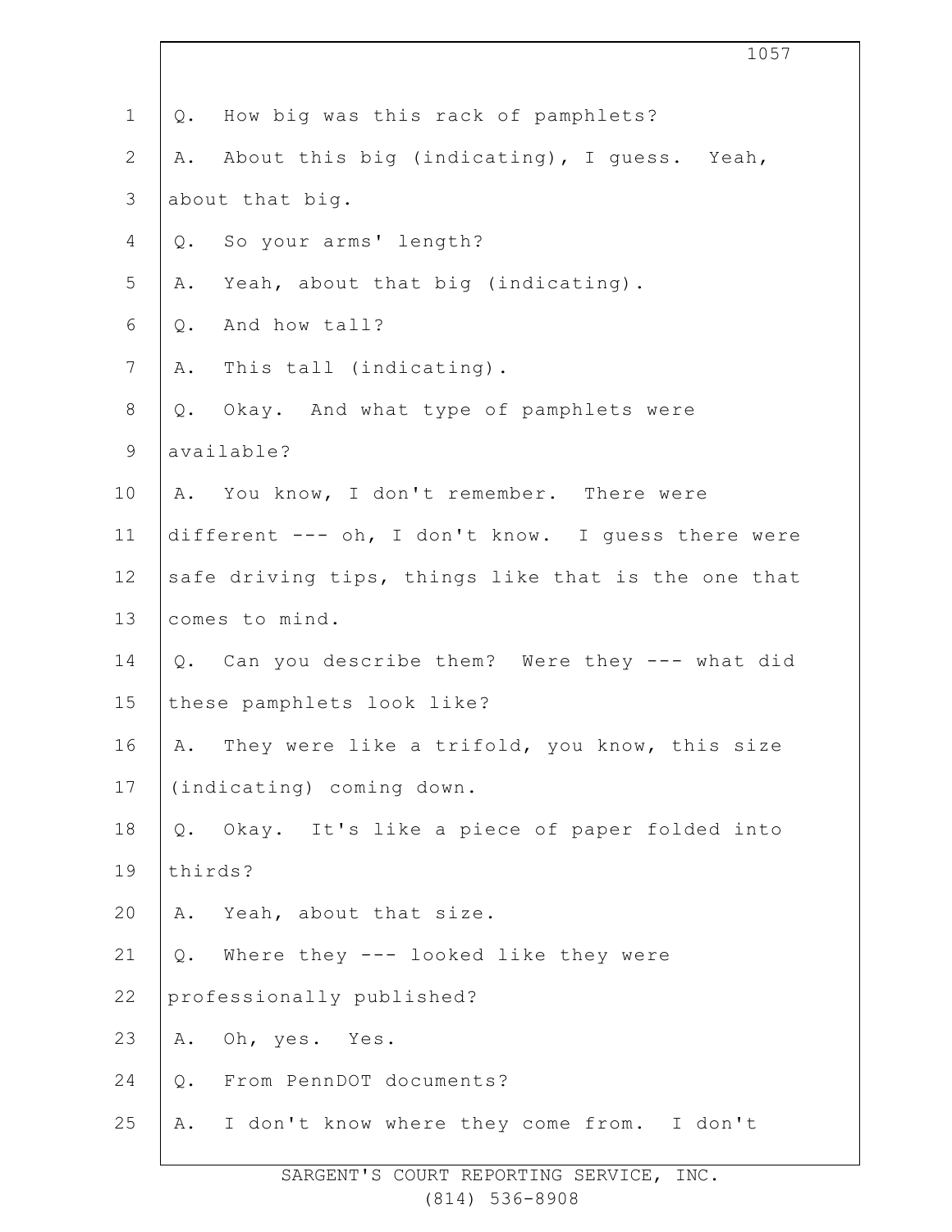Q. How big was this rack of pamphlets?

A. About this big (indicating), I guess. Yeah, about that big.

Q. So your arms' length?

A. Yeah, about that big (indicating).

Q. And how tall?

A. This tall (indicating).

Q. Okay. And what type of pamphlets were available?

A. You know, I don't remember. There were different --- oh, I don't know. I guess there were safe driving tips, things like that is the one that comes to mind.

Q. Can you describe them? Were they --- what did these pamphlets look like?

A. They were like a trifold, you know, this size (indicating) coming down.

Q. Okay. It's like a piece of paper folded into thirds?

A. Yeah, about that size.

Q. Where they --- looked like they were professionally published?

A. Oh, yes. Yes.

Q. From PennDOT documents?

A. I don't know where they come from. I don't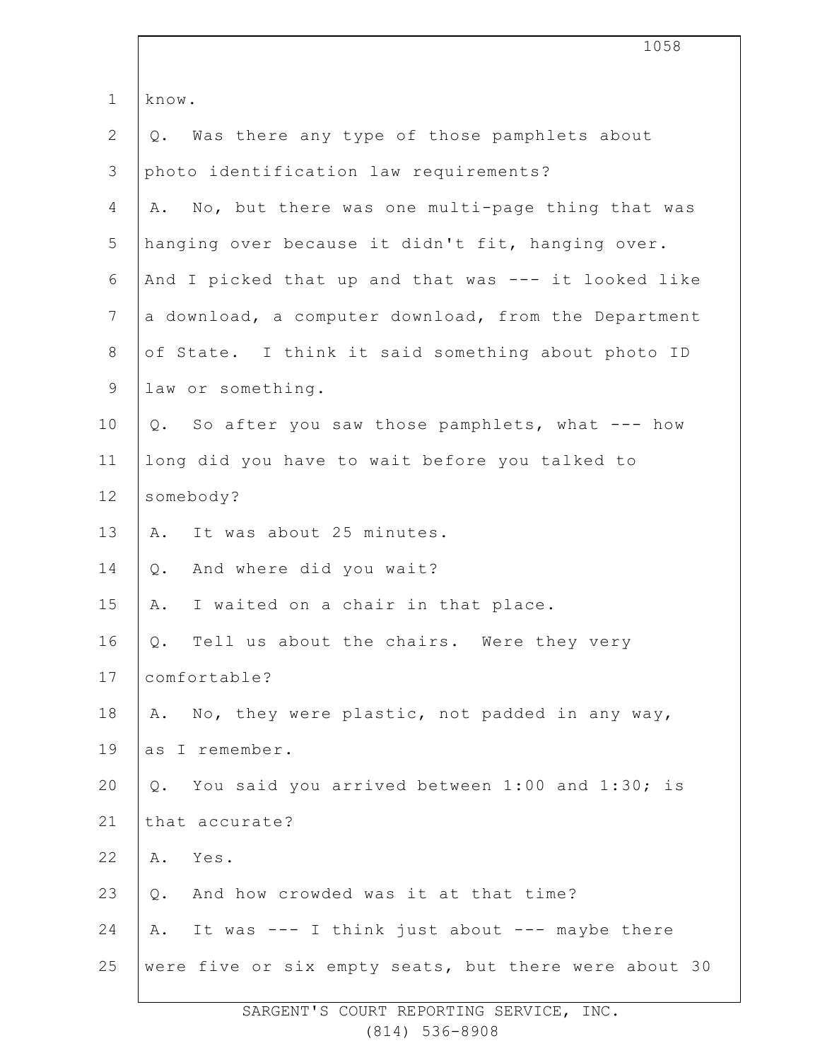know.

Q. Was there any type of those pamphlets about photo identification law requirements?

A. No, but there was one multi-page thing that was hanging over because it didn't fit, hanging over. And I picked that up and that was --- it looked like a download, a computer download, from the Department of State. I think it said something about photo ID law or something.

Q. So after you saw those pamphlets, what --- how long did you have to wait before you talked to somebody?

A. It was about 25 minutes.

Q. And where did you wait?

A. I waited on a chair in that place.

Q. Tell us about the chairs. Were they very comfortable?

A. No, they were plastic, not padded in any way, as I remember.

Q. You said you arrived between 1:00 and 1:30; is that accurate?

A. Yes.

Q. And how crowded was it at that time?

A. It was --- I think just about --- maybe there were five or six empty seats, but there were about 30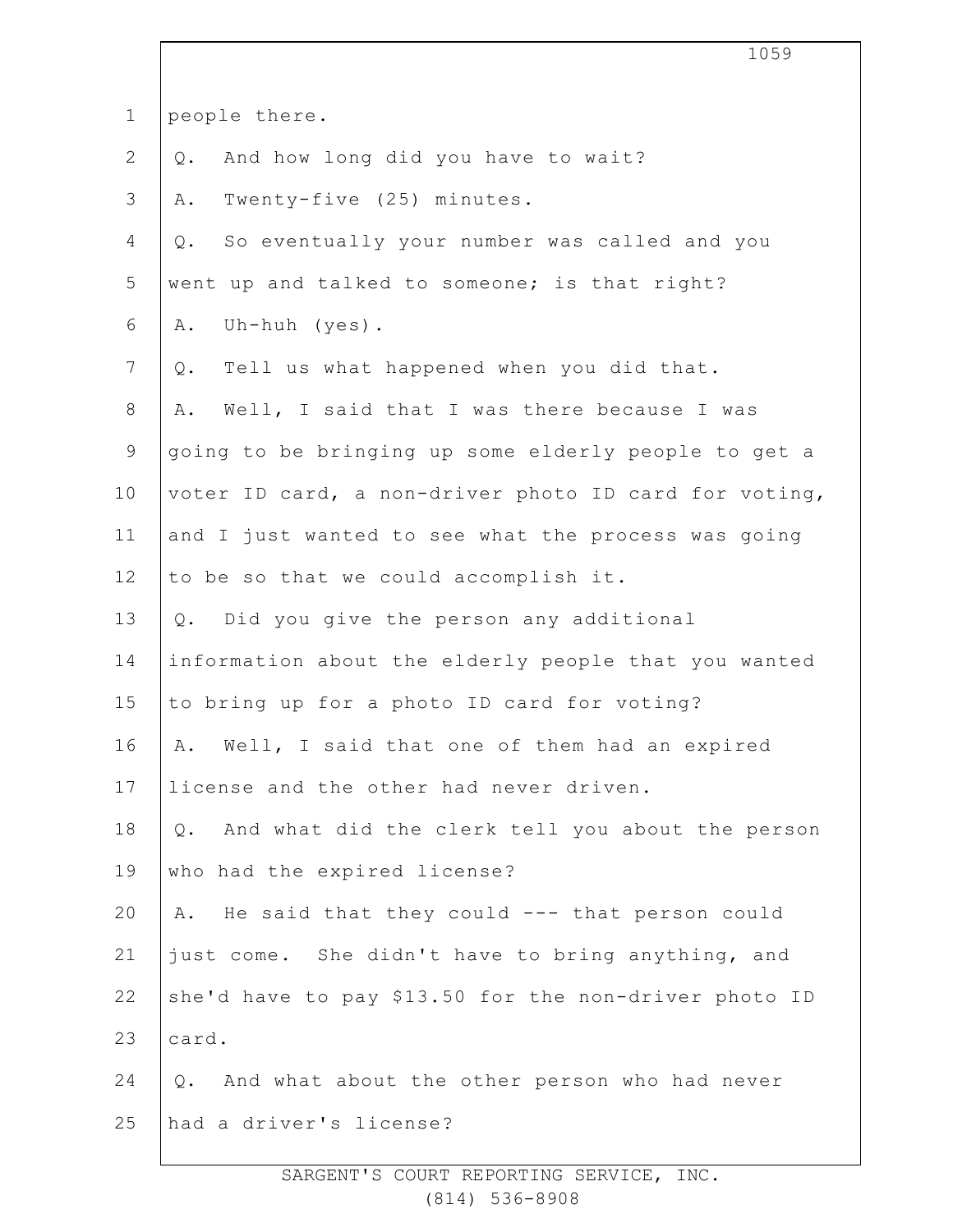people there.

Q. And how long did you have to wait?

A. Twenty-five (25) minutes.

Q. So eventually your number was called and you went up and talked to someone; is that right?

A. Uh-huh (yes).

Q. Tell us what happened when you did that.

A. Well, I said that I was there because I was going to be bringing up some elderly people to get a voter ID card, a non-driver photo ID card for voting, and I just wanted to see what the process was going to be so that we could accomplish it.

Q. Did you give the person any additional information about the elderly people that you wanted to bring up for a photo ID card for voting?

A. Well, I said that one of them had an expired license and the other had never driven.

Q. And what did the clerk tell you about the person who had the expired license?

A. He said that they could --- that person could just come. She didn't have to bring anything, and she'd have to pay $13.50 for the non-driver photo ID card.

Q. And what about the other person who had never had a driver's license?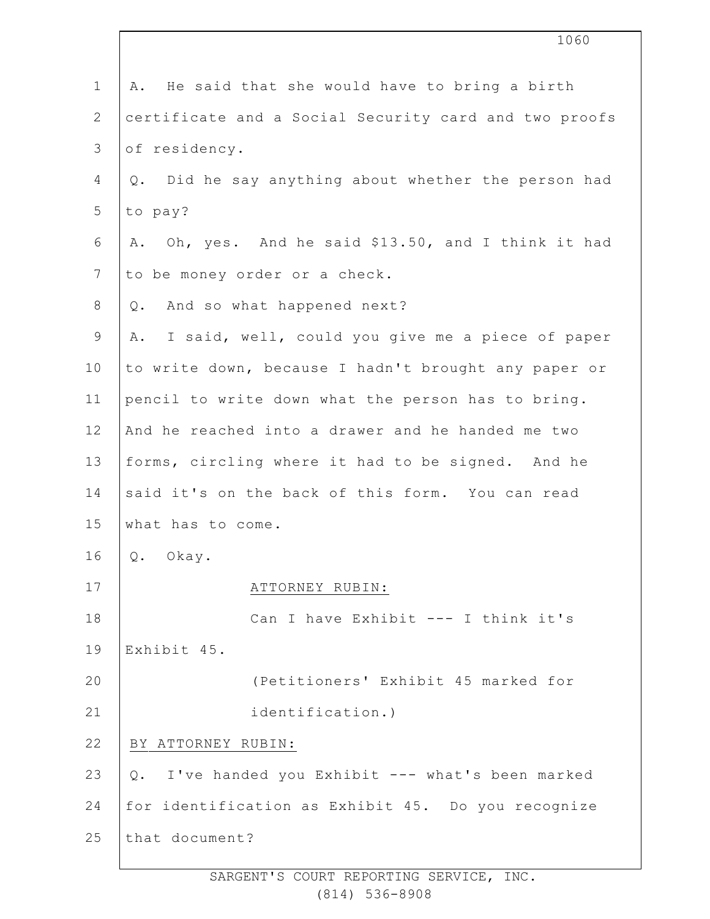A. He said that she would have to bring a birth certificate and a Social Security card and two proofs of residency.

Q. Did he say anything about whether the person had to pay?

A. Oh, yes. And he said $13.50, and I think it had to be money order or a check.

Q. And so what happened next?

A. I said, well, could you give me a piece of paper to write down, because I hadn't brought any paper or pencil to write down what the person has to bring. And he reached into a drawer and he handed me two forms, circling where it had to be signed. And he said it's on the back of this form. You can read what has to come.

Q. Okay.

ATTORNEY RUBIN:

Can I have Exhibit --- I think it's Exhibit 45.

(Petitioners' Exhibit 45 marked for identification.)

BY ATTORNEY RUBIN:

Q. I've handed you Exhibit --- what's been marked for identification as Exhibit 45. Do you recognize that document?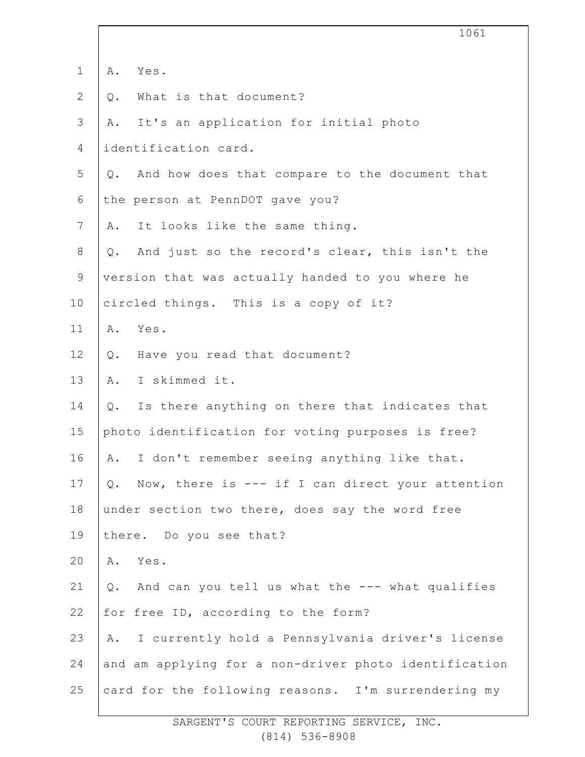A. Yes.

Q. What is that document?

A. It's an application for initial photo identification card.

Q. And how does that compare to the document that the person at PennDOT gave you?

A. It looks like the same thing.

Q. And just so the record's clear, this isn't the version that was actually handed to you where he circled things. This is a copy of it?

A. Yes.

Q. Have you read that document?

A. I skimmed it.

Q. Is there anything on there that indicates that photo identification for voting purposes is free?

A. I don't remember seeing anything like that.

Q. Now, there is --- if I can direct your attention under section two there, does say the word free there. Do you see that?

A. Yes.

Q. And can you tell us what the --- what qualifies for free ID, according to the form?

A. I currently hold a Pennsylvania driver's license and am applying for a non-driver photo identification card for the following reasons. I'm surrendering my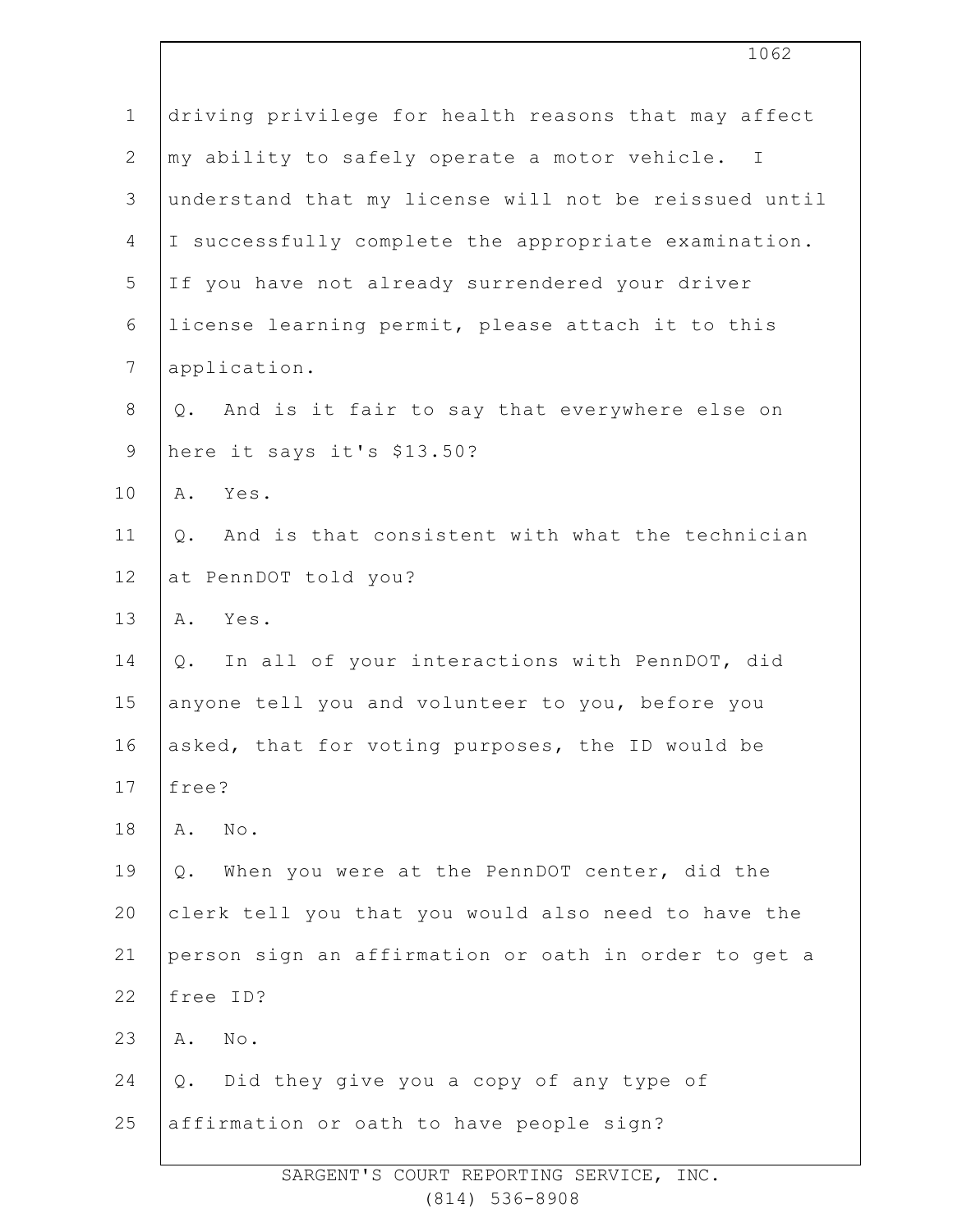driving privilege for health reasons that may affect my ability to safely operate a motor vehicle. I understand that my license will not be reissued until I successfully complete the appropriate examination. If you have not already surrendered your driver license learning permit, please attach it to this application.

Q. And is it fair to say that everywhere else on here it says it's $13.50?

A. Yes.

Q. And is that consistent with what the technician at PennDOT told you?

A. Yes.

Q. In all of your interactions with PennDOT, did anyone tell you and volunteer to you, before you asked, that for voting purposes, the ID would be free?

A. No.

Q. When you were at the PennDOT center, did the clerk tell you that you would also need to have the person sign an affirmation or oath in order to get a free ID?

A. No.

Q. Did they give you a copy of any type of affirmation or oath to have people sign?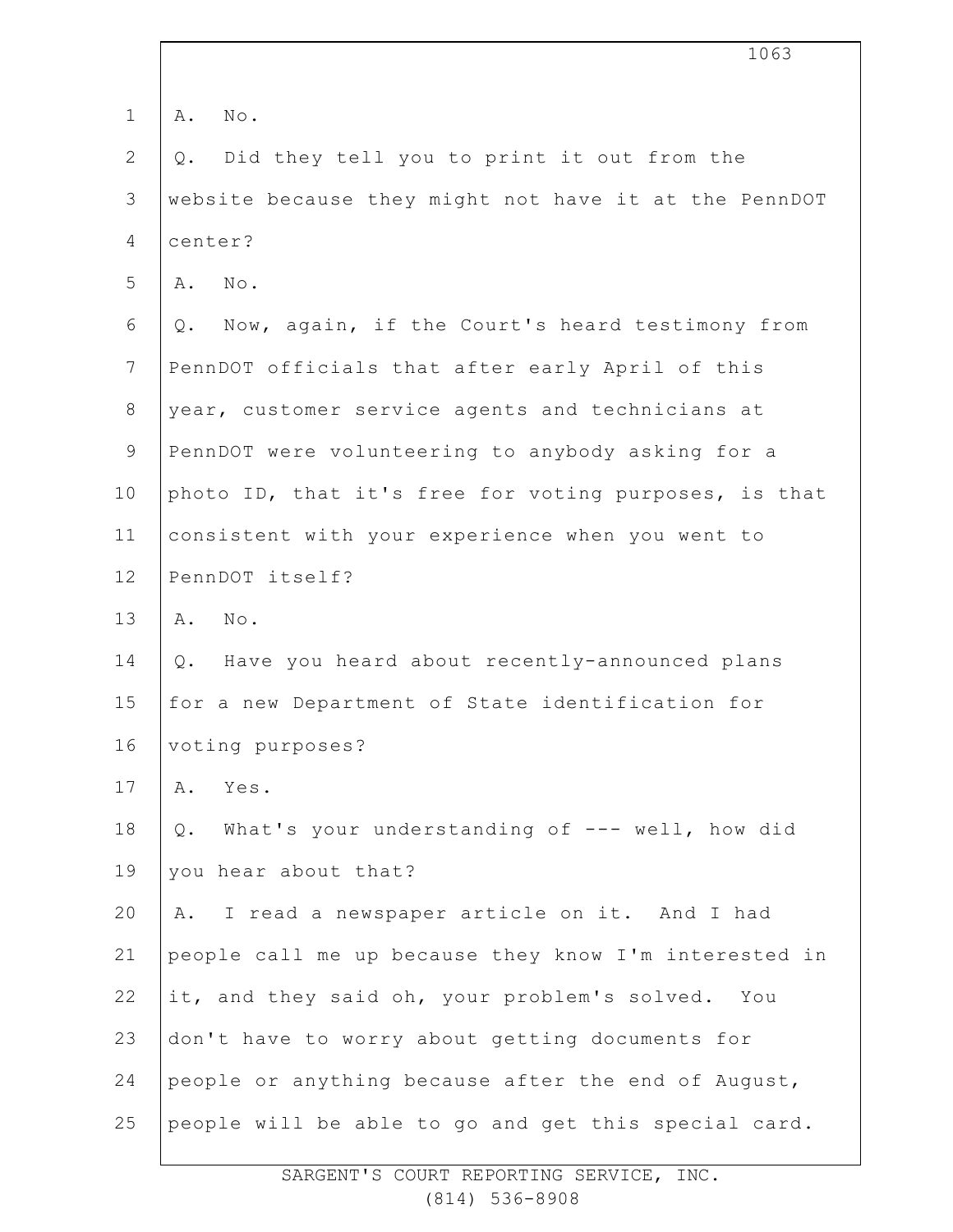A. No.

Q. Did they tell you to print it out from the website because they might not have it at the PennDOT center?

A. No.

Q. Now, again, if the Court's heard testimony from PennDOT officials that after early April of this year, customer service agents and technicians at PennDOT were volunteering to anybody asking for a photo ID, that it's free for voting purposes, is that consistent with your experience when you went to PennDOT itself?

A. No.

Q. Have you heard about recently-announced plans for a new Department of State identification for voting purposes?

A. Yes.

Q. What's your understanding of --- well, how did you hear about that?

A. I read a newspaper article on it. And I had people call me up because they know I'm interested in it, and they said oh, your problem's solved. You don't have to worry about getting documents for people or anything because after the end of August, people will be able to go and get this special card.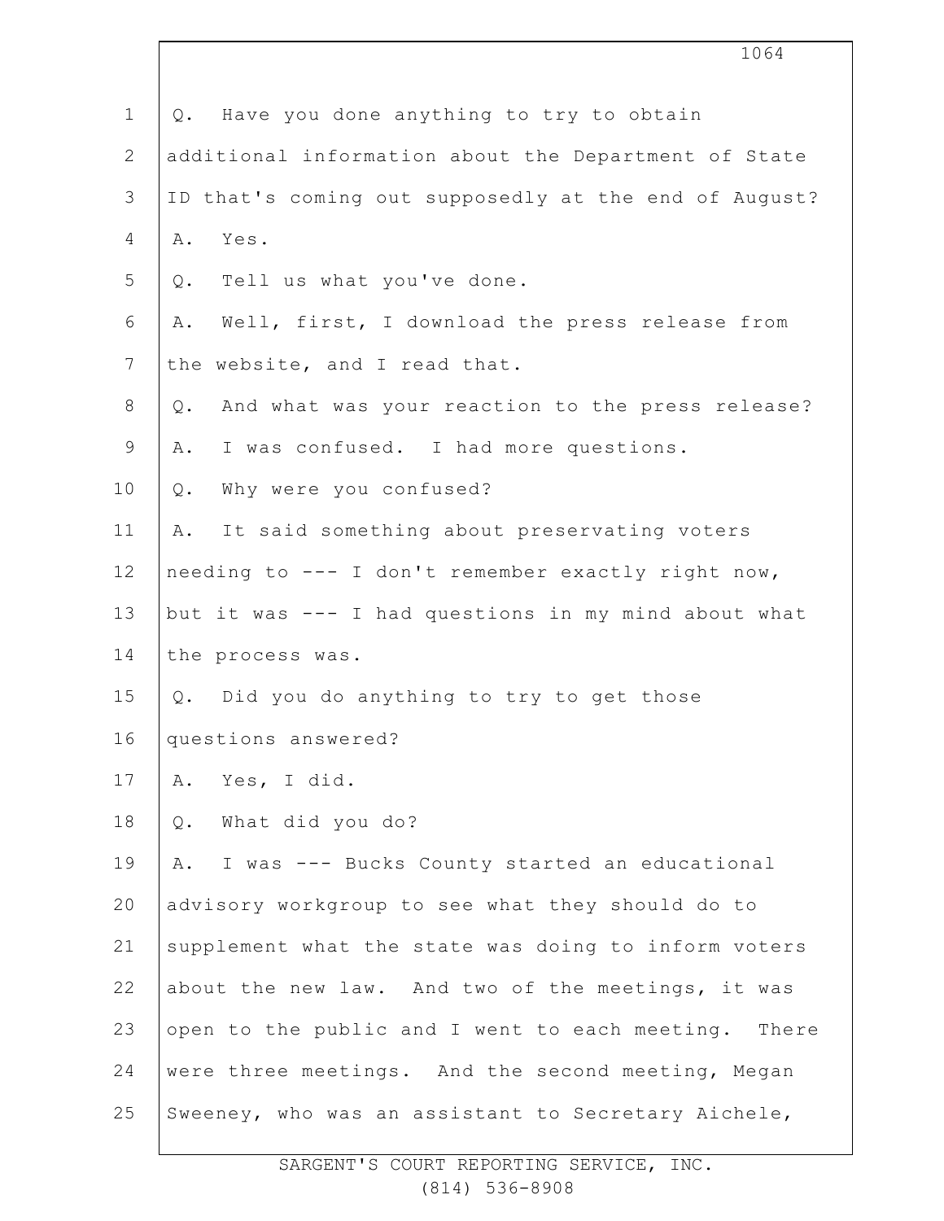Q. Have you done anything to try to obtain additional information about the Department of State ID that's coming out supposedly at the end of August?

A. Yes.

Q. Tell us what you've done.

A. Well, first, I download the press release from the website, and I read that.

Q. And what was your reaction to the press release?

A. I was confused. I had more questions.

Q. Why were you confused?

A. It said something about preservating voters needing to --- I don't remember exactly right now, but it was --- I had questions in my mind about what the process was.

Q. Did you do anything to try to get those questions answered?

A. Yes, I did.

Q. What did you do?

A. I was --- Bucks County started an educational advisory workgroup to see what they should do to supplement what the state was doing to inform voters about the new law. And two of the meetings, it was open to the public and I went to each meeting. There were three meetings. And the second meeting, Megan Sweeney, who was an assistant to Secretary Aichele,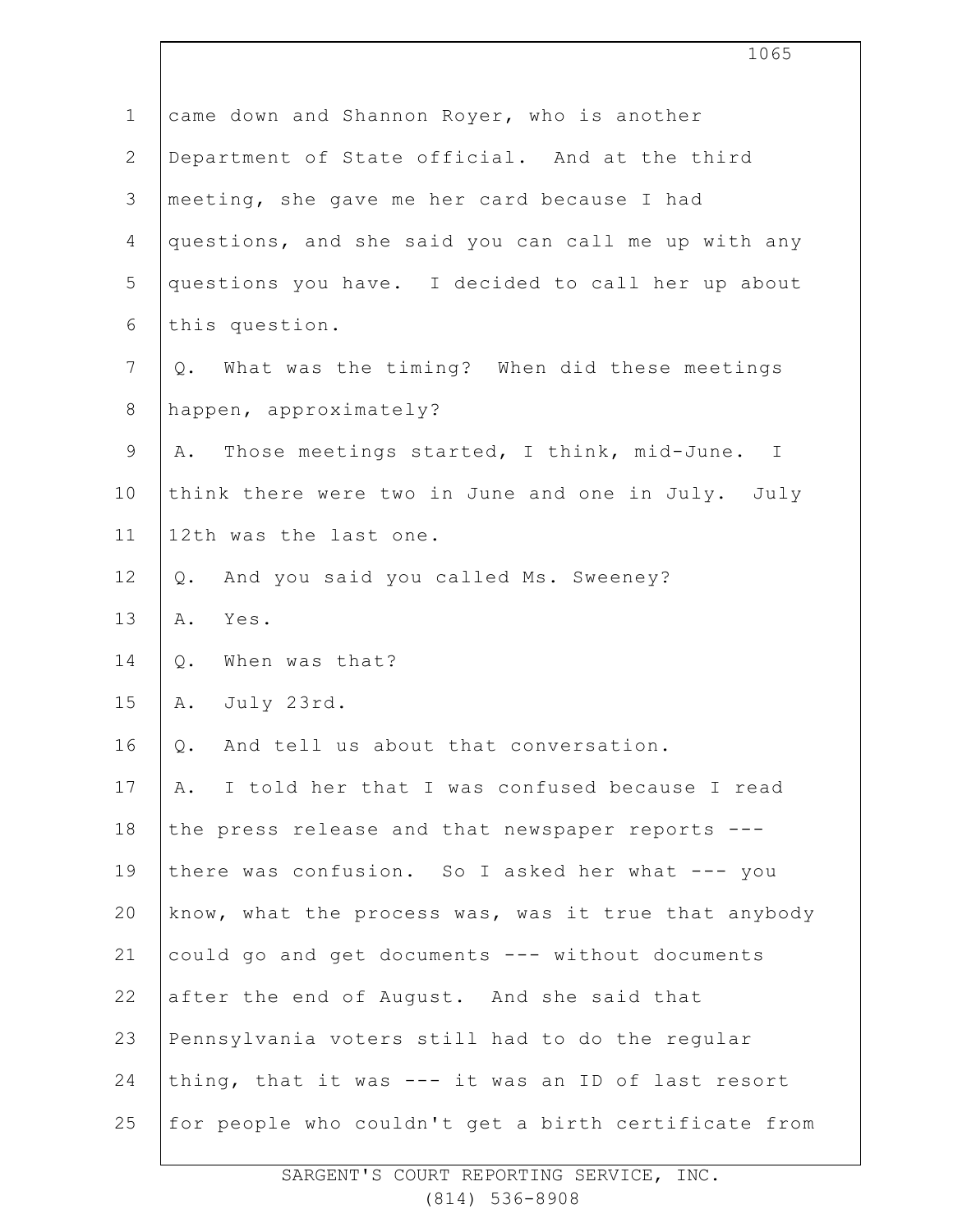came down and Shannon Royer, who is another Department of State official. And at the third meeting, she gave me her card because I had questions, and she said you can call me up with any questions you have. I decided to call her up about this question.

Q. What was the timing? When did these meetings happen, approximately?

A. Those meetings started, I think, mid-June. I think there were two in June and one in July. July 12th was the last one.

Q. And you said you called Ms. Sweeney?

A. Yes.

Q. When was that?

A. July 23rd.

Q. And tell us about that conversation.

A. I told her that I was confused because I read the press release and that newspaper reports --- there was confusion. So I asked her what --- you know, what the process was, was it true that anybody could go and get documents --- without documents after the end of August. And she said that Pennsylvania voters still had to do the regular thing, that it was --- it was an ID of last resort for people who couldn't get a birth certificate from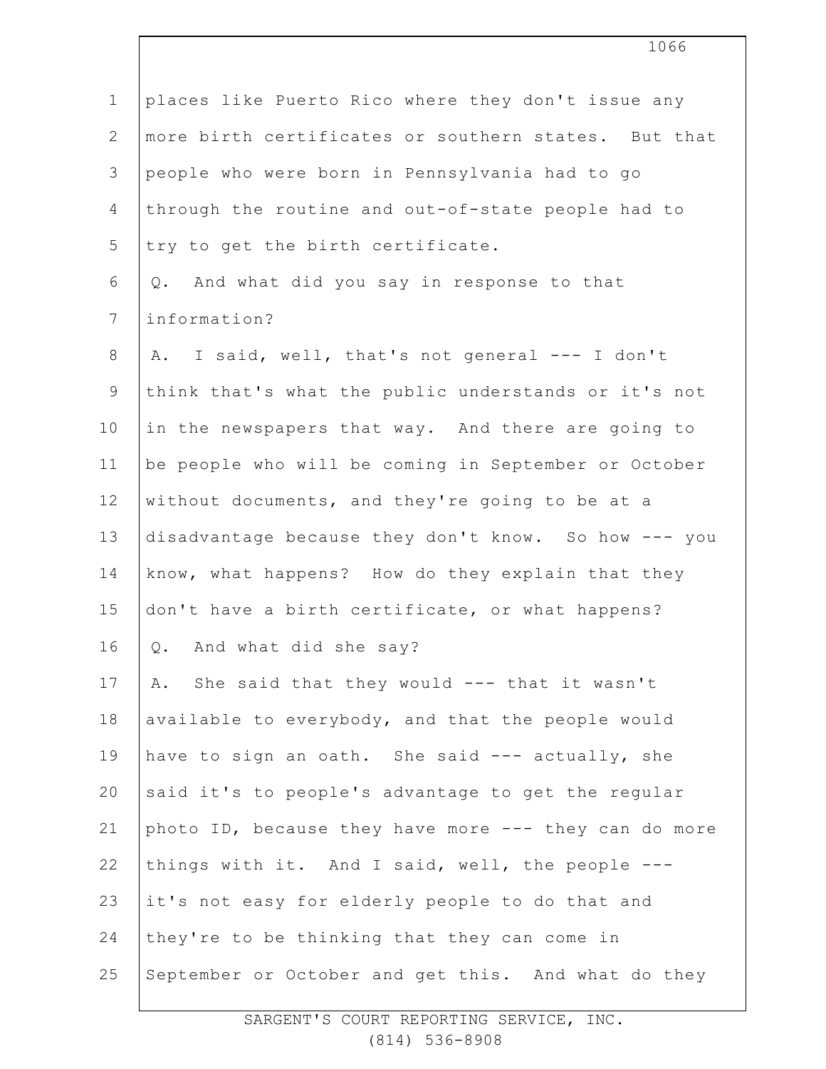places like Puerto Rico where they don't issue any more birth certificates or southern states. But that people who were born in Pennsylvania had to go through the routine and out-of-state people had to try to get the birth certificate.

Q. And what did you say in response to that information?

A. I said, well, that's not general --- I don't think that's what the public understands or it's not in the newspapers that way. And there are going to be people who will be coming in September or October without documents, and they're going to be at a disadvantage because they don't know. So how --- you know, what happens? How do they explain that they don't have a birth certificate, or what happens?

Q. And what did she say?

A. She said that they would --- that it wasn't available to everybody, and that the people would have to sign an oath. She said --- actually, she said it's to people's advantage to get the regular photo ID, because they have more --- they can do more things with it. And I said, well, the people --- it's not easy for elderly people to do that and they're to be thinking that they can come in September or October and get this. And what do they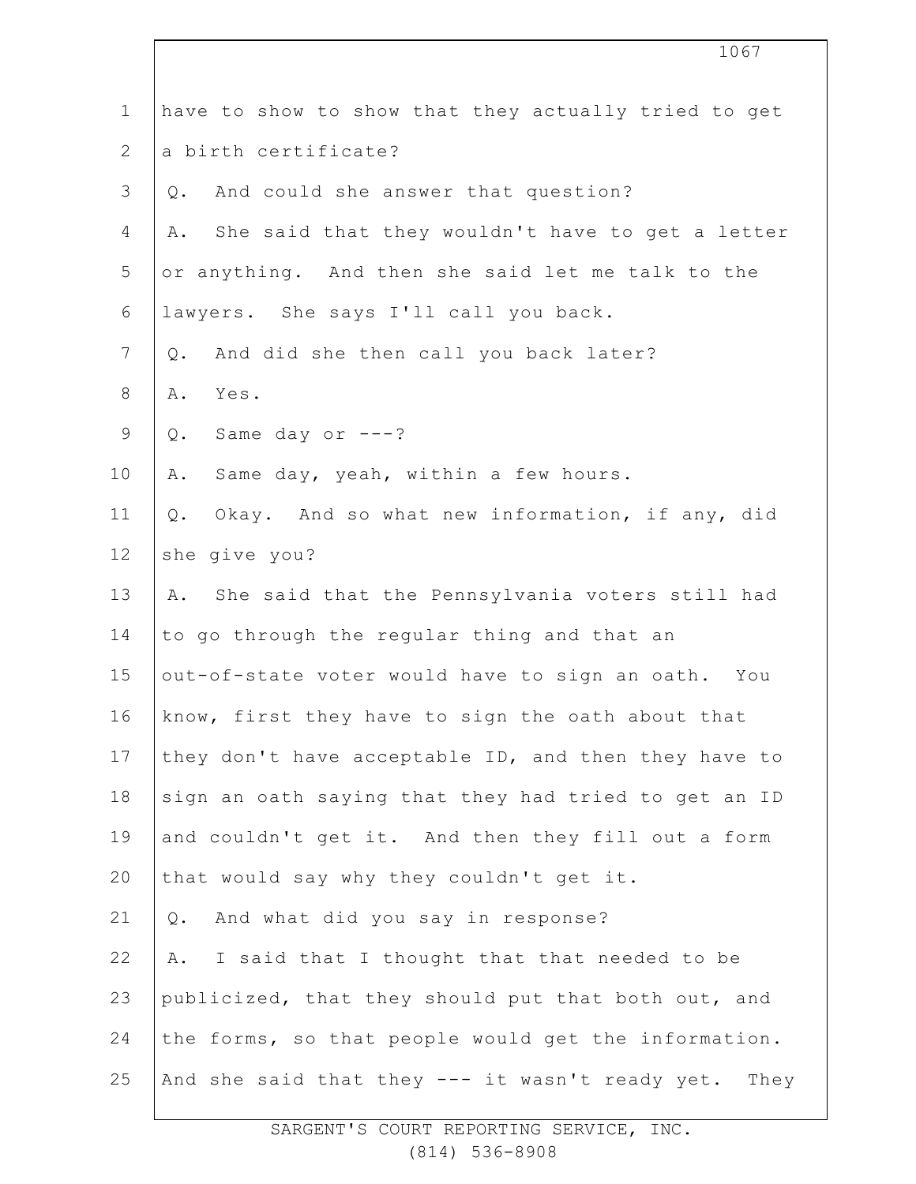have to show to show that they actually tried to get a birth certificate?

Q. And could she answer that question?

A. She said that they wouldn't have to get a letter or anything. And then she said let me talk to the lawyers. She says I'll call you back.

Q. And did she then call you back later?

A. Yes.

Q. Same day or ---?

A. Same day, yeah, within a few hours.

Q. Okay. And so what new information, if any, did she give you?

A. She said that the Pennsylvania voters still had to go through the regular thing and that an out-of-state voter would have to sign an oath. You know, first they have to sign the oath about that they don't have acceptable ID, and then they have to sign an oath saying that they had tried to get an ID and couldn't get it. And then they fill out a form that would say why they couldn't get it.

Q. And what did you say in response?

A. I said that I thought that that needed to be publicized, that they should put that both out, and the forms, so that people would get the information. And she said that they --- it wasn't ready yet. They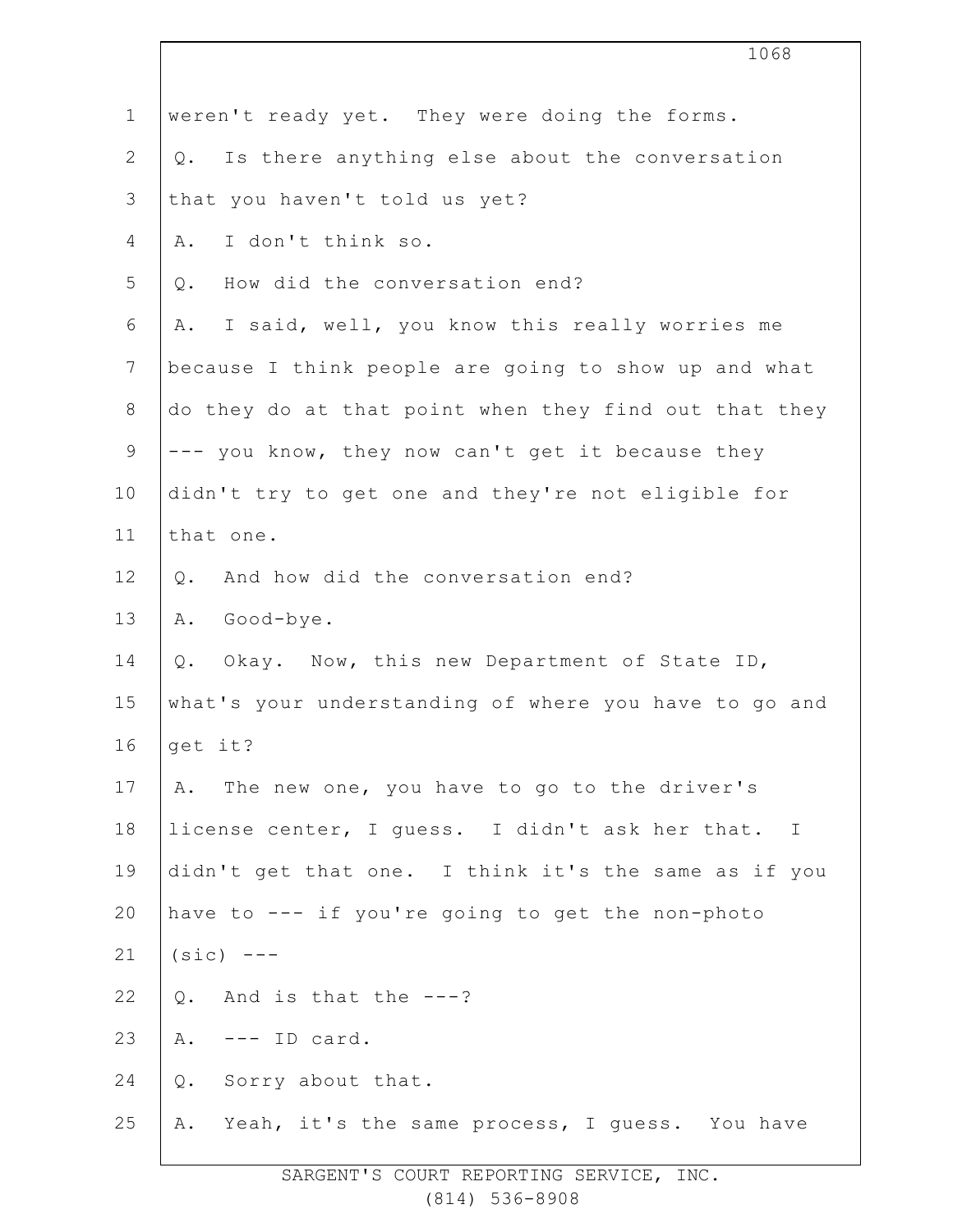weren't ready yet. They were doing the forms.

Q. Is there anything else about the conversation that you haven't told us yet?

A. I don't think so.

Q. How did the conversation end?

A. I said, well, you know this really worries me because I think people are going to show up and what do they do at that point when they find out that they --- you know, they now can't get it because they didn't try to get one and they're not eligible for that one.

Q. And how did the conversation end?

A. Good-bye.

Q. Okay. Now, this new Department of State ID, what's your understanding of where you have to go and get it?

A. The new one, you have to go to the driver's license center, I guess. I didn't ask her that. I didn't get that one. I think it's the same as if you have to --- if you're going to get the non-photo (sic) ---

Q. And is that the ---?

A. --- ID card.

Q. Sorry about that.

A. Yeah, it's the same process, I guess. You have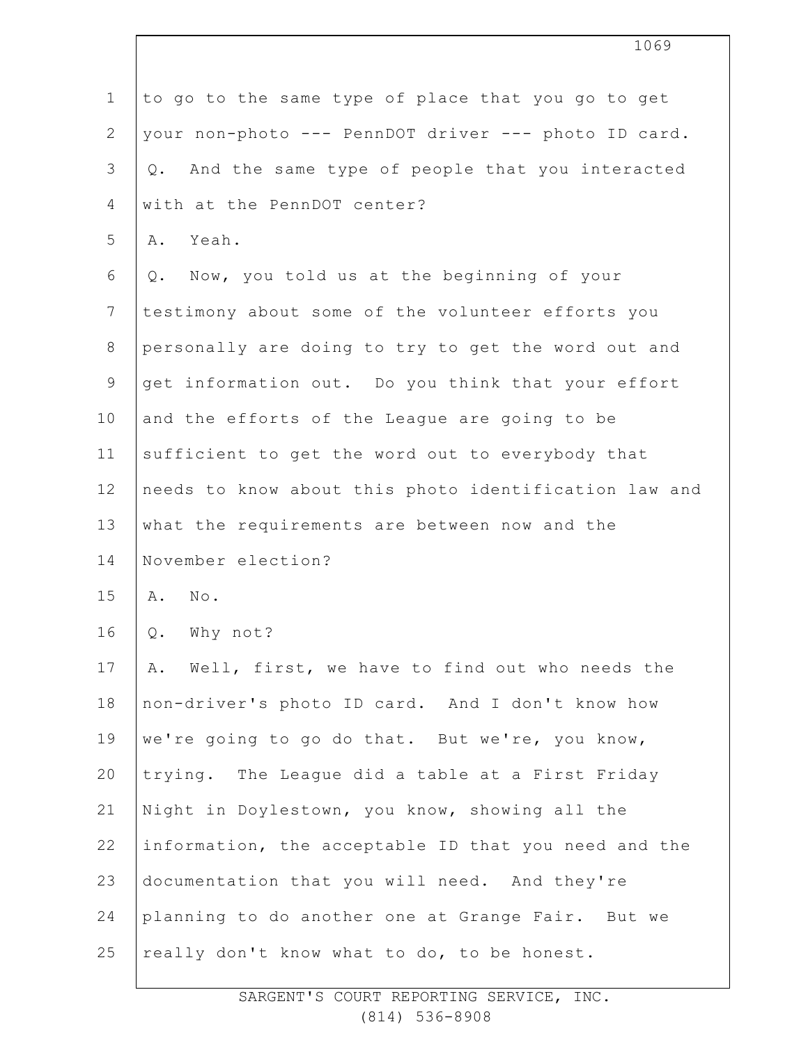to go to the same type of place that you go to get your non-photo --- PennDOT driver --- photo ID card.

Q. And the same type of people that you interacted with at the PennDOT center?

A. Yeah.

Q. Now, you told us at the beginning of your testimony about some of the volunteer efforts you personally are doing to try to get the word out and get information out. Do you think that your effort and the efforts of the League are going to be sufficient to get the word out to everybody that needs to know about this photo identification law and what the requirements are between now and the November election?

A. No.

Q. Why not?

A. Well, first, we have to find out who needs the non-driver's photo ID card. And I don't know how we're going to go do that. But we're, you know, trying. The League did a table at a First Friday Night in Doylestown, you know, showing all the information, the acceptable ID that you need and the documentation that you will need. And they're planning to do another one at Grange Fair. But we really don't know what to do, to be honest.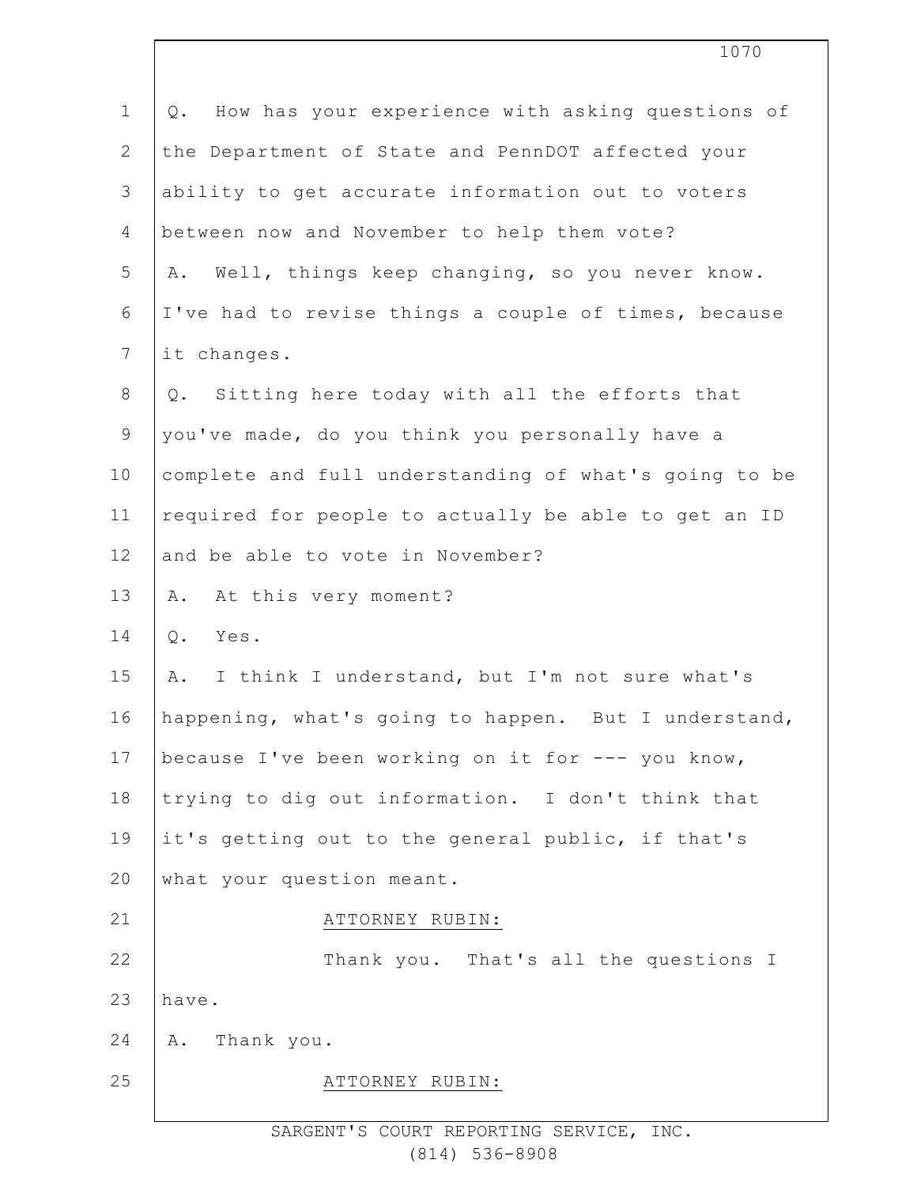Q. How has your experience with asking questions of the Department of State and PennDOT affected your ability to get accurate information out to voters between now and November to help them vote?

A. Well, things keep changing, so you never know. I've had to revise things a couple of times, because it changes.

Q. Sitting here today with all the efforts that you've made, do you think you personally have a complete and full understanding of what's going to be required for people to actually be able to get an ID and be able to vote in November?

A. At this very moment?

Q. Yes.

A. I think I understand, but I'm not sure what's happening, what's going to happen. But I understand, because I've been working on it for --- you know, trying to dig out information. I don't think that it's getting out to the general public, if that's what your question meant.

ATTORNEY RUBIN:

Thank you. That's all the questions I have.

A. Thank you.

ATTORNEY RUBIN: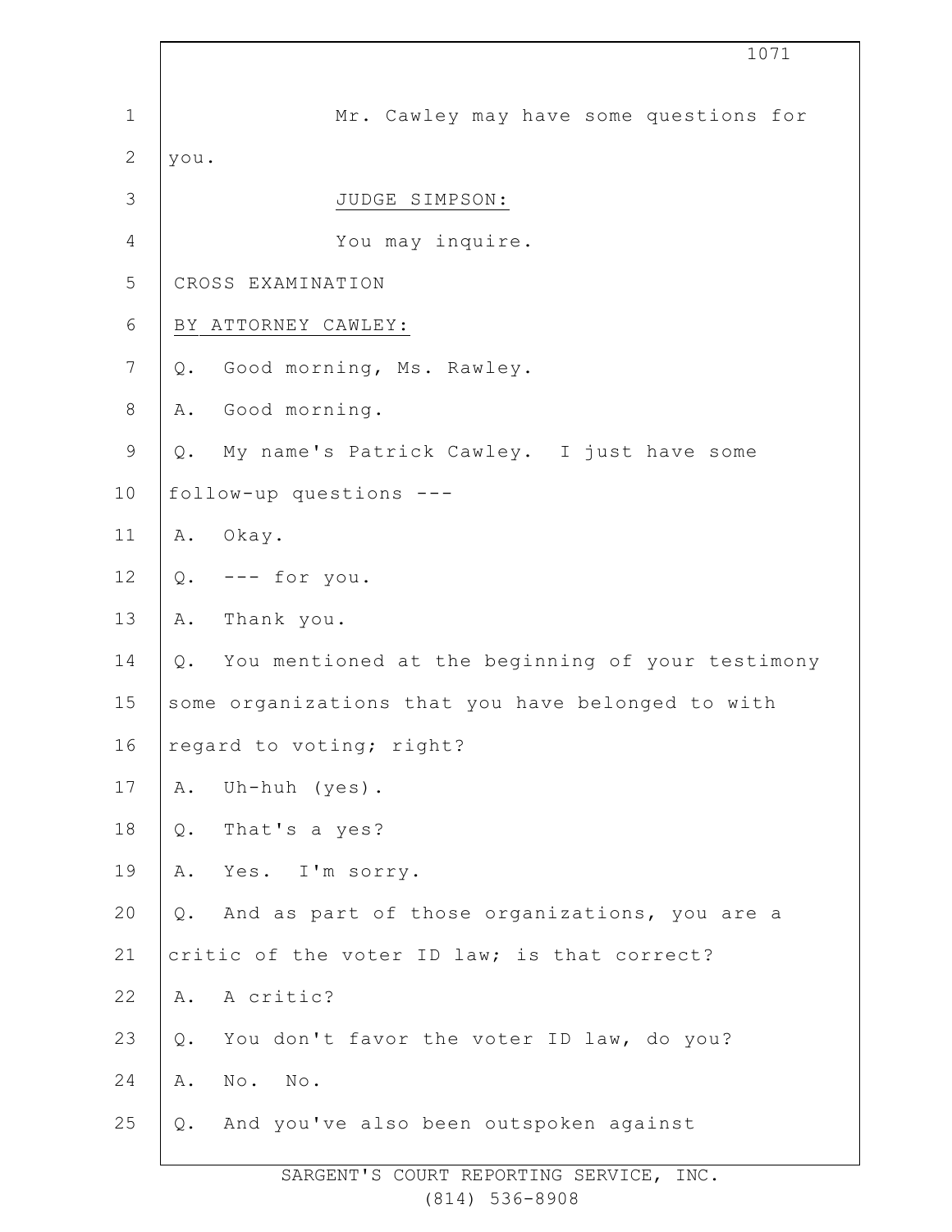Mr. Cawley may have some questions for you.

JUDGE SIMPSON:

You may inquire.

CROSS EXAMINATION

BY ATTORNEY CAWLEY:

Q. Good morning, Ms. Rawley.

A. Good morning.

Q. My name's Patrick Cawley. I just have some follow-up questions ---

A. Okay.

Q. --- for you.

A. Thank you.

Q. You mentioned at the beginning of your testimony some organizations that you have belonged to with regard to voting; right?

A. Uh-huh (yes).

Q. That's a yes?

A. Yes. I'm sorry.

Q. And as part of those organizations, you are a critic of the voter ID law; is that correct?

A. A critic?

Q. You don't favor the voter ID law, do you?

A. No. No.

Q. And you've also been outspoken against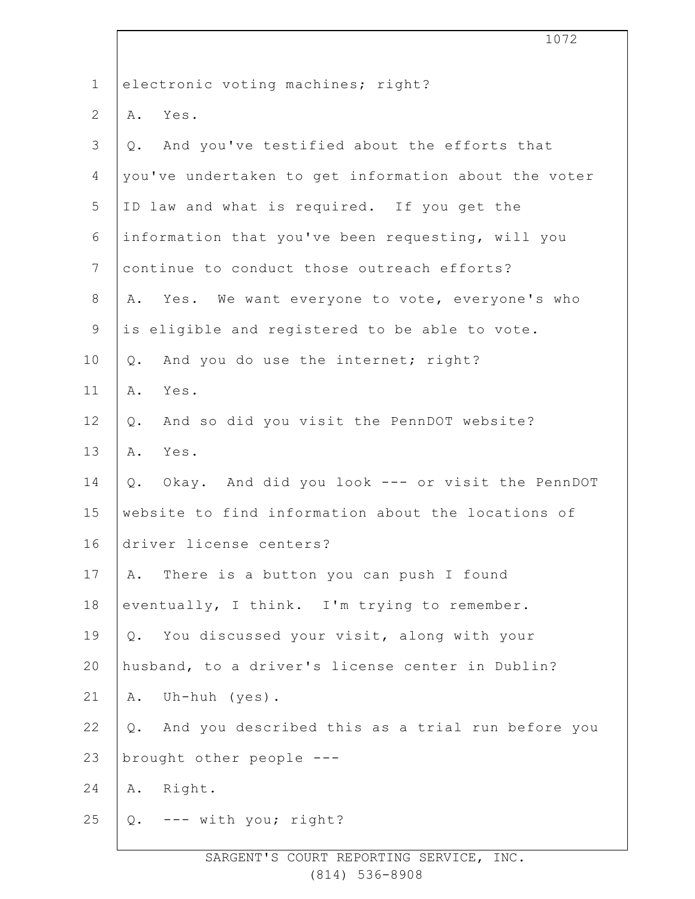1 electronic voting machines; right?

2 A. Yes.

3 Q. And you've testified about the efforts that

4 you've undertaken to get information about the voter

5 ID law and what is required. If you get the

6 information that you've been requesting, will you

7 continue to conduct those outreach efforts?

8 A. Yes. We want everyone to vote, everyone's who

9 is eligible and registered to be able to vote.

10 Q. And you do use the internet; right?

11 A. Yes.

12 Q. And so did you visit the PennDOT website?

13 A. Yes.

14 Q. Okay. And did you look --- or visit the PennDOT

15 website to find information about the locations of

16 driver license centers?

17 A. There is a button you can push I found

18 eventually, I think. I'm trying to remember.

19 Q. You discussed your visit, along with your

20 husband, to a driver's license center in Dublin?

21 A. Uh-huh (yes).

22 Q. And you described this as a trial run before you

23 brought other people ---

24 A. Right.

25 Q. --- with you; right?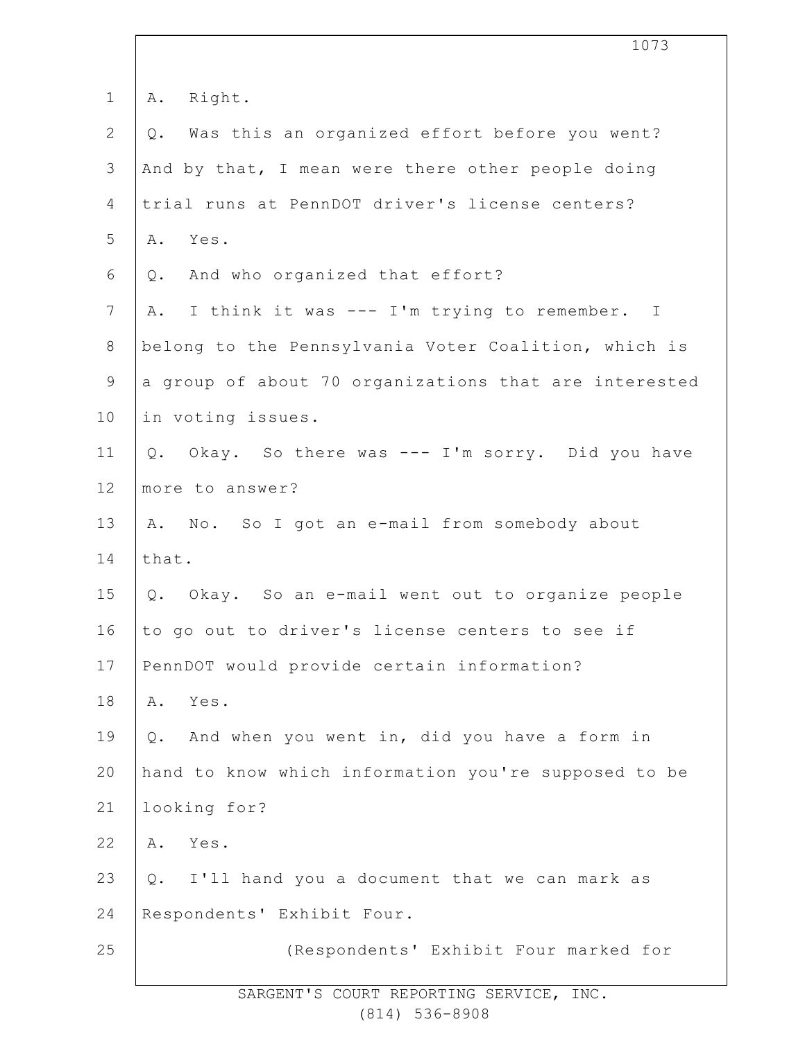A. Right.

Q. Was this an organized effort before you went? And by that, I mean were there other people doing trial runs at PennDOT driver's license centers?

A. Yes.

Q. And who organized that effort?

A. I think it was --- I'm trying to remember. I belong to the Pennsylvania Voter Coalition, which is a group of about 70 organizations that are interested in voting issues.

Q. Okay. So there was --- I'm sorry. Did you have more to answer?

A. No. So I got an e-mail from somebody about that.

Q. Okay. So an e-mail went out to organize people to go out to driver's license centers to see if PennDOT would provide certain information?

A. Yes.

Q. And when you went in, did you have a form in hand to know which information you're supposed to be looking for?

A. Yes.

Q. I'll hand you a document that we can mark as Respondents' Exhibit Four.

(Respondents' Exhibit Four marked for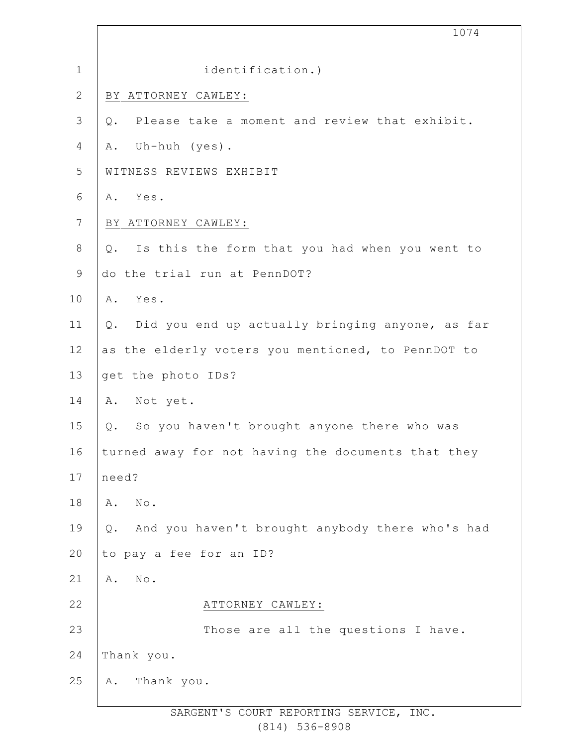identification.)

BY ATTORNEY CAWLEY:

Q. Please take a moment and review that exhibit.

A. Uh-huh (yes).

WITNESS REVIEWS EXHIBIT

A. Yes.

BY ATTORNEY CAWLEY:

Q. Is this the form that you had when you went to do the trial run at PennDOT?

A. Yes.

Q. Did you end up actually bringing anyone, as far as the elderly voters you mentioned, to PennDOT to get the photo IDs?

A. Not yet.

Q. So you haven't brought anyone there who was turned away for not having the documents that they need?

A. No.

Q. And you haven't brought anybody there who's had to pay a fee for an ID?

A. No.

ATTORNEY CAWLEY:

Those are all the questions I have. Thank you.

A. Thank you.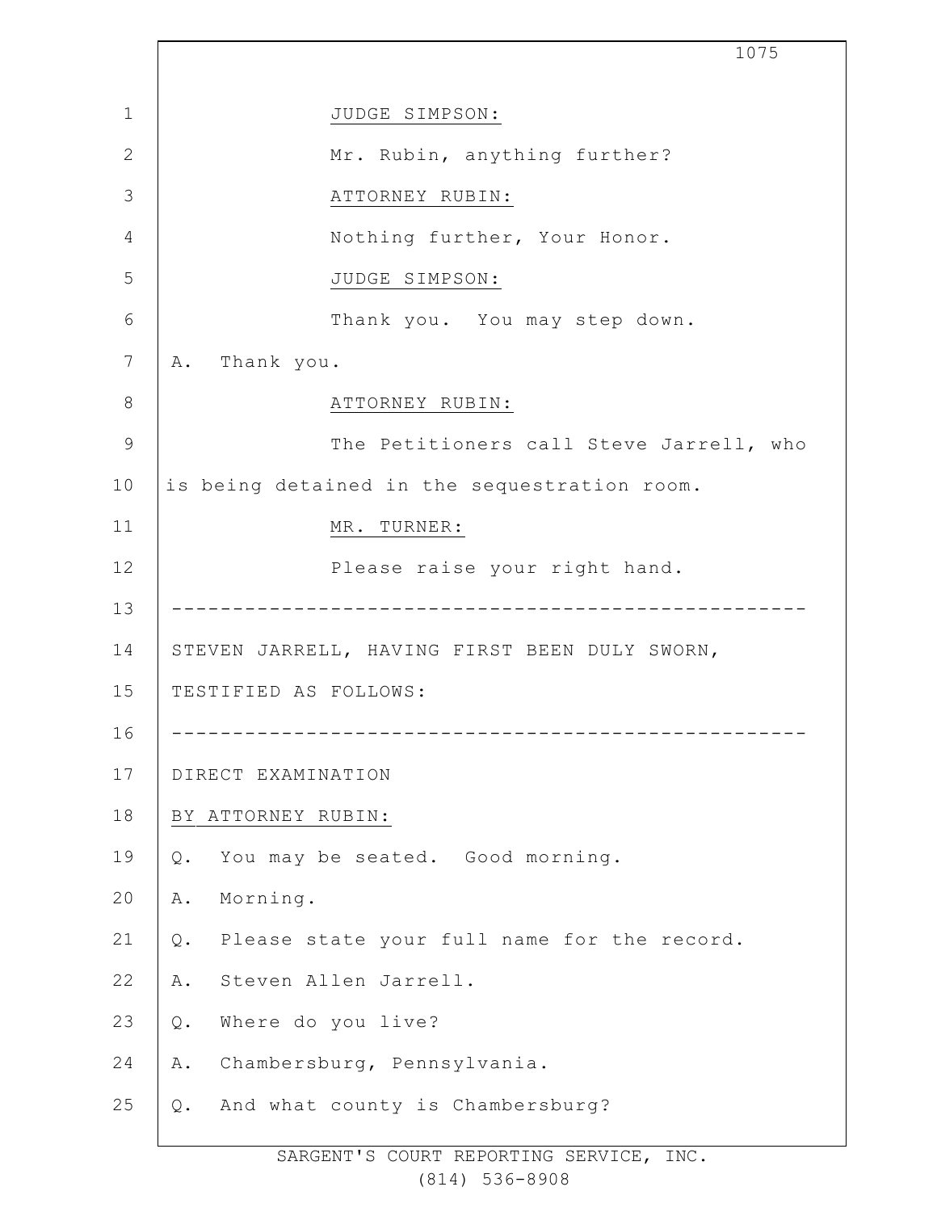JUDGE SIMPSON:

Mr. Rubin, anything further?

ATTORNEY RUBIN:

Nothing further, Your Honor.

JUDGE SIMPSON:

Thank you. You may step down.

A. Thank you.

ATTORNEY RUBIN:

The Petitioners call Steve Jarrell, who is being detained in the sequestration room.

MR. TURNER:

Please raise your right hand.

---

STEVEN JARRELL, HAVING FIRST BEEN DULY SWORN, TESTIFIED AS FOLLOWS:

---

DIRECT EXAMINATION

BY ATTORNEY RUBIN:

Q. You may be seated. Good morning.

A. Morning.

Q. Please state your full name for the record.

A. Steven Allen Jarrell.

Q. Where do you live?

A. Chambersburg, Pennsylvania.

Q. And what county is Chambersburg?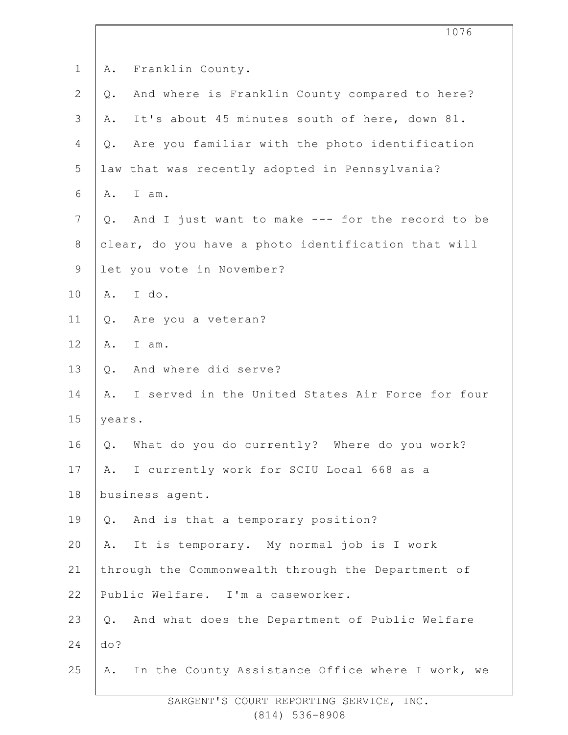A. Franklin County.

Q. And where is Franklin County compared to here?

A. It's about 45 minutes south of here, down 81.

Q. Are you familiar with the photo identification law that was recently adopted in Pennsylvania?

A. I am.

Q. And I just want to make --- for the record to be clear, do you have a photo identification that will let you vote in November?

A. I do.

Q. Are you a veteran?

A. I am.

Q. And where did serve?

A. I served in the United States Air Force for four years.

Q. What do you do currently? Where do you work?

A. I currently work for SCIU Local 668 as a business agent.

Q. And is that a temporary position?

A. It is temporary. My normal job is I work through the Commonwealth through the Department of Public Welfare. I'm a caseworker.

Q. And what does the Department of Public Welfare do?

A. In the County Assistance Office where I work, we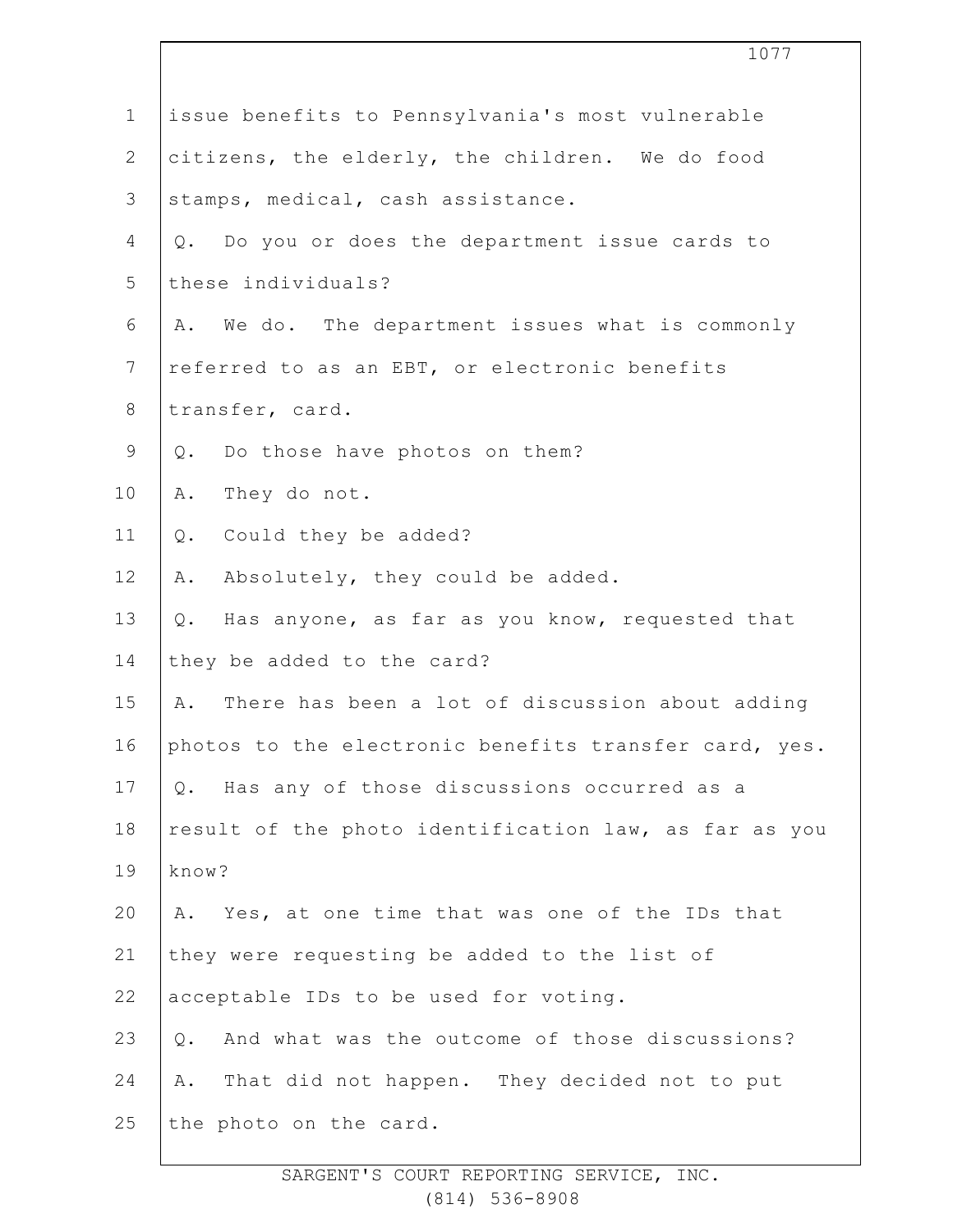issue benefits to Pennsylvania's most vulnerable citizens, the elderly, the children. We do food stamps, medical, cash assistance.

Q. Do you or does the department issue cards to these individuals?

A. We do. The department issues what is commonly referred to as an EBT, or electronic benefits transfer, card.

Q. Do those have photos on them?

A. They do not.

Q. Could they be added?

A. Absolutely, they could be added.

Q. Has anyone, as far as you know, requested that they be added to the card?

A. There has been a lot of discussion about adding photos to the electronic benefits transfer card, yes.

Q. Has any of those discussions occurred as a result of the photo identification law, as far as you know?

A. Yes, at one time that was one of the IDs that they were requesting be added to the list of acceptable IDs to be used for voting.

Q. And what was the outcome of those discussions?

A. That did not happen. They decided not to put the photo on the card.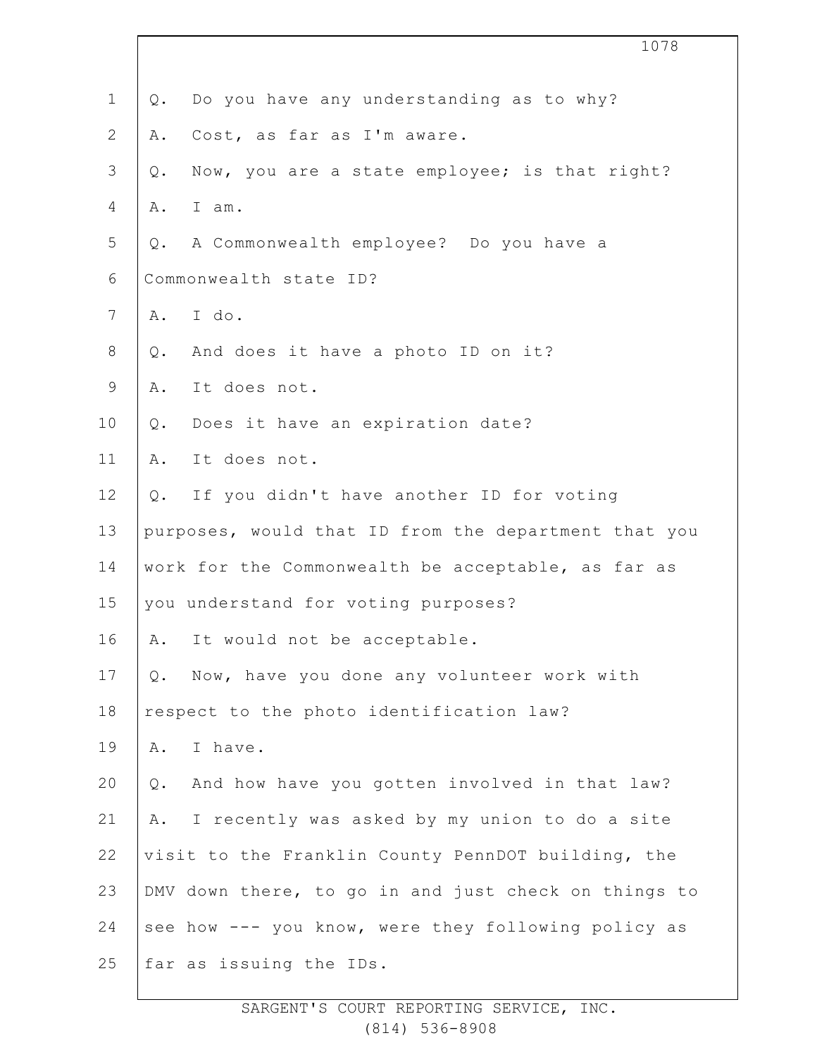Q. Do you have any understanding as to why?

A. Cost, as far as I'm aware.

Q. Now, you are a state employee; is that right?

A. I am.

Q. A Commonwealth employee? Do you have a Commonwealth state ID?

A. I do.

Q. And does it have a photo ID on it?

A. It does not.

Q. Does it have an expiration date?

A. It does not.

Q. If you didn't have another ID for voting purposes, would that ID from the department that you work for the Commonwealth be acceptable, as far as you understand for voting purposes?

A. It would not be acceptable.

Q. Now, have you done any volunteer work with respect to the photo identification law?

A. I have.

Q. And how have you gotten involved in that law?

A. I recently was asked by my union to do a site visit to the Franklin County PennDOT building, the DMV down there, to go in and just check on things to see how --- you know, were they following policy as far as issuing the IDs.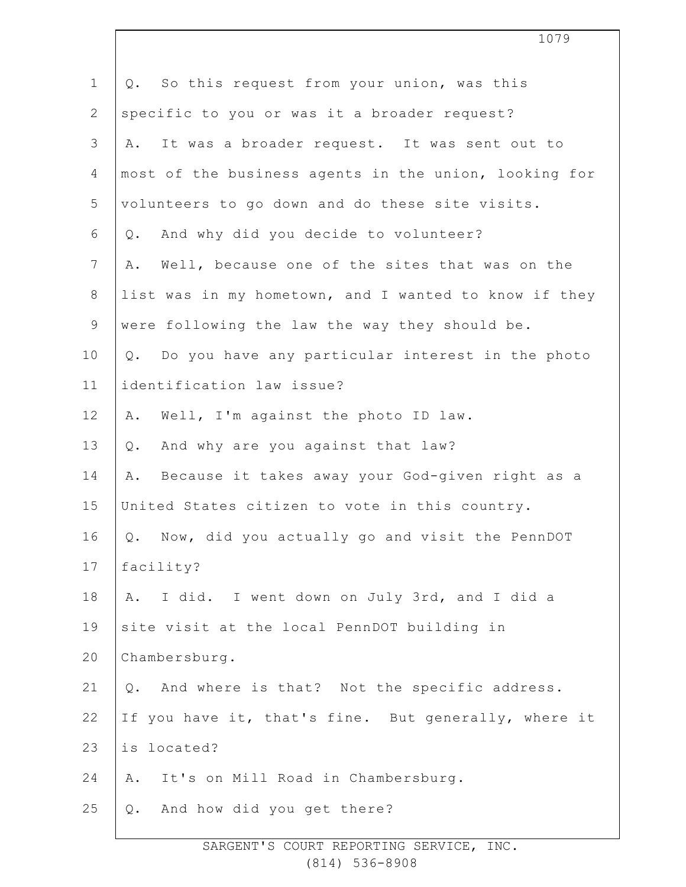Q. So this request from your union, was this specific to you or was it a broader request?

A. It was a broader request. It was sent out to most of the business agents in the union, looking for volunteers to go down and do these site visits.

Q. And why did you decide to volunteer?

A. Well, because one of the sites that was on the list was in my hometown, and I wanted to know if they were following the law the way they should be.

Q. Do you have any particular interest in the photo identification law issue?

A. Well, I'm against the photo ID law.

Q. And why are you against that law?

A. Because it takes away your God-given right as a United States citizen to vote in this country.

Q. Now, did you actually go and visit the PennDOT facility?

A. I did. I went down on July 3rd, and I did a site visit at the local PennDOT building in Chambersburg.

Q. And where is that? Not the specific address. If you have it, that's fine. But generally, where it is located?

A. It's on Mill Road in Chambersburg.

Q. And how did you get there?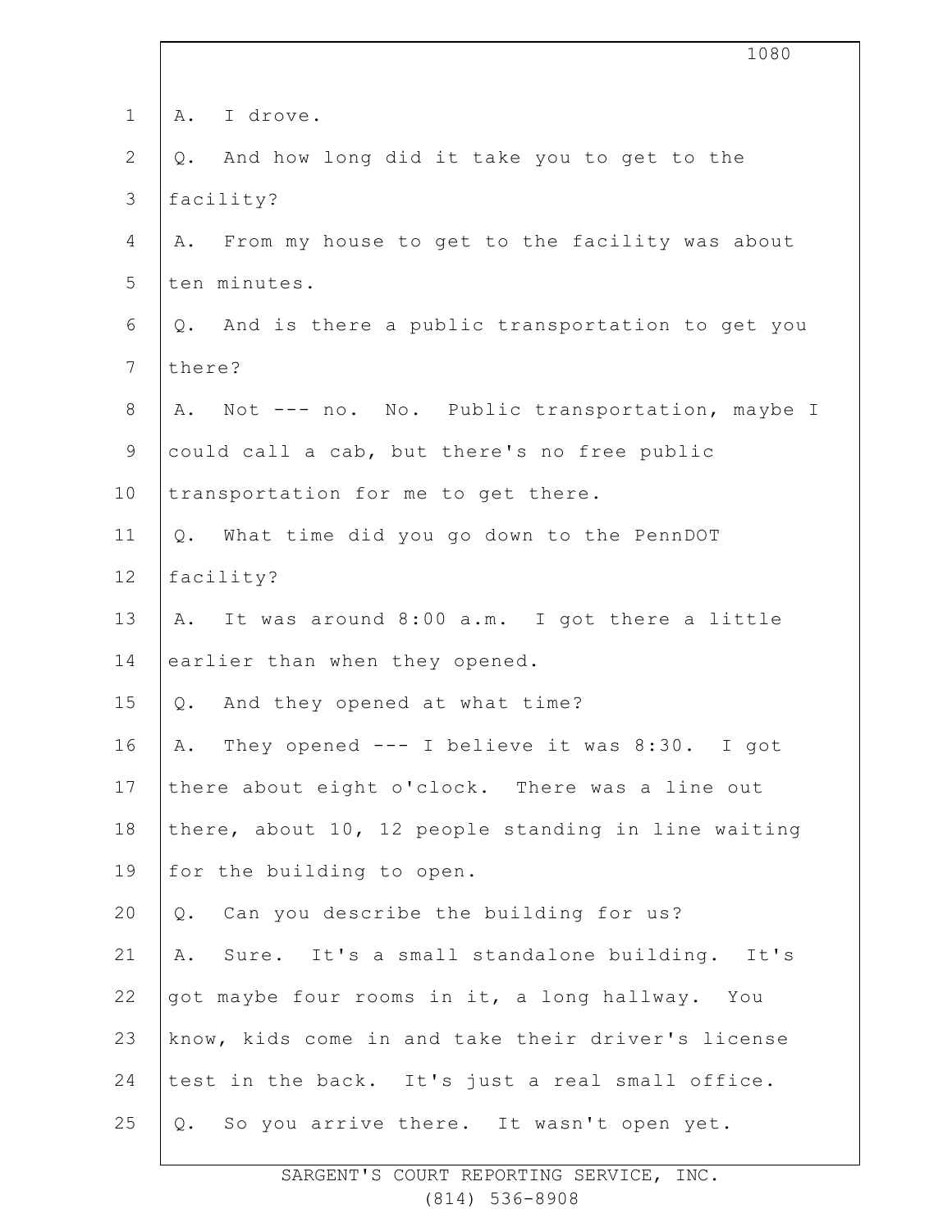A. I drove.

Q. And how long did it take you to get to the facility?

A. From my house to get to the facility was about ten minutes.

Q. And is there a public transportation to get you there?

A. Not --- no. No. Public transportation, maybe I could call a cab, but there's no free public transportation for me to get there.

Q. What time did you go down to the PennDOT facility?

A. It was around 8:00 a.m. I got there a little earlier than when they opened.

Q. And they opened at what time?

A. They opened --- I believe it was 8:30. I got there about eight o'clock. There was a line out there, about 10, 12 people standing in line waiting for the building to open.

Q. Can you describe the building for us?

A. Sure. It's a small standalone building. It's got maybe four rooms in it, a long hallway. You know, kids come in and take their driver's license test in the back. It's just a real small office.

Q. So you arrive there. It wasn't open yet.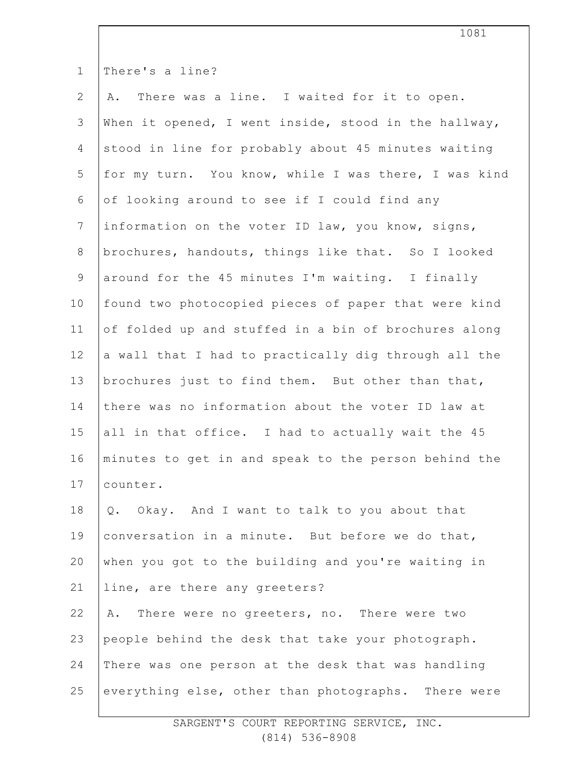There's a line?

A. There was a line. I waited for it to open. When it opened, I went inside, stood in the hallway, stood in line for probably about 45 minutes waiting for my turn. You know, while I was there, I was kind of looking around to see if I could find any information on the voter ID law, you know, signs, brochures, handouts, things like that. So I looked around for the 45 minutes I'm waiting. I finally found two photocopied pieces of paper that were kind of folded up and stuffed in a bin of brochures along a wall that I had to practically dig through all the brochures just to find them. But other than that, there was no information about the voter ID law at all in that office. I had to actually wait the 45 minutes to get in and speak to the person behind the counter.

Q. Okay. And I want to talk to you about that conversation in a minute. But before we do that, when you got to the building and you're waiting in line, are there any greeters?

A. There were no greeters, no. There were two people behind the desk that take your photograph. There was one person at the desk that was handling everything else, other than photographs. There were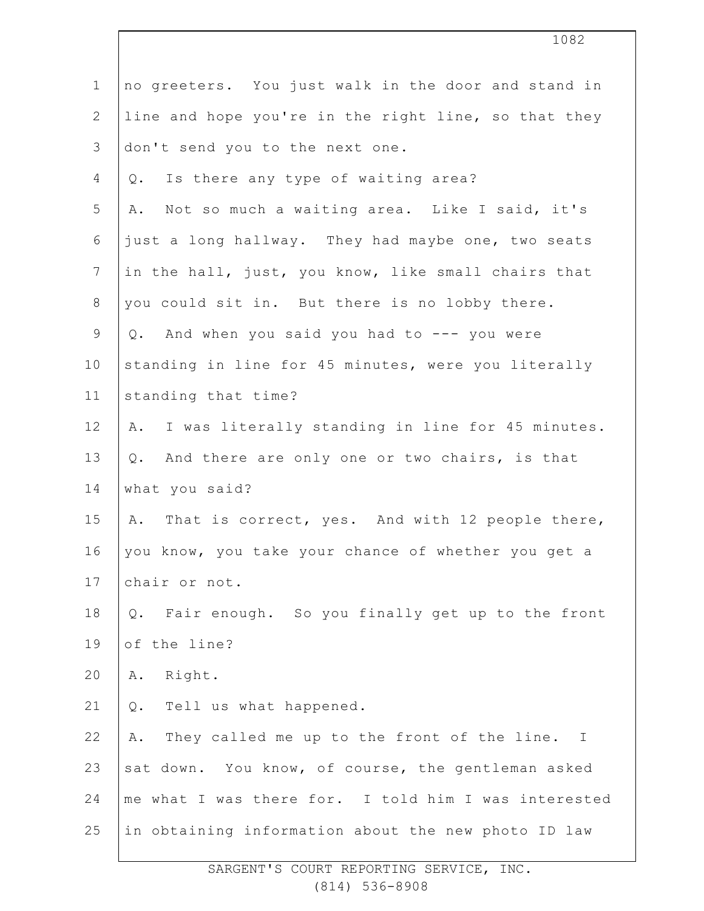no greeters. You just walk in the door and stand in line and hope you're in the right line, so that they don't send you to the next one.

Q. Is there any type of waiting area?

A. Not so much a waiting area. Like I said, it's just a long hallway. They had maybe one, two seats in the hall, just, you know, like small chairs that you could sit in. But there is no lobby there.

Q. And when you said you had to --- you were standing in line for 45 minutes, were you literally standing that time?

A. I was literally standing in line for 45 minutes.

Q. And there are only one or two chairs, is that what you said?

A. That is correct, yes. And with 12 people there, you know, you take your chance of whether you get a chair or not.

Q. Fair enough. So you finally get up to the front of the line?

A. Right.

Q. Tell us what happened.

A. They called me up to the front of the line. I sat down. You know, of course, the gentleman asked me what I was there for. I told him I was interested in obtaining information about the new photo ID law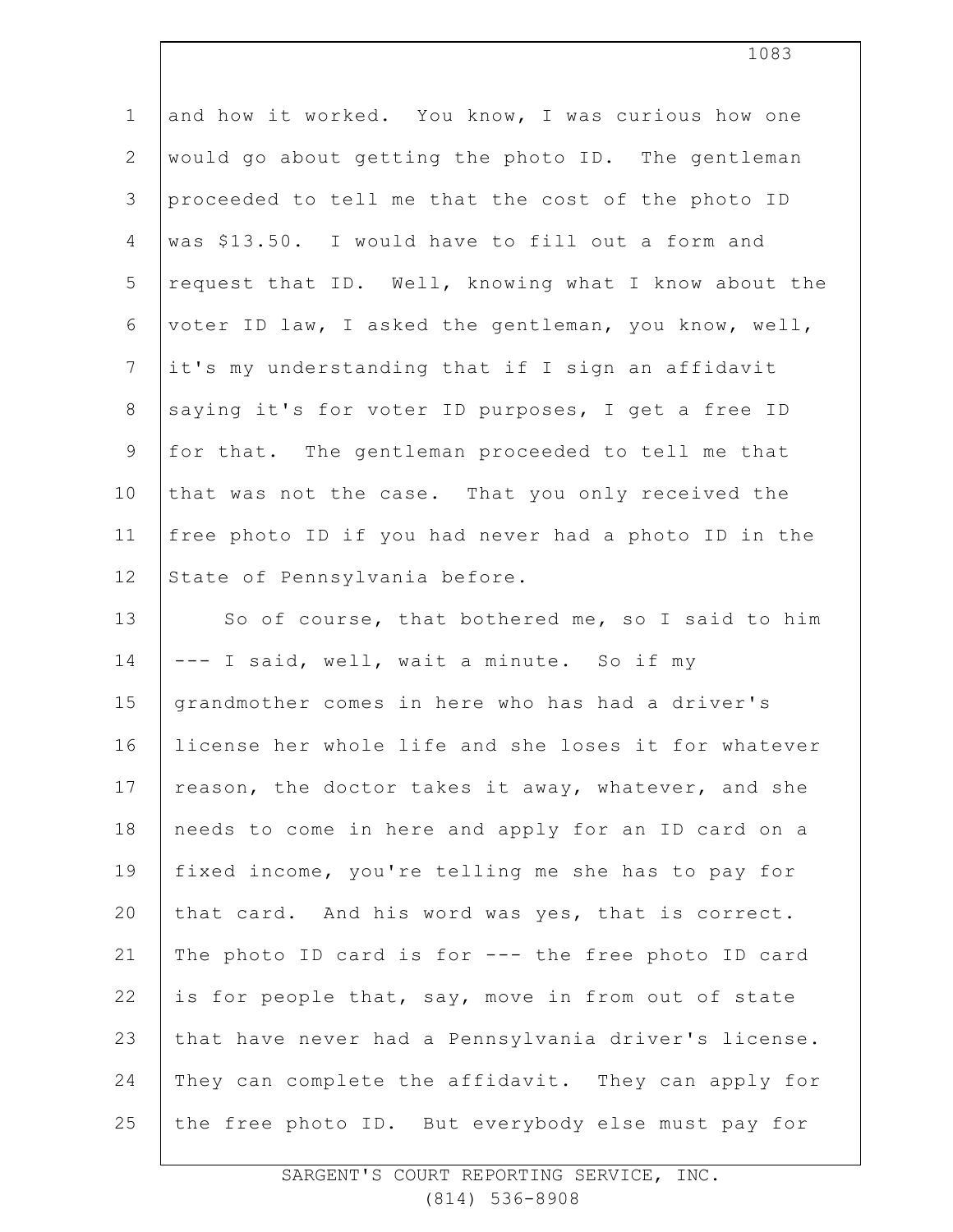and how it worked. You know, I was curious how one would go about getting the photo ID. The gentleman proceeded to tell me that the cost of the photo ID was $13.50. I would have to fill out a form and request that ID. Well, knowing what I know about the voter ID law, I asked the gentleman, you know, well, it's my understanding that if I sign an affidavit saying it's for voter ID purposes, I get a free ID for that. The gentleman proceeded to tell me that that was not the case. That you only received the free photo ID if you had never had a photo ID in the State of Pennsylvania before.

So of course, that bothered me, so I said to him --- I said, well, wait a minute. So if my grandmother comes in here who has had a driver's license her whole life and she loses it for whatever reason, the doctor takes it away, whatever, and she needs to come in here and apply for an ID card on a fixed income, you're telling me she has to pay for that card. And his word was yes, that is correct. The photo ID card is for --- the free photo ID card is for people that, say, move in from out of state that have never had a Pennsylvania driver's license. They can complete the affidavit. They can apply for the free photo ID. But everybody else must pay for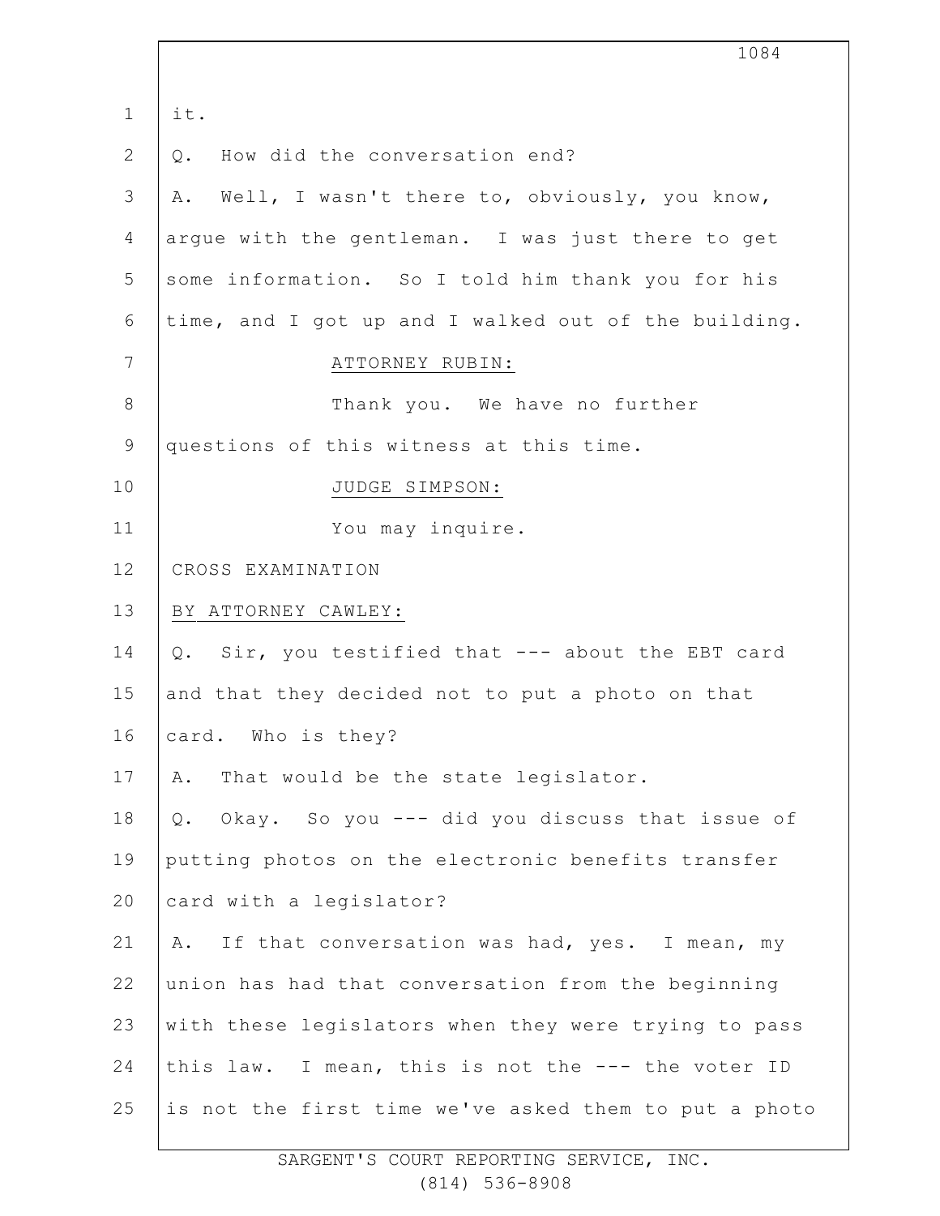it.

Q. How did the conversation end?

A. Well, I wasn't there to, obviously, you know, argue with the gentleman. I was just there to get some information. So I told him thank you for his time, and I got up and I walked out of the building.

ATTORNEY RUBIN:

Thank you. We have no further questions of this witness at this time.

JUDGE SIMPSON:

You may inquire.

CROSS EXAMINATION

BY ATTORNEY CAWLEY:

Q. Sir, you testified that --- about the EBT card and that they decided not to put a photo on that card. Who is they?

A. That would be the state legislator.

Q. Okay. So you --- did you discuss that issue of putting photos on the electronic benefits transfer card with a legislator?

A. If that conversation was had, yes. I mean, my union has had that conversation from the beginning with these legislators when they were trying to pass this law. I mean, this is not the --- the voter ID is not the first time we've asked them to put a photo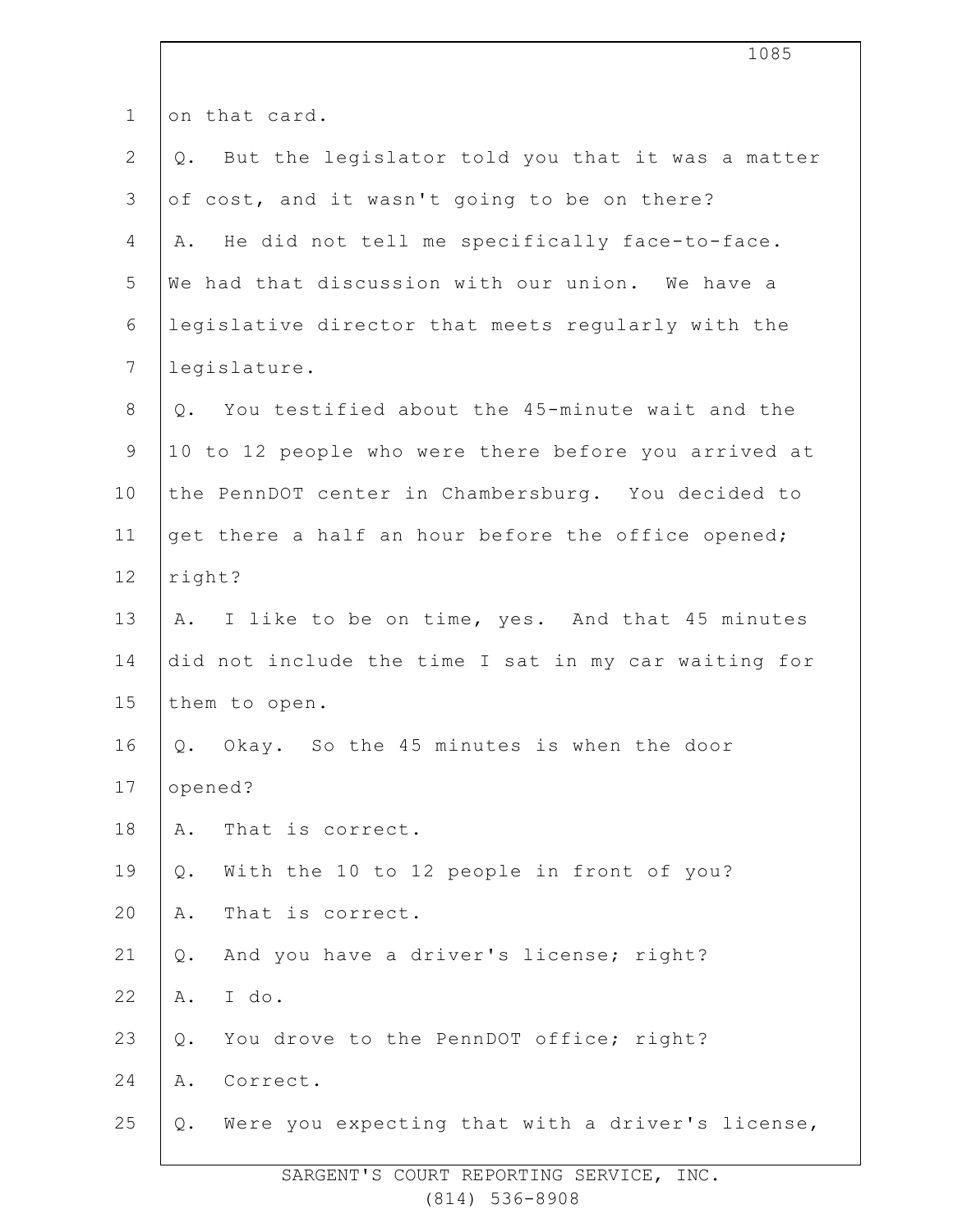on that card.

Q. But the legislator told you that it was a matter of cost, and it wasn't going to be on there?

A. He did not tell me specifically face-to-face. We had that discussion with our union. We have a legislative director that meets regularly with the legislature.

Q. You testified about the 45-minute wait and the 10 to 12 people who were there before you arrived at the PennDOT center in Chambersburg. You decided to get there a half an hour before the office opened; right?

A. I like to be on time, yes. And that 45 minutes did not include the time I sat in my car waiting for them to open.

Q. Okay. So the 45 minutes is when the door opened?

A. That is correct.

Q. With the 10 to 12 people in front of you?

A. That is correct.

Q. And you have a driver's license; right?

A. I do.

Q. You drove to the PennDOT office; right?

A. Correct.

Q. Were you expecting that with a driver's license,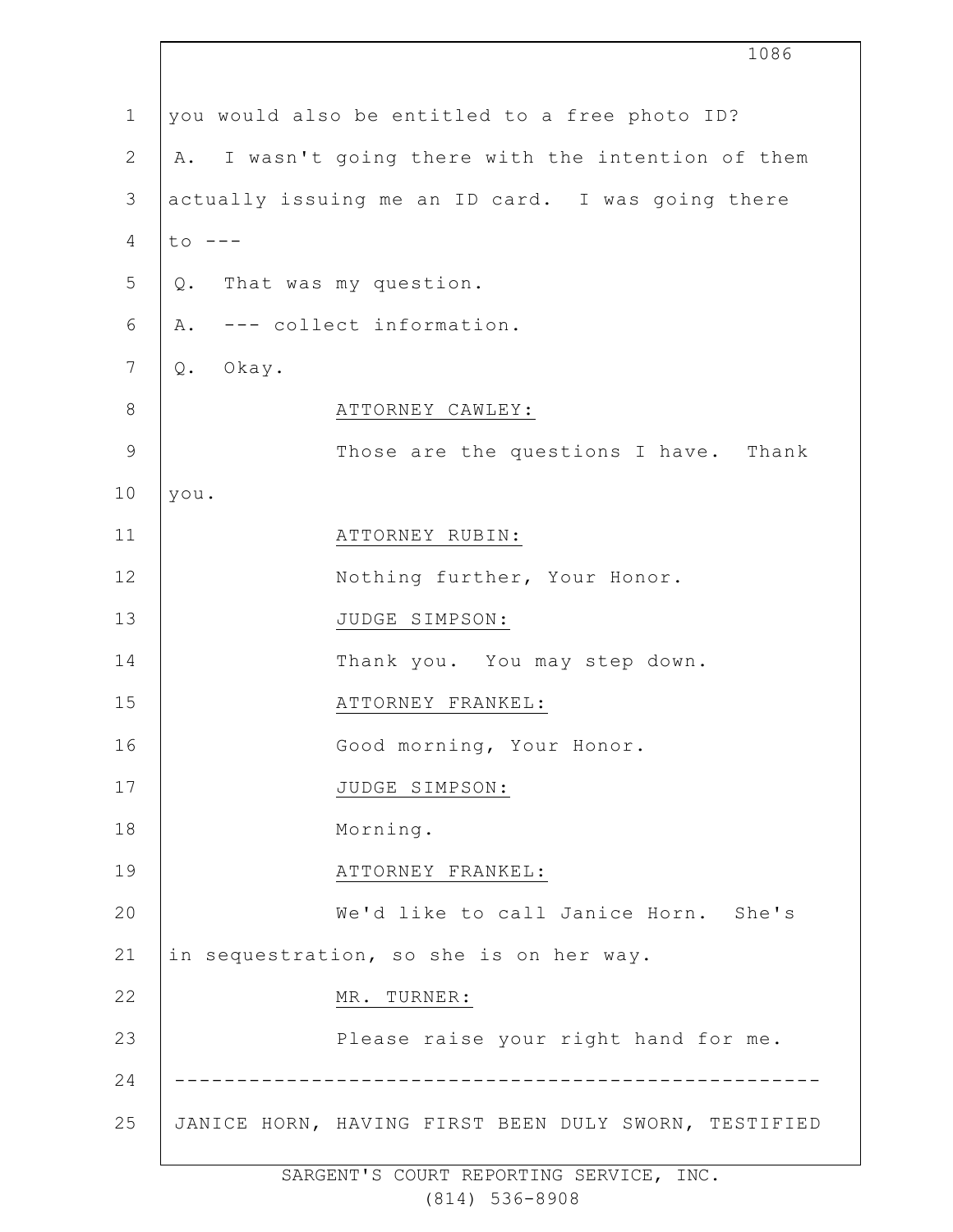you would also be entitled to a free photo ID?

A. I wasn't going there with the intention of them actually issuing me an ID card. I was going there to ---

Q. That was my question.

A. --- collect information.

Q. Okay.

ATTORNEY CAWLEY:

Those are the questions I have. Thank you.

ATTORNEY RUBIN:

Nothing further, Your Honor.

JUDGE SIMPSON:

Thank you. You may step down.

ATTORNEY FRANKEL:

Good morning, Your Honor.

JUDGE SIMPSON:

Morning.

ATTORNEY FRANKEL:

We'd like to call Janice Horn. She's in sequestration, so she is on her way.

MR. TURNER:

Please raise your right hand for me.

---

JANICE HORN, HAVING FIRST BEEN DULY SWORN, TESTIFIED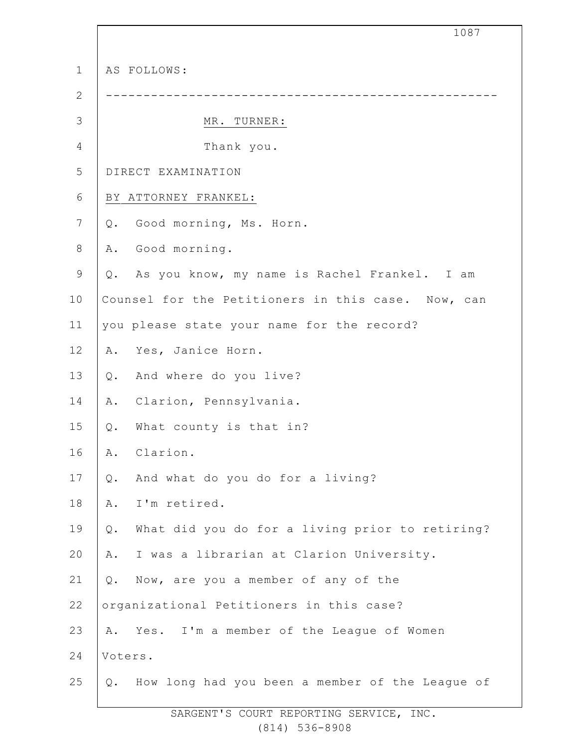AS FOLLOWS:

---

MR. TURNER:

Thank you.

DIRECT EXAMINATION

BY ATTORNEY FRANKEL:

Q. Good morning, Ms. Horn.

A. Good morning.

Q. As you know, my name is Rachel Frankel. I am Counsel for the Petitioners in this case. Now, can you please state your name for the record?

A. Yes, Janice Horn.

Q. And where do you live?

A. Clarion, Pennsylvania.

Q. What county is that in?

A. Clarion.

Q. And what do you do for a living?

A. I'm retired.

Q. What did you do for a living prior to retiring?

A. I was a librarian at Clarion University.

Q. Now, are you a member of any of the organizational Petitioners in this case?

A. Yes. I'm a member of the League of Women Voters.

Q. How long had you been a member of the League of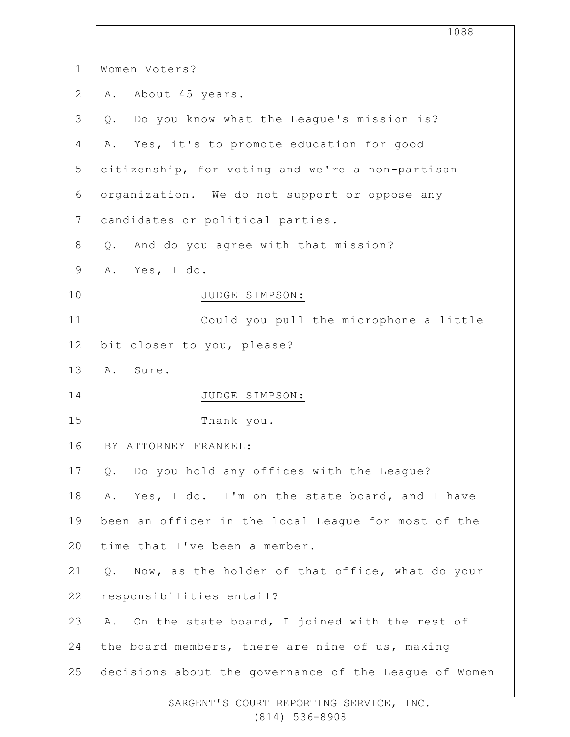Women Voters?

A. About 45 years.

Q. Do you know what the League's mission is?

A. Yes, it's to promote education for good citizenship, for voting and we're a non-partisan organization. We do not support or oppose any candidates or political parties.

Q. And do you agree with that mission?

A. Yes, I do.

JUDGE SIMPSON:

Could you pull the microphone a little bit closer to you, please?

A. Sure.

JUDGE SIMPSON:

Thank you.

BY ATTORNEY FRANKEL:

Q. Do you hold any offices with the League?

A. Yes, I do. I'm on the state board, and I have been an officer in the local League for most of the time that I've been a member.

Q. Now, as the holder of that office, what do your responsibilities entail?

A. On the state board, I joined with the rest of the board members, there are nine of us, making decisions about the governance of the League of Women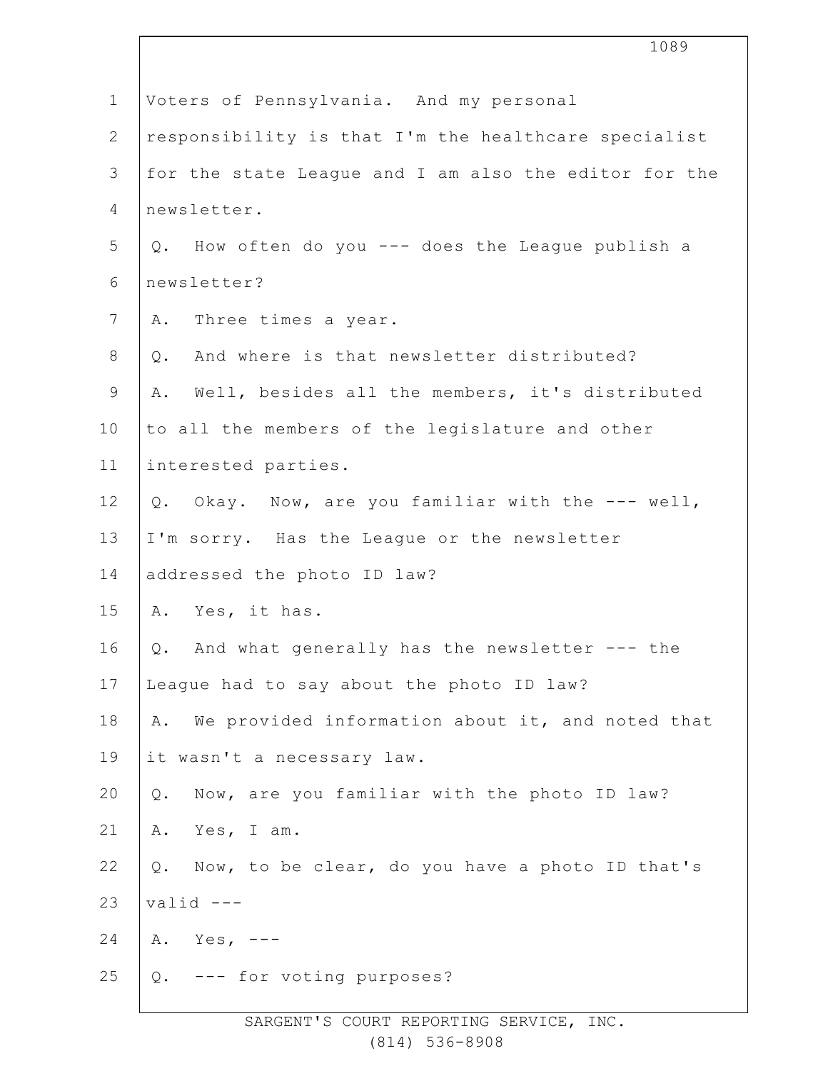Voters of Pennsylvania. And my personal responsibility is that I'm the healthcare specialist for the state League and I am also the editor for the newsletter.

Q. How often do you --- does the League publish a newsletter?

A. Three times a year.

Q. And where is that newsletter distributed?

A. Well, besides all the members, it's distributed to all the members of the legislature and other interested parties.

Q. Okay. Now, are you familiar with the --- well, I'm sorry. Has the League or the newsletter addressed the photo ID law?

A. Yes, it has.

Q. And what generally has the newsletter --- the League had to say about the photo ID law?

A. We provided information about it, and noted that it wasn't a necessary law.

Q. Now, are you familiar with the photo ID law?

A. Yes, I am.

Q. Now, to be clear, do you have a photo ID that's valid ---

A. Yes, ---

Q. --- for voting purposes?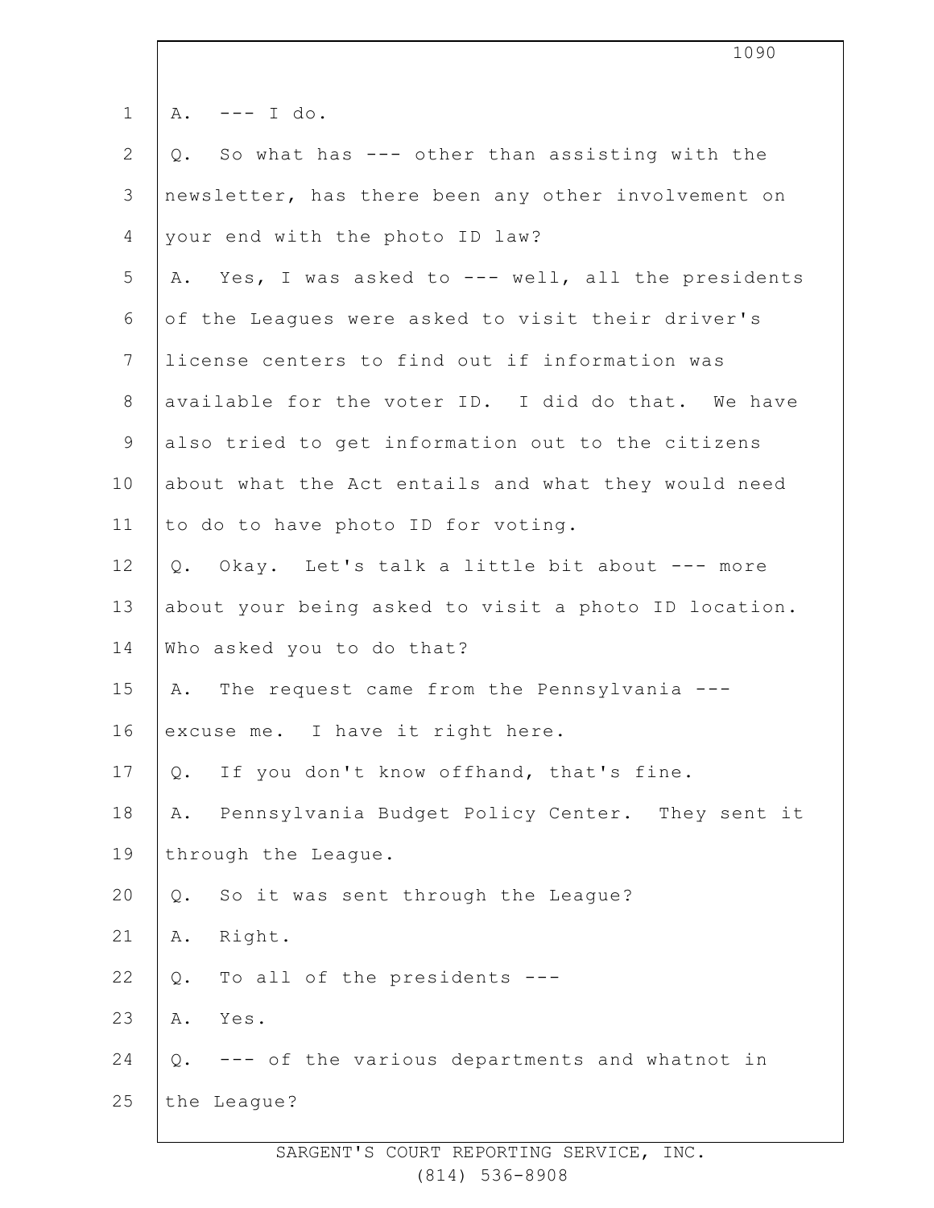A. --- I do.

Q. So what has --- other than assisting with the newsletter, has there been any other involvement on your end with the photo ID law?

A. Yes, I was asked to --- well, all the presidents of the Leagues were asked to visit their driver's license centers to find out if information was available for the voter ID. I did do that. We have also tried to get information out to the citizens about what the Act entails and what they would need to do to have photo ID for voting.

Q. Okay. Let's talk a little bit about --- more about your being asked to visit a photo ID location. Who asked you to do that?

A. The request came from the Pennsylvania --- excuse me. I have it right here.

Q. If you don't know offhand, that's fine.

A. Pennsylvania Budget Policy Center. They sent it through the League.

Q. So it was sent through the League?

A. Right.

Q. To all of the presidents ---

A. Yes.

Q. --- of the various departments and whatnot in the League?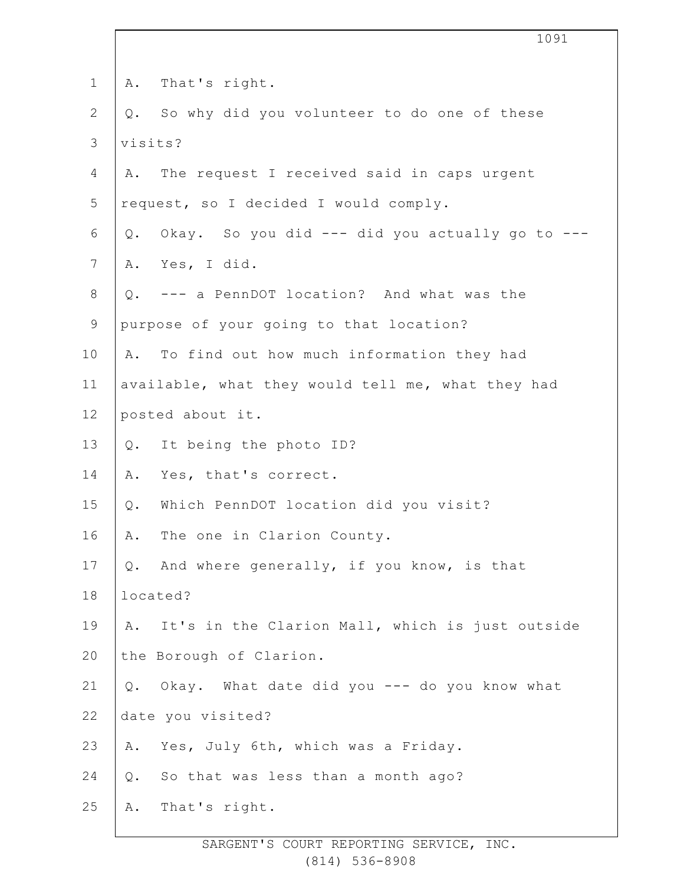A. That's right.

Q. So why did you volunteer to do one of these visits?

A. The request I received said in caps urgent request, so I decided I would comply.

Q. Okay. So you did --- did you actually go to ---

A. Yes, I did.

Q. --- a PennDOT location? And what was the purpose of your going to that location?

A. To find out how much information they had available, what they would tell me, what they had posted about it.

Q. It being the photo ID?

A. Yes, that's correct.

Q. Which PennDOT location did you visit?

A. The one in Clarion County.

Q. And where generally, if you know, is that located?

A. It's in the Clarion Mall, which is just outside the Borough of Clarion.

Q. Okay. What date did you --- do you know what date you visited?

A. Yes, July 6th, which was a Friday.

Q. So that was less than a month ago?

A. That's right.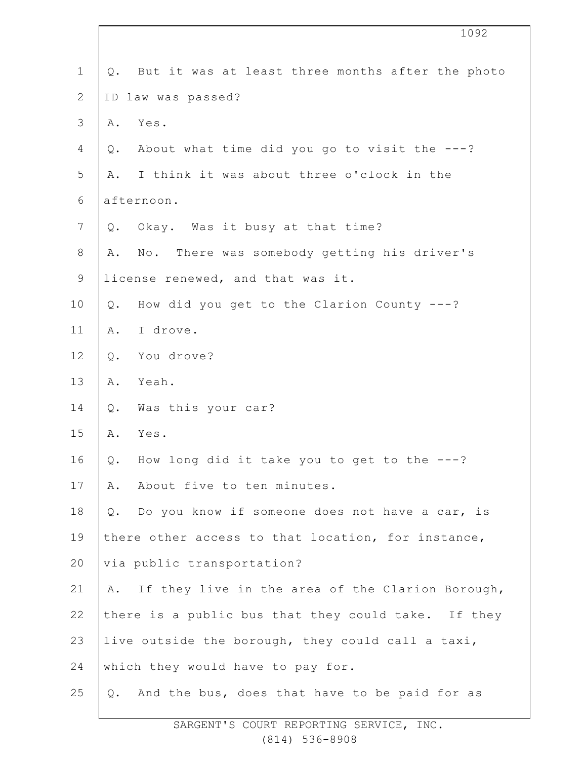Q. But it was at least three months after the photo ID law was passed?

A. Yes.

Q. About what time did you go to visit the ---?

A. I think it was about three o'clock in the afternoon.

Q. Okay. Was it busy at that time?

A. No. There was somebody getting his driver's license renewed, and that was it.

Q. How did you get to the Clarion County ---?

A. I drove.

Q. You drove?

A. Yeah.

Q. Was this your car?

A. Yes.

Q. How long did it take you to get to the ---?

A. About five to ten minutes.

Q. Do you know if someone does not have a car, is there other access to that location, for instance, via public transportation?

A. If they live in the area of the Clarion Borough, there is a public bus that they could take. If they live outside the borough, they could call a taxi, which they would have to pay for.

Q. And the bus, does that have to be paid for as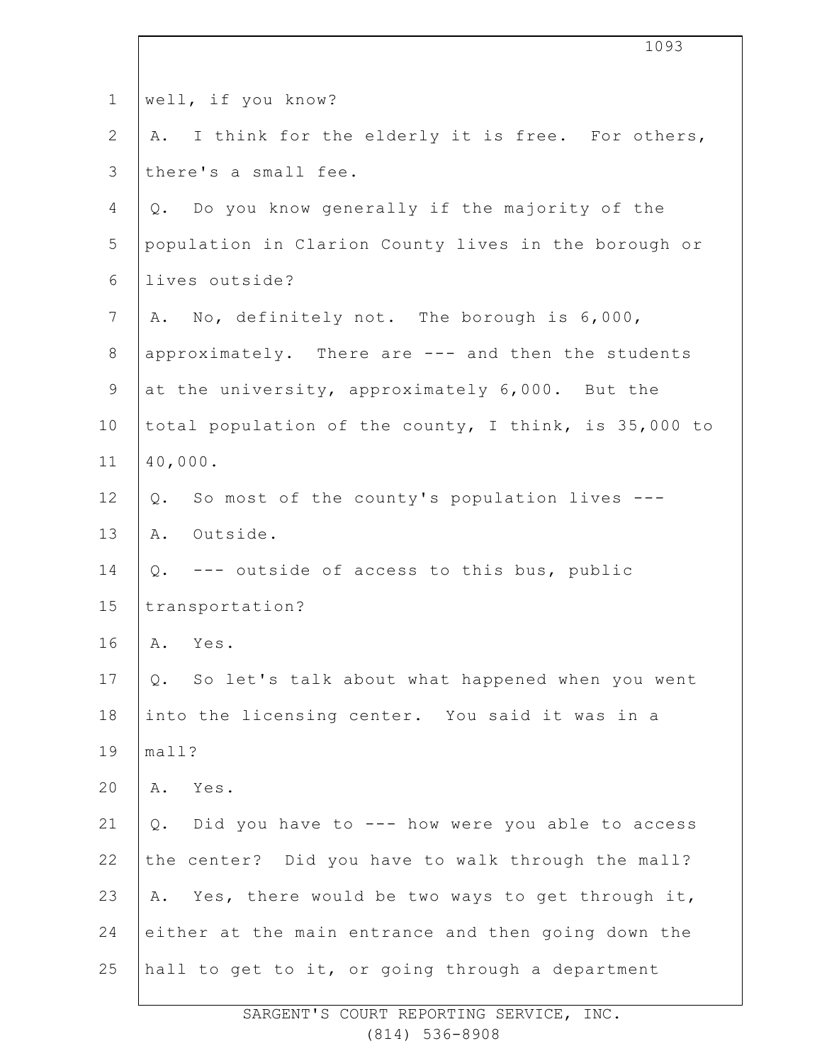well, if you know?

A. I think for the elderly it is free. For others, there's a small fee.

Q. Do you know generally if the majority of the population in Clarion County lives in the borough or lives outside?

A. No, definitely not. The borough is 6,000, approximately. There are --- and then the students at the university, approximately 6,000. But the total population of the county, I think, is 35,000 to 40,000.

Q. So most of the county's population lives ---

A. Outside.

Q. --- outside of access to this bus, public transportation?

A. Yes.

Q. So let's talk about what happened when you went into the licensing center. You said it was in a mall?

A. Yes.

Q. Did you have to --- how were you able to access the center? Did you have to walk through the mall?

A. Yes, there would be two ways to get through it, either at the main entrance and then going down the hall to get to it, or going through a department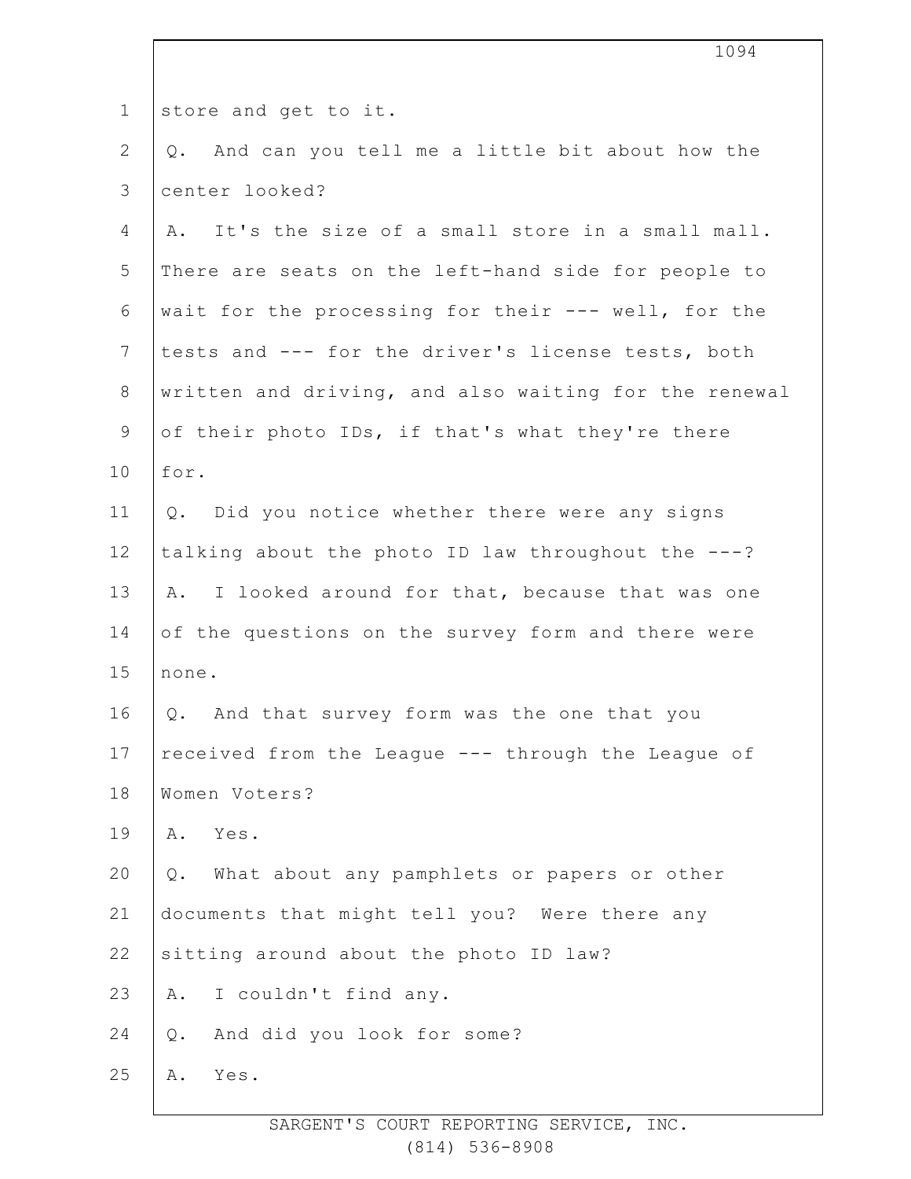store and get to it.

Q. And can you tell me a little bit about how the center looked?

A. It's the size of a small store in a small mall. There are seats on the left-hand side for people to wait for the processing for their --- well, for the tests and --- for the driver's license tests, both written and driving, and also waiting for the renewal of their photo IDs, if that's what they're there for.

Q. Did you notice whether there were any signs talking about the photo ID law throughout the ---?

A. I looked around for that, because that was one of the questions on the survey form and there were none.

Q. And that survey form was the one that you received from the League --- through the League of Women Voters?

A. Yes.

Q. What about any pamphlets or papers or other documents that might tell you? Were there any sitting around about the photo ID law?

A. I couldn't find any.

Q. And did you look for some?

A. Yes.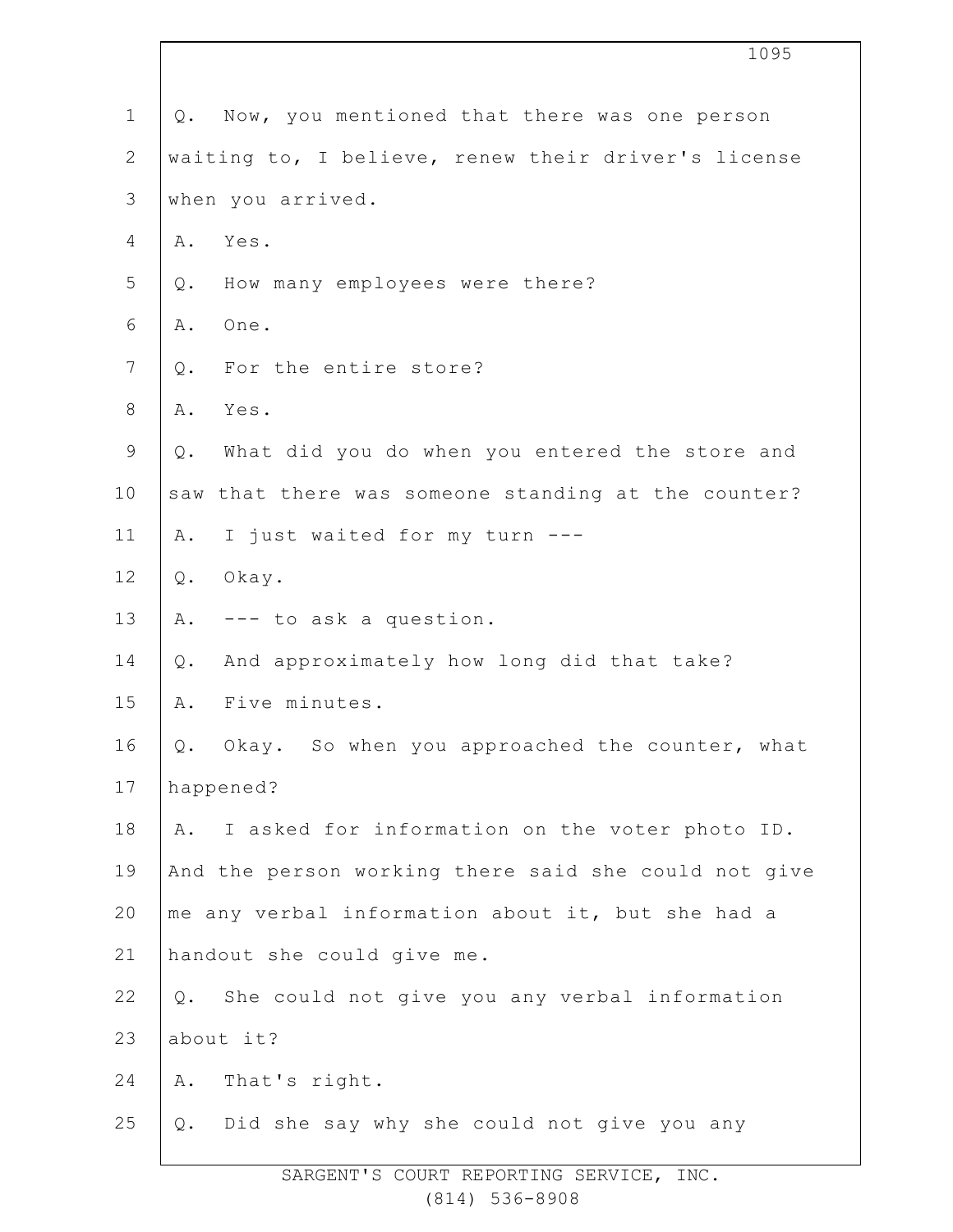Q. Now, you mentioned that there was one person waiting to, I believe, renew their driver's license when you arrived.

A. Yes.

Q. How many employees were there?

A. One.

Q. For the entire store?

A. Yes.

Q. What did you do when you entered the store and saw that there was someone standing at the counter?

A. I just waited for my turn ---

Q. Okay.

A. --- to ask a question.

Q. And approximately how long did that take?

A. Five minutes.

Q. Okay. So when you approached the counter, what happened?

A. I asked for information on the voter photo ID. And the person working there said she could not give me any verbal information about it, but she had a handout she could give me.

Q. She could not give you any verbal information about it?

A. That's right.

Q. Did she say why she could not give you any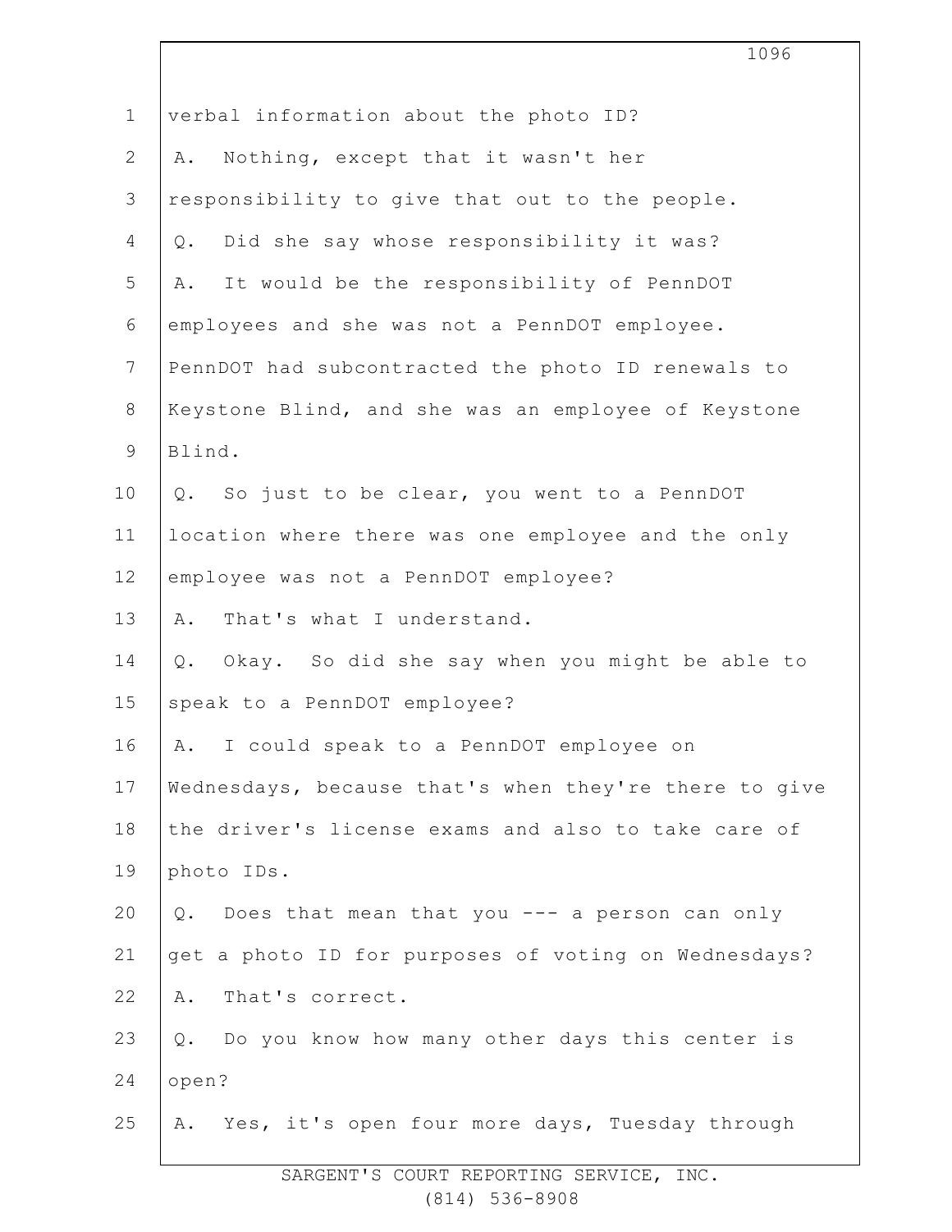1 verbal information about the photo ID?

2 A. Nothing, except that it wasn't her

3 responsibility to give that out to the people.

4 Q. Did she say whose responsibility it was?

5 A. It would be the responsibility of PennDOT

6 employees and she was not a PennDOT employee.

7 PennDOT had subcontracted the photo ID renewals to

8 Keystone Blind, and she was an employee of Keystone

9 Blind.

10 Q. So just to be clear, you went to a PennDOT

11 location where there was one employee and the only

12 employee was not a PennDOT employee?

13 A. That's what I understand.

14 Q. Okay. So did she say when you might be able to

15 speak to a PennDOT employee?

16 A. I could speak to a PennDOT employee on

17 Wednesdays, because that's when they're there to give

18 the driver's license exams and also to take care of

19 photo IDs.

20 Q. Does that mean that you --- a person can only

21 get a photo ID for purposes of voting on Wednesdays?

22 A. That's correct.

23 Q. Do you know how many other days this center is

24 open?

25 A. Yes, it's open four more days, Tuesday through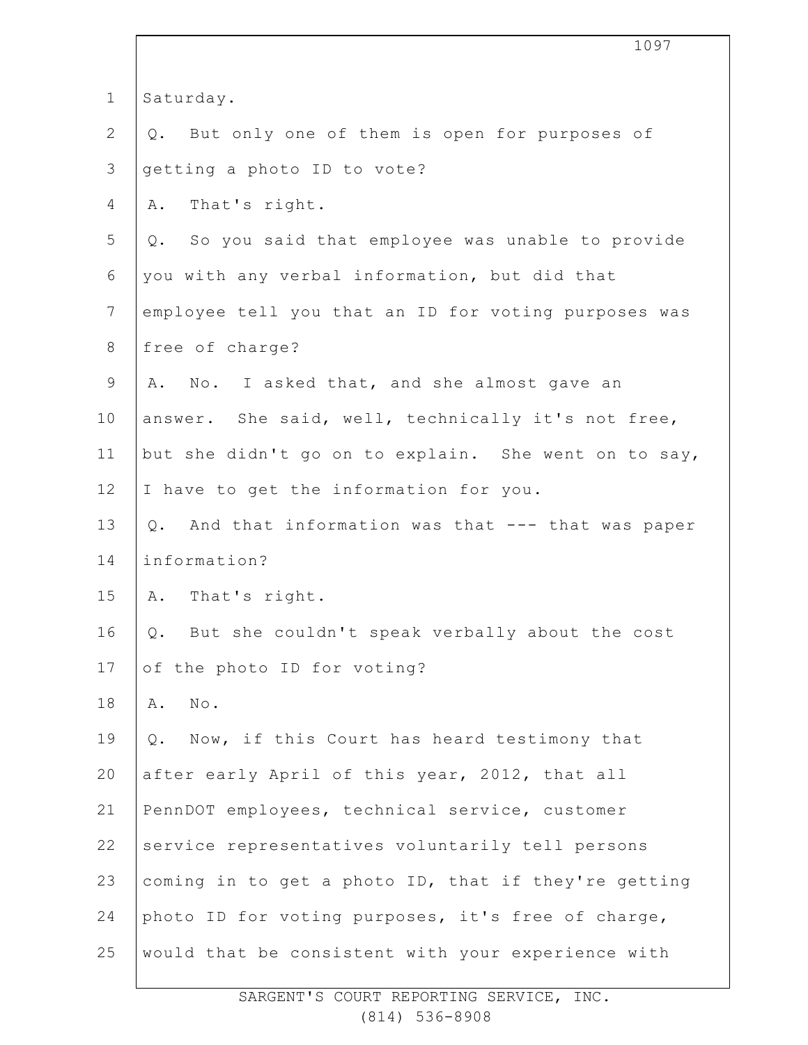Saturday.

Q. But only one of them is open for purposes of getting a photo ID to vote?

A. That's right.

Q. So you said that employee was unable to provide you with any verbal information, but did that employee tell you that an ID for voting purposes was free of charge?

A. No. I asked that, and she almost gave an answer. She said, well, technically it's not free, but she didn't go on to explain. She went on to say, I have to get the information for you.

Q. And that information was that --- that was paper information?

A. That's right.

Q. But she couldn't speak verbally about the cost of the photo ID for voting?

A. No.

Q. Now, if this Court has heard testimony that after early April of this year, 2012, that all PennDOT employees, technical service, customer service representatives voluntarily tell persons coming in to get a photo ID, that if they're getting photo ID for voting purposes, it's free of charge, would that be consistent with your experience with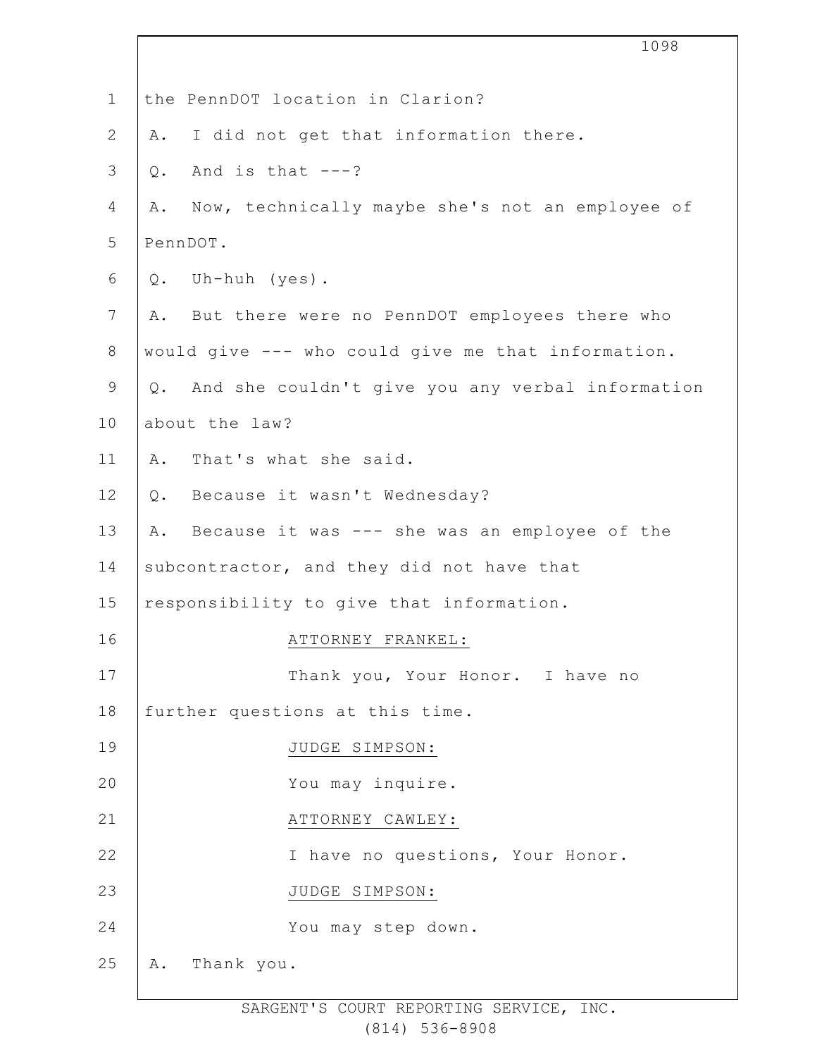the PennDOT location in Clarion?

A. I did not get that information there.

Q. And is that ---?

A. Now, technically maybe she's not an employee of PennDOT.

Q. Uh-huh (yes).

A. But there were no PennDOT employees there who would give --- who could give me that information.

Q. And she couldn't give you any verbal information about the law?

A. That's what she said.

Q. Because it wasn't Wednesday?

A. Because it was --- she was an employee of the subcontractor, and they did not have that responsibility to give that information.

ATTORNEY FRANKEL:

Thank you, Your Honor. I have no further questions at this time.

JUDGE SIMPSON:

You may inquire.

ATTORNEY CAWLEY:

I have no questions, Your Honor.

JUDGE SIMPSON:

You may step down.

A. Thank you.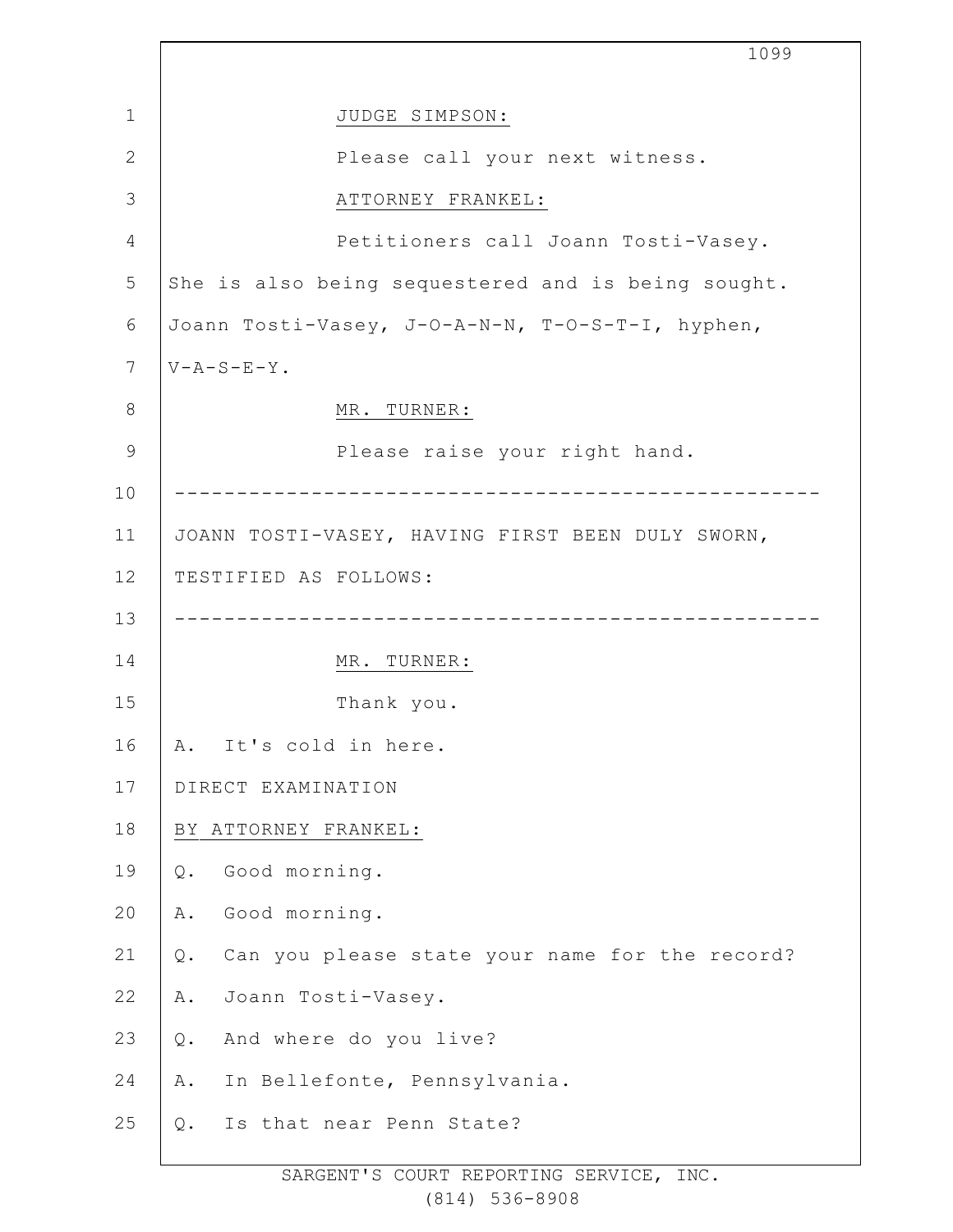JUDGE SIMPSON:

Please call your next witness.

ATTORNEY FRANKEL:

Petitioners call Joann Tosti-Vasey. She is also being sequestered and is being sought. Joann Tosti-Vasey, J-O-A-N-N, T-O-S-T-I, hyphen, V-A-S-E-Y.

MR. TURNER:

Please raise your right hand.

---

JOANN TOSTI-VASEY, HAVING FIRST BEEN DULY SWORN, TESTIFIED AS FOLLOWS:

---

MR. TURNER:

Thank you.

A. It's cold in here.

DIRECT EXAMINATION

BY ATTORNEY FRANKEL:

Q. Good morning.

A. Good morning.

Q. Can you please state your name for the record?

A. Joann Tosti-Vasey.

Q. And where do you live?

A. In Bellefonte, Pennsylvania.

Q. Is that near Penn State?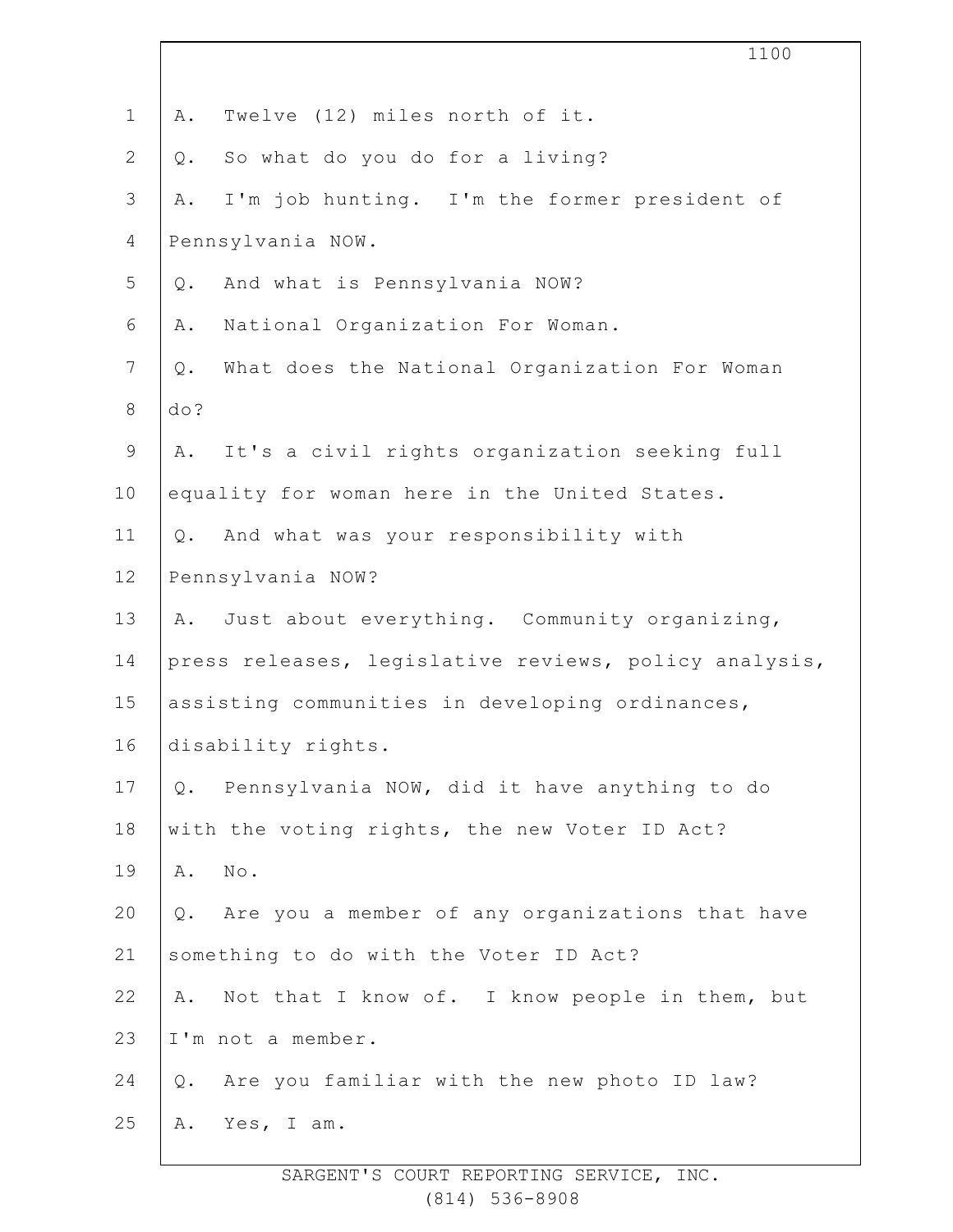A. Twelve (12) miles north of it.

Q. So what do you do for a living?

A. I'm job hunting. I'm the former president of Pennsylvania NOW.

Q. And what is Pennsylvania NOW?

A. National Organization For Woman.

Q. What does the National Organization For Woman do?

A. It's a civil rights organization seeking full equality for woman here in the United States.

Q. And what was your responsibility with Pennsylvania NOW?

A. Just about everything. Community organizing, press releases, legislative reviews, policy analysis, assisting communities in developing ordinances, disability rights.

Q. Pennsylvania NOW, did it have anything to do with the voting rights, the new Voter ID Act?

A. No.

Q. Are you a member of any organizations that have something to do with the Voter ID Act?

A. Not that I know of. I know people in them, but I'm not a member.

Q. Are you familiar with the new photo ID law?

A. Yes, I am.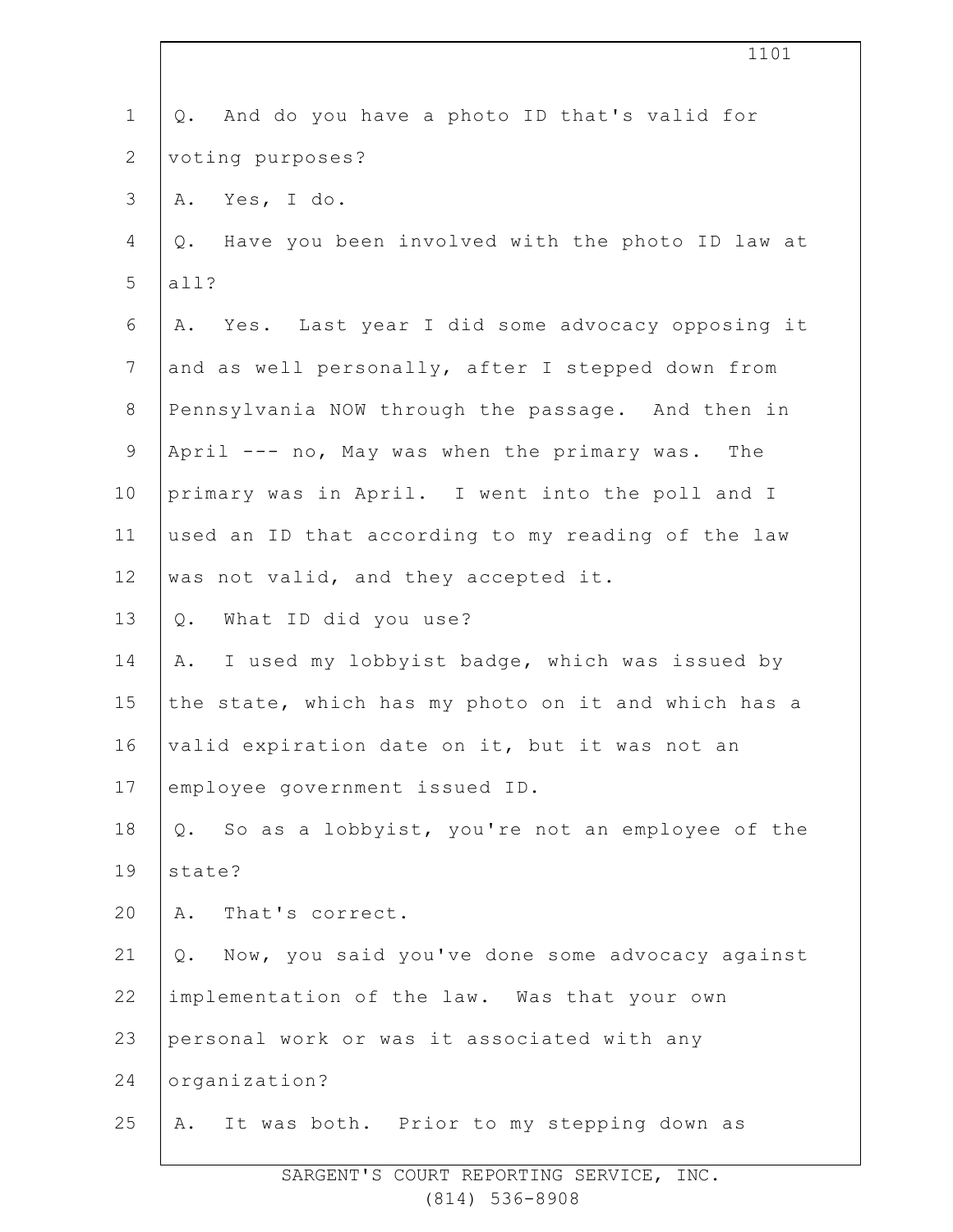Q. And do you have a photo ID that's valid for voting purposes?

A. Yes, I do.

Q. Have you been involved with the photo ID law at all?

A. Yes. Last year I did some advocacy opposing it and as well personally, after I stepped down from Pennsylvania NOW through the passage. And then in April --- no, May was when the primary was. The primary was in April. I went into the poll and I used an ID that according to my reading of the law was not valid, and they accepted it.

Q. What ID did you use?

A. I used my lobbyist badge, which was issued by the state, which has my photo on it and which has a valid expiration date on it, but it was not an employee government issued ID.

Q. So as a lobbyist, you're not an employee of the state?

A. That's correct.

Q. Now, you said you've done some advocacy against implementation of the law. Was that your own personal work or was it associated with any organization?

A. It was both. Prior to my stepping down as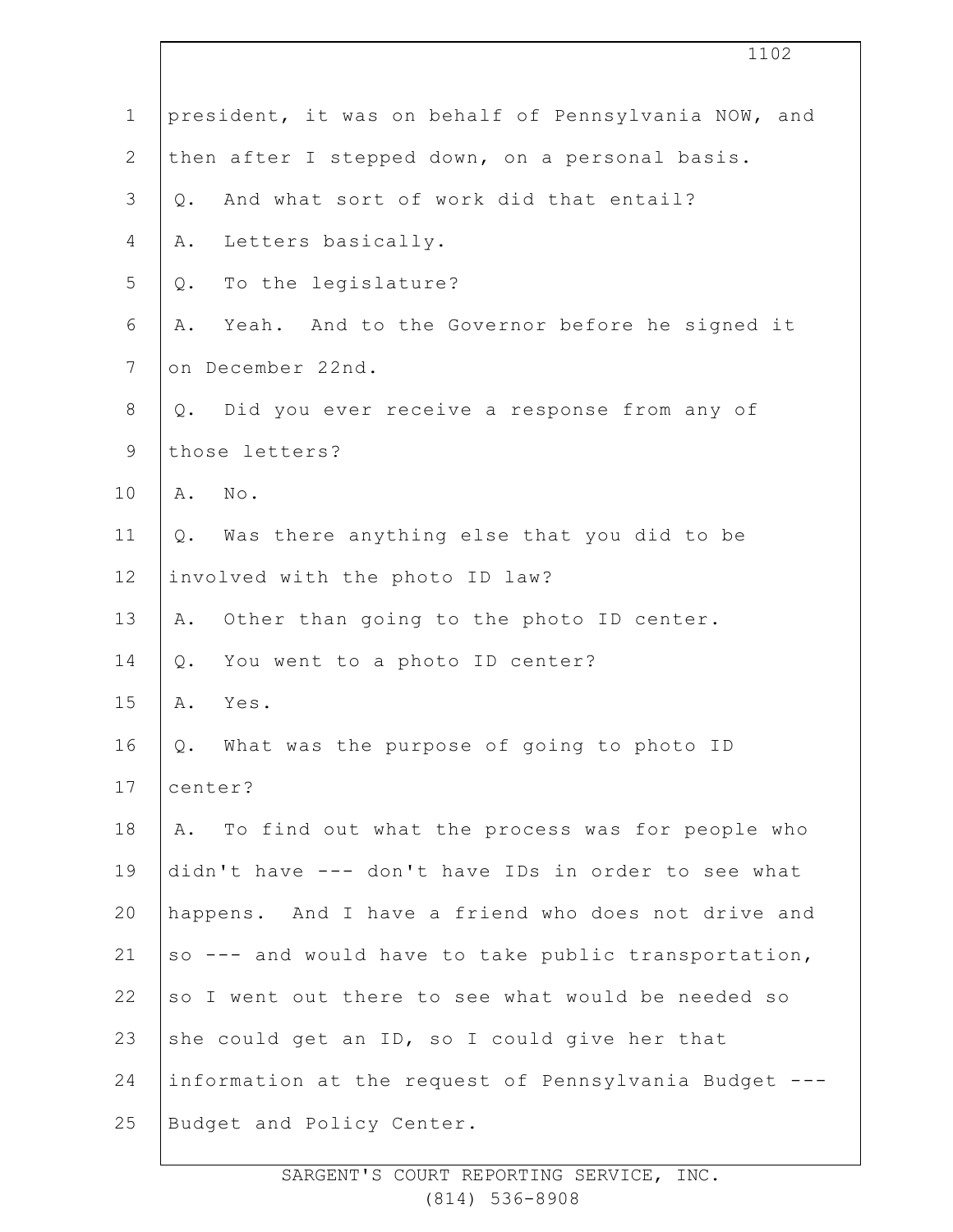president, it was on behalf of Pennsylvania NOW, and then after I stepped down, on a personal basis.

Q. And what sort of work did that entail?

A. Letters basically.

Q. To the legislature?

A. Yeah. And to the Governor before he signed it on December 22nd.

Q. Did you ever receive a response from any of those letters?

A. No.

Q. Was there anything else that you did to be involved with the photo ID law?

A. Other than going to the photo ID center.

Q. You went to a photo ID center?

A. Yes.

Q. What was the purpose of going to photo ID center?

A. To find out what the process was for people who didn't have --- don't have IDs in order to see what happens. And I have a friend who does not drive and so --- and would have to take public transportation, so I went out there to see what would be needed so she could get an ID, so I could give her that information at the request of Pennsylvania Budget --- Budget and Policy Center.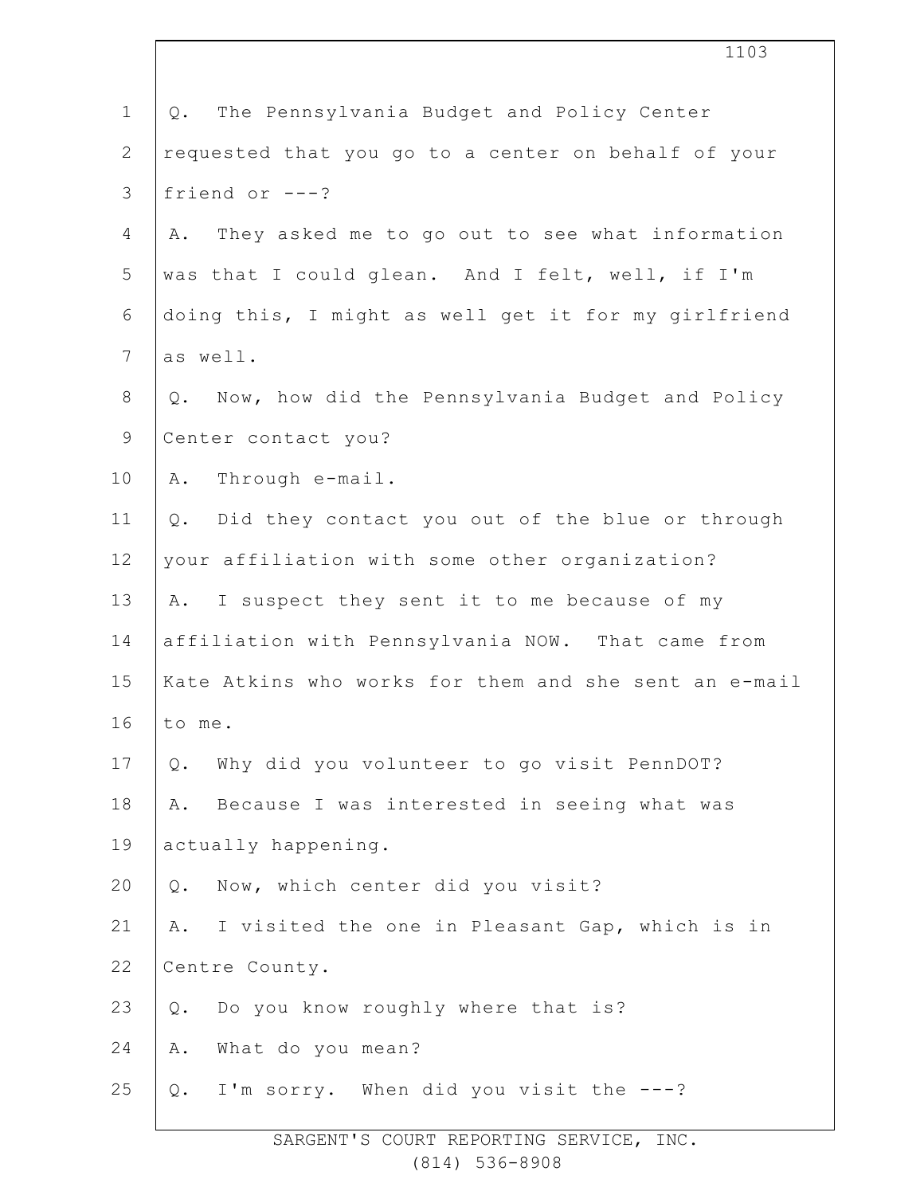Q. The Pennsylvania Budget and Policy Center requested that you go to a center on behalf of your friend or ---?

A. They asked me to go out to see what information was that I could glean. And I felt, well, if I'm doing this, I might as well get it for my girlfriend as well.

Q. Now, how did the Pennsylvania Budget and Policy Center contact you?

A. Through e-mail.

Q. Did they contact you out of the blue or through your affiliation with some other organization?

A. I suspect they sent it to me because of my affiliation with Pennsylvania NOW. That came from Kate Atkins who works for them and she sent an e-mail to me.

Q. Why did you volunteer to go visit PennDOT?

A. Because I was interested in seeing what was actually happening.

Q. Now, which center did you visit?

A. I visited the one in Pleasant Gap, which is in Centre County.

Q. Do you know roughly where that is?

A. What do you mean?

Q. I'm sorry. When did you visit the ---?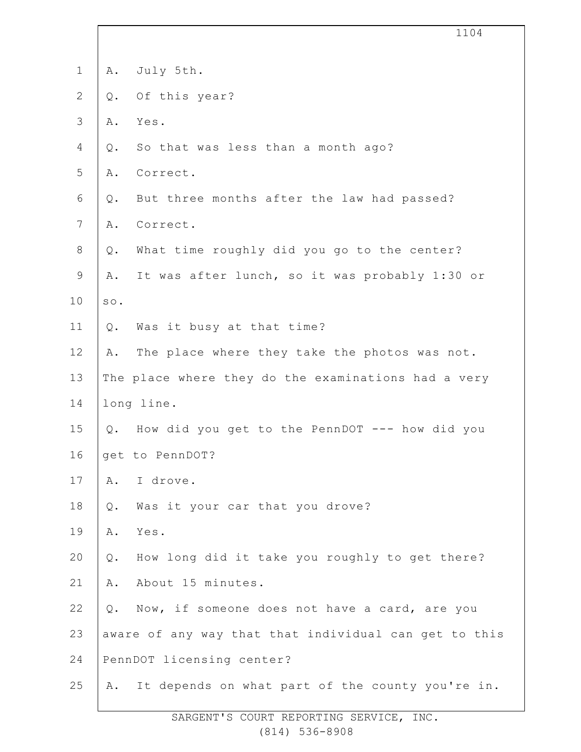A. July 5th.

Q. Of this year?

A. Yes.

Q. So that was less than a month ago?

A. Correct.

Q. But three months after the law had passed?

A. Correct.

Q. What time roughly did you go to the center?

A. It was after lunch, so it was probably 1:30 or so.

Q. Was it busy at that time?

A. The place where they take the photos was not. The place where they do the examinations had a very long line.

Q. How did you get to the PennDOT --- how did you get to PennDOT?

A. I drove.

Q. Was it your car that you drove?

A. Yes.

Q. How long did it take you roughly to get there?

A. About 15 minutes.

Q. Now, if someone does not have a card, are you aware of any way that that individual can get to this PennDOT licensing center?

A. It depends on what part of the county you're in.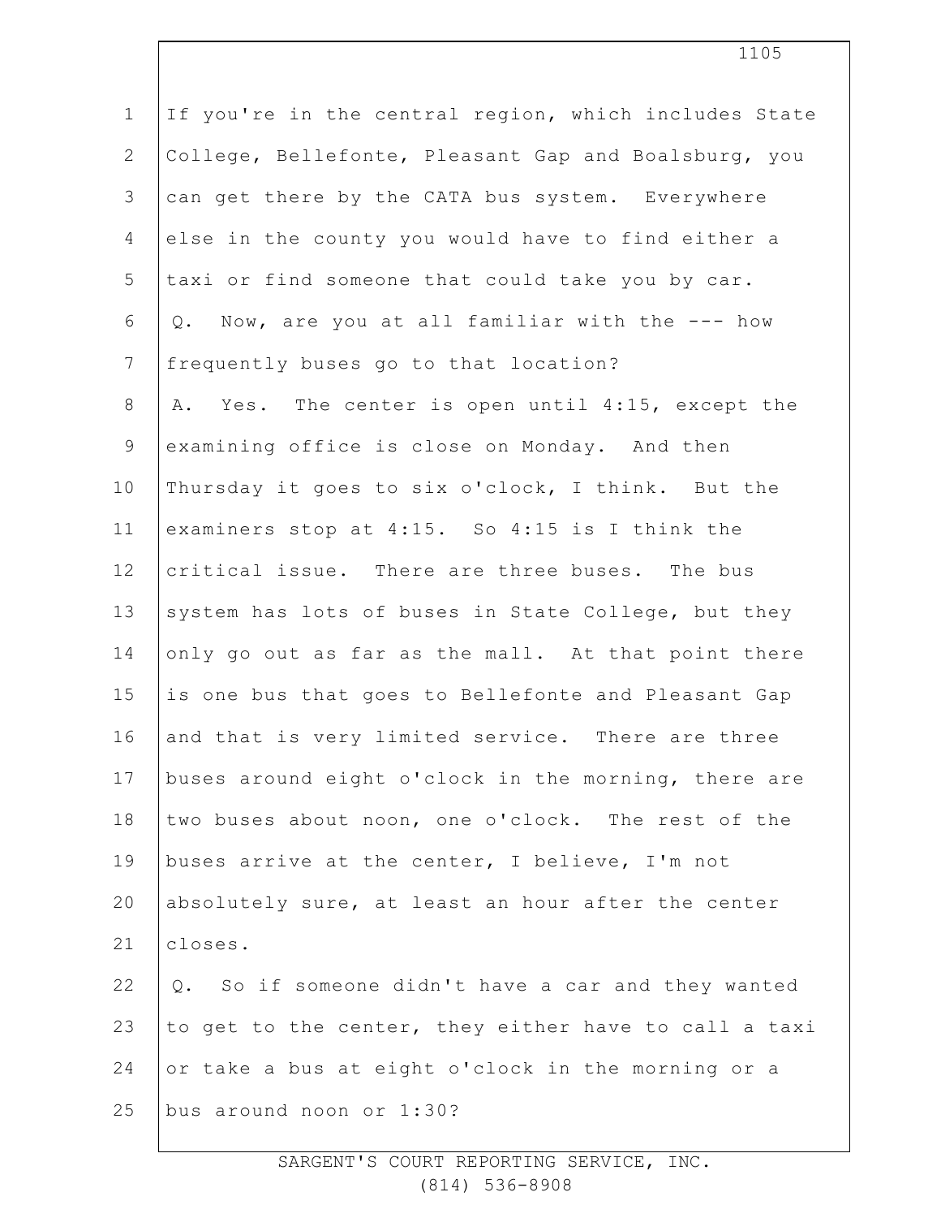If you're in the central region, which includes State College, Bellefonte, Pleasant Gap and Boalsburg, you can get there by the CATA bus system. Everywhere else in the county you would have to find either a taxi or find someone that could take you by car.

Q. Now, are you at all familiar with the --- how frequently buses go to that location?

A. Yes. The center is open until 4:15, except the examining office is close on Monday. And then Thursday it goes to six o'clock, I think. But the examiners stop at 4:15. So 4:15 is I think the critical issue. There are three buses. The bus system has lots of buses in State College, but they only go out as far as the mall. At that point there is one bus that goes to Bellefonte and Pleasant Gap and that is very limited service. There are three buses around eight o'clock in the morning, there are two buses about noon, one o'clock. The rest of the buses arrive at the center, I believe, I'm not absolutely sure, at least an hour after the center closes.

Q. So if someone didn't have a car and they wanted to get to the center, they either have to call a taxi or take a bus at eight o'clock in the morning or a bus around noon or 1:30?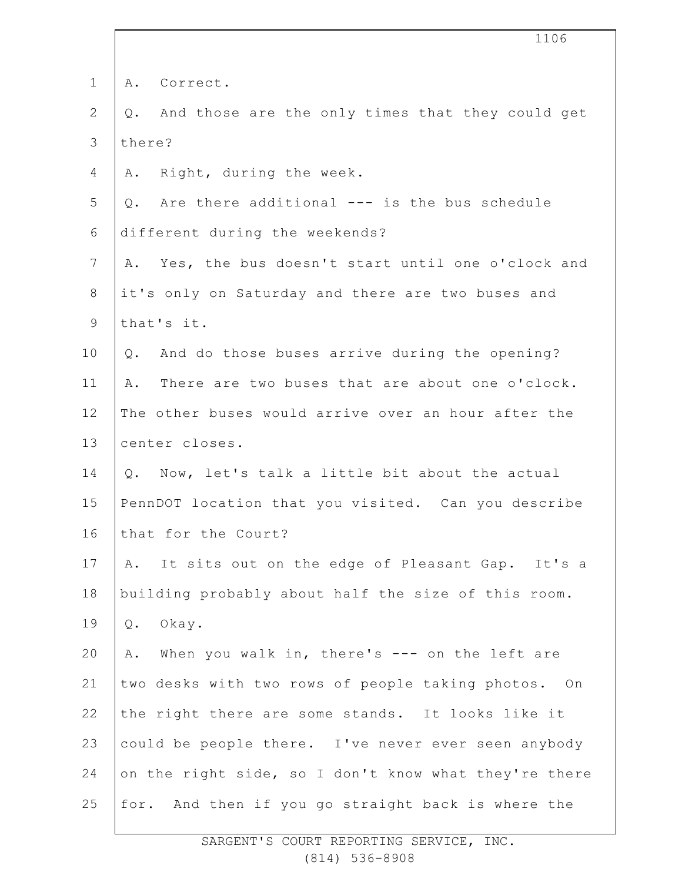A. Correct.

Q. And those are the only times that they could get there?

A. Right, during the week.

Q. Are there additional --- is the bus schedule different during the weekends?

A. Yes, the bus doesn't start until one o'clock and it's only on Saturday and there are two buses and that's it.

Q. And do those buses arrive during the opening?

A. There are two buses that are about one o'clock. The other buses would arrive over an hour after the center closes.

Q. Now, let's talk a little bit about the actual PennDOT location that you visited. Can you describe that for the Court?

A. It sits out on the edge of Pleasant Gap. It's a building probably about half the size of this room.

Q. Okay.

A. When you walk in, there's --- on the left are two desks with two rows of people taking photos. On the right there are some stands. It looks like it could be people there. I've never ever seen anybody on the right side, so I don't know what they're there for. And then if you go straight back is where the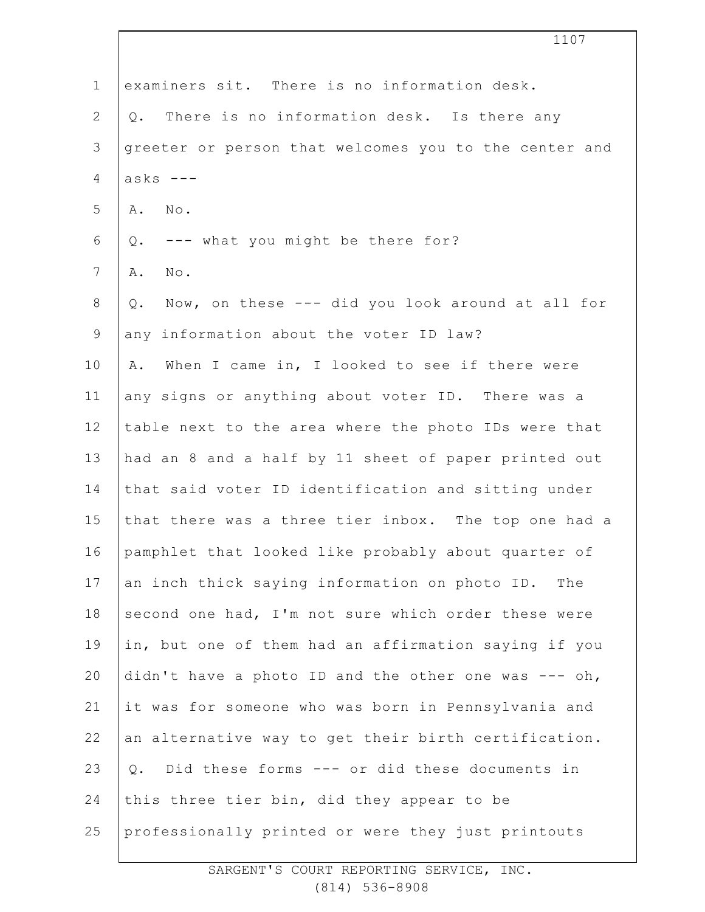examiners sit. There is no information desk.

Q. There is no information desk. Is there any greeter or person that welcomes you to the center and asks ---

A. No.

Q. --- what you might be there for?

A. No.

Q. Now, on these --- did you look around at all for any information about the voter ID law?

A. When I came in, I looked to see if there were any signs or anything about voter ID. There was a table next to the area where the photo IDs were that had an 8 and a half by 11 sheet of paper printed out that said voter ID identification and sitting under that there was a three tier inbox. The top one had a pamphlet that looked like probably about quarter of an inch thick saying information on photo ID. The second one had, I'm not sure which order these were in, but one of them had an affirmation saying if you didn't have a photo ID and the other one was --- oh, it was for someone who was born in Pennsylvania and an alternative way to get their birth certification.

Q. Did these forms --- or did these documents in this three tier bin, did they appear to be professionally printed or were they just printouts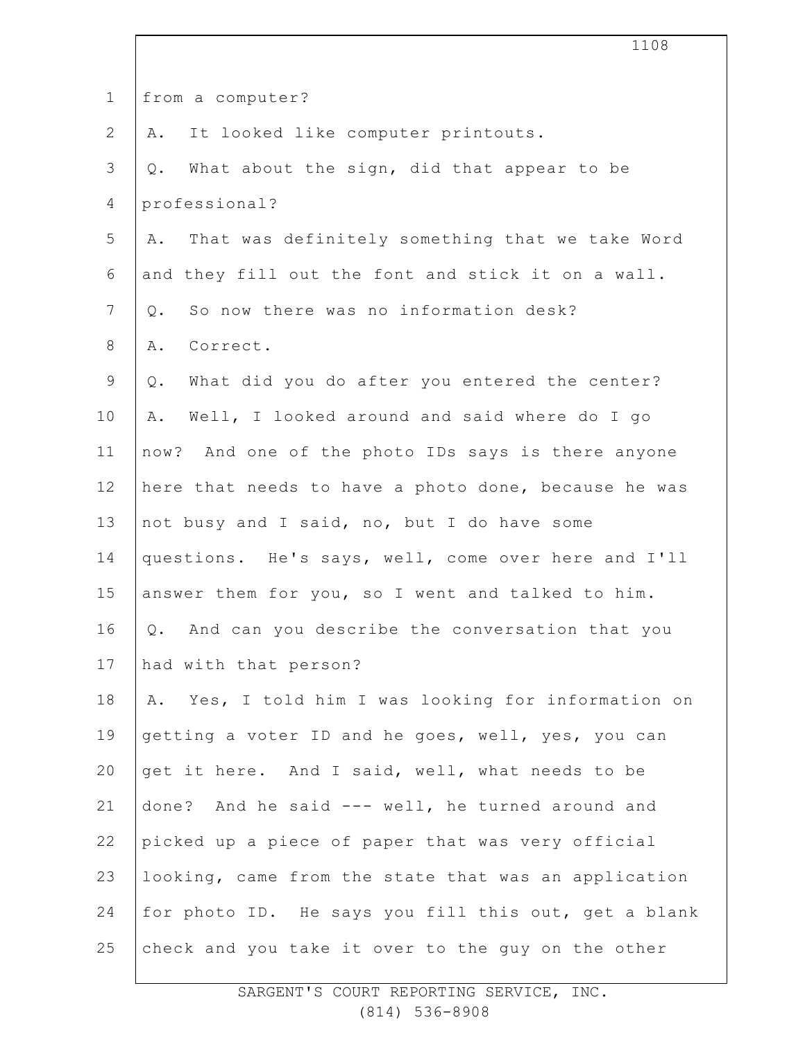from a computer?

A. It looked like computer printouts.

Q. What about the sign, did that appear to be professional?

A. That was definitely something that we take Word and they fill out the font and stick it on a wall.

Q. So now there was no information desk?

A. Correct.

Q. What did you do after you entered the center?

A. Well, I looked around and said where do I go now? And one of the photo IDs says is there anyone here that needs to have a photo done, because he was not busy and I said, no, but I do have some questions. He's says, well, come over here and I'll answer them for you, so I went and talked to him.

Q. And can you describe the conversation that you had with that person?

A. Yes, I told him I was looking for information on getting a voter ID and he goes, well, yes, you can get it here. And I said, well, what needs to be done? And he said --- well, he turned around and picked up a piece of paper that was very official looking, came from the state that was an application for photo ID. He says you fill this out, get a blank check and you take it over to the guy on the other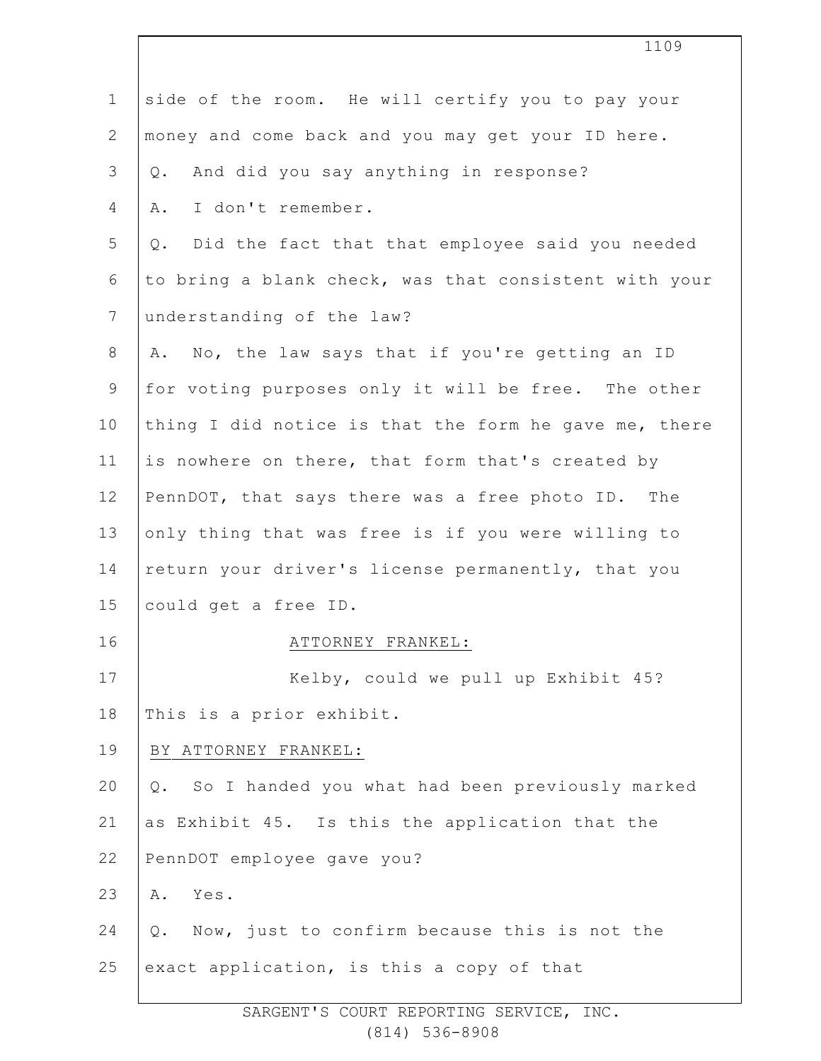side of the room. He will certify you to pay your money and come back and you may get your ID here.

Q. And did you say anything in response?

A. I don't remember.

Q. Did the fact that that employee said you needed to bring a blank check, was that consistent with your understanding of the law?

A. No, the law says that if you're getting an ID for voting purposes only it will be free. The other thing I did notice is that the form he gave me, there is nowhere on there, that form that's created by PennDOT, that says there was a free photo ID. The only thing that was free is if you were willing to return your driver's license permanently, that you could get a free ID.

ATTORNEY FRANKEL:

Kelby, could we pull up Exhibit 45? This is a prior exhibit.

BY ATTORNEY FRANKEL:

Q. So I handed you what had been previously marked as Exhibit 45. Is this the application that the PennDOT employee gave you?

A. Yes.

Q. Now, just to confirm because this is not the exact application, is this a copy of that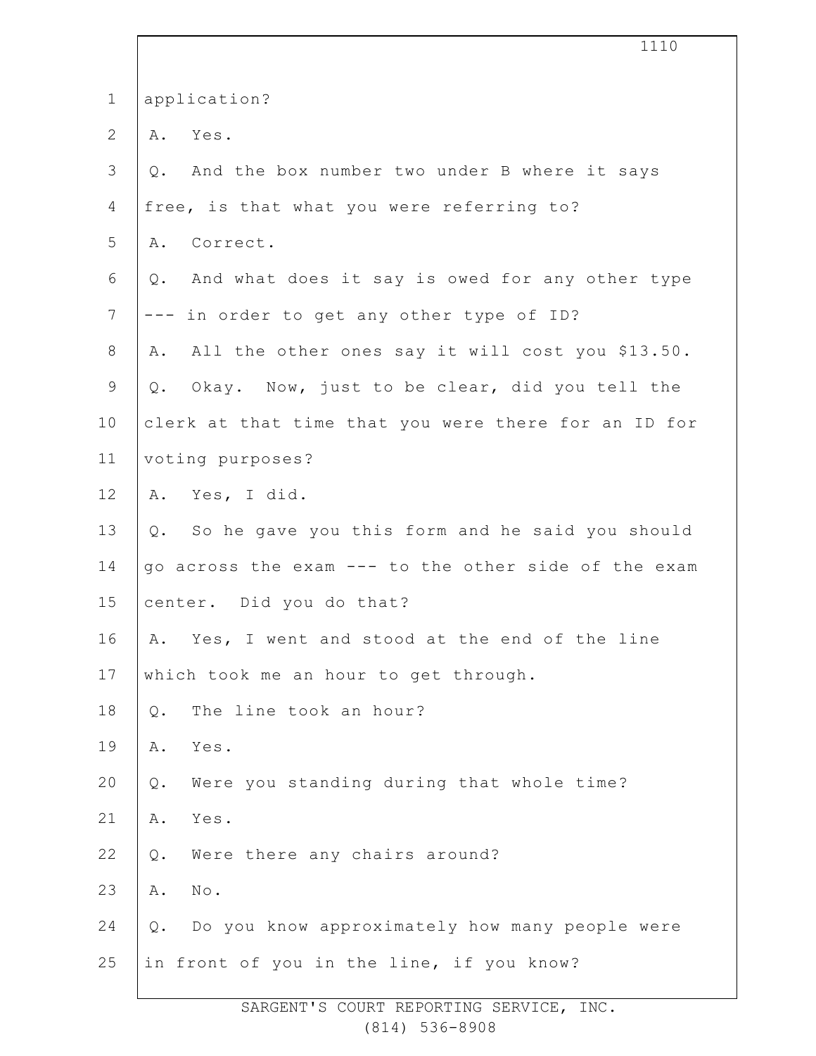application?

A. Yes.

Q. And the box number two under B where it says free, is that what you were referring to?

A. Correct.

Q. And what does it say is owed for any other type --- in order to get any other type of ID?

A. All the other ones say it will cost you $13.50.

Q. Okay. Now, just to be clear, did you tell the clerk at that time that you were there for an ID for voting purposes?

A. Yes, I did.

Q. So he gave you this form and he said you should go across the exam --- to the other side of the exam center. Did you do that?

A. Yes, I went and stood at the end of the line which took me an hour to get through.

Q. The line took an hour?

A. Yes.

Q. Were you standing during that whole time?

A. Yes.

Q. Were there any chairs around?

A. No.

Q. Do you know approximately how many people were in front of you in the line, if you know?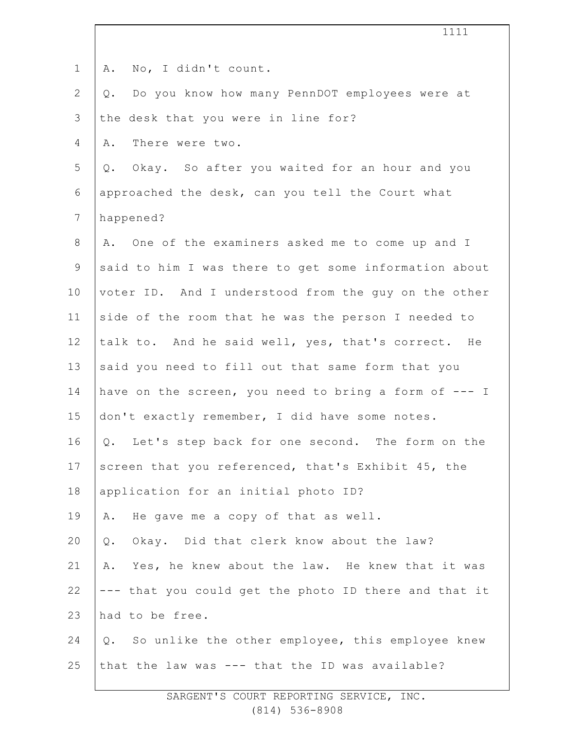A. No, I didn't count.

Q. Do you know how many PennDOT employees were at the desk that you were in line for?

A. There were two.

Q. Okay. So after you waited for an hour and you approached the desk, can you tell the Court what happened?

A. One of the examiners asked me to come up and I said to him I was there to get some information about voter ID. And I understood from the guy on the other side of the room that he was the person I needed to talk to. And he said well, yes, that's correct. He said you need to fill out that same form that you have on the screen, you need to bring a form of --- I don't exactly remember, I did have some notes.

Q. Let's step back for one second. The form on the screen that you referenced, that's Exhibit 45, the application for an initial photo ID?

A. He gave me a copy of that as well.

Q. Okay. Did that clerk know about the law?

A. Yes, he knew about the law. He knew that it was --- that you could get the photo ID there and that it had to be free.

Q. So unlike the other employee, this employee knew that the law was --- that the ID was available?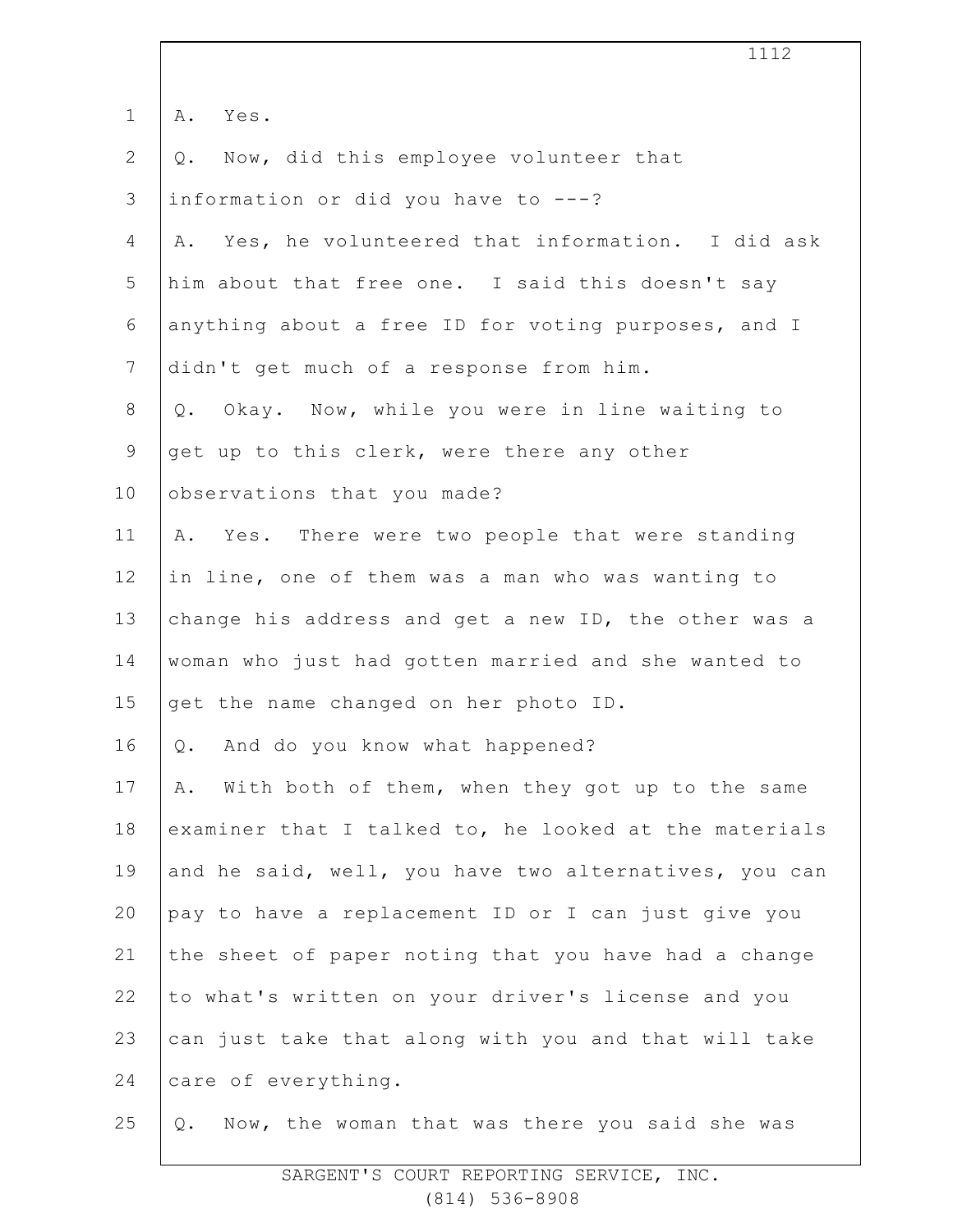A. Yes.

Q. Now, did this employee volunteer that information or did you have to ---?

A. Yes, he volunteered that information. I did ask him about that free one. I said this doesn't say anything about a free ID for voting purposes, and I didn't get much of a response from him.

Q. Okay. Now, while you were in line waiting to get up to this clerk, were there any other observations that you made?

A. Yes. There were two people that were standing in line, one of them was a man who was wanting to change his address and get a new ID, the other was a woman who just had gotten married and she wanted to get the name changed on her photo ID.

Q. And do you know what happened?

A. With both of them, when they got up to the same examiner that I talked to, he looked at the materials and he said, well, you have two alternatives, you can pay to have a replacement ID or I can just give you the sheet of paper noting that you have had a change to what's written on your driver's license and you can just take that along with you and that will take care of everything.

Q. Now, the woman that was there you said she was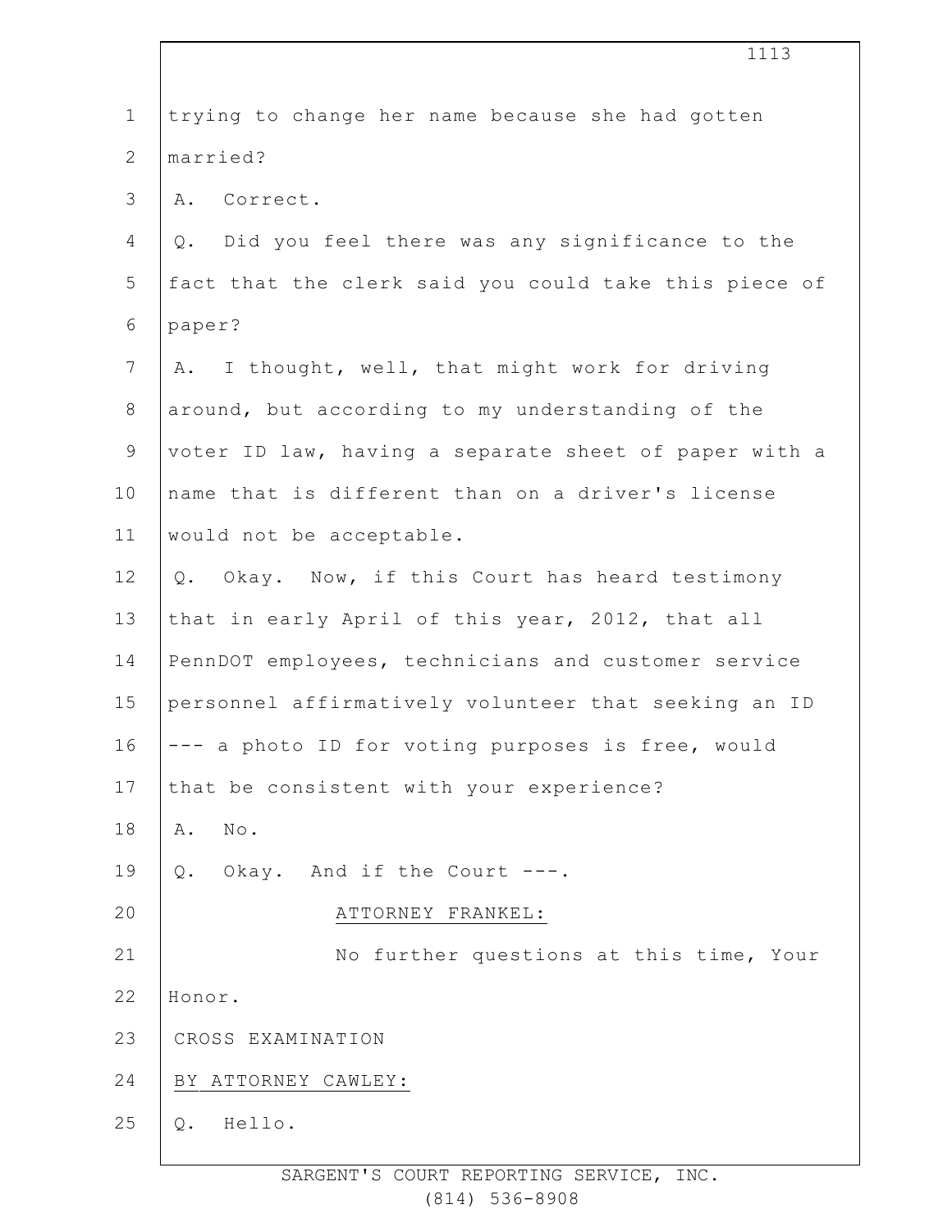trying to change her name because she had gotten married?

A. Correct.

Q. Did you feel there was any significance to the fact that the clerk said you could take this piece of paper?

A. I thought, well, that might work for driving around, but according to my understanding of the voter ID law, having a separate sheet of paper with a name that is different than on a driver's license would not be acceptable.

Q. Okay. Now, if this Court has heard testimony that in early April of this year, 2012, that all PennDOT employees, technicians and customer service personnel affirmatively volunteer that seeking an ID --- a photo ID for voting purposes is free, would that be consistent with your experience?

A. No.

Q. Okay. And if the Court ---.

ATTORNEY FRANKEL:

No further questions at this time, Your Honor.

CROSS EXAMINATION

BY ATTORNEY CAWLEY:

Q. Hello.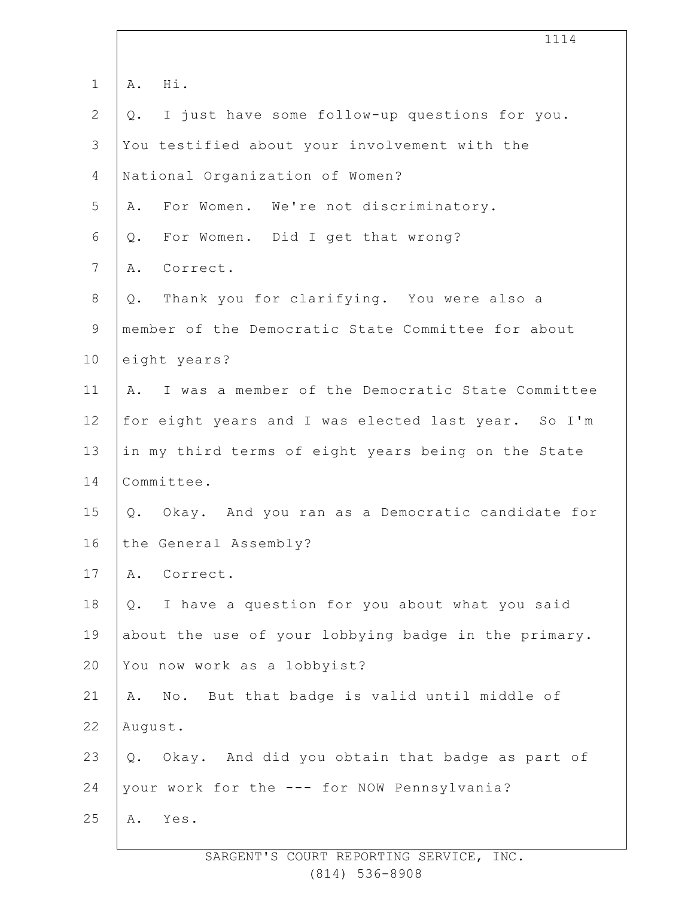A. Hi.

Q. I just have some follow-up questions for you. You testified about your involvement with the National Organization of Women?

A. For Women. We're not discriminatory.

Q. For Women. Did I get that wrong?

A. Correct.

Q. Thank you for clarifying. You were also a member of the Democratic State Committee for about eight years?

A. I was a member of the Democratic State Committee for eight years and I was elected last year. So I'm in my third terms of eight years being on the State Committee.

Q. Okay. And you ran as a Democratic candidate for the General Assembly?

A. Correct.

Q. I have a question for you about what you said about the use of your lobbying badge in the primary. You now work as a lobbyist?

A. No. But that badge is valid until middle of August.

Q. Okay. And did you obtain that badge as part of your work for the --- for NOW Pennsylvania?

A. Yes.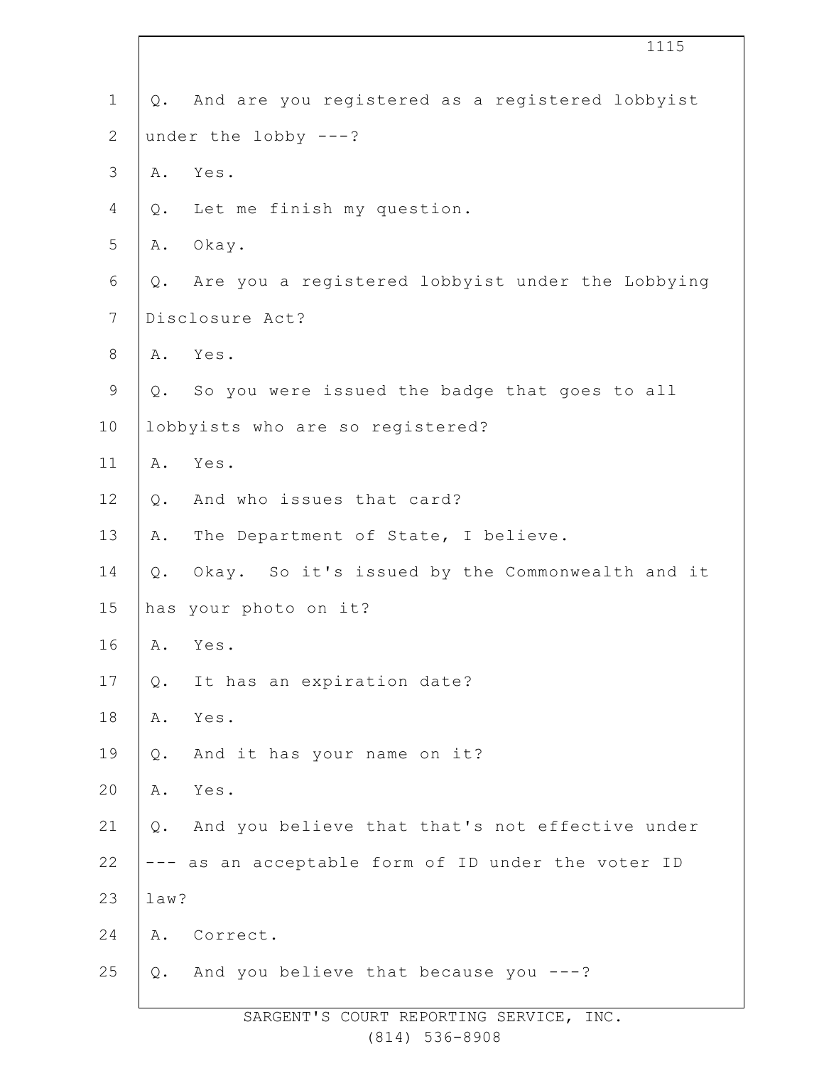Q. And are you registered as a registered lobbyist under the lobby ---?

A. Yes.

Q. Let me finish my question.

A. Okay.

Q. Are you a registered lobbyist under the Lobbying Disclosure Act?

A. Yes.

Q. So you were issued the badge that goes to all lobbyists who are so registered?

A. Yes.

Q. And who issues that card?

A. The Department of State, I believe.

Q. Okay. So it's issued by the Commonwealth and it has your photo on it?

A. Yes.

Q. It has an expiration date?

A. Yes.

Q. And it has your name on it?

A. Yes.

Q. And you believe that that's not effective under --- as an acceptable form of ID under the voter ID law?

A. Correct.

Q. And you believe that because you ---?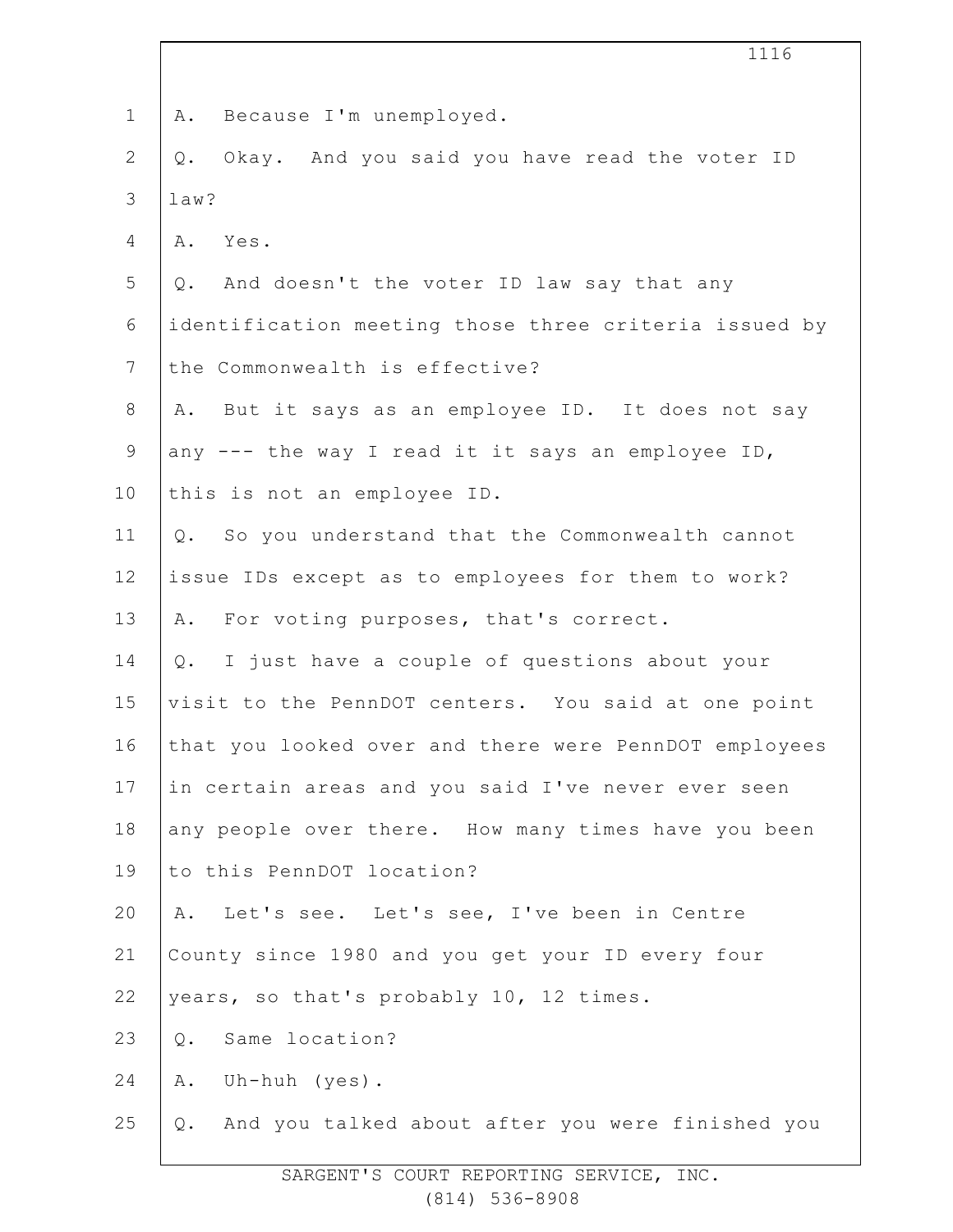A. Because I'm unemployed.

Q. Okay. And you said you have read the voter ID law?

A. Yes.

Q. And doesn't the voter ID law say that any identification meeting those three criteria issued by the Commonwealth is effective?

A. But it says as an employee ID. It does not say any --- the way I read it it says an employee ID, this is not an employee ID.

Q. So you understand that the Commonwealth cannot issue IDs except as to employees for them to work?

A. For voting purposes, that's correct.

Q. I just have a couple of questions about your visit to the PennDOT centers. You said at one point that you looked over and there were PennDOT employees in certain areas and you said I've never ever seen any people over there. How many times have you been to this PennDOT location?

A. Let's see. Let's see, I've been in Centre County since 1980 and you get your ID every four years, so that's probably 10, 12 times.

Q. Same location?

A. Uh-huh (yes).

Q. And you talked about after you were finished you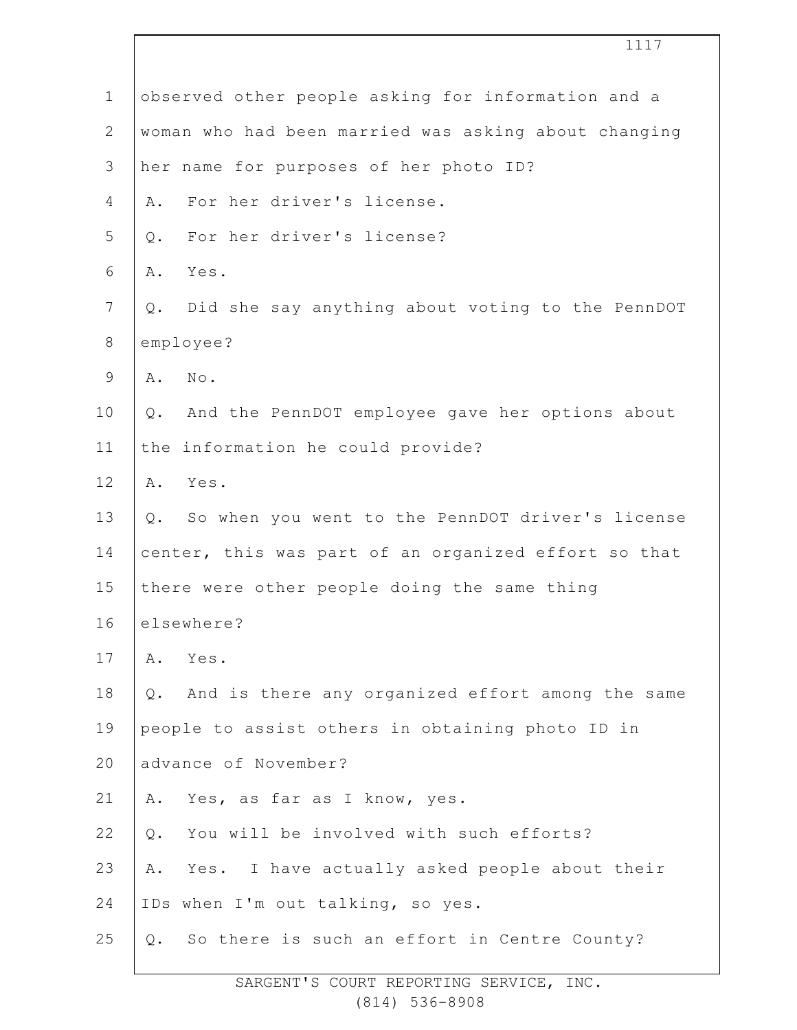observed other people asking for information and a woman who had been married was asking about changing her name for purposes of her photo ID?

A. For her driver's license.

Q. For her driver's license?

A. Yes.

Q. Did she say anything about voting to the PennDOT employee?

A. No.

Q. And the PennDOT employee gave her options about the information he could provide?

A. Yes.

Q. So when you went to the PennDOT driver's license center, this was part of an organized effort so that there were other people doing the same thing elsewhere?

A. Yes.

Q. And is there any organized effort among the same people to assist others in obtaining photo ID in advance of November?

A. Yes, as far as I know, yes.

Q. You will be involved with such efforts?

A. Yes. I have actually asked people about their IDs when I'm out talking, so yes.

Q. So there is such an effort in Centre County?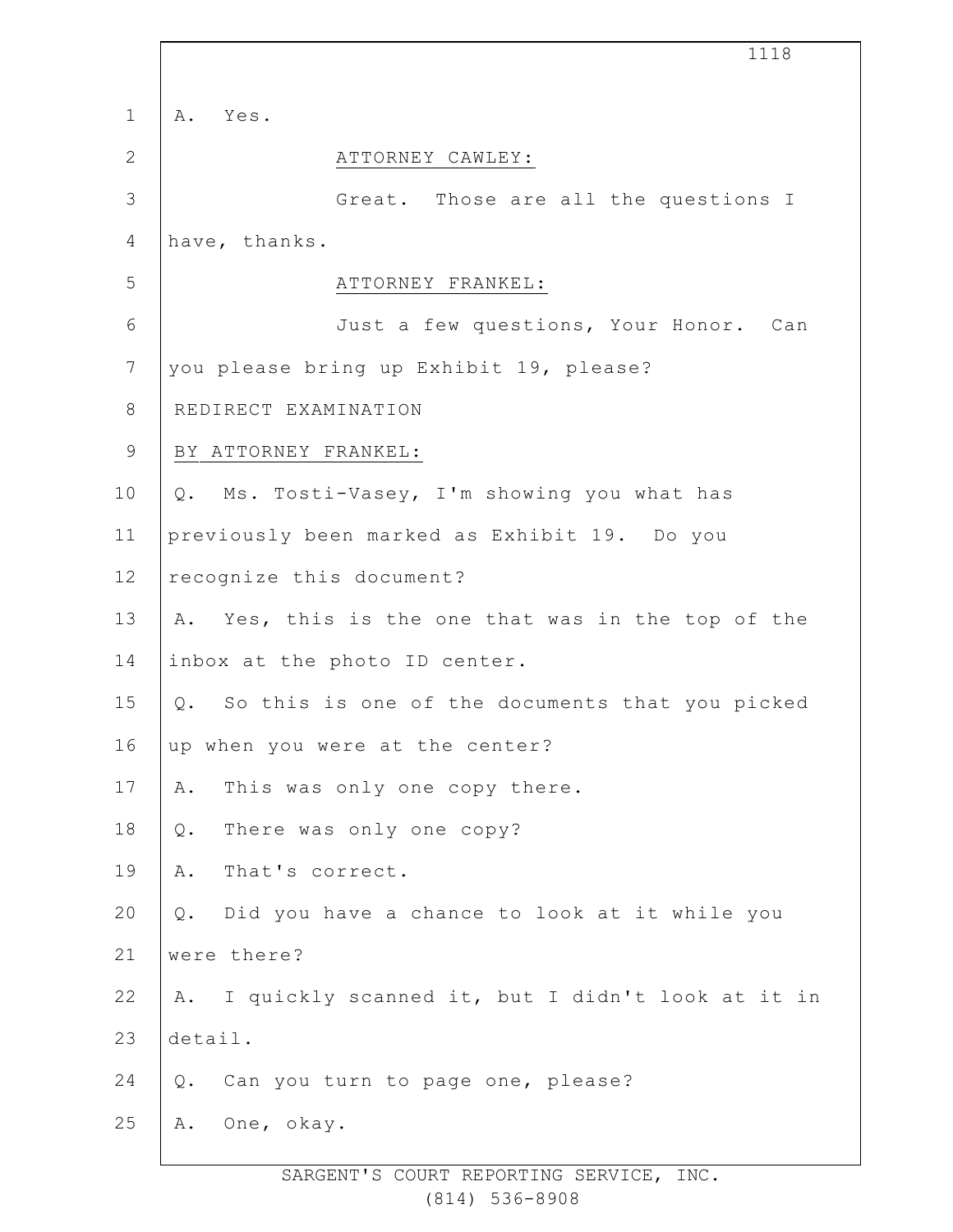A. Yes.

ATTORNEY CAWLEY:

Great. Those are all the questions I have, thanks.

ATTORNEY FRANKEL:

Just a few questions, Your Honor. Can you please bring up Exhibit 19, please?

REDIRECT EXAMINATION

BY ATTORNEY FRANKEL:

Q. Ms. Tosti-Vasey, I'm showing you what has previously been marked as Exhibit 19. Do you recognize this document?

A. Yes, this is the one that was in the top of the inbox at the photo ID center.

Q. So this is one of the documents that you picked up when you were at the center?

A. This was only one copy there.

Q. There was only one copy?

A. That's correct.

Q. Did you have a chance to look at it while you were there?

A. I quickly scanned it, but I didn't look at it in detail.

Q. Can you turn to page one, please?

A. One, okay.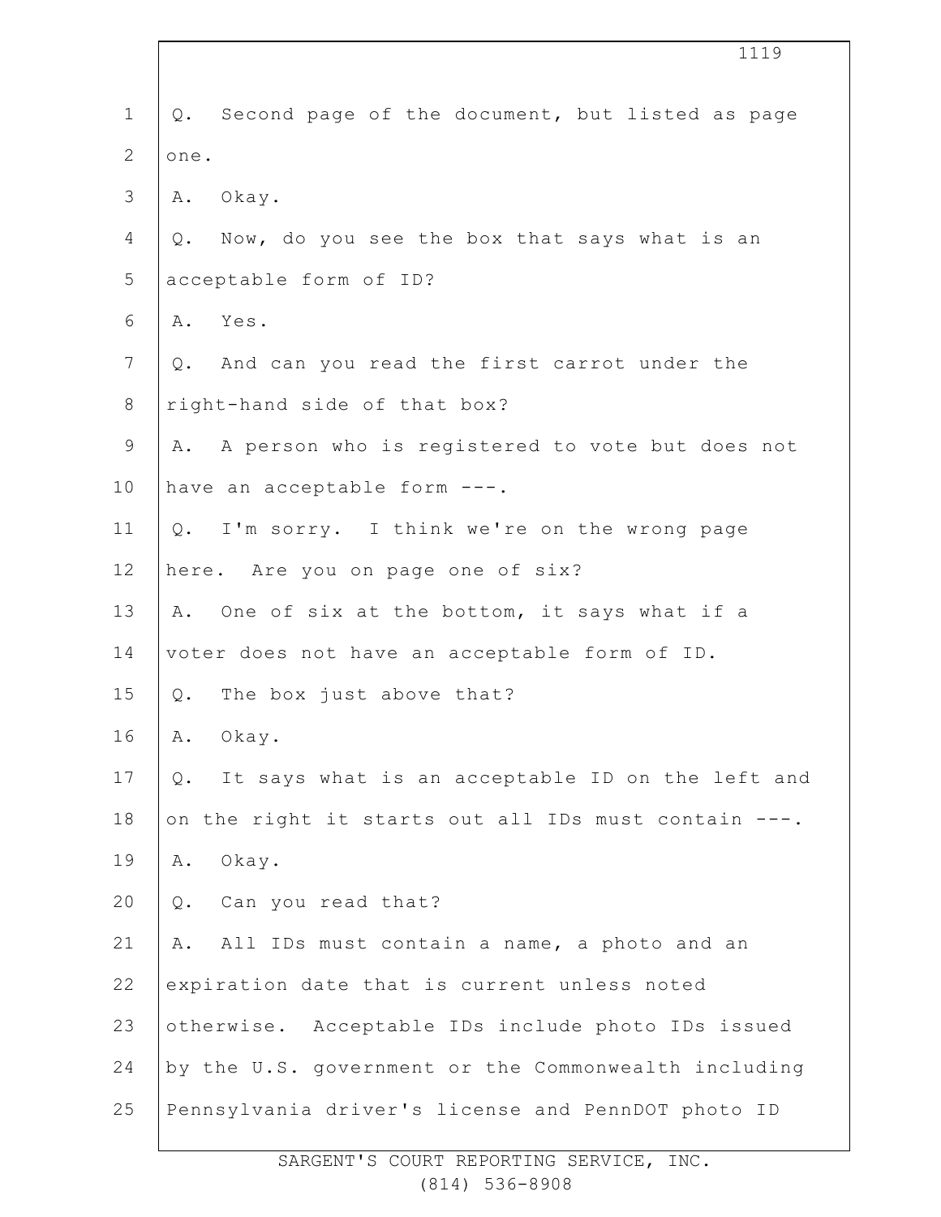Q. Second page of the document, but listed as page one.

A. Okay.

Q. Now, do you see the box that says what is an acceptable form of ID?

A. Yes.

Q. And can you read the first carrot under the right-hand side of that box?

A. A person who is registered to vote but does not have an acceptable form ---.

Q. I'm sorry. I think we're on the wrong page here. Are you on page one of six?

A. One of six at the bottom, it says what if a voter does not have an acceptable form of ID.

Q. The box just above that?

A. Okay.

Q. It says what is an acceptable ID on the left and on the right it starts out all IDs must contain ---.

A. Okay.

Q. Can you read that?

A. All IDs must contain a name, a photo and an expiration date that is current unless noted otherwise. Acceptable IDs include photo IDs issued by the U.S. government or the Commonwealth including Pennsylvania driver's license and PennDOT photo ID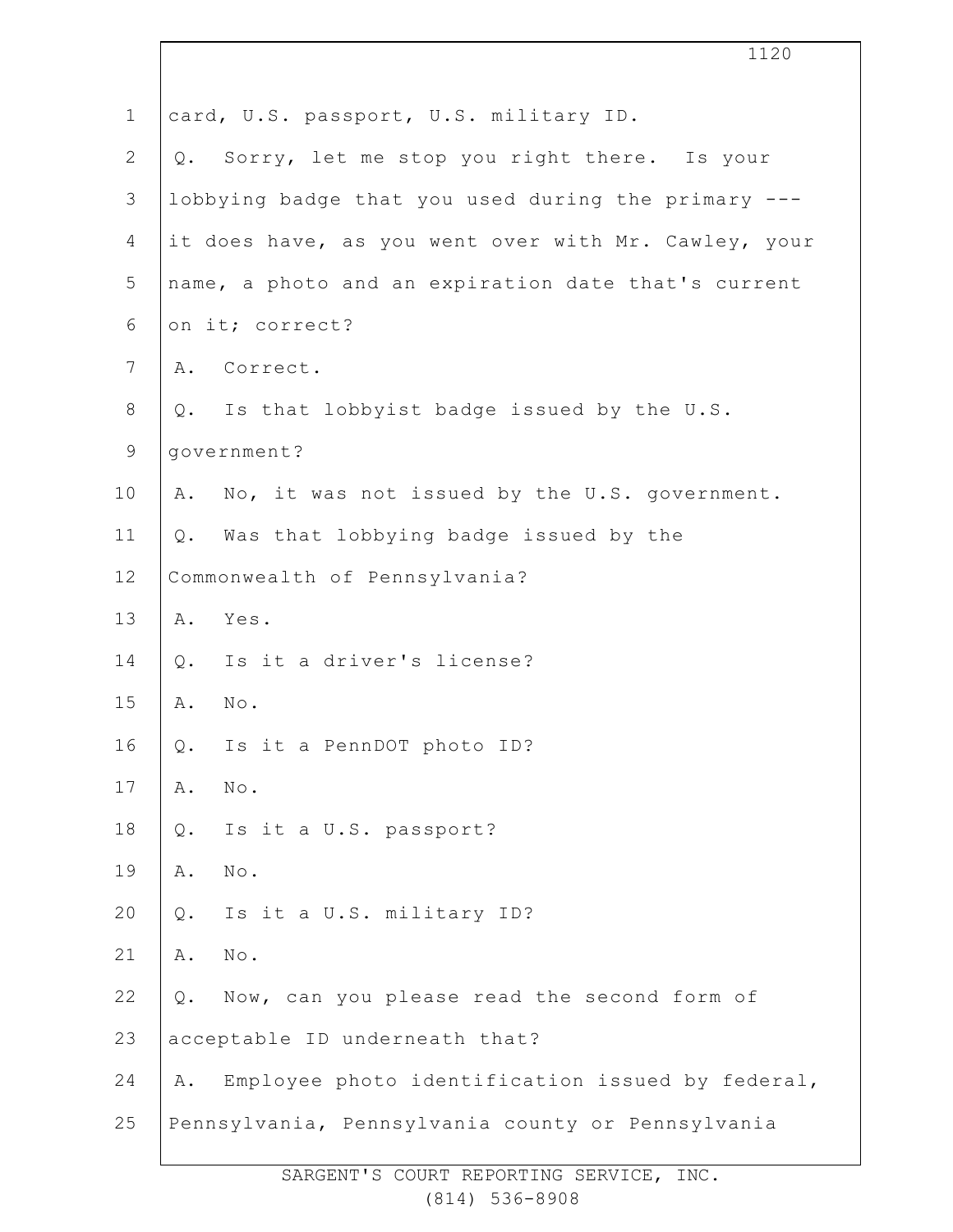card, U.S. passport, U.S. military ID.

Q. Sorry, let me stop you right there. Is your lobbying badge that you used during the primary --- it does have, as you went over with Mr. Cawley, your name, a photo and an expiration date that's current on it; correct?

A. Correct.

Q. Is that lobbyist badge issued by the U.S. government?

A. No, it was not issued by the U.S. government.

Q. Was that lobbying badge issued by the Commonwealth of Pennsylvania?

A. Yes.

Q. Is it a driver's license?

A. No.

Q. Is it a PennDOT photo ID?

A. No.

Q. Is it a U.S. passport?

A. No.

Q. Is it a U.S. military ID?

A. No.

Q. Now, can you please read the second form of acceptable ID underneath that?

A. Employee photo identification issued by federal, Pennsylvania, Pennsylvania county or Pennsylvania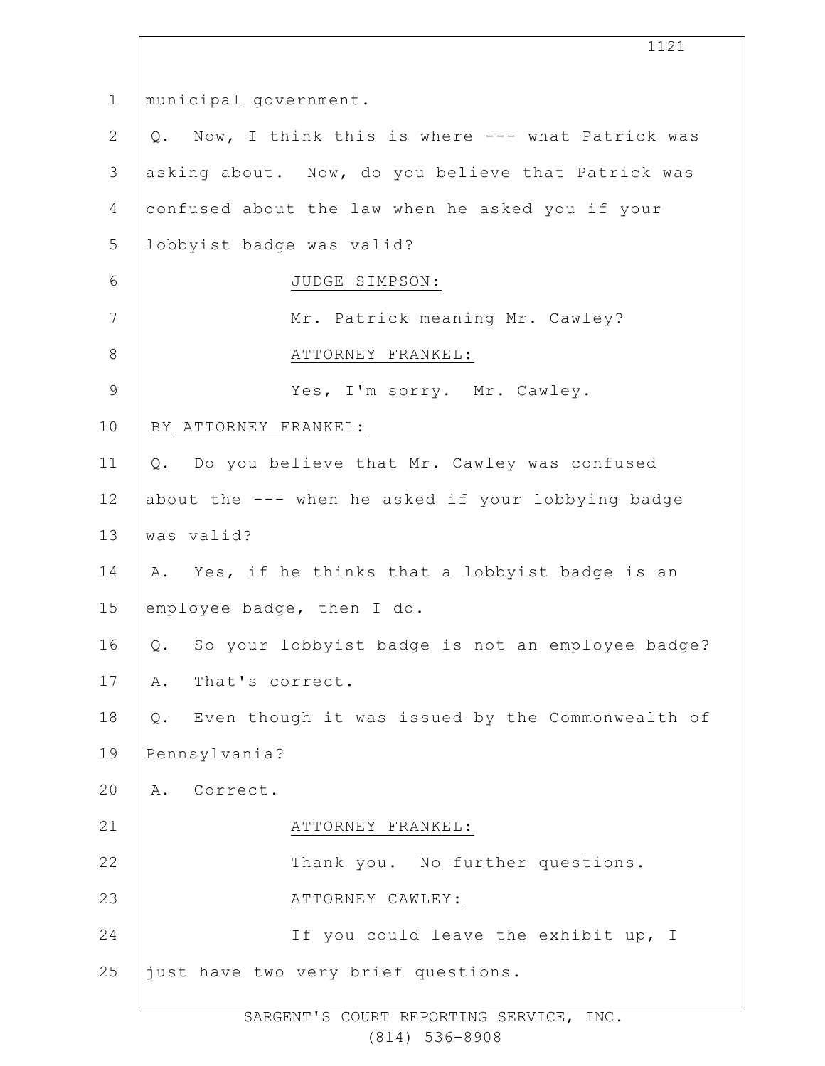municipal government.

Q. Now, I think this is where --- what Patrick was asking about. Now, do you believe that Patrick was confused about the law when he asked you if your lobbyist badge was valid?

JUDGE SIMPSON:

Mr. Patrick meaning Mr. Cawley?

ATTORNEY FRANKEL:

Yes, I'm sorry. Mr. Cawley.

BY ATTORNEY FRANKEL:

Q. Do you believe that Mr. Cawley was confused about the --- when he asked if your lobbying badge was valid?

A. Yes, if he thinks that a lobbyist badge is an employee badge, then I do.

Q. So your lobbyist badge is not an employee badge?

A. That's correct.

Q. Even though it was issued by the Commonwealth of Pennsylvania?

A. Correct.

ATTORNEY FRANKEL:

Thank you. No further questions.

ATTORNEY CAWLEY:

If you could leave the exhibit up, I just have two very brief questions.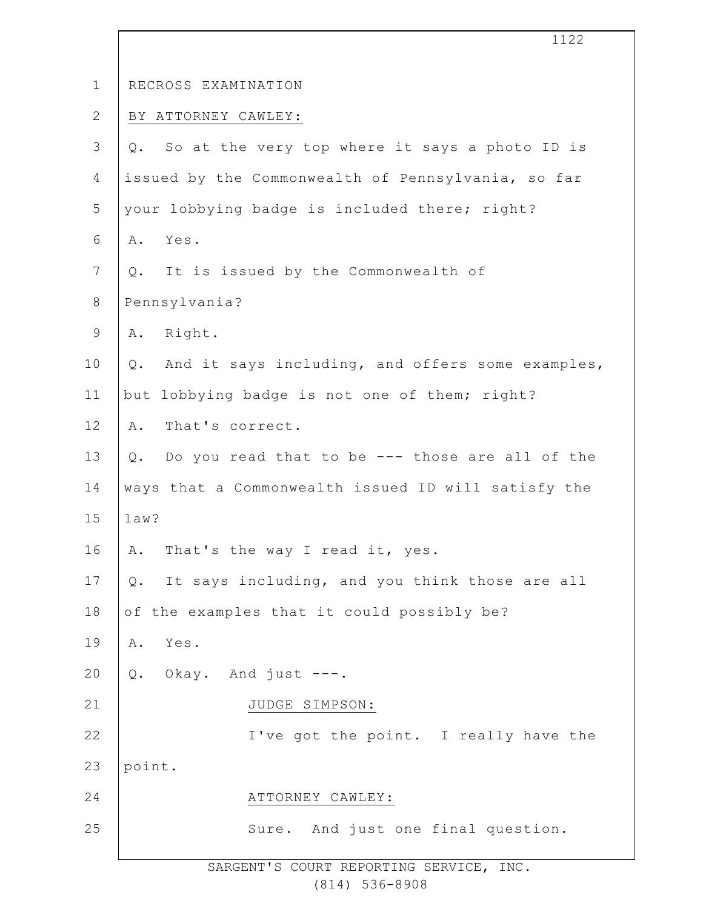RECROSS EXAMINATION

BY ATTORNEY CAWLEY:

Q. So at the very top where it says a photo ID is issued by the Commonwealth of Pennsylvania, so far your lobbying badge is included there; right?

A. Yes.

Q. It is issued by the Commonwealth of Pennsylvania?

A. Right.

Q. And it says including, and offers some examples, but lobbying badge is not one of them; right?

A. That's correct.

Q. Do you read that to be --- those are all of the ways that a Commonwealth issued ID will satisfy the law?

A. That's the way I read it, yes.

Q. It says including, and you think those are all of the examples that it could possibly be?

A. Yes.

Q. Okay. And just ---.

JUDGE SIMPSON:

I've got the point. I really have the point.

ATTORNEY CAWLEY:

Sure. And just one final question.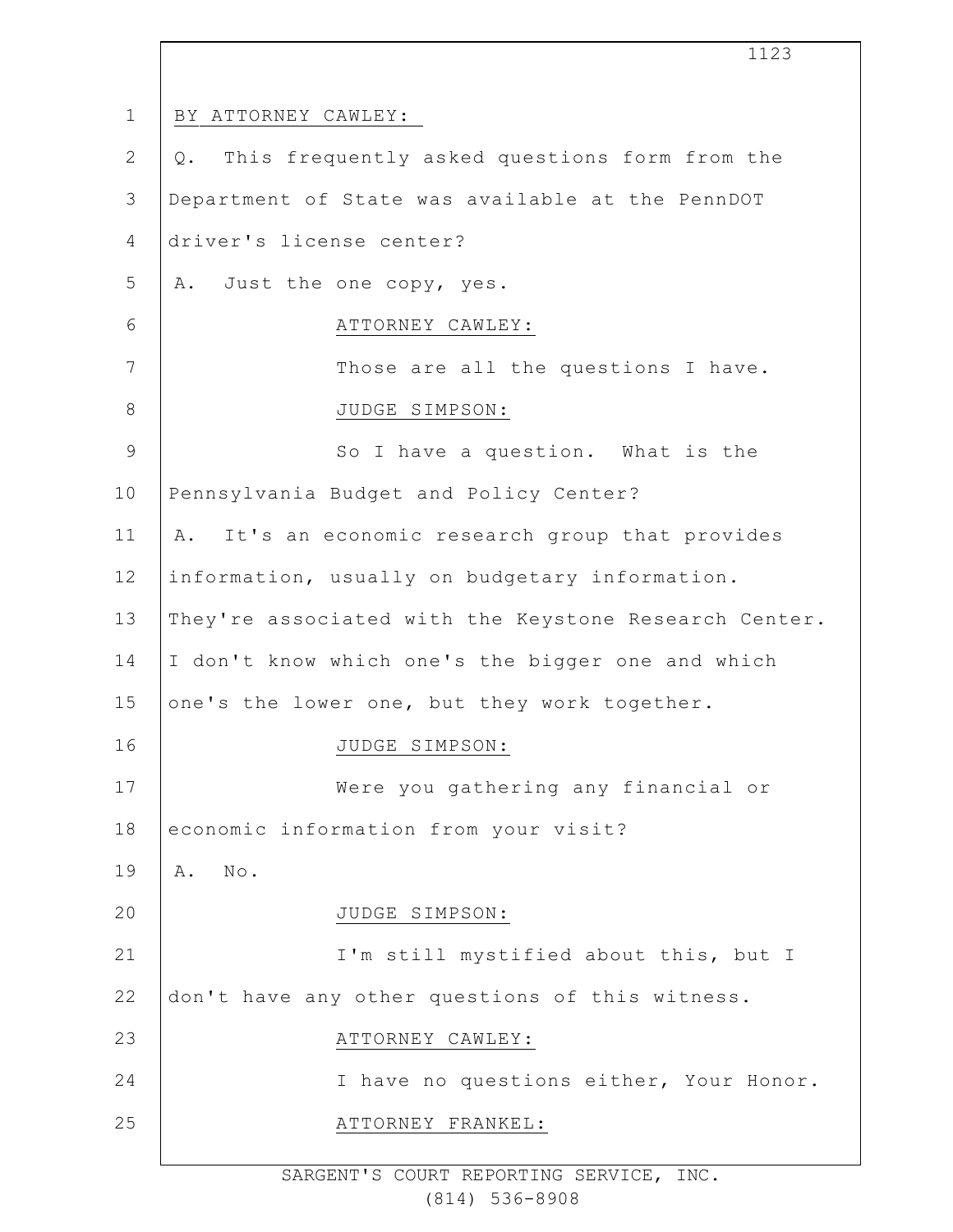BY ATTORNEY CAWLEY:

Q. This frequently asked questions form from the Department of State was available at the PennDOT driver's license center?

A. Just the one copy, yes.

ATTORNEY CAWLEY:

Those are all the questions I have.

JUDGE SIMPSON:

So I have a question. What is the Pennsylvania Budget and Policy Center?

A. It's an economic research group that provides information, usually on budgetary information. They're associated with the Keystone Research Center. I don't know which one's the bigger one and which one's the lower one, but they work together.

JUDGE SIMPSON:

Were you gathering any financial or economic information from your visit?

A. No.

JUDGE SIMPSON:

I'm still mystified about this, but I don't have any other questions of this witness.

ATTORNEY CAWLEY:

I have no questions either, Your Honor.

ATTORNEY FRANKEL: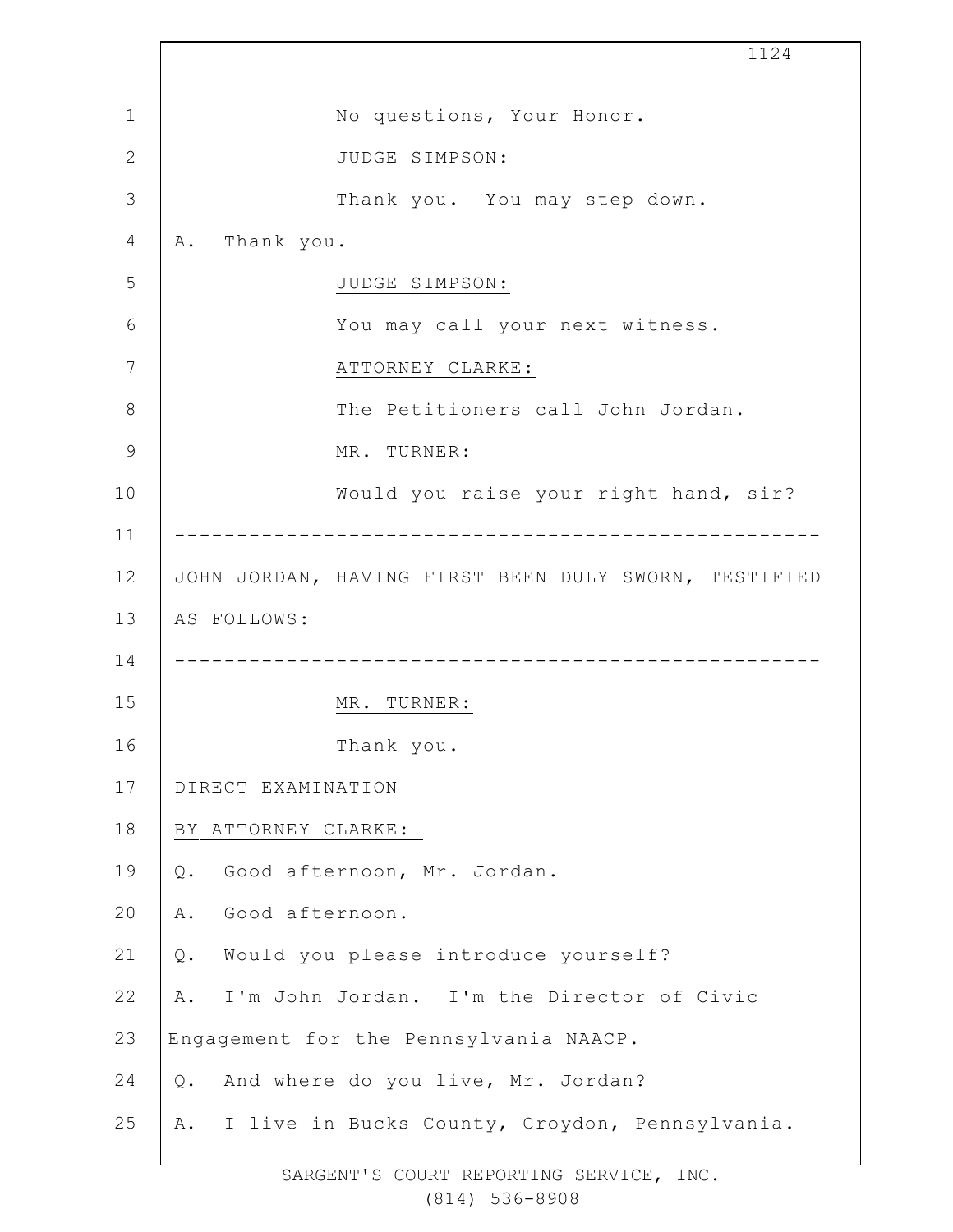No questions, Your Honor.

JUDGE SIMPSON:

Thank you. You may step down.

A. Thank you.

JUDGE SIMPSON:

You may call your next witness.

ATTORNEY CLARKE:

The Petitioners call John Jordan.

MR. TURNER:

Would you raise your right hand, sir?

---

JOHN JORDAN, HAVING FIRST BEEN DULY SWORN, TESTIFIED AS FOLLOWS:

---

MR. TURNER:

Thank you.

DIRECT EXAMINATION

BY ATTORNEY CLARKE:

Q. Good afternoon, Mr. Jordan.

A. Good afternoon.

Q. Would you please introduce yourself?

A. I'm John Jordan. I'm the Director of Civic Engagement for the Pennsylvania NAACP.

Q. And where do you live, Mr. Jordan?

A. I live in Bucks County, Croydon, Pennsylvania.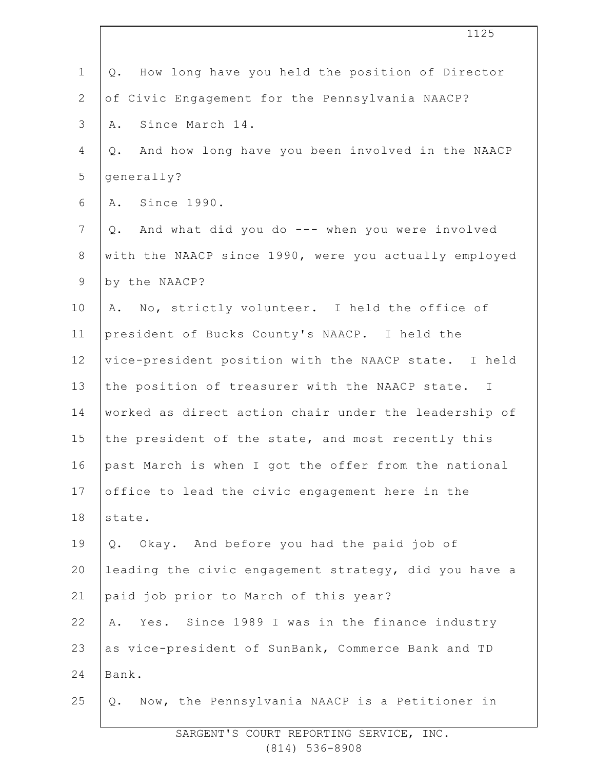Q. How long have you held the position of Director of Civic Engagement for the Pennsylvania NAACP?

A. Since March 14.

Q. And how long have you been involved in the NAACP generally?

A. Since 1990.

Q. And what did you do --- when you were involved with the NAACP since 1990, were you actually employed by the NAACP?

A. No, strictly volunteer. I held the office of president of Bucks County's NAACP. I held the vice-president position with the NAACP state. I held the position of treasurer with the NAACP state. I worked as direct action chair under the leadership of the president of the state, and most recently this past March is when I got the offer from the national office to lead the civic engagement here in the state.

Q. Okay. And before you had the paid job of leading the civic engagement strategy, did you have a paid job prior to March of this year?

A. Yes. Since 1989 I was in the finance industry as vice-president of SunBank, Commerce Bank and TD Bank.

Q. Now, the Pennsylvania NAACP is a Petitioner in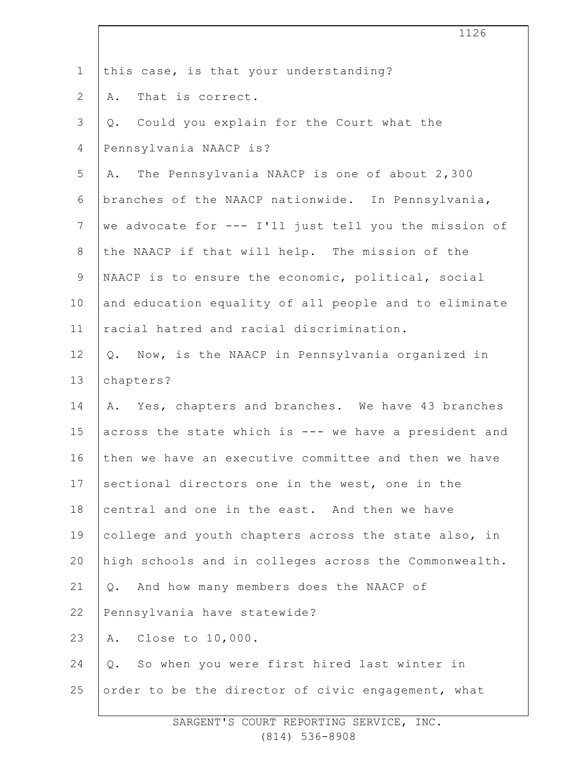this case, is that your understanding?

A. That is correct.

Q. Could you explain for the Court what the Pennsylvania NAACP is?

A. The Pennsylvania NAACP is one of about 2,300 branches of the NAACP nationwide. In Pennsylvania, we advocate for --- I'll just tell you the mission of the NAACP if that will help. The mission of the NAACP is to ensure the economic, political, social and education equality of all people and to eliminate racial hatred and racial discrimination.

Q. Now, is the NAACP in Pennsylvania organized in chapters?

A. Yes, chapters and branches. We have 43 branches across the state which is --- we have a president and then we have an executive committee and then we have sectional directors one in the west, one in the central and one in the east. And then we have college and youth chapters across the state also, in high schools and in colleges across the Commonwealth.

Q. And how many members does the NAACP of Pennsylvania have statewide?

A. Close to 10,000.

Q. So when you were first hired last winter in order to be the director of civic engagement, what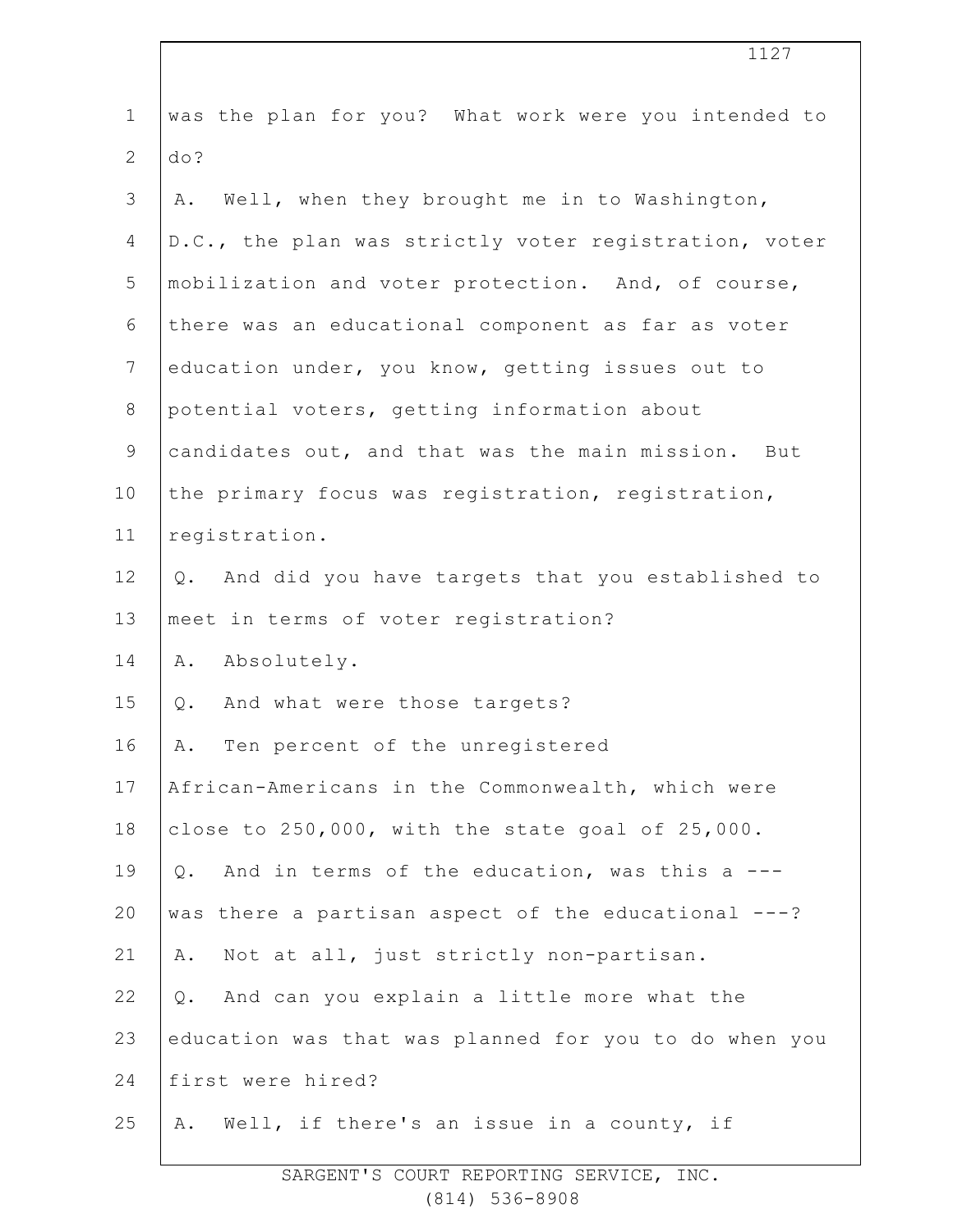was the plan for you? What work were you intended to do?

A. Well, when they brought me in to Washington, D.C., the plan was strictly voter registration, voter mobilization and voter protection. And, of course, there was an educational component as far as voter education under, you know, getting issues out to potential voters, getting information about candidates out, and that was the main mission. But the primary focus was registration, registration, registration.

Q. And did you have targets that you established to meet in terms of voter registration?

A. Absolutely.

Q. And what were those targets?

A. Ten percent of the unregistered African-Americans in the Commonwealth, which were close to 250,000, with the state goal of 25,000.

Q. And in terms of the education, was this a --- was there a partisan aspect of the educational ---?

A. Not at all, just strictly non-partisan.

Q. And can you explain a little more what the education was that was planned for you to do when you first were hired?

A. Well, if there's an issue in a county, if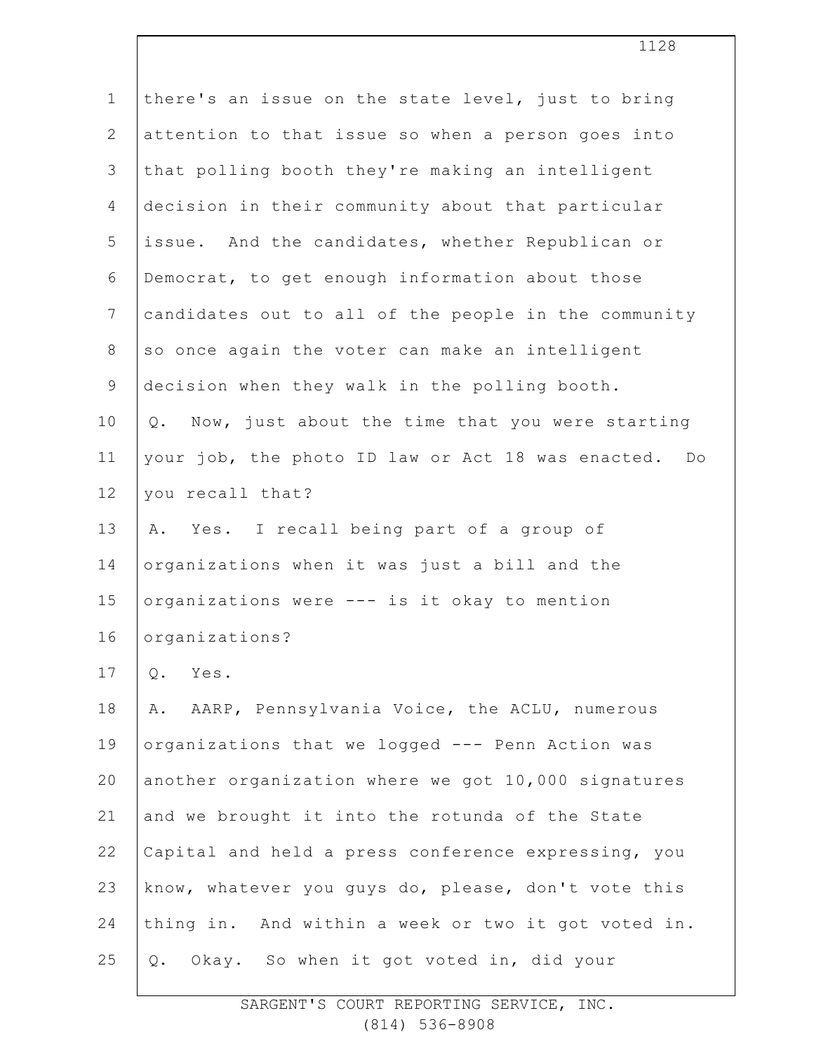there's an issue on the state level, just to bring attention to that issue so when a person goes into that polling booth they're making an intelligent decision in their community about that particular issue. And the candidates, whether Republican or Democrat, to get enough information about those candidates out to all of the people in the community so once again the voter can make an intelligent decision when they walk in the polling booth.

Q. Now, just about the time that you were starting your job, the photo ID law or Act 18 was enacted. Do you recall that?

A. Yes. I recall being part of a group of organizations when it was just a bill and the organizations were --- is it okay to mention organizations?

Q. Yes.

A. AARP, Pennsylvania Voice, the ACLU, numerous organizations that we logged --- Penn Action was another organization where we got 10,000 signatures and we brought it into the rotunda of the State Capital and held a press conference expressing, you know, whatever you guys do, please, don't vote this thing in. And within a week or two it got voted in.

Q. Okay. So when it got voted in, did your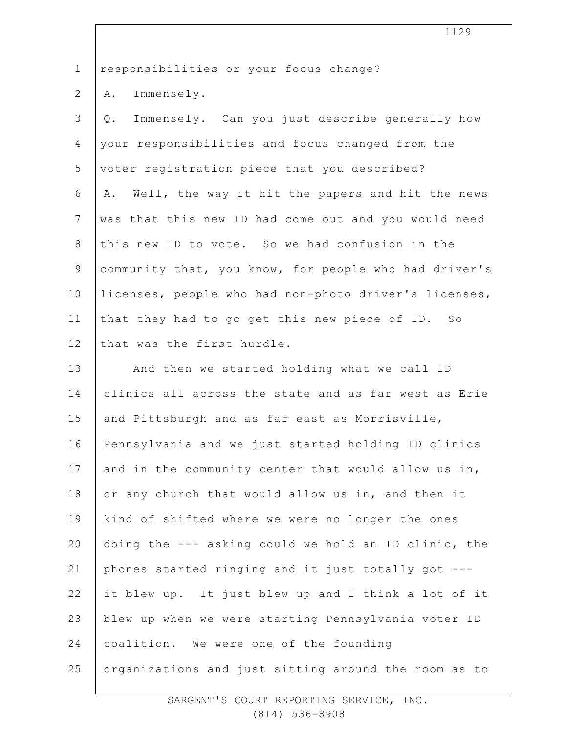responsibilities or your focus change?

A. Immensely.

Q. Immensely. Can you just describe generally how your responsibilities and focus changed from the voter registration piece that you described?

A. Well, the way it hit the papers and hit the news was that this new ID had come out and you would need this new ID to vote. So we had confusion in the community that, you know, for people who had driver's licenses, people who had non-photo driver's licenses, that they had to go get this new piece of ID. So that was the first hurdle.

And then we started holding what we call ID clinics all across the state and as far west as Erie and Pittsburgh and as far east as Morrisville, Pennsylvania and we just started holding ID clinics and in the community center that would allow us in, or any church that would allow us in, and then it kind of shifted where we were no longer the ones doing the --- asking could we hold an ID clinic, the phones started ringing and it just totally got --- it blew up. It just blew up and I think a lot of it blew up when we were starting Pennsylvania voter ID coalition. We were one of the founding organizations and just sitting around the room as to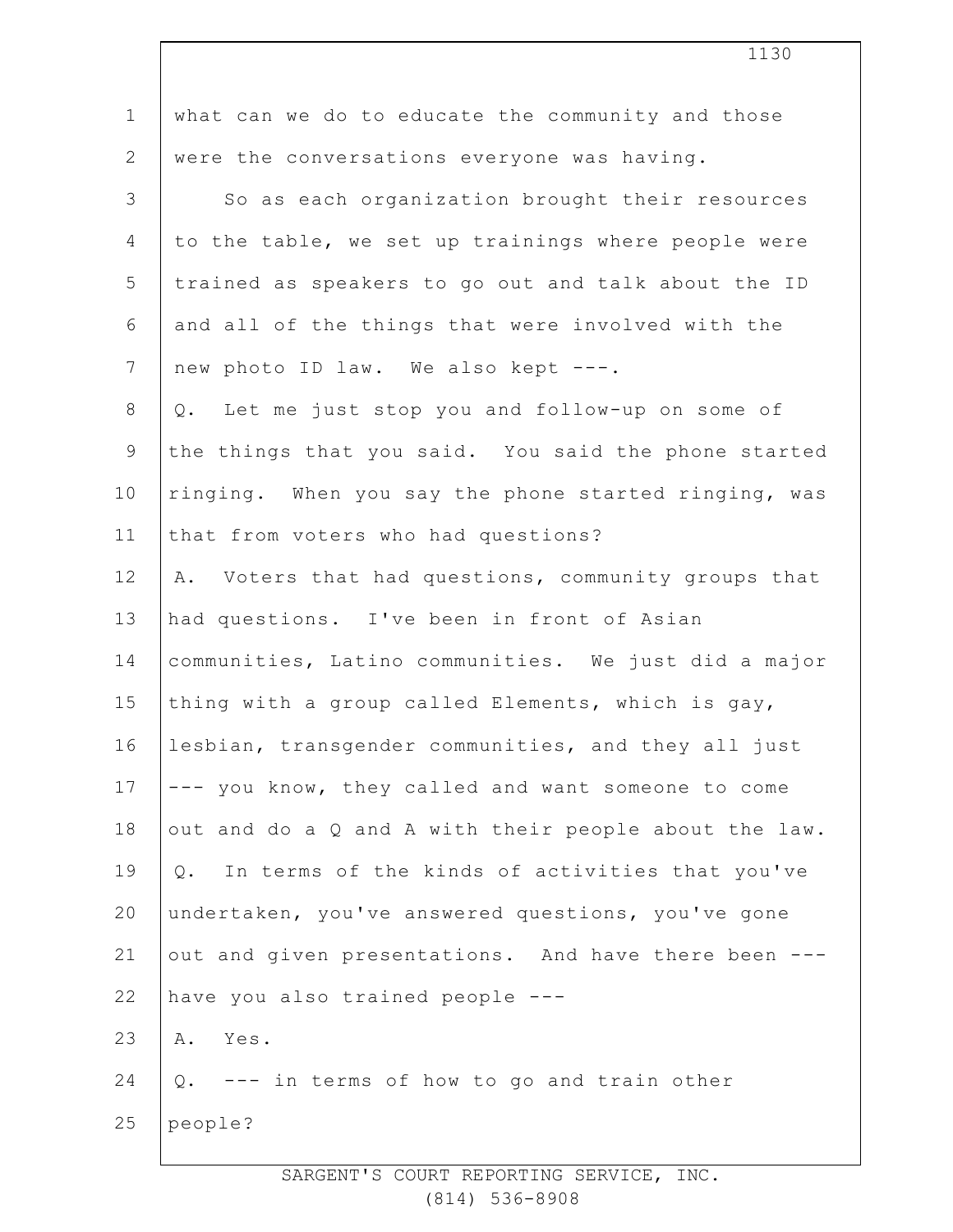what can we do to educate the community and those were the conversations everyone was having.

So as each organization brought their resources to the table, we set up trainings where people were trained as speakers to go out and talk about the ID and all of the things that were involved with the new photo ID law. We also kept ---.

Q. Let me just stop you and follow-up on some of the things that you said. You said the phone started ringing. When you say the phone started ringing, was that from voters who had questions?

A. Voters that had questions, community groups that had questions. I've been in front of Asian communities, Latino communities. We just did a major thing with a group called Elements, which is gay, lesbian, transgender communities, and they all just --- you know, they called and want someone to come out and do a Q and A with their people about the law.

Q. In terms of the kinds of activities that you've undertaken, you've answered questions, you've gone out and given presentations. And have there been --- have you also trained people ---

A. Yes.

Q. --- in terms of how to go and train other people?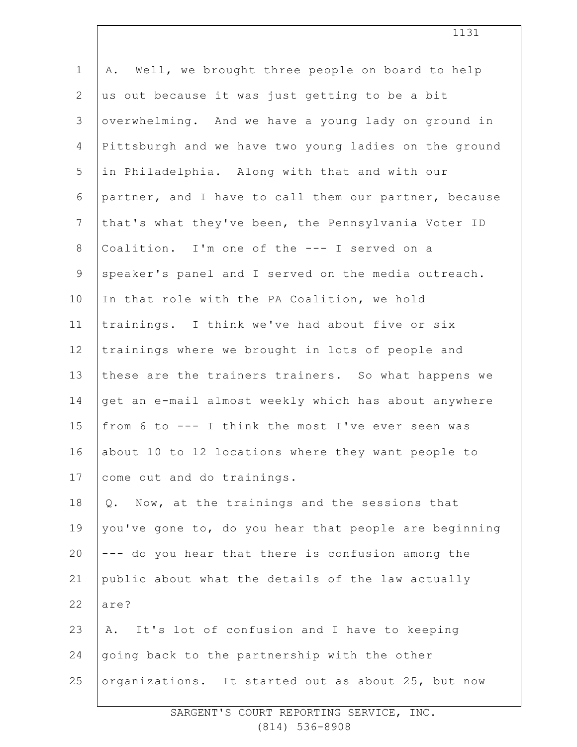A. Well, we brought three people on board to help us out because it was just getting to be a bit overwhelming. And we have a young lady on ground in Pittsburgh and we have two young ladies on the ground in Philadelphia. Along with that and with our partner, and I have to call them our partner, because that's what they've been, the Pennsylvania Voter ID Coalition. I'm one of the --- I served on a speaker's panel and I served on the media outreach. In that role with the PA Coalition, we hold trainings. I think we've had about five or six trainings where we brought in lots of people and these are the trainers trainers. So what happens we get an e-mail almost weekly which has about anywhere from 6 to --- I think the most I've ever seen was about 10 to 12 locations where they want people to come out and do trainings.

Q. Now, at the trainings and the sessions that you've gone to, do you hear that people are beginning --- do you hear that there is confusion among the public about what the details of the law actually are?

A. It's lot of confusion and I have to keeping going back to the partnership with the other organizations. It started out as about 25, but now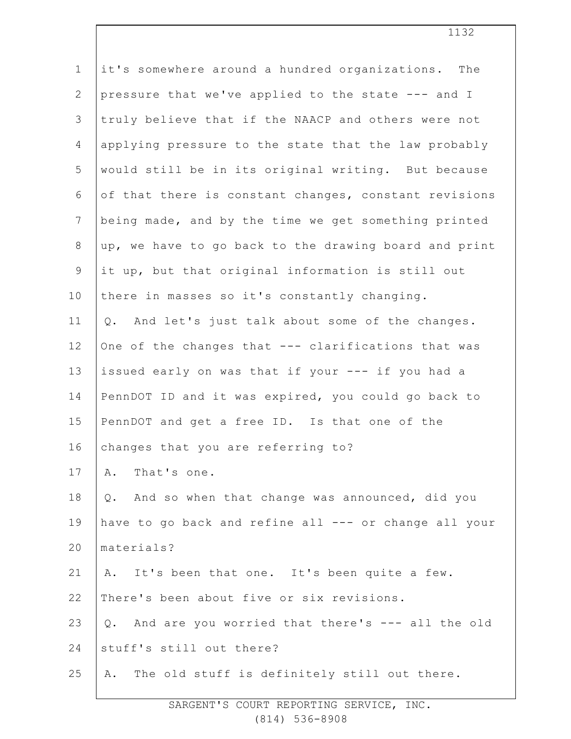it's somewhere around a hundred organizations. The pressure that we've applied to the state --- and I truly believe that if the NAACP and others were not applying pressure to the state that the law probably would still be in its original writing. But because of that there is constant changes, constant revisions being made, and by the time we get something printed up, we have to go back to the drawing board and print it up, but that original information is still out there in masses so it's constantly changing.

Q. And let's just talk about some of the changes. One of the changes that --- clarifications that was issued early on was that if your --- if you had a PennDOT ID and it was expired, you could go back to PennDOT and get a free ID. Is that one of the changes that you are referring to?

A. That's one.

Q. And so when that change was announced, did you have to go back and refine all --- or change all your materials?

A. It's been that one. It's been quite a few. There's been about five or six revisions.

Q. And are you worried that there's --- all the old stuff's still out there?

A. The old stuff is definitely still out there.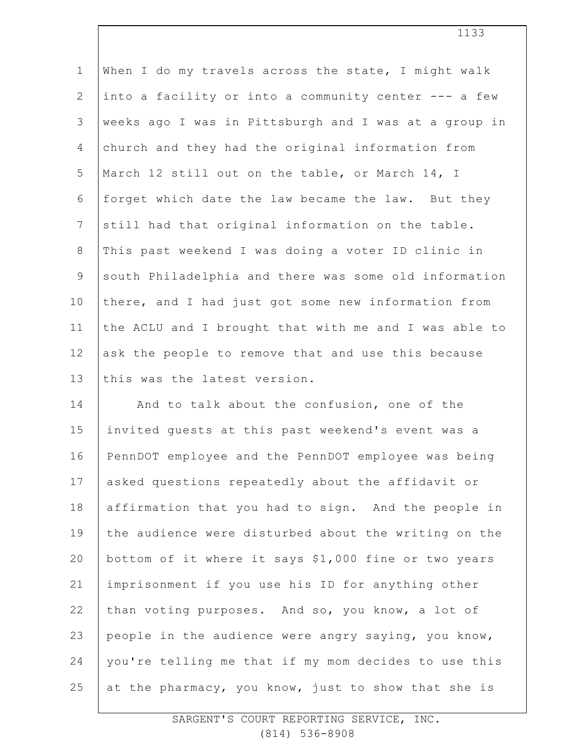When I do my travels across the state, I might walk into a facility or into a community center --- a few weeks ago I was in Pittsburgh and I was at a group in church and they had the original information from March 12 still out on the table, or March 14, I forget which date the law became the law. But they still had that original information on the table. This past weekend I was doing a voter ID clinic in south Philadelphia and there was some old information there, and I had just got some new information from the ACLU and I brought that with me and I was able to ask the people to remove that and use this because this was the latest version.

And to talk about the confusion, one of the invited guests at this past weekend's event was a PennDOT employee and the PennDOT employee was being asked questions repeatedly about the affidavit or affirmation that you had to sign. And the people in the audience were disturbed about the writing on the bottom of it where it says $1,000 fine or two years imprisonment if you use his ID for anything other than voting purposes. And so, you know, a lot of people in the audience were angry saying, you know, you're telling me that if my mom decides to use this at the pharmacy, you know, just to show that she is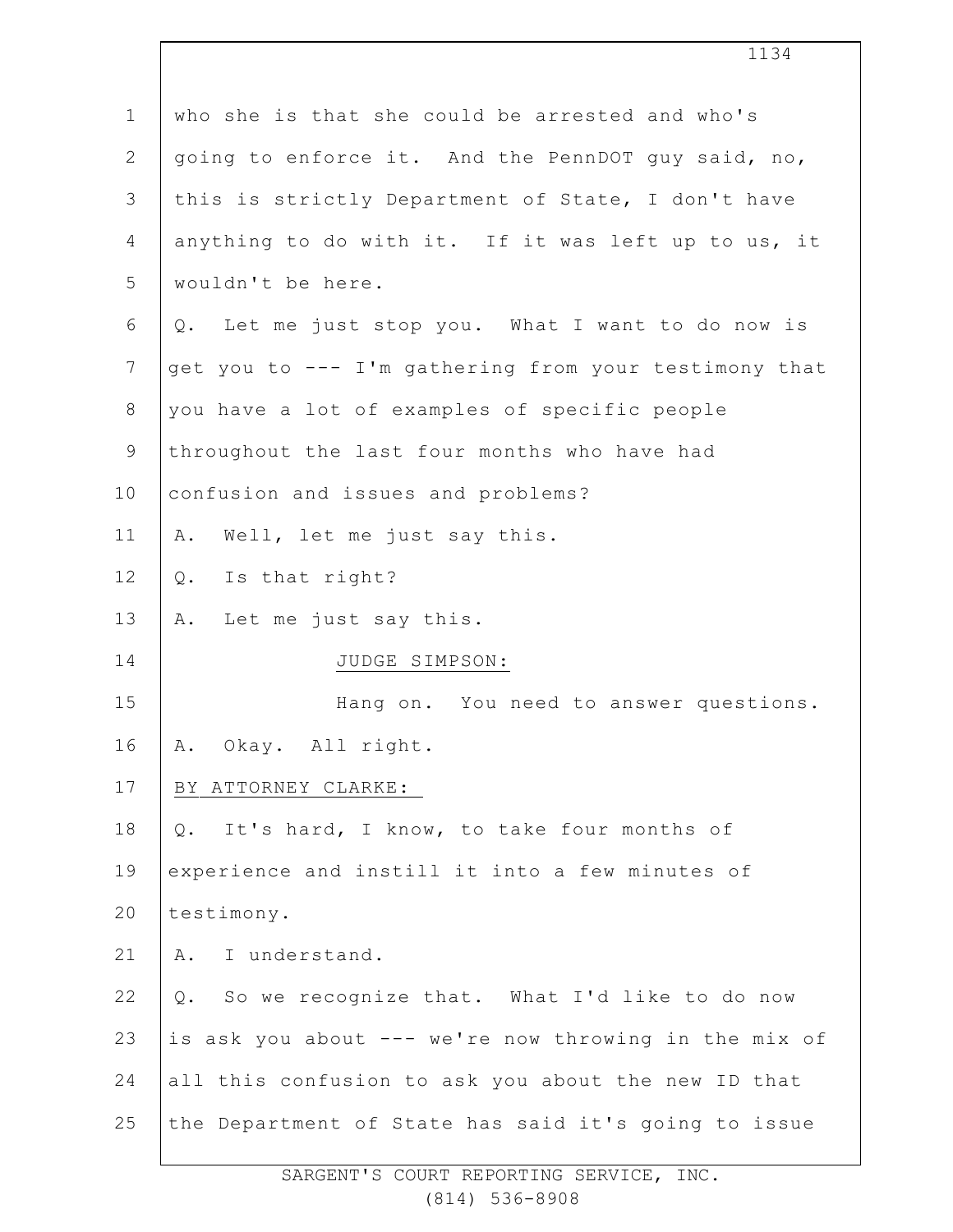who she is that she could be arrested and who's going to enforce it. And the PennDOT guy said, no, this is strictly Department of State, I don't have anything to do with it. If it was left up to us, it wouldn't be here.

Q. Let me just stop you. What I want to do now is get you to --- I'm gathering from your testimony that you have a lot of examples of specific people throughout the last four months who have had confusion and issues and problems?

A. Well, let me just say this.

Q. Is that right?

A. Let me just say this.

JUDGE SIMPSON:

Hang on. You need to answer questions.

A. Okay. All right.

BY ATTORNEY CLARKE:

Q. It's hard, I know, to take four months of experience and instill it into a few minutes of testimony.

A. I understand.

Q. So we recognize that. What I'd like to do now is ask you about --- we're now throwing in the mix of all this confusion to ask you about the new ID that the Department of State has said it's going to issue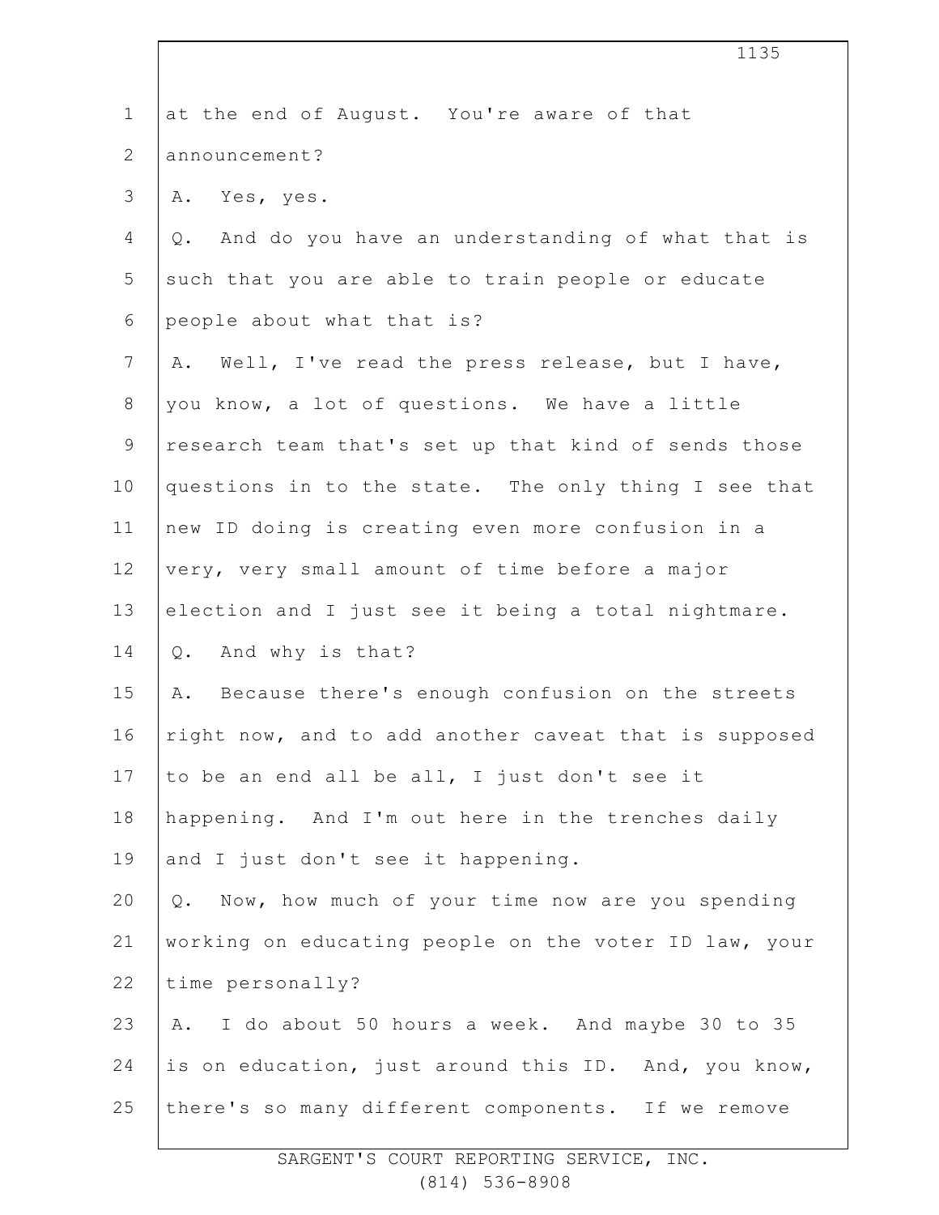at the end of August. You're aware of that announcement?

A. Yes, yes.

Q. And do you have an understanding of what that is such that you are able to train people or educate people about what that is?

A. Well, I've read the press release, but I have, you know, a lot of questions. We have a little research team that's set up that kind of sends those questions in to the state. The only thing I see that new ID doing is creating even more confusion in a very, very small amount of time before a major election and I just see it being a total nightmare.

Q. And why is that?

A. Because there's enough confusion on the streets right now, and to add another caveat that is supposed to be an end all be all, I just don't see it happening. And I'm out here in the trenches daily and I just don't see it happening.

Q. Now, how much of your time now are you spending working on educating people on the voter ID law, your time personally?

A. I do about 50 hours a week. And maybe 30 to 35 is on education, just around this ID. And, you know, there's so many different components. If we remove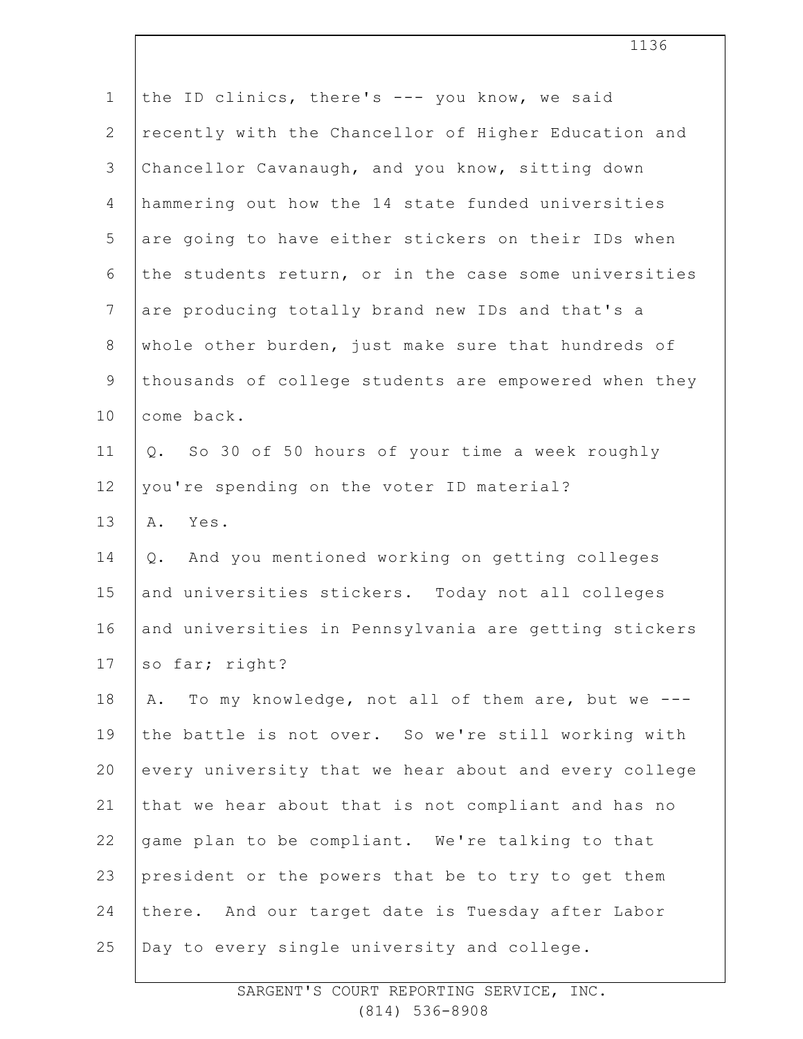the ID clinics, there's --- you know, we said recently with the Chancellor of Higher Education and Chancellor Cavanaugh, and you know, sitting down hammering out how the 14 state funded universities are going to have either stickers on their IDs when the students return, or in the case some universities are producing totally brand new IDs and that's a whole other burden, just make sure that hundreds of thousands of college students are empowered when they come back.

Q. So 30 of 50 hours of your time a week roughly you're spending on the voter ID material?

A. Yes.

Q. And you mentioned working on getting colleges and universities stickers. Today not all colleges and universities in Pennsylvania are getting stickers so far; right?

A. To my knowledge, not all of them are, but we --- the battle is not over. So we're still working with every university that we hear about and every college that we hear about that is not compliant and has no game plan to be compliant. We're talking to that president or the powers that be to try to get them there. And our target date is Tuesday after Labor Day to every single university and college.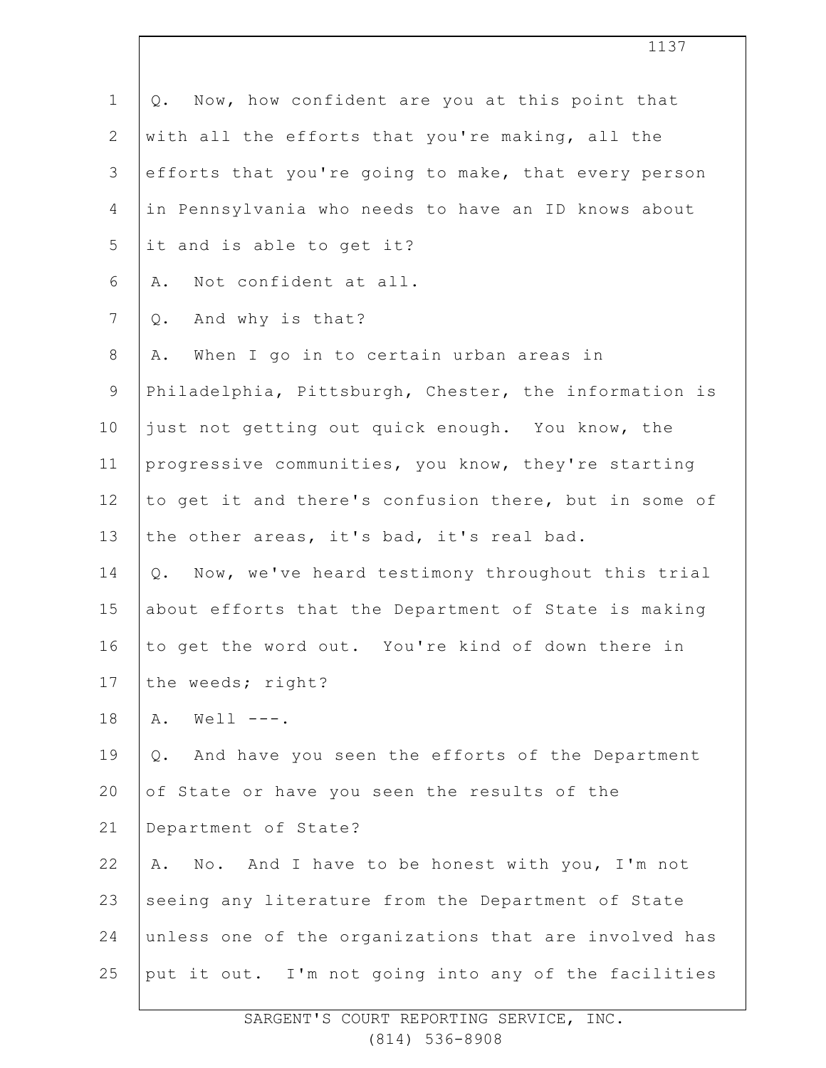Q. Now, how confident are you at this point that with all the efforts that you're making, all the efforts that you're going to make, that every person in Pennsylvania who needs to have an ID knows about it and is able to get it?

A. Not confident at all.

Q. And why is that?

A. When I go in to certain urban areas in Philadelphia, Pittsburgh, Chester, the information is just not getting out quick enough. You know, the progressive communities, you know, they're starting to get it and there's confusion there, but in some of the other areas, it's bad, it's real bad.

Q. Now, we've heard testimony throughout this trial about efforts that the Department of State is making to get the word out. You're kind of down there in the weeds; right?

A. Well ---.

Q. And have you seen the efforts of the Department of State or have you seen the results of the Department of State?

A. No. And I have to be honest with you, I'm not seeing any literature from the Department of State unless one of the organizations that are involved has put it out. I'm not going into any of the facilities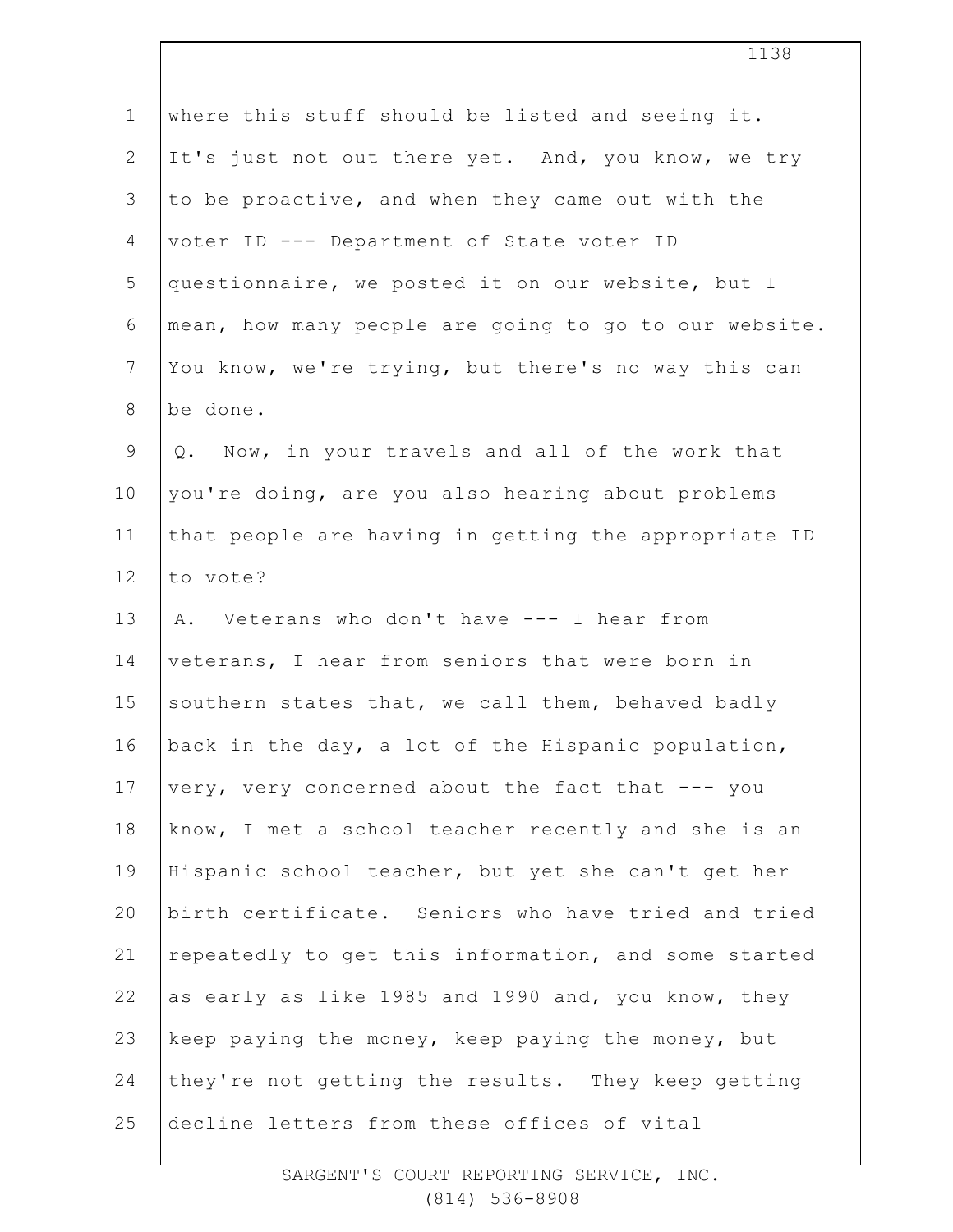where this stuff should be listed and seeing it. It's just not out there yet. And, you know, we try to be proactive, and when they came out with the voter ID --- Department of State voter ID questionnaire, we posted it on our website, but I mean, how many people are going to go to our website. You know, we're trying, but there's no way this can be done.

Q. Now, in your travels and all of the work that you're doing, are you also hearing about problems that people are having in getting the appropriate ID to vote?

A. Veterans who don't have --- I hear from veterans, I hear from seniors that were born in southern states that, we call them, behaved badly back in the day, a lot of the Hispanic population, very, very concerned about the fact that --- you know, I met a school teacher recently and she is an Hispanic school teacher, but yet she can't get her birth certificate. Seniors who have tried and tried repeatedly to get this information, and some started as early as like 1985 and 1990 and, you know, they keep paying the money, keep paying the money, but they're not getting the results. They keep getting decline letters from these offices of vital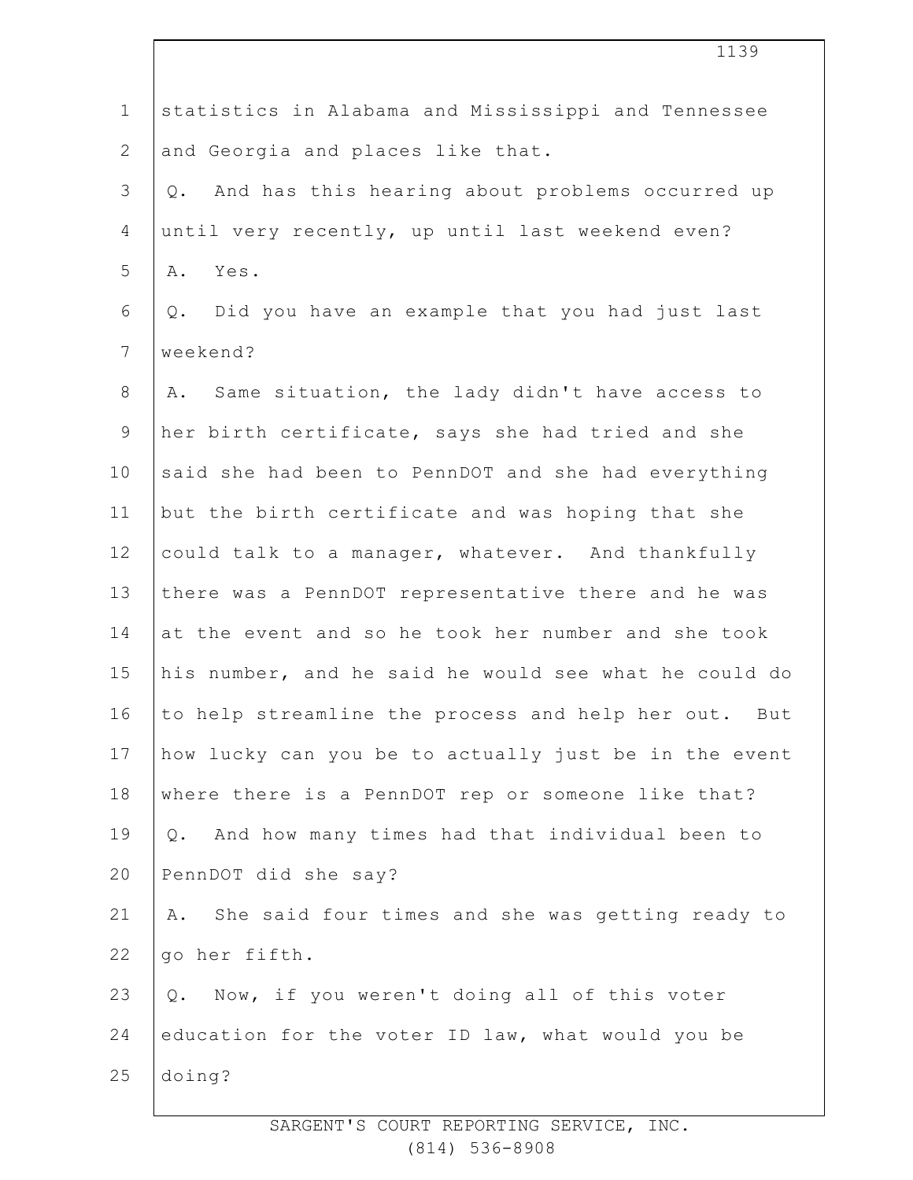statistics in Alabama and Mississippi and Tennessee and Georgia and places like that.

Q. And has this hearing about problems occurred up until very recently, up until last weekend even?

A. Yes.

Q. Did you have an example that you had just last weekend?

A. Same situation, the lady didn't have access to her birth certificate, says she had tried and she said she had been to PennDOT and she had everything but the birth certificate and was hoping that she could talk to a manager, whatever. And thankfully there was a PennDOT representative there and he was at the event and so he took her number and she took his number, and he said he would see what he could do to help streamline the process and help her out. But how lucky can you be to actually just be in the event where there is a PennDOT rep or someone like that?

Q. And how many times had that individual been to PennDOT did she say?

A. She said four times and she was getting ready to go her fifth.

Q. Now, if you weren't doing all of this voter education for the voter ID law, what would you be doing?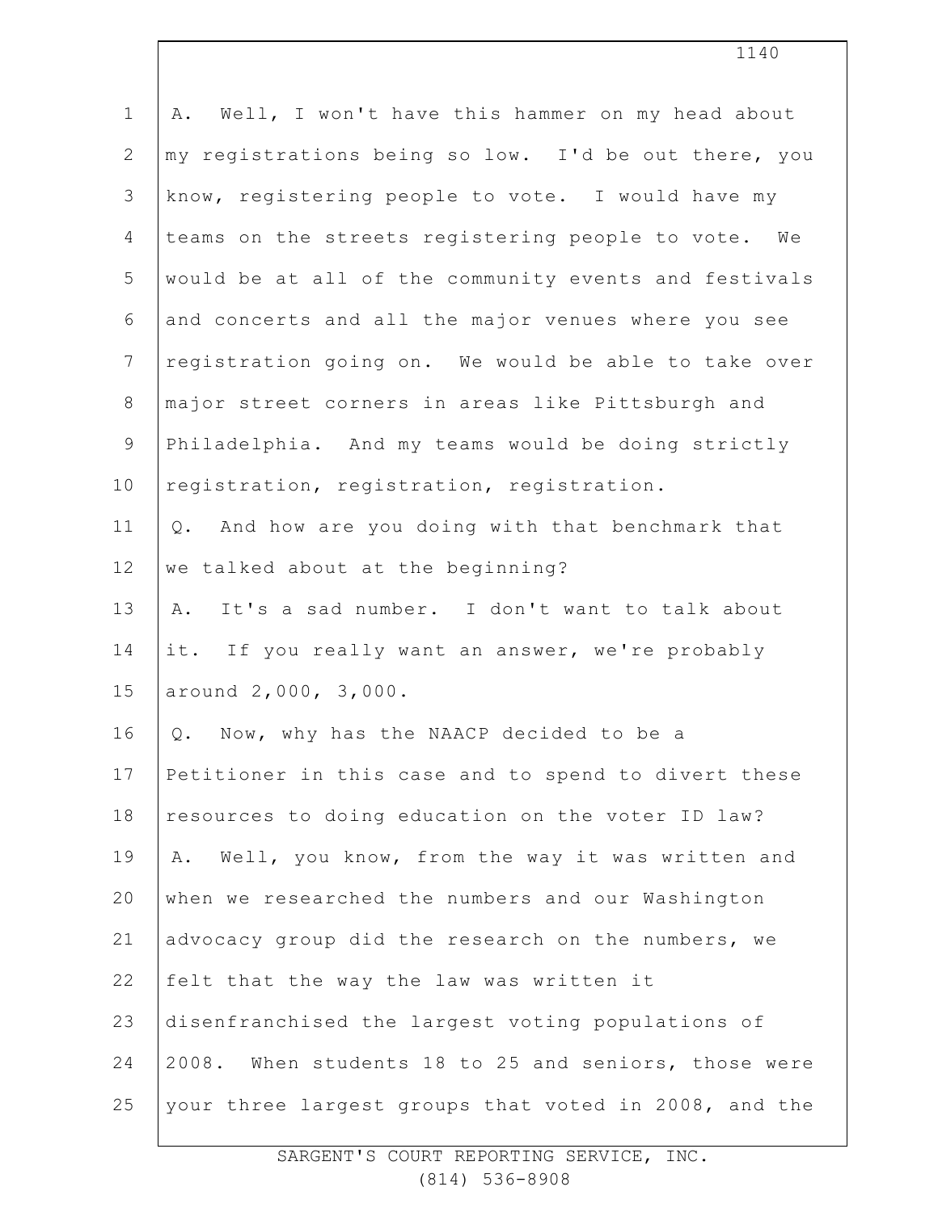A. Well, I won't have this hammer on my head about my registrations being so low. I'd be out there, you know, registering people to vote. I would have my teams on the streets registering people to vote. We would be at all of the community events and festivals and concerts and all the major venues where you see registration going on. We would be able to take over major street corners in areas like Pittsburgh and Philadelphia. And my teams would be doing strictly registration, registration, registration.

Q. And how are you doing with that benchmark that we talked about at the beginning?

A. It's a sad number. I don't want to talk about it. If you really want an answer, we're probably around 2,000, 3,000.

Q. Now, why has the NAACP decided to be a Petitioner in this case and to spend to divert these resources to doing education on the voter ID law?

A. Well, you know, from the way it was written and when we researched the numbers and our Washington advocacy group did the research on the numbers, we felt that the way the law was written it disenfranchised the largest voting populations of 2008. When students 18 to 25 and seniors, those were your three largest groups that voted in 2008, and the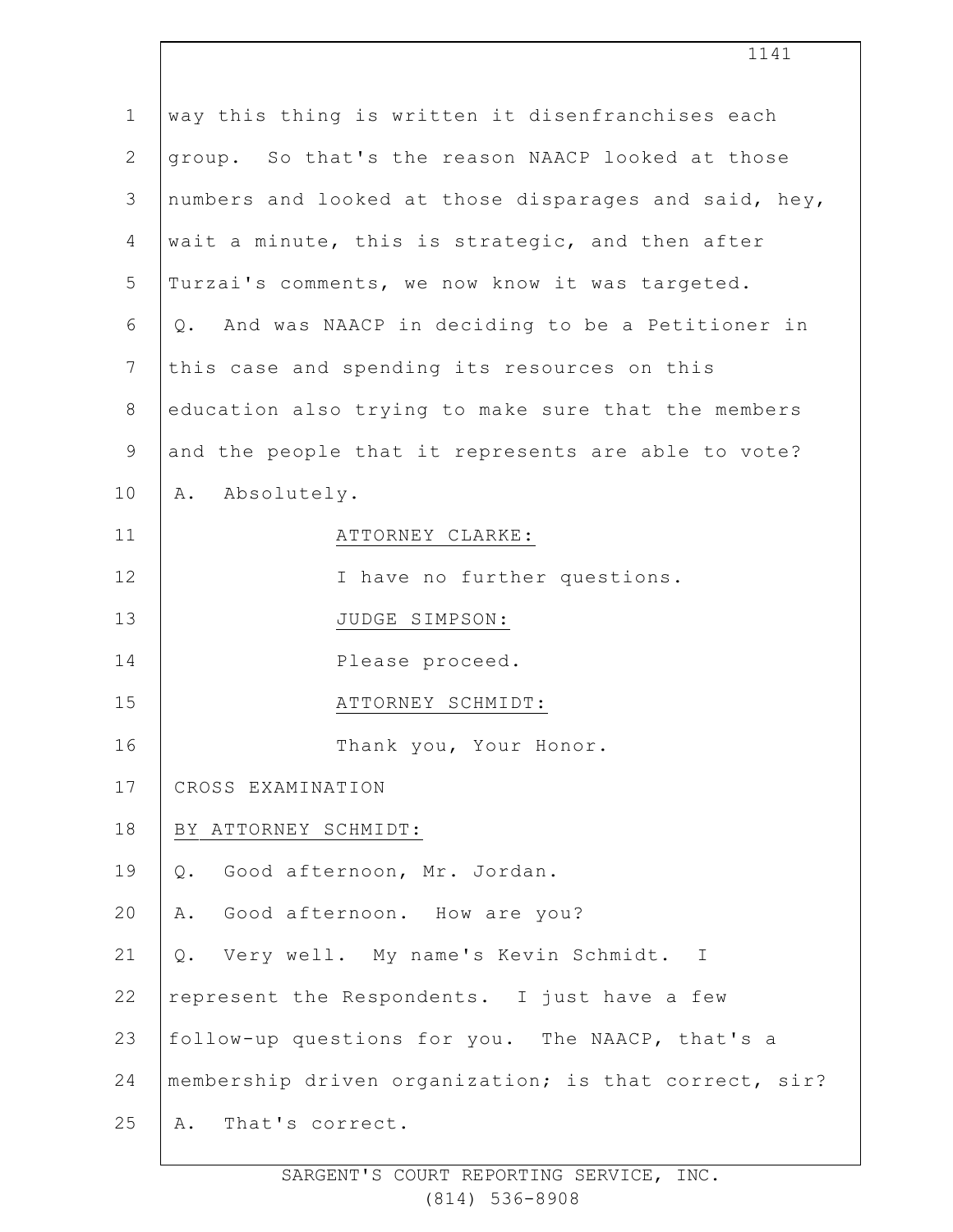way this thing is written it disenfranchises each group. So that's the reason NAACP looked at those numbers and looked at those disparages and said, hey, wait a minute, this is strategic, and then after Turzai's comments, we now know it was targeted.

Q. And was NAACP in deciding to be a Petitioner in this case and spending its resources on this education also trying to make sure that the members and the people that it represents are able to vote?

A. Absolutely.

ATTORNEY CLARKE:

I have no further questions.

JUDGE SIMPSON:

Please proceed.

ATTORNEY SCHMIDT:

Thank you, Your Honor.

CROSS EXAMINATION

BY ATTORNEY SCHMIDT:

Q. Good afternoon, Mr. Jordan.

A. Good afternoon. How are you?

Q. Very well. My name's Kevin Schmidt. I represent the Respondents. I just have a few follow-up questions for you. The NAACP, that's a membership driven organization; is that correct, sir?

A. That's correct.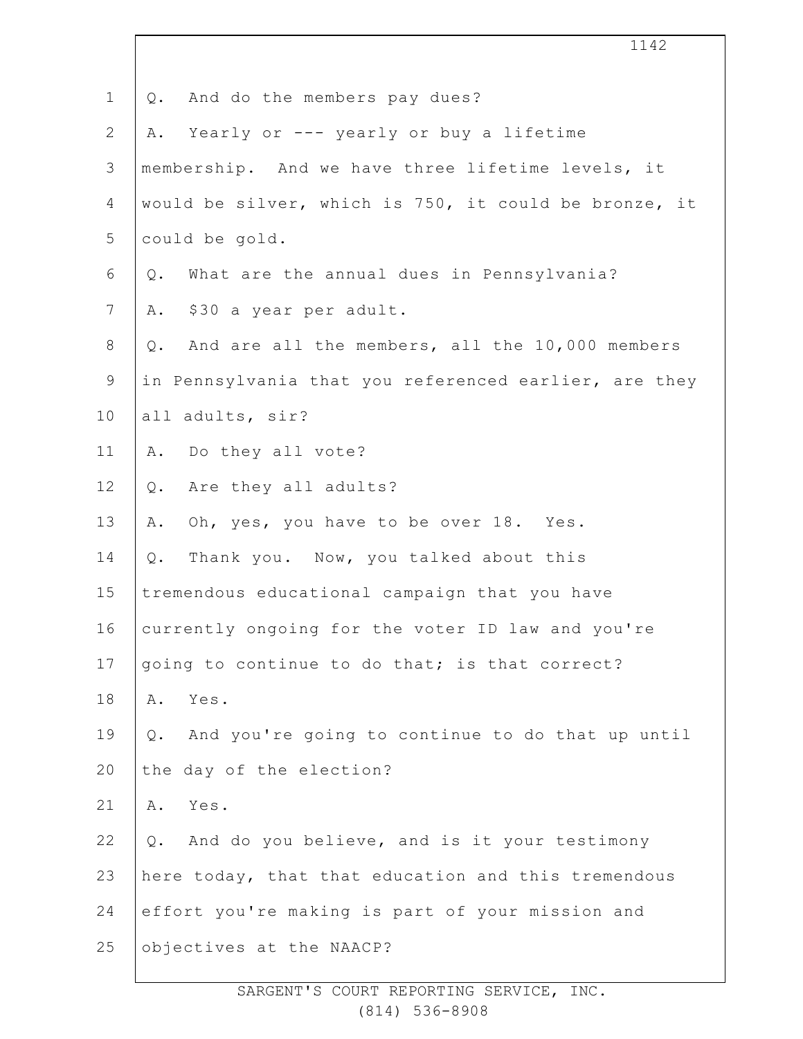Q. And do the members pay dues?

A. Yearly or --- yearly or buy a lifetime membership. And we have three lifetime levels, it would be silver, which is 750, it could be bronze, it could be gold.

Q. What are the annual dues in Pennsylvania?

A. $30 a year per adult.

Q. And are all the members, all the 10,000 members in Pennsylvania that you referenced earlier, are they all adults, sir?

A. Do they all vote?

Q. Are they all adults?

A. Oh, yes, you have to be over 18. Yes.

Q. Thank you. Now, you talked about this tremendous educational campaign that you have currently ongoing for the voter ID law and you're going to continue to do that; is that correct?

A. Yes.

Q. And you're going to continue to do that up until the day of the election?

A. Yes.

Q. And do you believe, and is it your testimony here today, that that education and this tremendous effort you're making is part of your mission and objectives at the NAACP?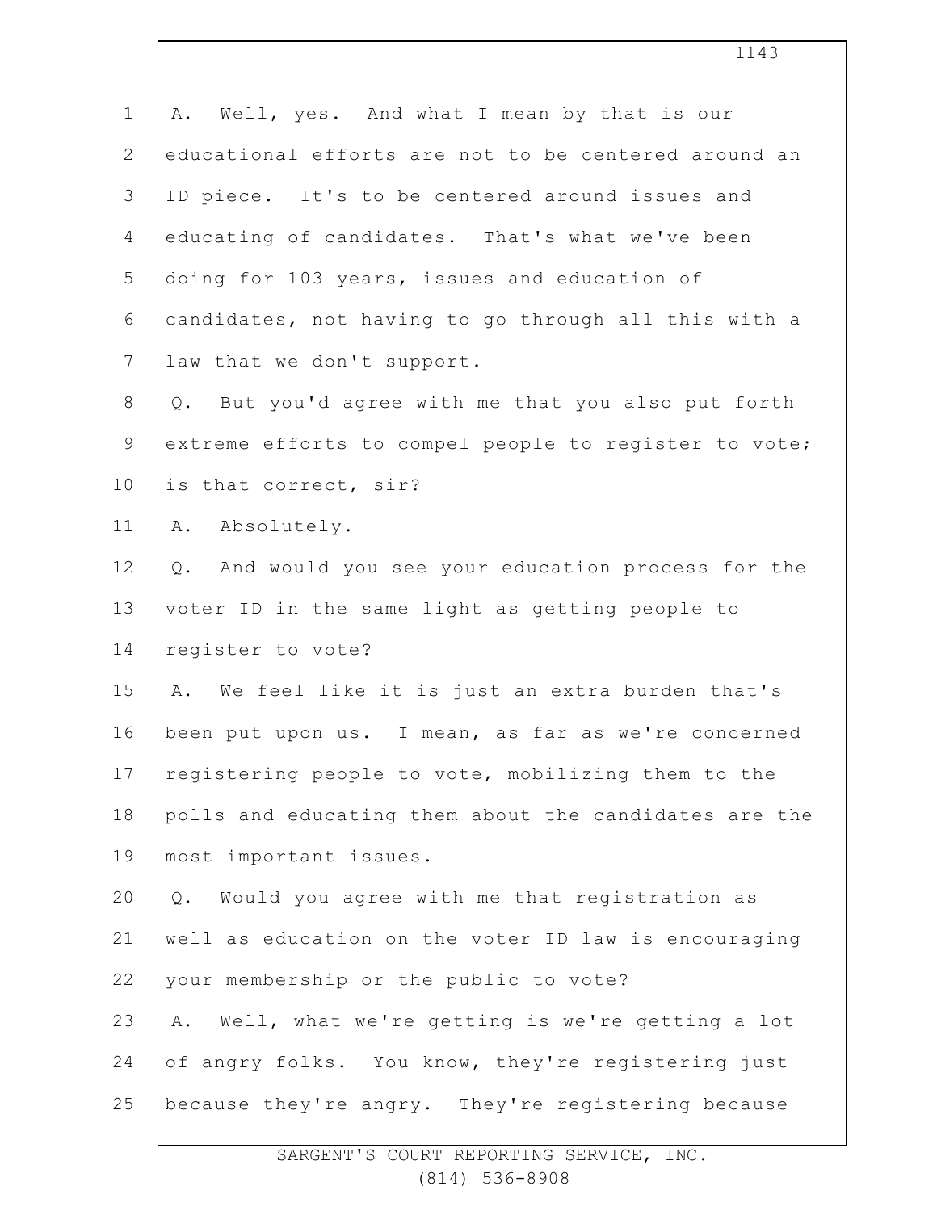A. Well, yes. And what I mean by that is our educational efforts are not to be centered around an ID piece. It's to be centered around issues and educating of candidates. That's what we've been doing for 103 years, issues and education of candidates, not having to go through all this with a law that we don't support.

Q. But you'd agree with me that you also put forth extreme efforts to compel people to register to vote; is that correct, sir?

A. Absolutely.

Q. And would you see your education process for the voter ID in the same light as getting people to register to vote?

A. We feel like it is just an extra burden that's been put upon us. I mean, as far as we're concerned registering people to vote, mobilizing them to the polls and educating them about the candidates are the most important issues.

Q. Would you agree with me that registration as well as education on the voter ID law is encouraging your membership or the public to vote?

A. Well, what we're getting is we're getting a lot of angry folks. You know, they're registering just because they're angry. They're registering because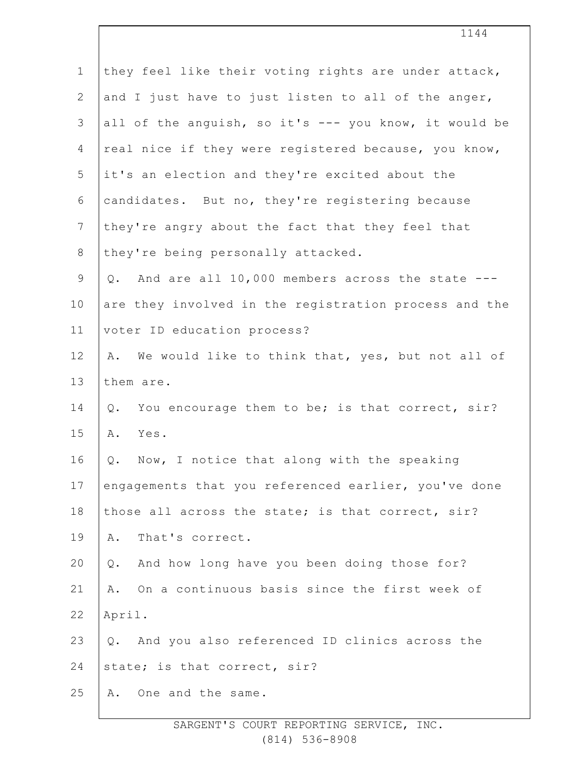they feel like their voting rights are under attack, and I just have to just listen to all of the anger, all of the anguish, so it's --- you know, it would be real nice if they were registered because, you know, it's an election and they're excited about the candidates. But no, they're registering because they're angry about the fact that they feel that they're being personally attacked.

Q. And are all 10,000 members across the state --- are they involved in the registration process and the voter ID education process?

A. We would like to think that, yes, but not all of them are.

Q. You encourage them to be; is that correct, sir?

A. Yes.

Q. Now, I notice that along with the speaking engagements that you referenced earlier, you've done those all across the state; is that correct, sir?

A. That's correct.

Q. And how long have you been doing those for?

A. On a continuous basis since the first week of April.

Q. And you also referenced ID clinics across the state; is that correct, sir?

A. One and the same.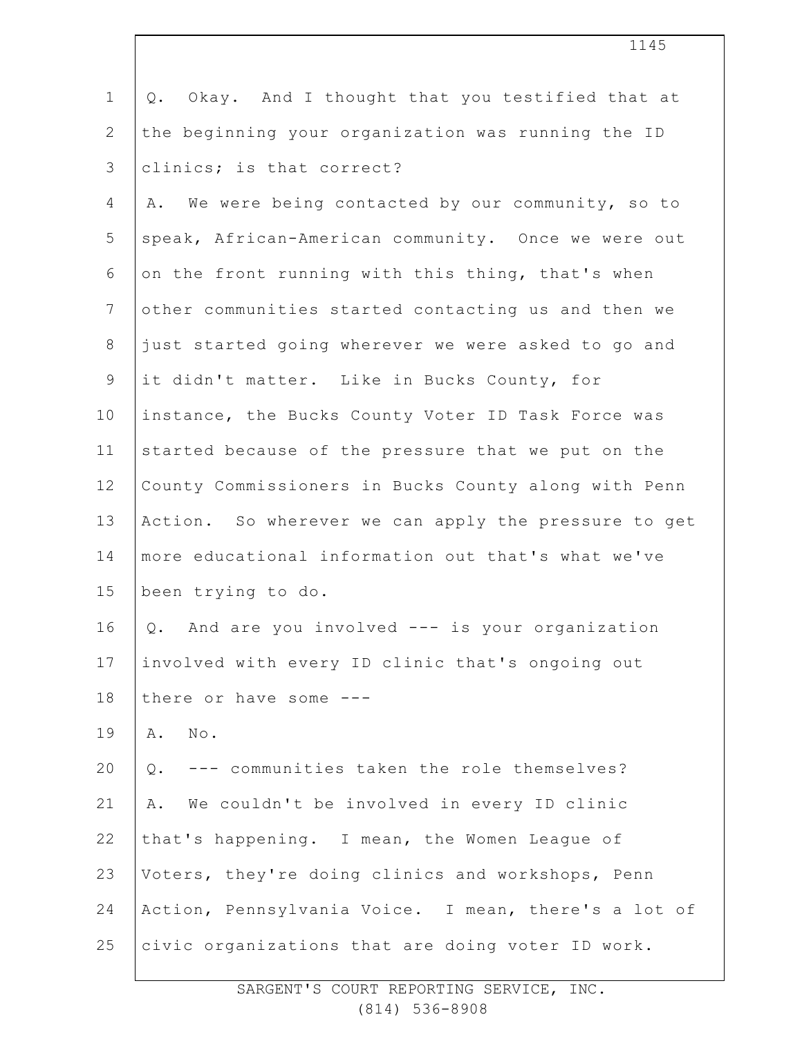Q. Okay. And I thought that you testified that at the beginning your organization was running the ID clinics; is that correct?

A. We were being contacted by our community, so to speak, African-American community. Once we were out on the front running with this thing, that's when other communities started contacting us and then we just started going wherever we were asked to go and it didn't matter. Like in Bucks County, for instance, the Bucks County Voter ID Task Force was started because of the pressure that we put on the County Commissioners in Bucks County along with Penn Action. So wherever we can apply the pressure to get more educational information out that's what we've been trying to do.

Q. And are you involved --- is your organization involved with every ID clinic that's ongoing out there or have some ---

A. No.

Q. --- communities taken the role themselves?

A. We couldn't be involved in every ID clinic that's happening. I mean, the Women League of Voters, they're doing clinics and workshops, Penn Action, Pennsylvania Voice. I mean, there's a lot of civic organizations that are doing voter ID work.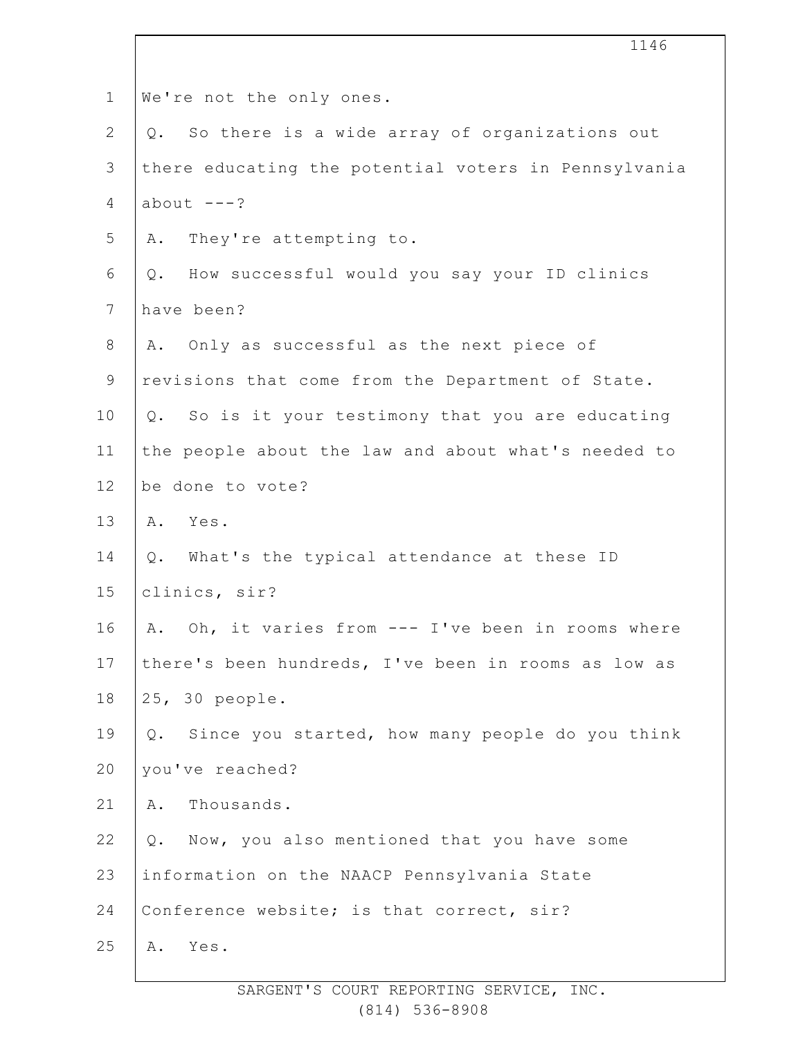We're not the only ones.

Q. So there is a wide array of organizations out there educating the potential voters in Pennsylvania about ---?

A. They're attempting to.

Q. How successful would you say your ID clinics have been?

A. Only as successful as the next piece of revisions that come from the Department of State.

Q. So is it your testimony that you are educating the people about the law and about what's needed to be done to vote?

A. Yes.

Q. What's the typical attendance at these ID clinics, sir?

A. Oh, it varies from --- I've been in rooms where there's been hundreds, I've been in rooms as low as 25, 30 people.

Q. Since you started, how many people do you think you've reached?

A. Thousands.

Q. Now, you also mentioned that you have some information on the NAACP Pennsylvania State Conference website; is that correct, sir?

A. Yes.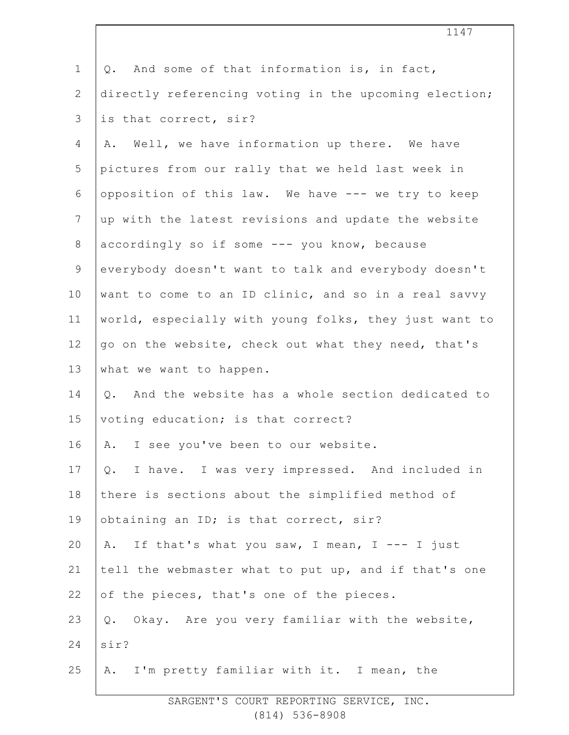Q. And some of that information is, in fact, directly referencing voting in the upcoming election; is that correct, sir?

A. Well, we have information up there. We have pictures from our rally that we held last week in opposition of this law. We have --- we try to keep up with the latest revisions and update the website accordingly so if some --- you know, because everybody doesn't want to talk and everybody doesn't want to come to an ID clinic, and so in a real savvy world, especially with young folks, they just want to go on the website, check out what they need, that's what we want to happen.

Q. And the website has a whole section dedicated to voting education; is that correct?

A. I see you've been to our website.

Q. I have. I was very impressed. And included in there is sections about the simplified method of obtaining an ID; is that correct, sir?

A. If that's what you saw, I mean, I --- I just tell the webmaster what to put up, and if that's one of the pieces, that's one of the pieces.

Q. Okay. Are you very familiar with the website, sir?

A. I'm pretty familiar with it. I mean, the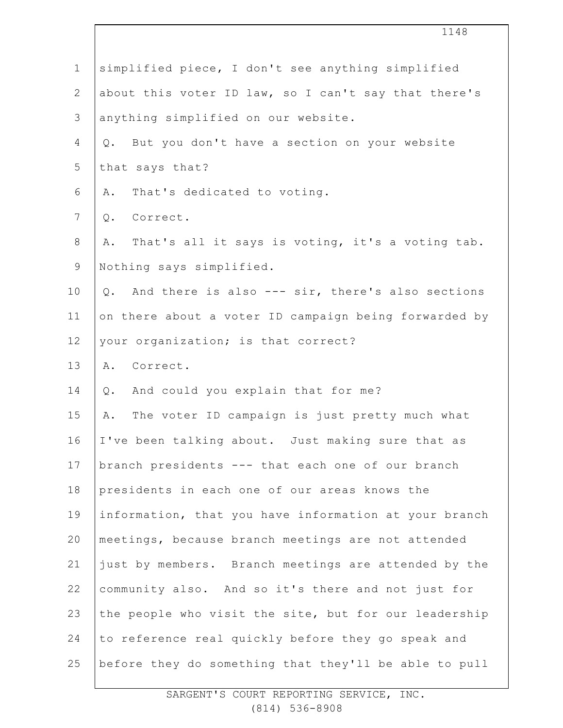simplified piece, I don't see anything simplified about this voter ID law, so I can't say that there's anything simplified on our website.

Q. But you don't have a section on your website that says that?

A. That's dedicated to voting.

Q. Correct.

A. That's all it says is voting, it's a voting tab. Nothing says simplified.

Q. And there is also --- sir, there's also sections on there about a voter ID campaign being forwarded by your organization; is that correct?

A. Correct.

Q. And could you explain that for me?

A. The voter ID campaign is just pretty much what I've been talking about. Just making sure that as branch presidents --- that each one of our branch presidents in each one of our areas knows the information, that you have information at your branch meetings, because branch meetings are not attended just by members. Branch meetings are attended by the community also. And so it's there and not just for the people who visit the site, but for our leadership to reference real quickly before they go speak and before they do something that they'll be able to pull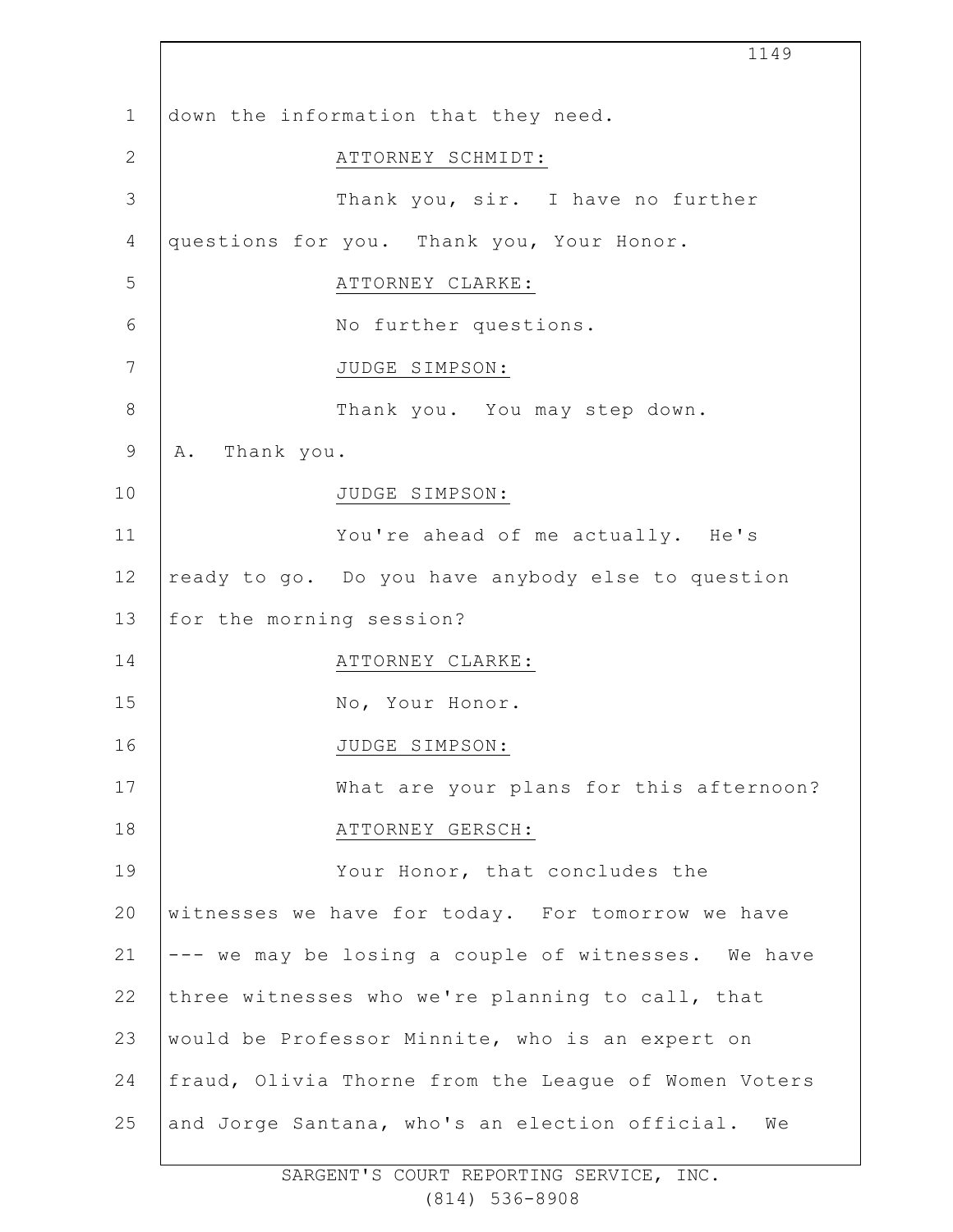down the information that they need.

ATTORNEY SCHMIDT:

Thank you, sir. I have no further questions for you. Thank you, Your Honor.

ATTORNEY CLARKE:

No further questions.

JUDGE SIMPSON:

Thank you. You may step down.

A. Thank you.

JUDGE SIMPSON:

You're ahead of me actually. He's ready to go. Do you have anybody else to question for the morning session?

ATTORNEY CLARKE:

No, Your Honor.

JUDGE SIMPSON:

What are your plans for this afternoon?

ATTORNEY GERSCH:

Your Honor, that concludes the witnesses we have for today. For tomorrow we have --- we may be losing a couple of witnesses. We have three witnesses who we're planning to call, that would be Professor Minnite, who is an expert on fraud, Olivia Thorne from the League of Women Voters and Jorge Santana, who's an election official. We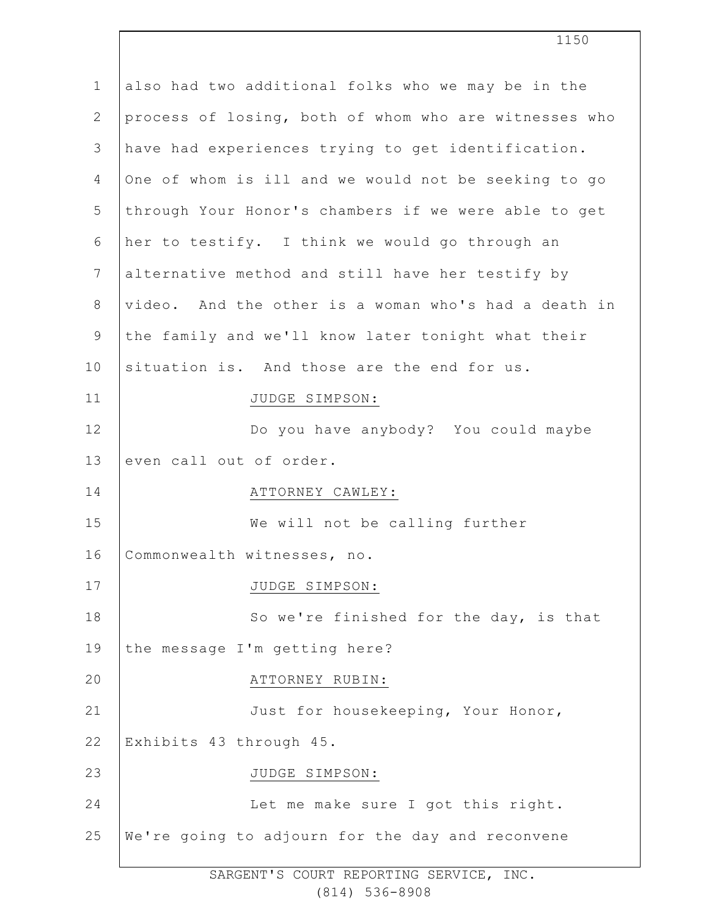also had two additional folks who we may be in the process of losing, both of whom who are witnesses who have had experiences trying to get identification. One of whom is ill and we would not be seeking to go through Your Honor's chambers if we were able to get her to testify. I think we would go through an alternative method and still have her testify by video. And the other is a woman who's had a death in the family and we'll know later tonight what their situation is. And those are the end for us.

JUDGE SIMPSON:

Do you have anybody? You could maybe even call out of order.

ATTORNEY CAWLEY:

We will not be calling further Commonwealth witnesses, no.

JUDGE SIMPSON:

So we're finished for the day, is that the message I'm getting here?

ATTORNEY RUBIN:

Just for housekeeping, Your Honor, Exhibits 43 through 45.

JUDGE SIMPSON:

Let me make sure I got this right. We're going to adjourn for the day and reconvene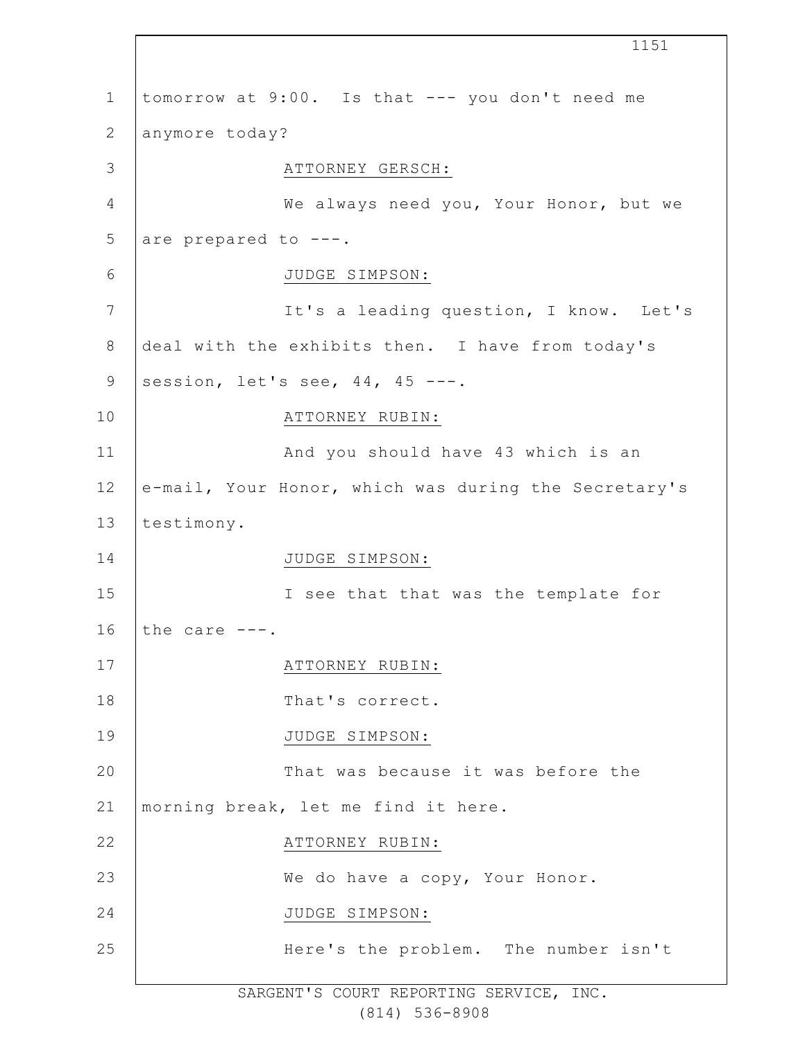tomorrow at 9:00. Is that --- you don't need me anymore today?

ATTORNEY GERSCH:

We always need you, Your Honor, but we are prepared to ---.

JUDGE SIMPSON:

It's a leading question, I know. Let's deal with the exhibits then. I have from today's session, let's see, 44, 45 ---.

ATTORNEY RUBIN:

And you should have 43 which is an e-mail, Your Honor, which was during the Secretary's testimony.

JUDGE SIMPSON:

I see that that was the template for the care ---.

ATTORNEY RUBIN:

That's correct.

JUDGE SIMPSON:

That was because it was before the morning break, let me find it here.

ATTORNEY RUBIN:

We do have a copy, Your Honor.

JUDGE SIMPSON:

Here's the problem. The number isn't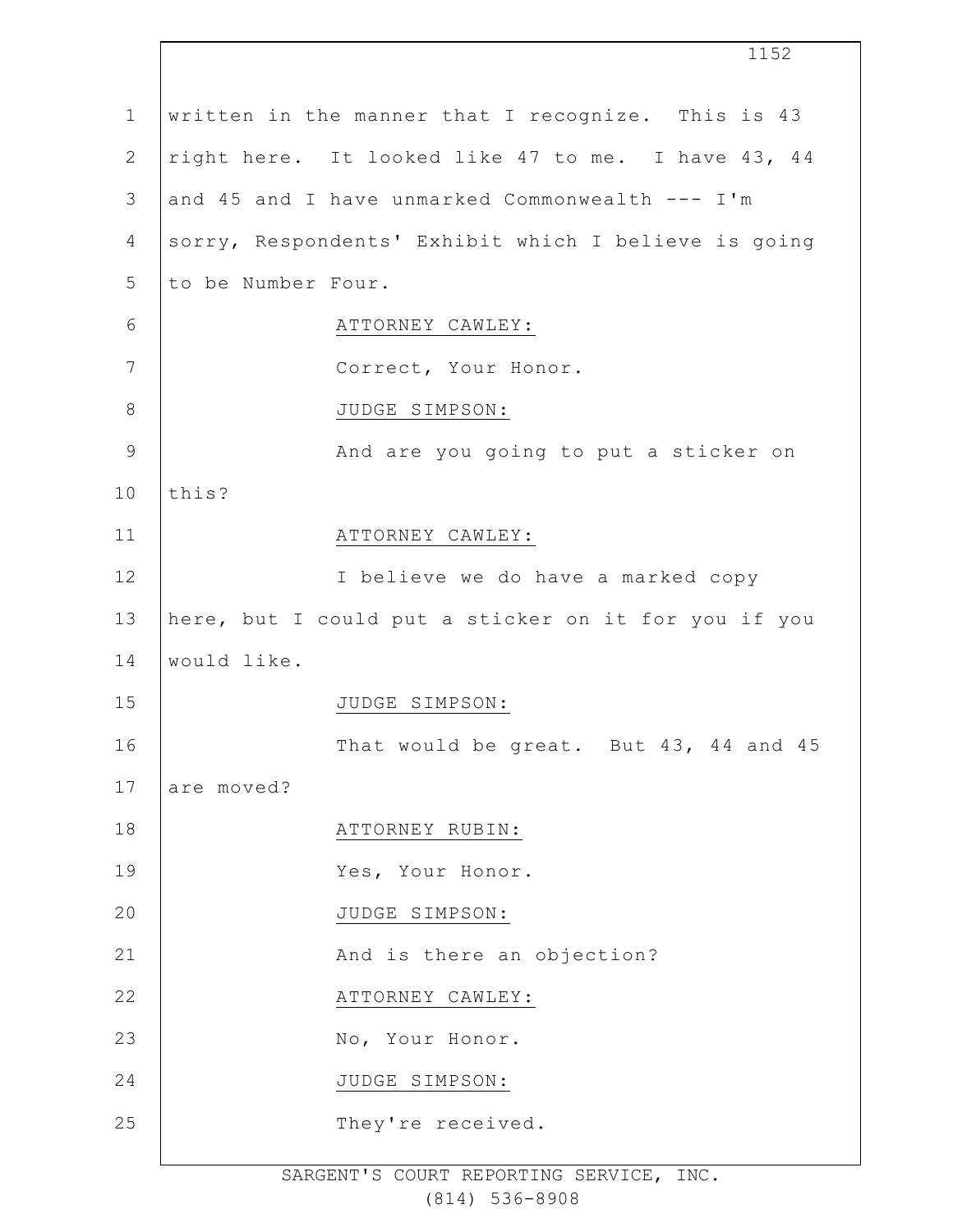written in the manner that I recognize. This is 43 right here. It looked like 47 to me. I have 43, 44 and 45 and I have unmarked Commonwealth --- I'm sorry, Respondents' Exhibit which I believe is going to be Number Four.

ATTORNEY CAWLEY:

Correct, Your Honor.

JUDGE SIMPSON:

And are you going to put a sticker on this?

ATTORNEY CAWLEY:

I believe we do have a marked copy here, but I could put a sticker on it for you if you would like.

JUDGE SIMPSON:

That would be great. But 43, 44 and 45 are moved?

ATTORNEY RUBIN:

Yes, Your Honor.

JUDGE SIMPSON:

And is there an objection?

ATTORNEY CAWLEY:

No, Your Honor.

JUDGE SIMPSON:

They're received.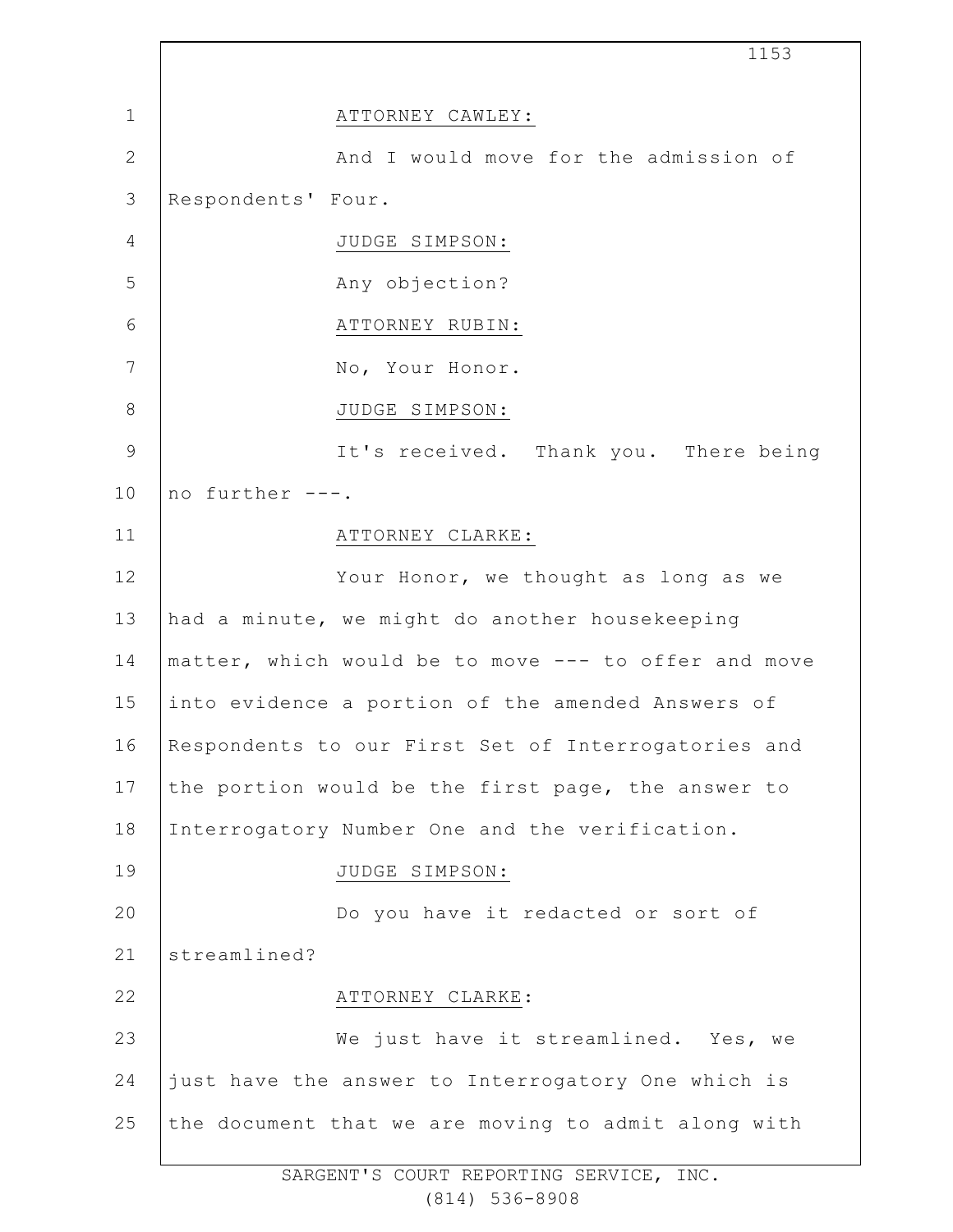ATTORNEY CAWLEY:

And I would move for the admission of Respondents' Four.

JUDGE SIMPSON:

Any objection?

ATTORNEY RUBIN:

No, Your Honor.

JUDGE SIMPSON:

It's received. Thank you. There being no further ---.

ATTORNEY CLARKE:

Your Honor, we thought as long as we had a minute, we might do another housekeeping matter, which would be to move --- to offer and move into evidence a portion of the amended Answers of Respondents to our First Set of Interrogatories and the portion would be the first page, the answer to Interrogatory Number One and the verification.

JUDGE SIMPSON:

Do you have it redacted or sort of streamlined?

ATTORNEY CLARKE:

We just have it streamlined. Yes, we just have the answer to Interrogatory One which is the document that we are moving to admit along with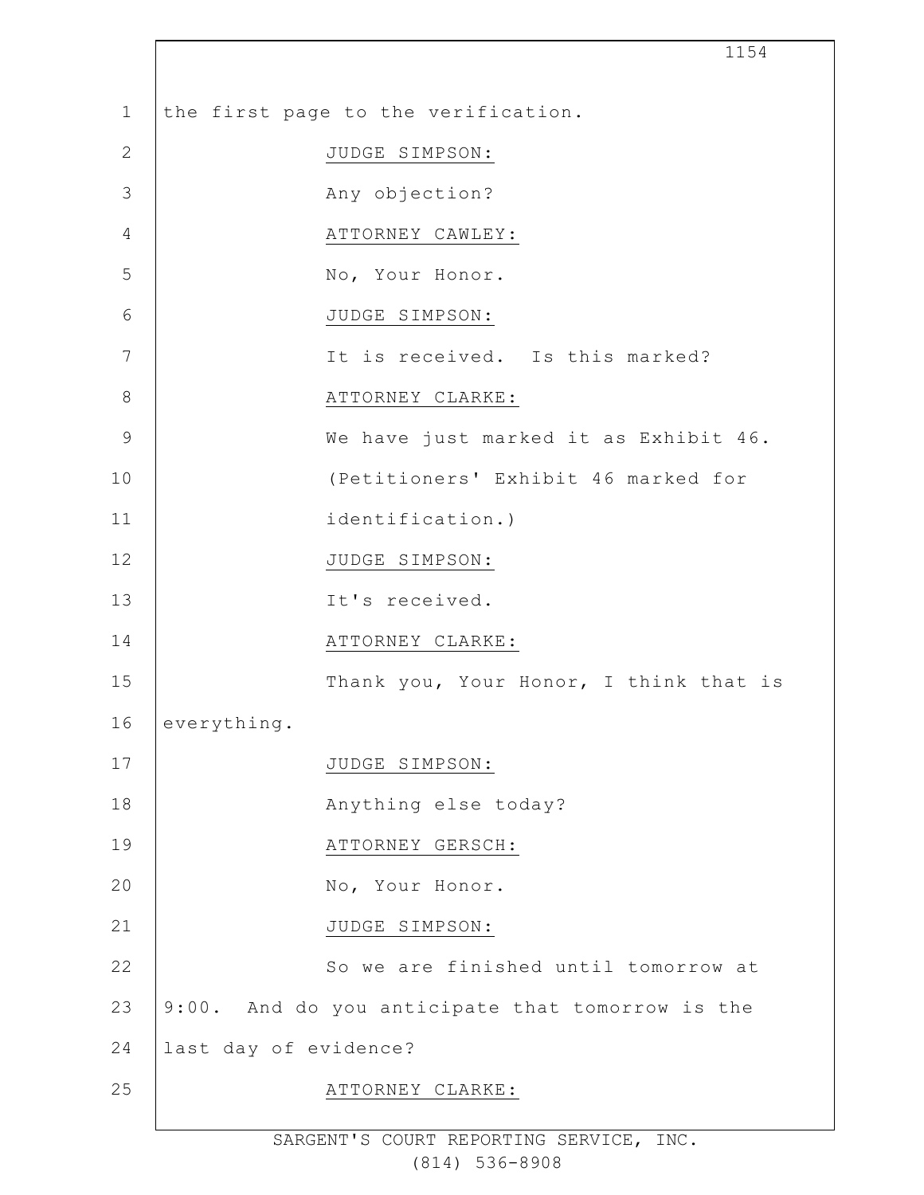the first page to the verification.

JUDGE SIMPSON:

Any objection?

ATTORNEY CAWLEY:

No, Your Honor.

JUDGE SIMPSON:

It is received. Is this marked?

ATTORNEY CLARKE:

We have just marked it as Exhibit 46.

(Petitioners' Exhibit 46 marked for identification.)

JUDGE SIMPSON:

It's received.

ATTORNEY CLARKE:

Thank you, Your Honor, I think that is everything.

JUDGE SIMPSON:

Anything else today?

ATTORNEY GERSCH:

No, Your Honor.

JUDGE SIMPSON:

So we are finished until tomorrow at 9:00. And do you anticipate that tomorrow is the last day of evidence?

ATTORNEY CLARKE: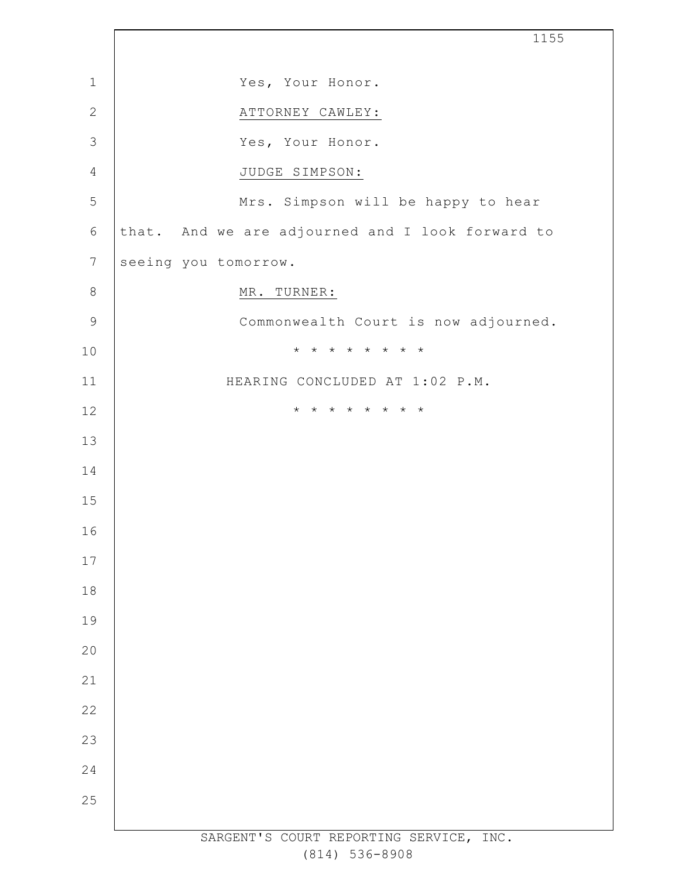Yes, Your Honor.

ATTORNEY CAWLEY:

Yes, Your Honor.

JUDGE SIMPSON:

Mrs. Simpson will be happy to hear that. And we are adjourned and I look forward to seeing you tomorrow.

MR. TURNER:

Commonwealth Court is now adjourned.

* * * * * * * * *

HEARING CONCLUDED AT 1:02 P.M.

* * * * * * * * *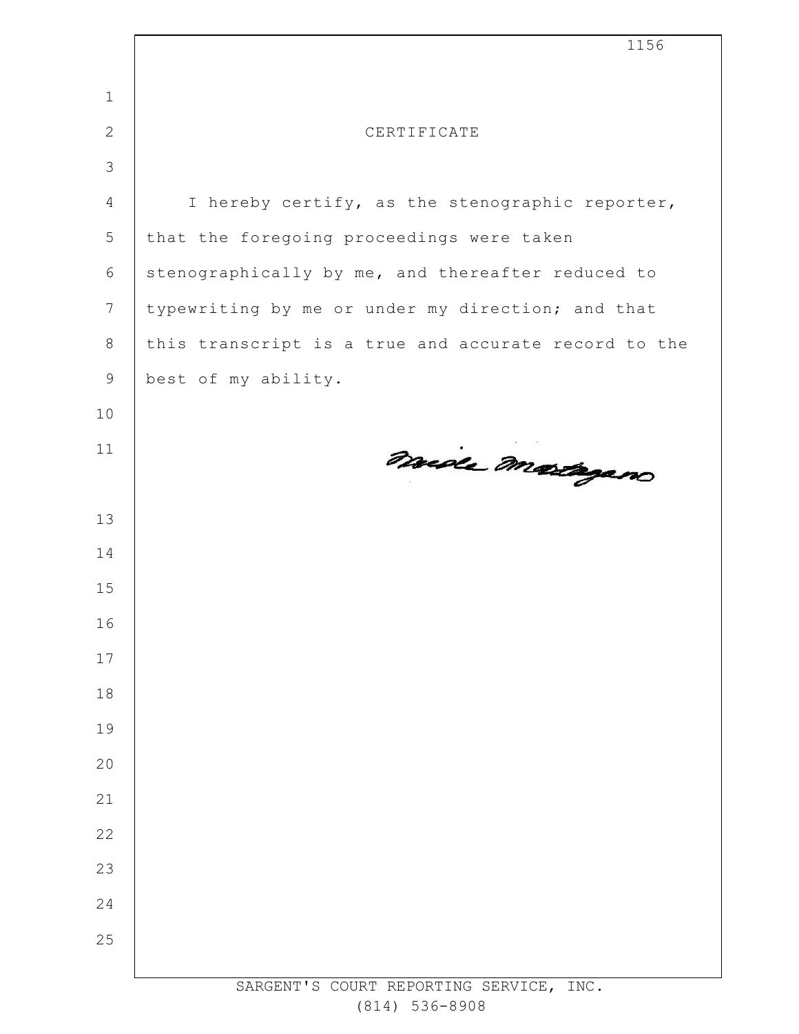# CERTIFICATE

I hereby certify, as the stenographic reporter, that the foregoing proceedings were taken stenographically by me, and thereafter reduced to typewriting by me or under my direction; and that this transcript is a true and accurate record to the best of my ability.

Nicole Montagano